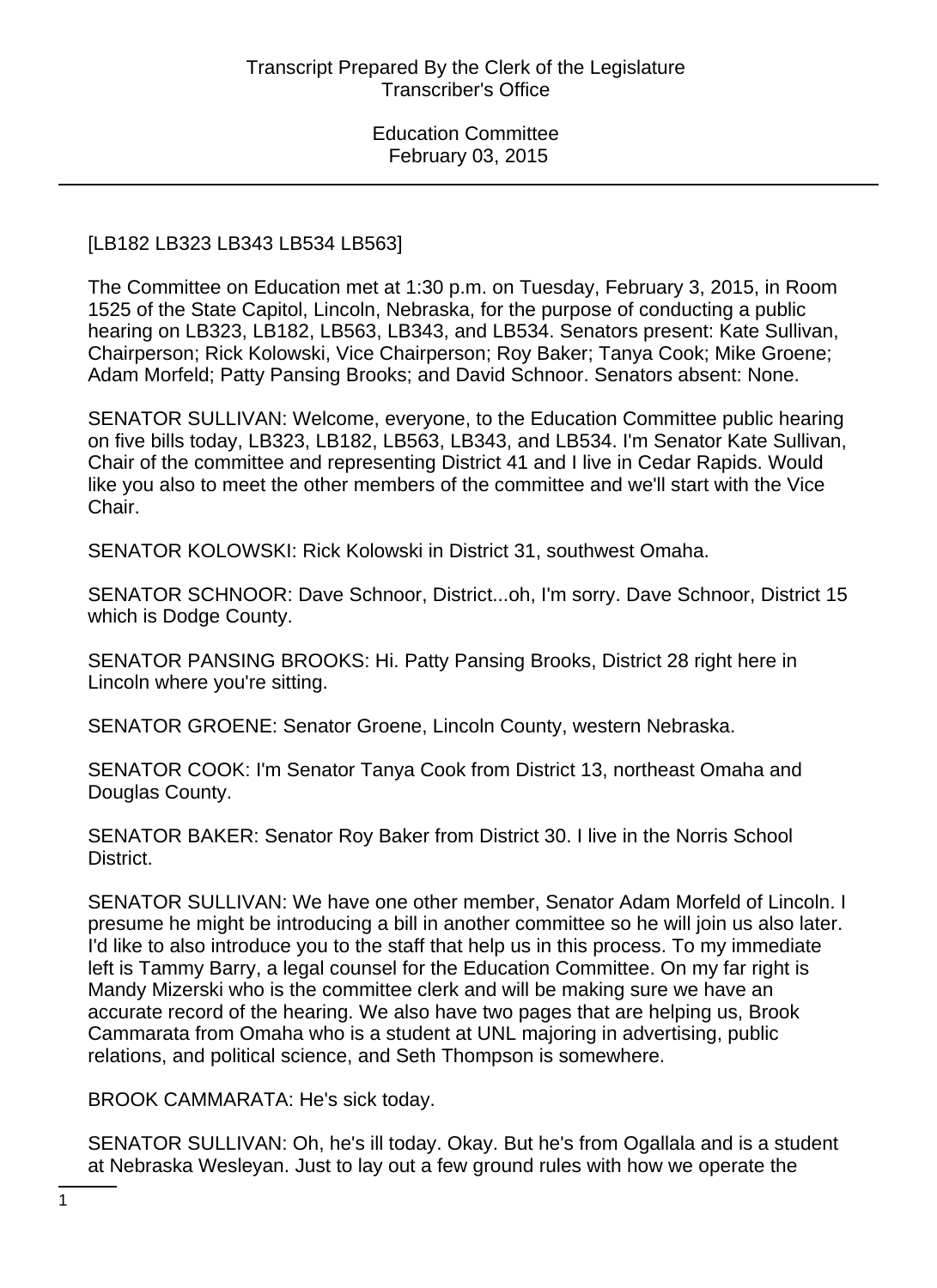[LB182 LB323 LB343 LB534 LB563]

The Committee on Education met at 1:30 p.m. on Tuesday, February 3, 2015, in Room 1525 of the State Capitol, Lincoln, Nebraska, for the purpose of conducting a public hearing on LB323, LB182, LB563, LB343, and LB534. Senators present: Kate Sullivan, Chairperson; Rick Kolowski, Vice Chairperson; Roy Baker; Tanya Cook; Mike Groene; Adam Morfeld; Patty Pansing Brooks; and David Schnoor. Senators absent: None.

SENATOR SULLIVAN: Welcome, everyone, to the Education Committee public hearing on five bills today, LB323, LB182, LB563, LB343, and LB534. I'm Senator Kate Sullivan, Chair of the committee and representing District 41 and I live in Cedar Rapids. Would like you also to meet the other members of the committee and we'll start with the Vice Chair.

SENATOR KOLOWSKI: Rick Kolowski in District 31, southwest Omaha.

SENATOR SCHNOOR: Dave Schnoor, District...oh, I'm sorry. Dave Schnoor, District 15 which is Dodge County.

SENATOR PANSING BROOKS: Hi. Patty Pansing Brooks, District 28 right here in Lincoln where you're sitting.

SENATOR GROENE: Senator Groene, Lincoln County, western Nebraska.

SENATOR COOK: I'm Senator Tanya Cook from District 13, northeast Omaha and Douglas County.

SENATOR BAKER: Senator Roy Baker from District 30. I live in the Norris School District.

SENATOR SULLIVAN: We have one other member, Senator Adam Morfeld of Lincoln. I presume he might be introducing a bill in another committee so he will join us also later. I'd like to also introduce you to the staff that help us in this process. To my immediate left is Tammy Barry, a legal counsel for the Education Committee. On my far right is Mandy Mizerski who is the committee clerk and will be making sure we have an accurate record of the hearing. We also have two pages that are helping us, Brook Cammarata from Omaha who is a student at UNL majoring in advertising, public relations, and political science, and Seth Thompson is somewhere.

BROOK CAMMARATA: He's sick today.

SENATOR SULLIVAN: Oh, he's ill today. Okay. But he's from Ogallala and is a student at Nebraska Wesleyan. Just to lay out a few ground rules with how we operate the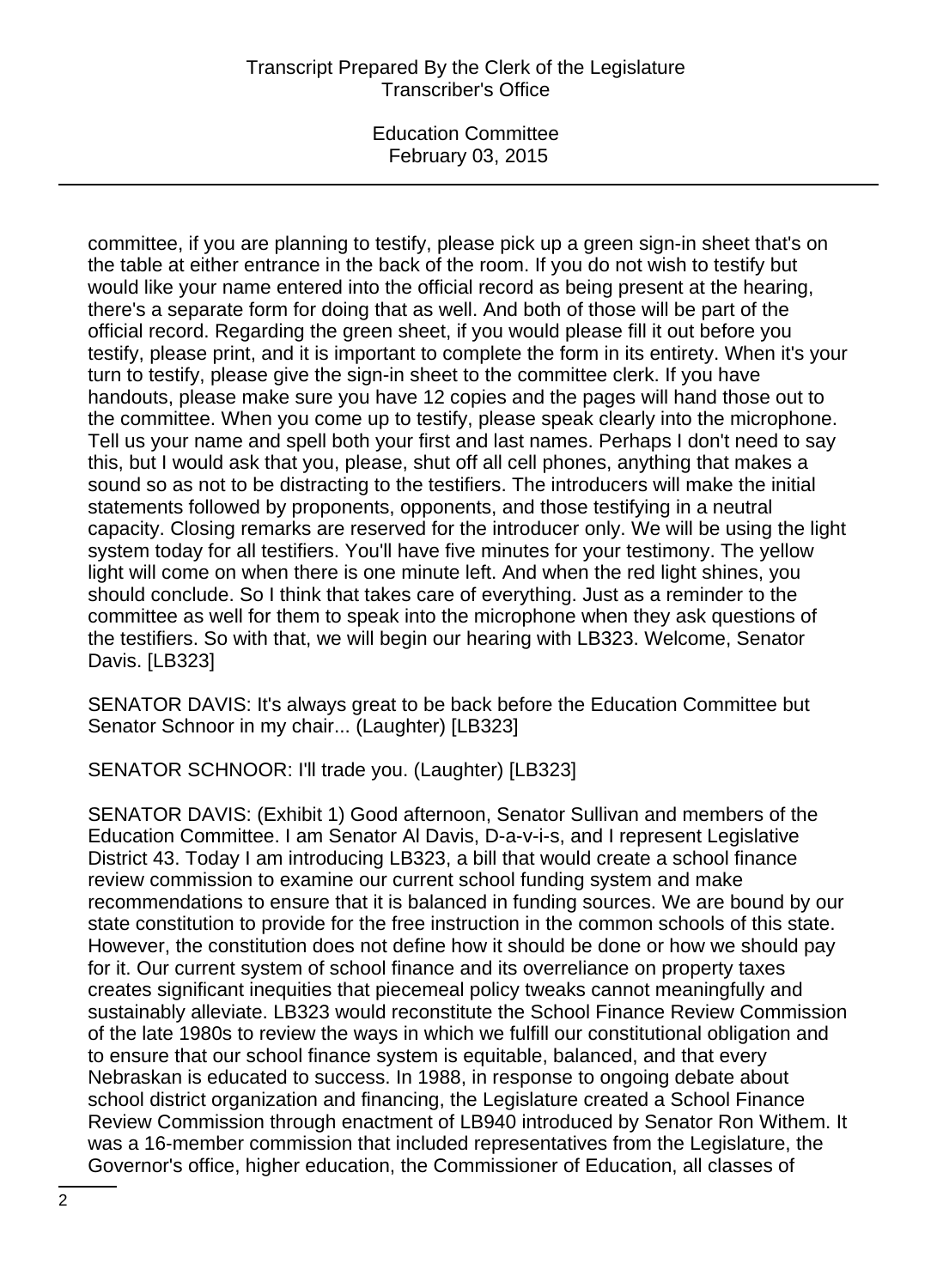committee, if you are planning to testify, please pick up a green sign-in sheet that's on the table at either entrance in the back of the room. If you do not wish to testify but would like your name entered into the official record as being present at the hearing, there's a separate form for doing that as well. And both of those will be part of the official record. Regarding the green sheet, if you would please fill it out before you testify, please print, and it is important to complete the form in its entirety. When it's your turn to testify, please give the sign-in sheet to the committee clerk. If you have handouts, please make sure you have 12 copies and the pages will hand those out to the committee. When you come up to testify, please speak clearly into the microphone. Tell us your name and spell both your first and last names. Perhaps I don't need to say this, but I would ask that you, please, shut off all cell phones, anything that makes a sound so as not to be distracting to the testifiers. The introducers will make the initial statements followed by proponents, opponents, and those testifying in a neutral capacity. Closing remarks are reserved for the introducer only. We will be using the light system today for all testifiers. You'll have five minutes for your testimony. The yellow light will come on when there is one minute left. And when the red light shines, you should conclude. So I think that takes care of everything. Just as a reminder to the committee as well for them to speak into the microphone when they ask questions of the testifiers. So with that, we will begin our hearing with LB323. Welcome, Senator Davis. [LB323]

SENATOR DAVIS: It's always great to be back before the Education Committee but Senator Schnoor in my chair... (Laughter) [LB323]

SENATOR SCHNOOR: I'll trade you. (Laughter) [LB323]

SENATOR DAVIS: (Exhibit 1) Good afternoon, Senator Sullivan and members of the Education Committee. I am Senator Al Davis, D-a-v-i-s, and I represent Legislative District 43. Today I am introducing LB323, a bill that would create a school finance review commission to examine our current school funding system and make recommendations to ensure that it is balanced in funding sources. We are bound by our state constitution to provide for the free instruction in the common schools of this state. However, the constitution does not define how it should be done or how we should pay for it. Our current system of school finance and its overreliance on property taxes creates significant inequities that piecemeal policy tweaks cannot meaningfully and sustainably alleviate. LB323 would reconstitute the School Finance Review Commission of the late 1980s to review the ways in which we fulfill our constitutional obligation and to ensure that our school finance system is equitable, balanced, and that every Nebraskan is educated to success. In 1988, in response to ongoing debate about school district organization and financing, the Legislature created a School Finance Review Commission through enactment of LB940 introduced by Senator Ron Withem. It was a 16-member commission that included representatives from the Legislature, the Governor's office, higher education, the Commissioner of Education, all classes of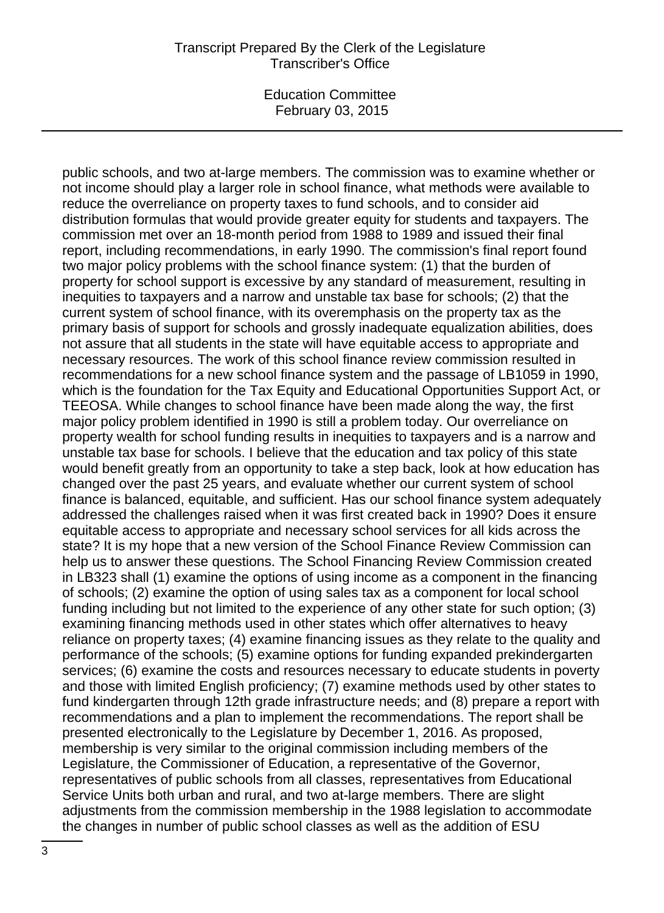public schools, and two at-large members. The commission was to examine whether or not income should play a larger role in school finance, what methods were available to reduce the overreliance on property taxes to fund schools, and to consider aid distribution formulas that would provide greater equity for students and taxpayers. The commission met over an 18-month period from 1988 to 1989 and issued their final report, including recommendations, in early 1990. The commission's final report found two major policy problems with the school finance system: (1) that the burden of property for school support is excessive by any standard of measurement, resulting in inequities to taxpayers and a narrow and unstable tax base for schools; (2) that the current system of school finance, with its overemphasis on the property tax as the primary basis of support for schools and grossly inadequate equalization abilities, does not assure that all students in the state will have equitable access to appropriate and necessary resources. The work of this school finance review commission resulted in recommendations for a new school finance system and the passage of LB1059 in 1990, which is the foundation for the Tax Equity and Educational Opportunities Support Act, or TEEOSA. While changes to school finance have been made along the way, the first major policy problem identified in 1990 is still a problem today. Our overreliance on property wealth for school funding results in inequities to taxpayers and is a narrow and unstable tax base for schools. I believe that the education and tax policy of this state would benefit greatly from an opportunity to take a step back, look at how education has changed over the past 25 years, and evaluate whether our current system of school finance is balanced, equitable, and sufficient. Has our school finance system adequately addressed the challenges raised when it was first created back in 1990? Does it ensure equitable access to appropriate and necessary school services for all kids across the state? It is my hope that a new version of the School Finance Review Commission can help us to answer these questions. The School Financing Review Commission created in LB323 shall (1) examine the options of using income as a component in the financing of schools; (2) examine the option of using sales tax as a component for local school funding including but not limited to the experience of any other state for such option; (3) examining financing methods used in other states which offer alternatives to heavy reliance on property taxes; (4) examine financing issues as they relate to the quality and performance of the schools; (5) examine options for funding expanded prekindergarten services; (6) examine the costs and resources necessary to educate students in poverty and those with limited English proficiency; (7) examine methods used by other states to fund kindergarten through 12th grade infrastructure needs; and (8) prepare a report with recommendations and a plan to implement the recommendations. The report shall be presented electronically to the Legislature by December 1, 2016. As proposed, membership is very similar to the original commission including members of the Legislature, the Commissioner of Education, a representative of the Governor, representatives of public schools from all classes, representatives from Educational Service Units both urban and rural, and two at-large members. There are slight adjustments from the commission membership in the 1988 legislation to accommodate the changes in number of public school classes as well as the addition of ESU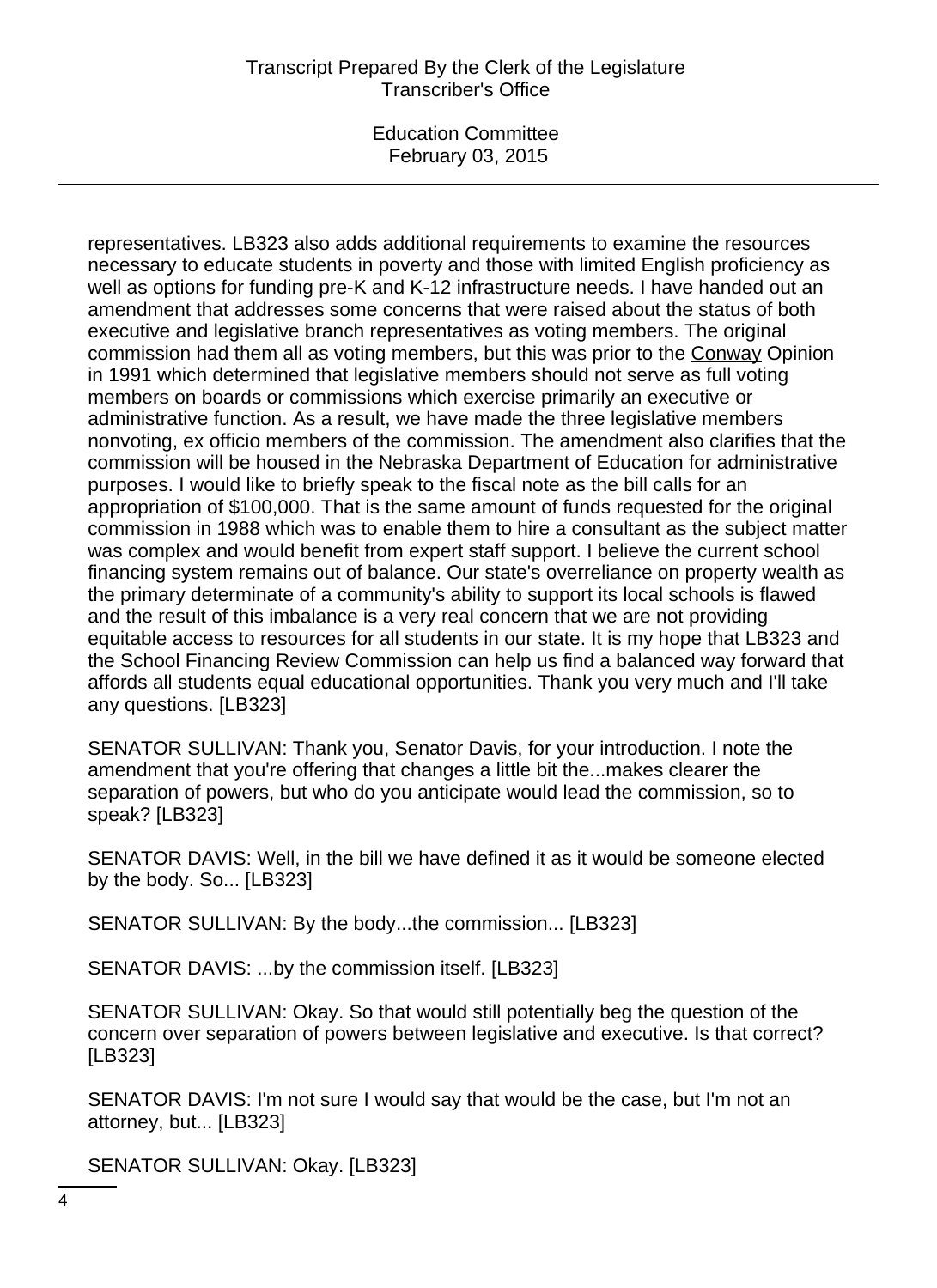representatives. LB323 also adds additional requirements to examine the resources necessary to educate students in poverty and those with limited English proficiency as well as options for funding pre-K and K-12 infrastructure needs. I have handed out an amendment that addresses some concerns that were raised about the status of both executive and legislative branch representatives as voting members. The original commission had them all as voting members, but this was prior to the Conway Opinion in 1991 which determined that legislative members should not serve as full voting members on boards or commissions which exercise primarily an executive or administrative function. As a result, we have made the three legislative members nonvoting, ex officio members of the commission. The amendment also clarifies that the commission will be housed in the Nebraska Department of Education for administrative purposes. I would like to briefly speak to the fiscal note as the bill calls for an appropriation of $100,000. That is the same amount of funds requested for the original commission in 1988 which was to enable them to hire a consultant as the subject matter was complex and would benefit from expert staff support. I believe the current school financing system remains out of balance. Our state's overreliance on property wealth as the primary determinate of a community's ability to support its local schools is flawed and the result of this imbalance is a very real concern that we are not providing equitable access to resources for all students in our state. It is my hope that LB323 and the School Financing Review Commission can help us find a balanced way forward that affords all students equal educational opportunities. Thank you very much and I'll take any questions. [LB323]

SENATOR SULLIVAN: Thank you, Senator Davis, for your introduction. I note the amendment that you're offering that changes a little bit the...makes clearer the separation of powers, but who do you anticipate would lead the commission, so to speak? [LB323]

SENATOR DAVIS: Well, in the bill we have defined it as it would be someone elected by the body. So... [LB323]

SENATOR SULLIVAN: By the body...the commission... [LB323]

SENATOR DAVIS: ...by the commission itself. [LB323]

SENATOR SULLIVAN: Okay. So that would still potentially beg the question of the concern over separation of powers between legislative and executive. Is that correct? [LB323]

SENATOR DAVIS: I'm not sure I would say that would be the case, but I'm not an attorney, but... [LB323]

SENATOR SULLIVAN: Okay. [LB323]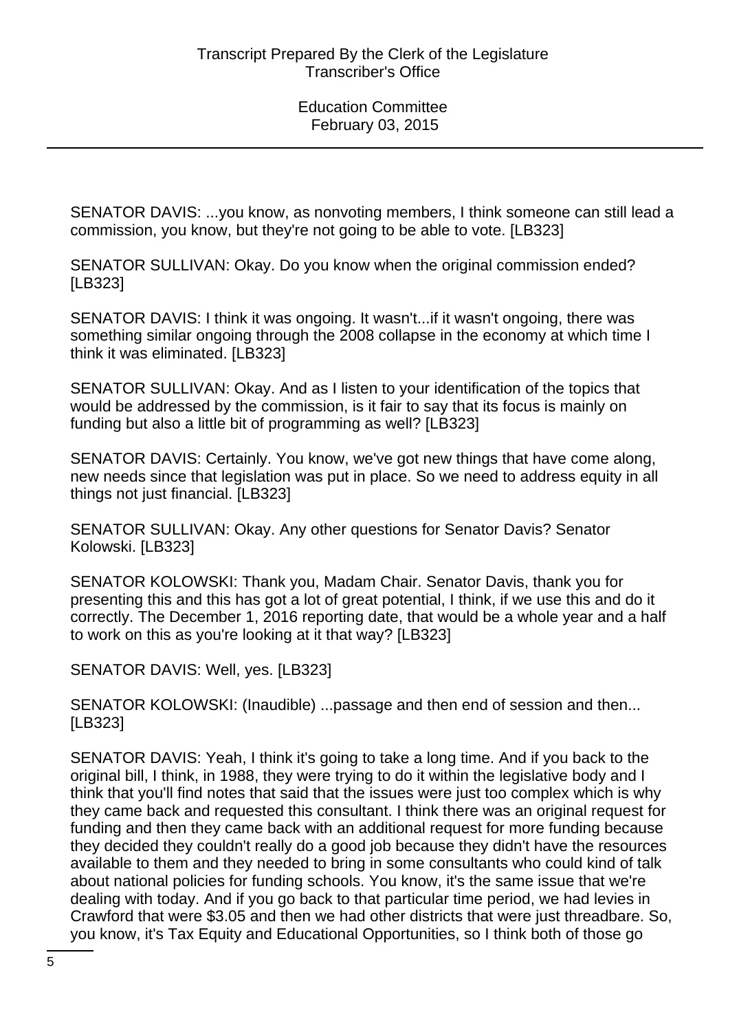SENATOR DAVIS: ...you know, as nonvoting members, I think someone can still lead a commission, you know, but they're not going to be able to vote. [LB323]

SENATOR SULLIVAN: Okay. Do you know when the original commission ended? [LB323]

SENATOR DAVIS: I think it was ongoing. It wasn't...if it wasn't ongoing, there was something similar ongoing through the 2008 collapse in the economy at which time I think it was eliminated. [LB323]

SENATOR SULLIVAN: Okay. And as I listen to your identification of the topics that would be addressed by the commission, is it fair to say that its focus is mainly on funding but also a little bit of programming as well? [LB323]

SENATOR DAVIS: Certainly. You know, we've got new things that have come along, new needs since that legislation was put in place. So we need to address equity in all things not just financial. [LB323]

SENATOR SULLIVAN: Okay. Any other questions for Senator Davis? Senator Kolowski. [LB323]

SENATOR KOLOWSKI: Thank you, Madam Chair. Senator Davis, thank you for presenting this and this has got a lot of great potential, I think, if we use this and do it correctly. The December 1, 2016 reporting date, that would be a whole year and a half to work on this as you're looking at it that way? [LB323]

SENATOR DAVIS: Well, yes. [LB323]

SENATOR KOLOWSKI: (Inaudible) ...passage and then end of session and then... [LB323]

SENATOR DAVIS: Yeah, I think it's going to take a long time. And if you back to the original bill, I think, in 1988, they were trying to do it within the legislative body and I think that you'll find notes that said that the issues were just too complex which is why they came back and requested this consultant. I think there was an original request for funding and then they came back with an additional request for more funding because they decided they couldn't really do a good job because they didn't have the resources available to them and they needed to bring in some consultants who could kind of talk about national policies for funding schools. You know, it's the same issue that we're dealing with today. And if you go back to that particular time period, we had levies in Crawford that were $3.05 and then we had other districts that were just threadbare. So, you know, it's Tax Equity and Educational Opportunities, so I think both of those go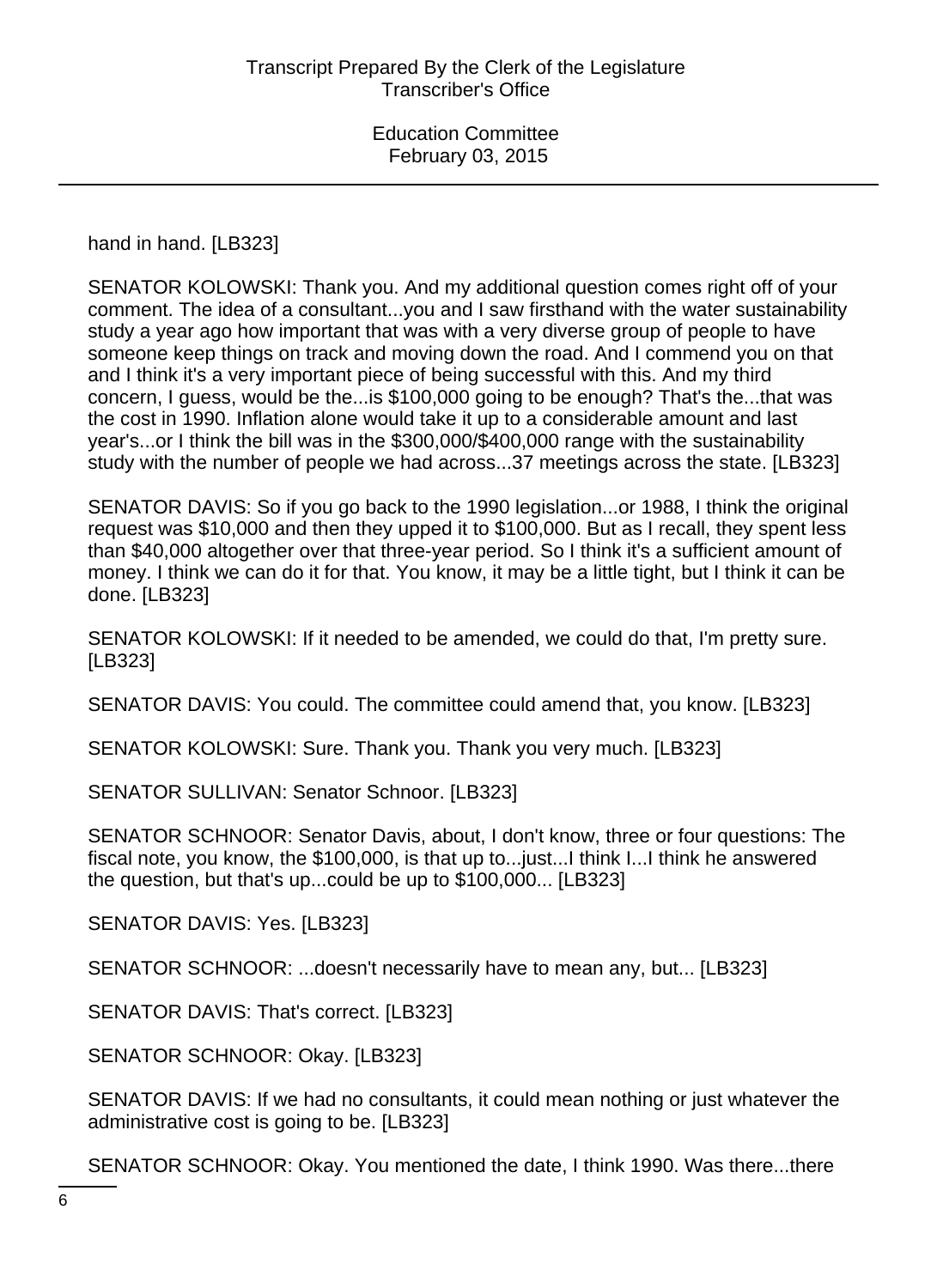hand in hand. [LB323]

SENATOR KOLOWSKI: Thank you. And my additional question comes right off of your comment. The idea of a consultant...you and I saw firsthand with the water sustainability study a year ago how important that was with a very diverse group of people to have someone keep things on track and moving down the road. And I commend you on that and I think it's a very important piece of being successful with this. And my third concern, I guess, would be the...is $100,000 going to be enough? That's the...that was the cost in 1990. Inflation alone would take it up to a considerable amount and last year's...or I think the bill was in the $300,000/$400,000 range with the sustainability study with the number of people we had across...37 meetings across the state. [LB323]

SENATOR DAVIS: So if you go back to the 1990 legislation...or 1988, I think the original request was $10,000 and then they upped it to $100,000. But as I recall, they spent less than $40,000 altogether over that three-year period. So I think it's a sufficient amount of money. I think we can do it for that. You know, it may be a little tight, but I think it can be done. [LB323]

SENATOR KOLOWSKI: If it needed to be amended, we could do that, I'm pretty sure. [LB323]

SENATOR DAVIS: You could. The committee could amend that, you know. [LB323]

SENATOR KOLOWSKI: Sure. Thank you. Thank you very much. [LB323]

SENATOR SULLIVAN: Senator Schnoor. [LB323]

SENATOR SCHNOOR: Senator Davis, about, I don't know, three or four questions: The fiscal note, you know, the $100,000, is that up to...just...I think I...I think he answered the question, but that's up...could be up to $100,000... [LB323]

SENATOR DAVIS: Yes. [LB323]

SENATOR SCHNOOR: ...doesn't necessarily have to mean any, but... [LB323]

SENATOR DAVIS: That's correct. [LB323]

SENATOR SCHNOOR: Okay. [LB323]

SENATOR DAVIS: If we had no consultants, it could mean nothing or just whatever the administrative cost is going to be. [LB323]

SENATOR SCHNOOR: Okay. You mentioned the date, I think 1990. Was there...there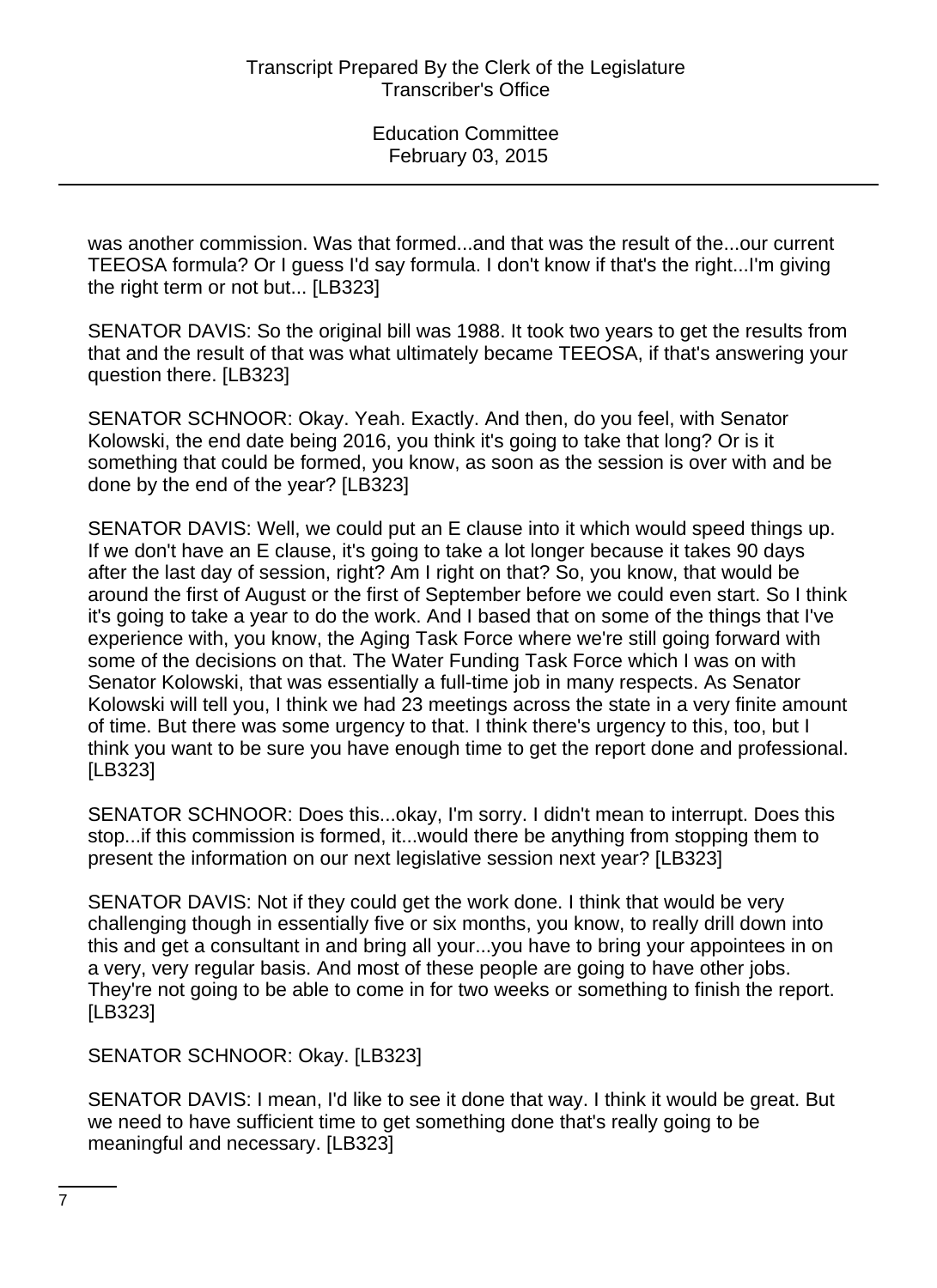was another commission. Was that formed...and that was the result of the...our current TEEOSA formula? Or I guess I'd say formula. I don't know if that's the right...I'm giving the right term or not but... [LB323]

SENATOR DAVIS: So the original bill was 1988. It took two years to get the results from that and the result of that was what ultimately became TEEOSA, if that's answering your question there. [LB323]

SENATOR SCHNOOR: Okay. Yeah. Exactly. And then, do you feel, with Senator Kolowski, the end date being 2016, you think it's going to take that long? Or is it something that could be formed, you know, as soon as the session is over with and be done by the end of the year? [LB323]

SENATOR DAVIS: Well, we could put an E clause into it which would speed things up. If we don't have an E clause, it's going to take a lot longer because it takes 90 days after the last day of session, right? Am I right on that? So, you know, that would be around the first of August or the first of September before we could even start. So I think it's going to take a year to do the work. And I based that on some of the things that I've experience with, you know, the Aging Task Force where we're still going forward with some of the decisions on that. The Water Funding Task Force which I was on with Senator Kolowski, that was essentially a full-time job in many respects. As Senator Kolowski will tell you, I think we had 23 meetings across the state in a very finite amount of time. But there was some urgency to that. I think there's urgency to this, too, but I think you want to be sure you have enough time to get the report done and professional. [LB323]

SENATOR SCHNOOR: Does this...okay, I'm sorry. I didn't mean to interrupt. Does this stop...if this commission is formed, it...would there be anything from stopping them to present the information on our next legislative session next year? [LB323]

SENATOR DAVIS: Not if they could get the work done. I think that would be very challenging though in essentially five or six months, you know, to really drill down into this and get a consultant in and bring all your...you have to bring your appointees in on a very, very regular basis. And most of these people are going to have other jobs. They're not going to be able to come in for two weeks or something to finish the report. [LB323]

SENATOR SCHNOOR: Okay. [LB323]

SENATOR DAVIS: I mean, I'd like to see it done that way. I think it would be great. But we need to have sufficient time to get something done that's really going to be meaningful and necessary. [LB323]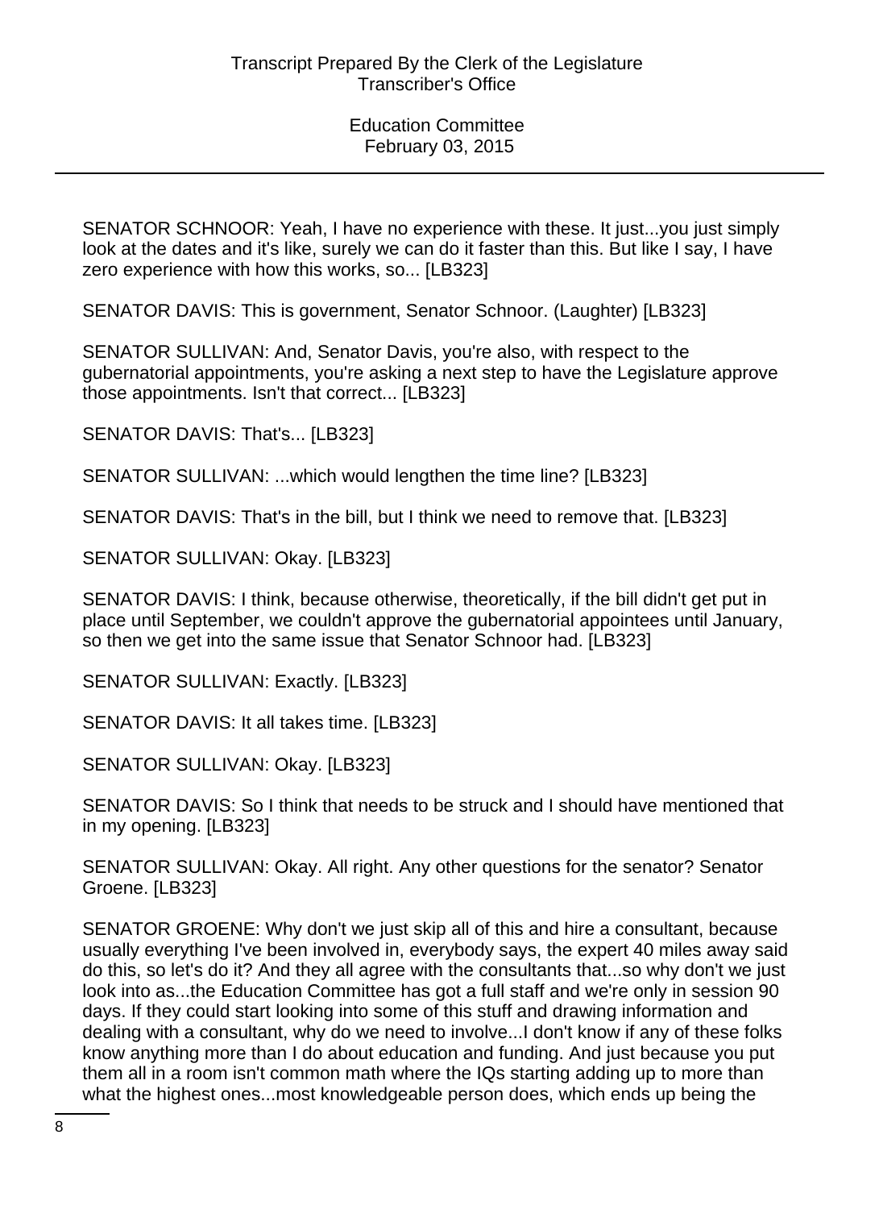SENATOR SCHNOOR: Yeah, I have no experience with these. It just...you just simply look at the dates and it's like, surely we can do it faster than this. But like I say, I have zero experience with how this works, so... [LB323]

SENATOR DAVIS: This is government, Senator Schnoor. (Laughter) [LB323]

SENATOR SULLIVAN: And, Senator Davis, you're also, with respect to the gubernatorial appointments, you're asking a next step to have the Legislature approve those appointments. Isn't that correct... [LB323]

SENATOR DAVIS: That's... [LB323]

SENATOR SULLIVAN: ...which would lengthen the time line? [LB323]

SENATOR DAVIS: That's in the bill, but I think we need to remove that. [LB323]

SENATOR SULLIVAN: Okay. [LB323]

SENATOR DAVIS: I think, because otherwise, theoretically, if the bill didn't get put in place until September, we couldn't approve the gubernatorial appointees until January, so then we get into the same issue that Senator Schnoor had. [LB323]

SENATOR SULLIVAN: Exactly. [LB323]

SENATOR DAVIS: It all takes time. [LB323]

SENATOR SULLIVAN: Okay. [LB323]

SENATOR DAVIS: So I think that needs to be struck and I should have mentioned that in my opening. [LB323]

SENATOR SULLIVAN: Okay. All right. Any other questions for the senator? Senator Groene. [LB323]

SENATOR GROENE: Why don't we just skip all of this and hire a consultant, because usually everything I've been involved in, everybody says, the expert 40 miles away said do this, so let's do it? And they all agree with the consultants that...so why don't we just look into as...the Education Committee has got a full staff and we're only in session 90 days. If they could start looking into some of this stuff and drawing information and dealing with a consultant, why do we need to involve...I don't know if any of these folks know anything more than I do about education and funding. And just because you put them all in a room isn't common math where the IQs starting adding up to more than what the highest ones...most knowledgeable person does, which ends up being the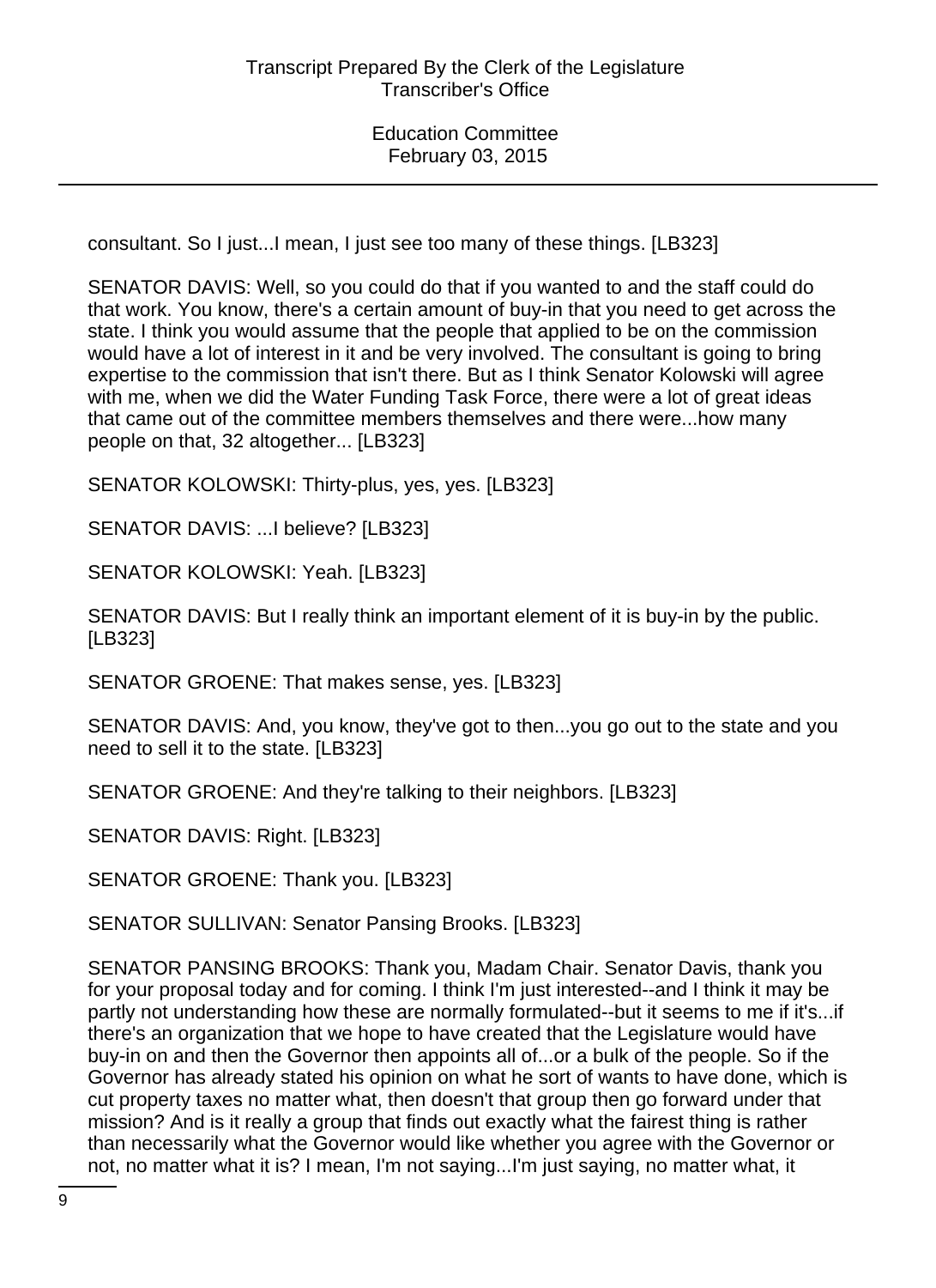consultant. So I just...I mean, I just see too many of these things. [LB323]

SENATOR DAVIS: Well, so you could do that if you wanted to and the staff could do that work. You know, there's a certain amount of buy-in that you need to get across the state. I think you would assume that the people that applied to be on the commission would have a lot of interest in it and be very involved. The consultant is going to bring expertise to the commission that isn't there. But as I think Senator Kolowski will agree with me, when we did the Water Funding Task Force, there were a lot of great ideas that came out of the committee members themselves and there were...how many people on that, 32 altogether... [LB323]

SENATOR KOLOWSKI: Thirty-plus, yes, yes. [LB323]

SENATOR DAVIS: ...I believe? [LB323]

SENATOR KOLOWSKI: Yeah. [LB323]

SENATOR DAVIS: But I really think an important element of it is buy-in by the public. [LB323]

SENATOR GROENE: That makes sense, yes. [LB323]

SENATOR DAVIS: And, you know, they've got to then...you go out to the state and you need to sell it to the state. [LB323]

SENATOR GROENE: And they're talking to their neighbors. [LB323]

SENATOR DAVIS: Right. [LB323]

SENATOR GROENE: Thank you. [LB323]

SENATOR SULLIVAN: Senator Pansing Brooks. [LB323]

SENATOR PANSING BROOKS: Thank you, Madam Chair. Senator Davis, thank you for your proposal today and for coming. I think I'm just interested--and I think it may be partly not understanding how these are normally formulated--but it seems to me if it's...if there's an organization that we hope to have created that the Legislature would have buy-in on and then the Governor then appoints all of...or a bulk of the people. So if the Governor has already stated his opinion on what he sort of wants to have done, which is cut property taxes no matter what, then doesn't that group then go forward under that mission? And is it really a group that finds out exactly what the fairest thing is rather than necessarily what the Governor would like whether you agree with the Governor or not, no matter what it is? I mean, I'm not saying...I'm just saying, no matter what, it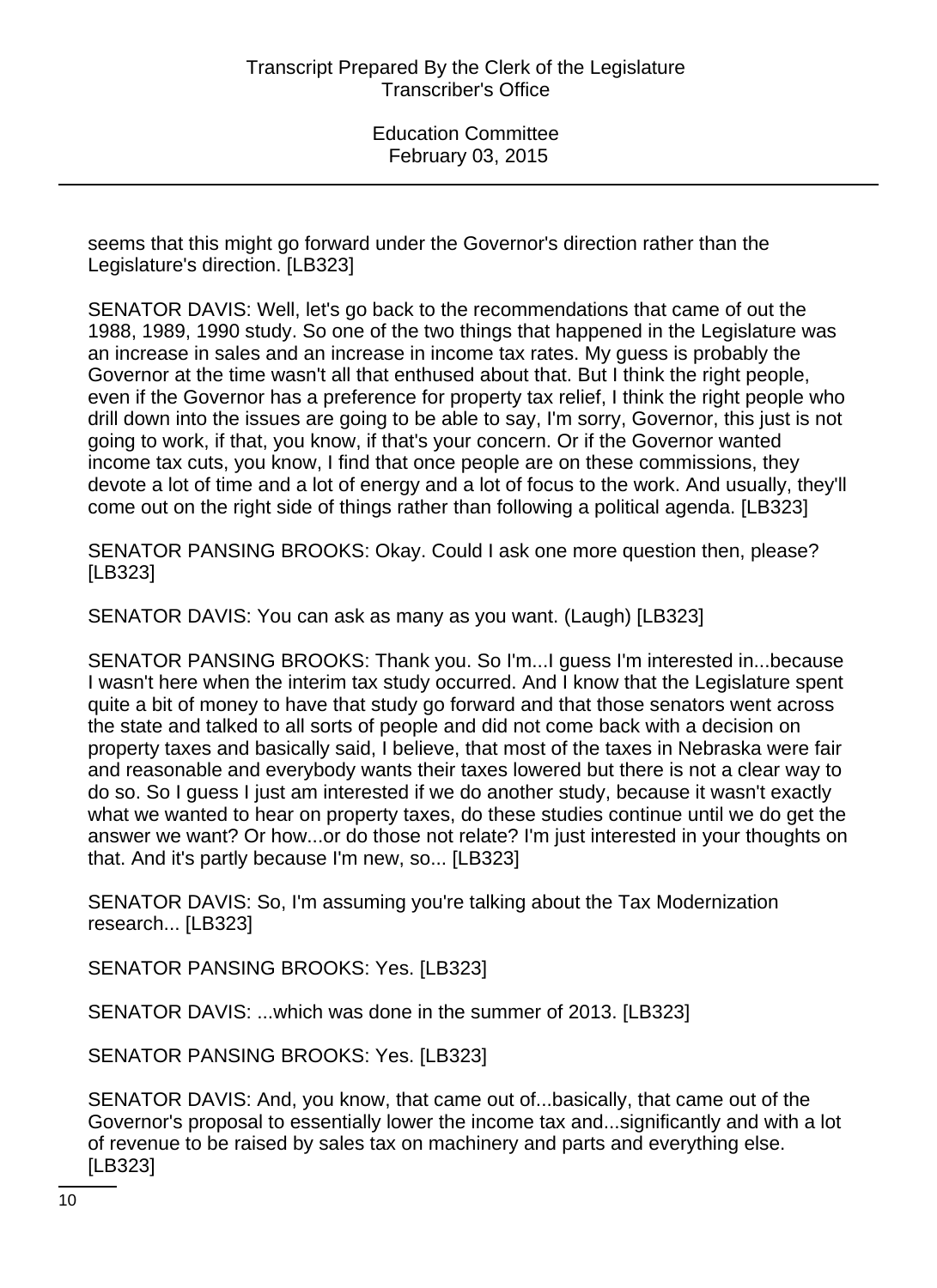seems that this might go forward under the Governor's direction rather than the Legislature's direction. [LB323]

SENATOR DAVIS: Well, let's go back to the recommendations that came of out the 1988, 1989, 1990 study. So one of the two things that happened in the Legislature was an increase in sales and an increase in income tax rates. My guess is probably the Governor at the time wasn't all that enthused about that. But I think the right people, even if the Governor has a preference for property tax relief, I think the right people who drill down into the issues are going to be able to say, I'm sorry, Governor, this just is not going to work, if that, you know, if that's your concern. Or if the Governor wanted income tax cuts, you know, I find that once people are on these commissions, they devote a lot of time and a lot of energy and a lot of focus to the work. And usually, they'll come out on the right side of things rather than following a political agenda. [LB323]

SENATOR PANSING BROOKS: Okay. Could I ask one more question then, please? [LB323]

SENATOR DAVIS: You can ask as many as you want. (Laugh) [LB323]

SENATOR PANSING BROOKS: Thank you. So I'm...I guess I'm interested in...because I wasn't here when the interim tax study occurred. And I know that the Legislature spent quite a bit of money to have that study go forward and that those senators went across the state and talked to all sorts of people and did not come back with a decision on property taxes and basically said, I believe, that most of the taxes in Nebraska were fair and reasonable and everybody wants their taxes lowered but there is not a clear way to do so. So I guess I just am interested if we do another study, because it wasn't exactly what we wanted to hear on property taxes, do these studies continue until we do get the answer we want? Or how...or do those not relate? I'm just interested in your thoughts on that. And it's partly because I'm new, so... [LB323]

SENATOR DAVIS: So, I'm assuming you're talking about the Tax Modernization research... [LB323]

SENATOR PANSING BROOKS: Yes. [LB323]

SENATOR DAVIS: ...which was done in the summer of 2013. [LB323]

SENATOR PANSING BROOKS: Yes. [LB323]

SENATOR DAVIS: And, you know, that came out of...basically, that came out of the Governor's proposal to essentially lower the income tax and...significantly and with a lot of revenue to be raised by sales tax on machinery and parts and everything else. [LB323]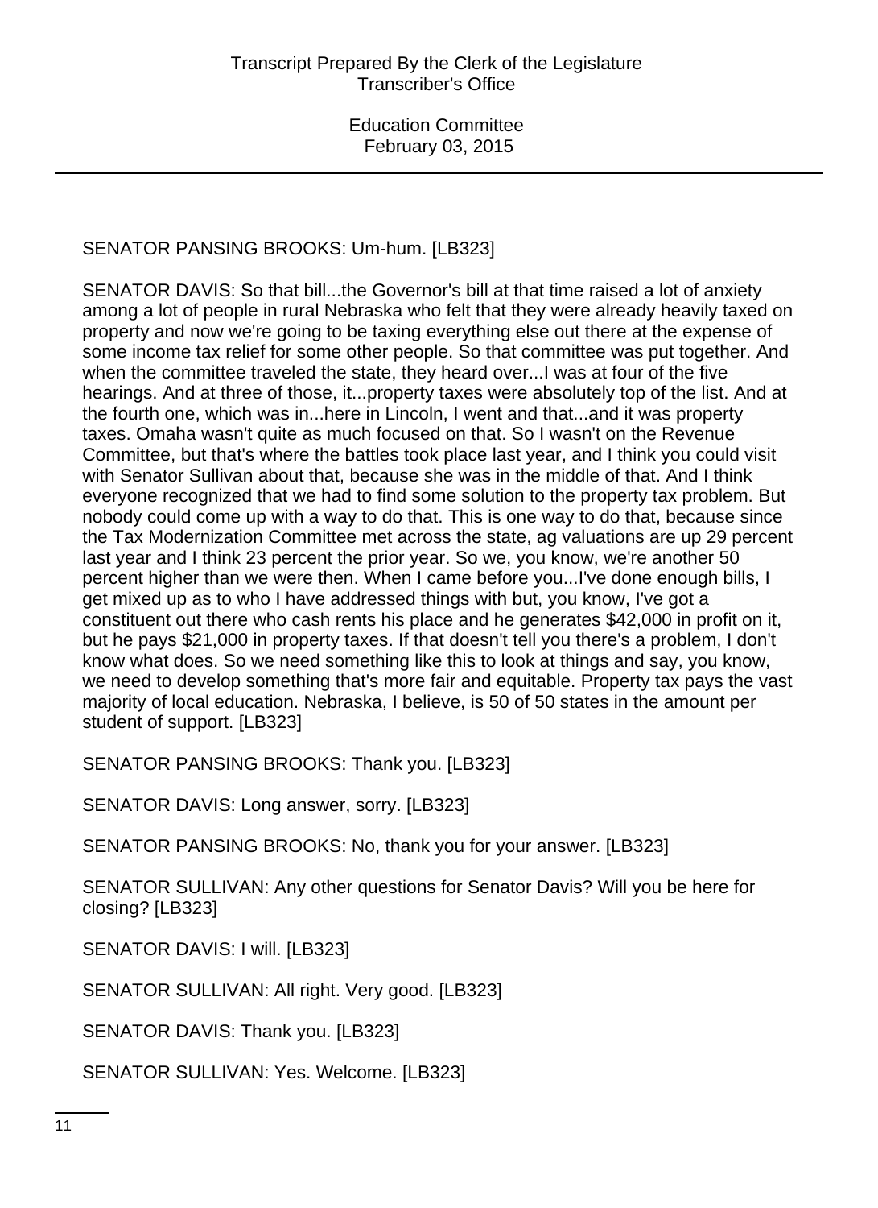SENATOR PANSING BROOKS: Um-hum. [LB323]

SENATOR DAVIS: So that bill...the Governor's bill at that time raised a lot of anxiety among a lot of people in rural Nebraska who felt that they were already heavily taxed on property and now we're going to be taxing everything else out there at the expense of some income tax relief for some other people. So that committee was put together. And when the committee traveled the state, they heard over...I was at four of the five hearings. And at three of those, it...property taxes were absolutely top of the list. And at the fourth one, which was in...here in Lincoln, I went and that...and it was property taxes. Omaha wasn't quite as much focused on that. So I wasn't on the Revenue Committee, but that's where the battles took place last year, and I think you could visit with Senator Sullivan about that, because she was in the middle of that. And I think everyone recognized that we had to find some solution to the property tax problem. But nobody could come up with a way to do that. This is one way to do that, because since the Tax Modernization Committee met across the state, ag valuations are up 29 percent last year and I think 23 percent the prior year. So we, you know, we're another 50 percent higher than we were then. When I came before you...I've done enough bills, I get mixed up as to who I have addressed things with but, you know, I've got a constituent out there who cash rents his place and he generates $42,000 in profit on it, but he pays $21,000 in property taxes. If that doesn't tell you there's a problem, I don't know what does. So we need something like this to look at things and say, you know, we need to develop something that's more fair and equitable. Property tax pays the vast majority of local education. Nebraska, I believe, is 50 of 50 states in the amount per student of support. [LB323]

SENATOR PANSING BROOKS: Thank you. [LB323]

SENATOR DAVIS: Long answer, sorry. [LB323]

SENATOR PANSING BROOKS: No, thank you for your answer. [LB323]

SENATOR SULLIVAN: Any other questions for Senator Davis? Will you be here for closing? [LB323]

SENATOR DAVIS: I will. [LB323]

SENATOR SULLIVAN: All right. Very good. [LB323]

SENATOR DAVIS: Thank you. [LB323]

SENATOR SULLIVAN: Yes. Welcome. [LB323]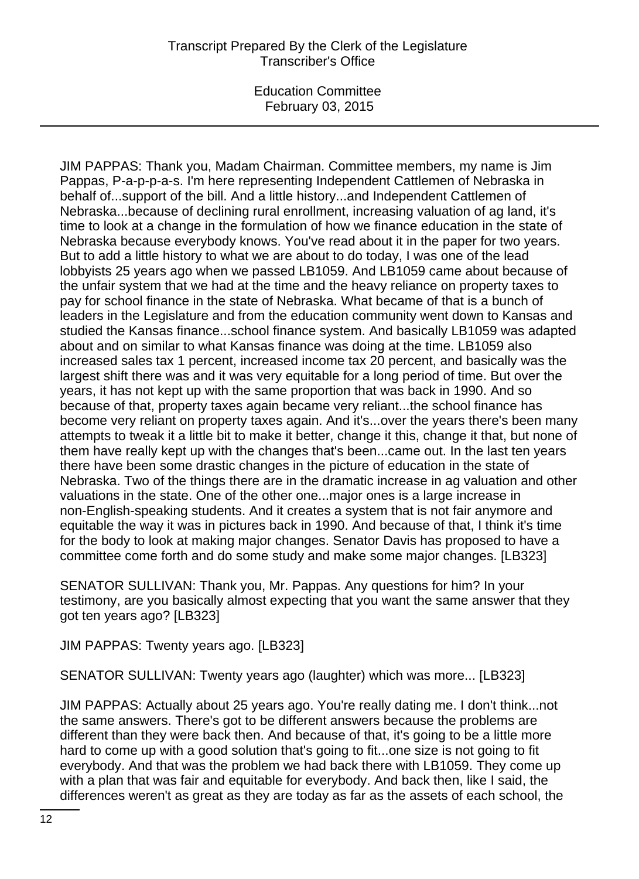JIM PAPPAS: Thank you, Madam Chairman. Committee members, my name is Jim Pappas, P-a-p-p-a-s. I'm here representing Independent Cattlemen of Nebraska in behalf of...support of the bill. And a little history...and Independent Cattlemen of Nebraska...because of declining rural enrollment, increasing valuation of ag land, it's time to look at a change in the formulation of how we finance education in the state of Nebraska because everybody knows. You've read about it in the paper for two years. But to add a little history to what we are about to do today, I was one of the lead lobbyists 25 years ago when we passed LB1059. And LB1059 came about because of the unfair system that we had at the time and the heavy reliance on property taxes to pay for school finance in the state of Nebraska. What became of that is a bunch of leaders in the Legislature and from the education community went down to Kansas and studied the Kansas finance...school finance system. And basically LB1059 was adapted about and on similar to what Kansas finance was doing at the time. LB1059 also increased sales tax 1 percent, increased income tax 20 percent, and basically was the largest shift there was and it was very equitable for a long period of time. But over the years, it has not kept up with the same proportion that was back in 1990. And so because of that, property taxes again became very reliant...the school finance has become very reliant on property taxes again. And it's...over the years there's been many attempts to tweak it a little bit to make it better, change it this, change it that, but none of them have really kept up with the changes that's been...came out. In the last ten years there have been some drastic changes in the picture of education in the state of Nebraska. Two of the things there are in the dramatic increase in ag valuation and other valuations in the state. One of the other one...major ones is a large increase in non-English-speaking students. And it creates a system that is not fair anymore and equitable the way it was in pictures back in 1990. And because of that, I think it's time for the body to look at making major changes. Senator Davis has proposed to have a committee come forth and do some study and make some major changes. [LB323]

SENATOR SULLIVAN: Thank you, Mr. Pappas. Any questions for him? In your testimony, are you basically almost expecting that you want the same answer that they got ten years ago? [LB323]

JIM PAPPAS: Twenty years ago. [LB323]

SENATOR SULLIVAN: Twenty years ago (laughter) which was more... [LB323]

JIM PAPPAS: Actually about 25 years ago. You're really dating me. I don't think...not the same answers. There's got to be different answers because the problems are different than they were back then. And because of that, it's going to be a little more hard to come up with a good solution that's going to fit...one size is not going to fit everybody. And that was the problem we had back there with LB1059. They come up with a plan that was fair and equitable for everybody. And back then, like I said, the differences weren't as great as they are today as far as the assets of each school, the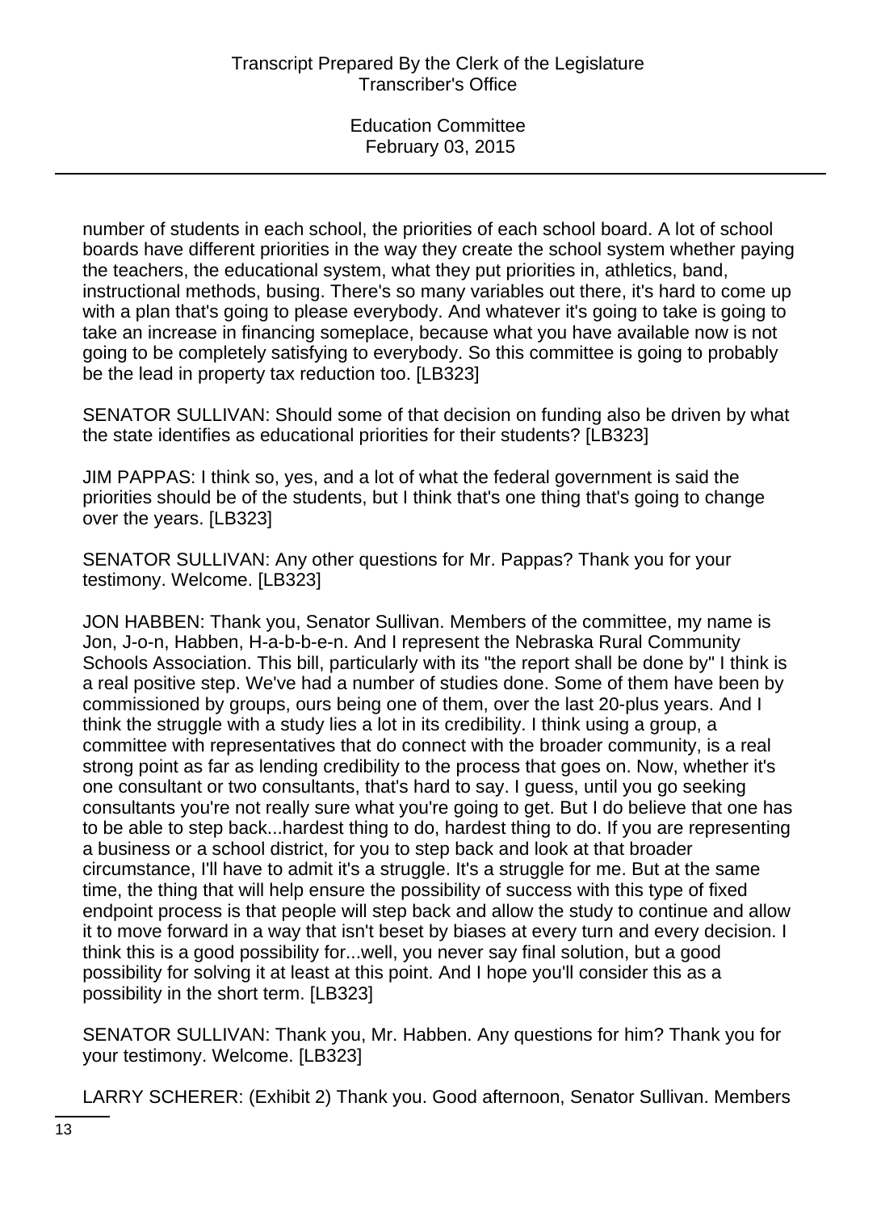number of students in each school, the priorities of each school board. A lot of school boards have different priorities in the way they create the school system whether paying the teachers, the educational system, what they put priorities in, athletics, band, instructional methods, busing. There's so many variables out there, it's hard to come up with a plan that's going to please everybody. And whatever it's going to take is going to take an increase in financing someplace, because what you have available now is not going to be completely satisfying to everybody. So this committee is going to probably be the lead in property tax reduction too. [LB323]

SENATOR SULLIVAN: Should some of that decision on funding also be driven by what the state identifies as educational priorities for their students? [LB323]

JIM PAPPAS: I think so, yes, and a lot of what the federal government is said the priorities should be of the students, but I think that's one thing that's going to change over the years. [LB323]

SENATOR SULLIVAN: Any other questions for Mr. Pappas? Thank you for your testimony. Welcome. [LB323]

JON HABBEN: Thank you, Senator Sullivan. Members of the committee, my name is Jon, J-o-n, Habben, H-a-b-b-e-n. And I represent the Nebraska Rural Community Schools Association. This bill, particularly with its "the report shall be done by" I think is a real positive step. We've had a number of studies done. Some of them have been by commissioned by groups, ours being one of them, over the last 20-plus years. And I think the struggle with a study lies a lot in its credibility. I think using a group, a committee with representatives that do connect with the broader community, is a real strong point as far as lending credibility to the process that goes on. Now, whether it's one consultant or two consultants, that's hard to say. I guess, until you go seeking consultants you're not really sure what you're going to get. But I do believe that one has to be able to step back...hardest thing to do, hardest thing to do. If you are representing a business or a school district, for you to step back and look at that broader circumstance, I'll have to admit it's a struggle. It's a struggle for me. But at the same time, the thing that will help ensure the possibility of success with this type of fixed endpoint process is that people will step back and allow the study to continue and allow it to move forward in a way that isn't beset by biases at every turn and every decision. I think this is a good possibility for...well, you never say final solution, but a good possibility for solving it at least at this point. And I hope you'll consider this as a possibility in the short term. [LB323]

SENATOR SULLIVAN: Thank you, Mr. Habben. Any questions for him? Thank you for your testimony. Welcome. [LB323]

LARRY SCHERER: (Exhibit 2) Thank you. Good afternoon, Senator Sullivan. Members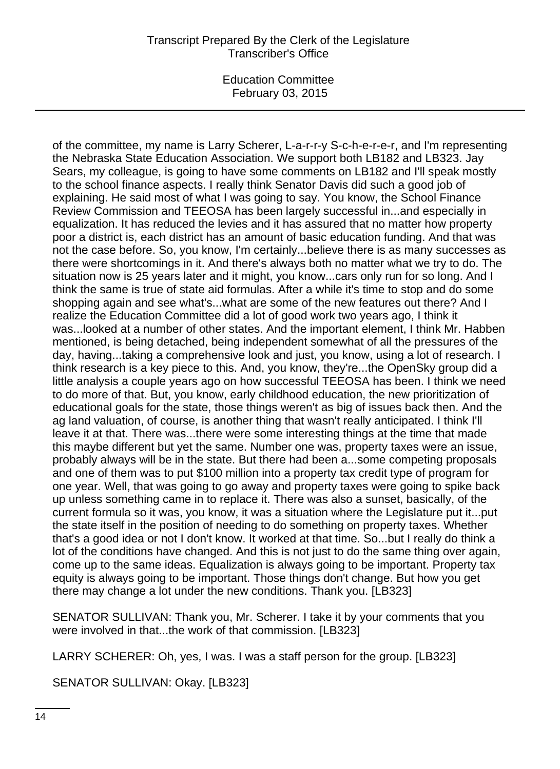of the committee, my name is Larry Scherer, L-a-r-r-y S-c-h-e-r-e-r, and I'm representing the Nebraska State Education Association. We support both LB182 and LB323. Jay Sears, my colleague, is going to have some comments on LB182 and I'll speak mostly to the school finance aspects. I really think Senator Davis did such a good job of explaining. He said most of what I was going to say. You know, the School Finance Review Commission and TEEOSA has been largely successful in...and especially in equalization. It has reduced the levies and it has assured that no matter how property poor a district is, each district has an amount of basic education funding. And that was not the case before. So, you know, I'm certainly...believe there is as many successes as there were shortcomings in it. And there's always both no matter what we try to do. The situation now is 25 years later and it might, you know...cars only run for so long. And I think the same is true of state aid formulas. After a while it's time to stop and do some shopping again and see what's...what are some of the new features out there? And I realize the Education Committee did a lot of good work two years ago, I think it was...looked at a number of other states. And the important element, I think Mr. Habben mentioned, is being detached, being independent somewhat of all the pressures of the day, having...taking a comprehensive look and just, you know, using a lot of research. I think research is a key piece to this. And, you know, they're...the OpenSky group did a little analysis a couple years ago on how successful TEEOSA has been. I think we need to do more of that. But, you know, early childhood education, the new prioritization of educational goals for the state, those things weren't as big of issues back then. And the ag land valuation, of course, is another thing that wasn't really anticipated. I think I'll leave it at that. There was...there were some interesting things at the time that made this maybe different but yet the same. Number one was, property taxes were an issue, probably always will be in the state. But there had been a...some competing proposals and one of them was to put $100 million into a property tax credit type of program for one year. Well, that was going to go away and property taxes were going to spike back up unless something came in to replace it. There was also a sunset, basically, of the current formula so it was, you know, it was a situation where the Legislature put it...put the state itself in the position of needing to do something on property taxes. Whether that's a good idea or not I don't know. It worked at that time. So...but I really do think a lot of the conditions have changed. And this is not just to do the same thing over again, come up to the same ideas. Equalization is always going to be important. Property tax equity is always going to be important. Those things don't change. But how you get there may change a lot under the new conditions. Thank you. [LB323]

SENATOR SULLIVAN: Thank you, Mr. Scherer. I take it by your comments that you were involved in that...the work of that commission. [LB323]

LARRY SCHERER: Oh, yes, I was. I was a staff person for the group. [LB323]

SENATOR SULLIVAN: Okay. [LB323]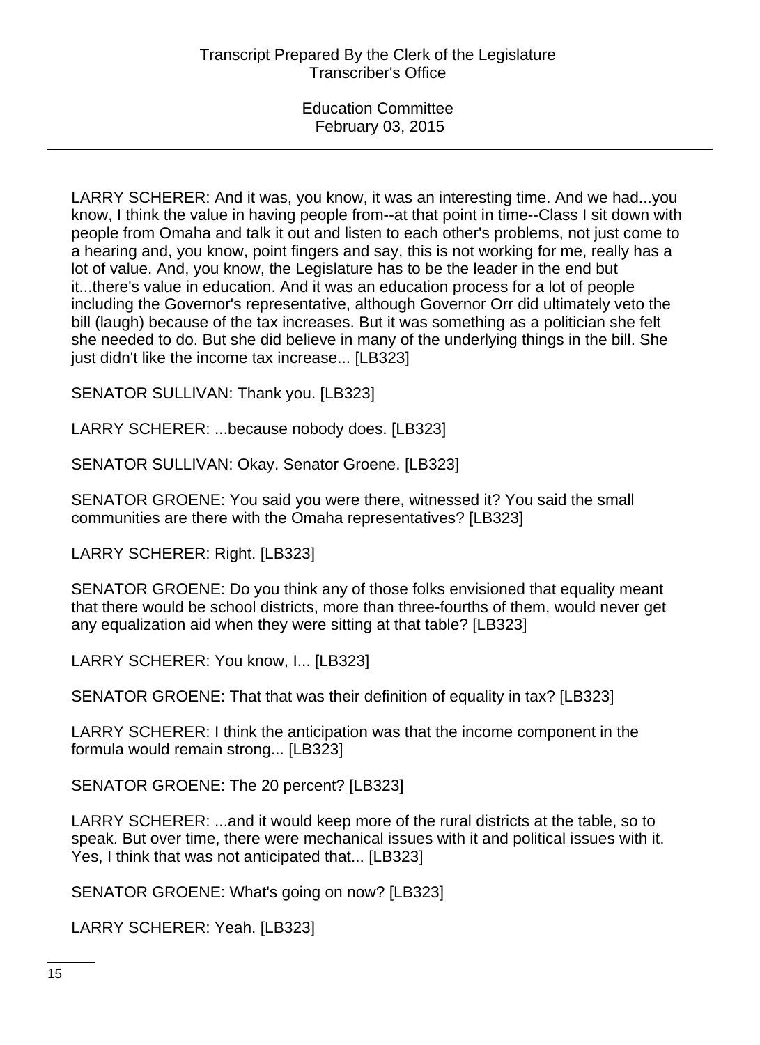LARRY SCHERER: And it was, you know, it was an interesting time. And we had...you know, I think the value in having people from--at that point in time--Class I sit down with people from Omaha and talk it out and listen to each other's problems, not just come to a hearing and, you know, point fingers and say, this is not working for me, really has a lot of value. And, you know, the Legislature has to be the leader in the end but it...there's value in education. And it was an education process for a lot of people including the Governor's representative, although Governor Orr did ultimately veto the bill (laugh) because of the tax increases. But it was something as a politician she felt she needed to do. But she did believe in many of the underlying things in the bill. She just didn't like the income tax increase... [LB323]

SENATOR SULLIVAN: Thank you. [LB323]

LARRY SCHERER: ...because nobody does. [LB323]

SENATOR SULLIVAN: Okay. Senator Groene. [LB323]

SENATOR GROENE: You said you were there, witnessed it? You said the small communities are there with the Omaha representatives? [LB323]

LARRY SCHERER: Right. [LB323]

SENATOR GROENE: Do you think any of those folks envisioned that equality meant that there would be school districts, more than three-fourths of them, would never get any equalization aid when they were sitting at that table? [LB323]

LARRY SCHERER: You know, I... [LB323]

SENATOR GROENE: That that was their definition of equality in tax? [LB323]

LARRY SCHERER: I think the anticipation was that the income component in the formula would remain strong... [LB323]

SENATOR GROENE: The 20 percent? [LB323]

LARRY SCHERER: ...and it would keep more of the rural districts at the table, so to speak. But over time, there were mechanical issues with it and political issues with it. Yes, I think that was not anticipated that... [LB323]

SENATOR GROENE: What's going on now? [LB323]

LARRY SCHERER: Yeah. [LB323]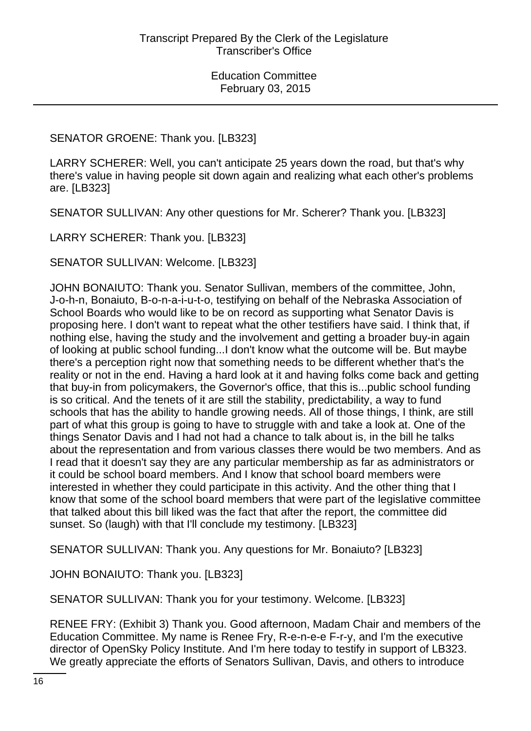SENATOR GROENE: Thank you. [LB323]

LARRY SCHERER: Well, you can't anticipate 25 years down the road, but that's why there's value in having people sit down again and realizing what each other's problems are. [LB323]

SENATOR SULLIVAN: Any other questions for Mr. Scherer? Thank you. [LB323]

LARRY SCHERER: Thank you. [LB323]

SENATOR SULLIVAN: Welcome. [LB323]

JOHN BONAIUTO: Thank you. Senator Sullivan, members of the committee, John, J-o-h-n, Bonaiuto, B-o-n-a-i-u-t-o, testifying on behalf of the Nebraska Association of School Boards who would like to be on record as supporting what Senator Davis is proposing here. I don't want to repeat what the other testifiers have said. I think that, if nothing else, having the study and the involvement and getting a broader buy-in again of looking at public school funding...I don't know what the outcome will be. But maybe there's a perception right now that something needs to be different whether that's the reality or not in the end. Having a hard look at it and having folks come back and getting that buy-in from policymakers, the Governor's office, that this is...public school funding is so critical. And the tenets of it are still the stability, predictability, a way to fund schools that has the ability to handle growing needs. All of those things, I think, are still part of what this group is going to have to struggle with and take a look at. One of the things Senator Davis and I had not had a chance to talk about is, in the bill he talks about the representation and from various classes there would be two members. And as I read that it doesn't say they are any particular membership as far as administrators or it could be school board members. And I know that school board members were interested in whether they could participate in this activity. And the other thing that I know that some of the school board members that were part of the legislative committee that talked about this bill liked was the fact that after the report, the committee did sunset. So (laugh) with that I'll conclude my testimony. [LB323]

SENATOR SULLIVAN: Thank you. Any questions for Mr. Bonaiuto? [LB323]

JOHN BONAIUTO: Thank you. [LB323]

SENATOR SULLIVAN: Thank you for your testimony. Welcome. [LB323]

RENEE FRY: (Exhibit 3) Thank you. Good afternoon, Madam Chair and members of the Education Committee. My name is Renee Fry, R-e-n-e-e F-r-y, and I'm the executive director of OpenSky Policy Institute. And I'm here today to testify in support of LB323. We greatly appreciate the efforts of Senators Sullivan, Davis, and others to introduce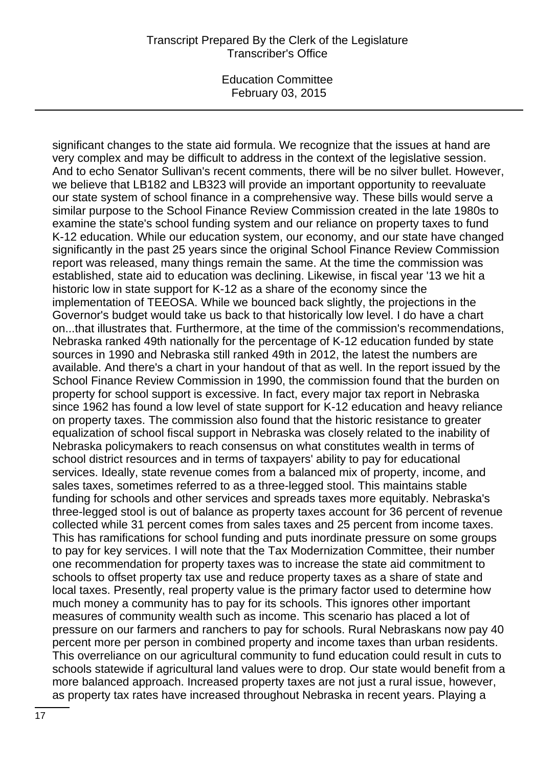significant changes to the state aid formula. We recognize that the issues at hand are very complex and may be difficult to address in the context of the legislative session. And to echo Senator Sullivan's recent comments, there will be no silver bullet. However, we believe that LB182 and LB323 will provide an important opportunity to reevaluate our state system of school finance in a comprehensive way. These bills would serve a similar purpose to the School Finance Review Commission created in the late 1980s to examine the state's school funding system and our reliance on property taxes to fund K-12 education. While our education system, our economy, and our state have changed significantly in the past 25 years since the original School Finance Review Commission report was released, many things remain the same. At the time the commission was established, state aid to education was declining. Likewise, in fiscal year '13 we hit a historic low in state support for K-12 as a share of the economy since the implementation of TEEOSA. While we bounced back slightly, the projections in the Governor's budget would take us back to that historically low level. I do have a chart on...that illustrates that. Furthermore, at the time of the commission's recommendations, Nebraska ranked 49th nationally for the percentage of K-12 education funded by state sources in 1990 and Nebraska still ranked 49th in 2012, the latest the numbers are available. And there's a chart in your handout of that as well. In the report issued by the School Finance Review Commission in 1990, the commission found that the burden on property for school support is excessive. In fact, every major tax report in Nebraska since 1962 has found a low level of state support for K-12 education and heavy reliance on property taxes. The commission also found that the historic resistance to greater equalization of school fiscal support in Nebraska was closely related to the inability of Nebraska policymakers to reach consensus on what constitutes wealth in terms of school district resources and in terms of taxpayers' ability to pay for educational services. Ideally, state revenue comes from a balanced mix of property, income, and sales taxes, sometimes referred to as a three-legged stool. This maintains stable funding for schools and other services and spreads taxes more equitably. Nebraska's three-legged stool is out of balance as property taxes account for 36 percent of revenue collected while 31 percent comes from sales taxes and 25 percent from income taxes. This has ramifications for school funding and puts inordinate pressure on some groups to pay for key services. I will note that the Tax Modernization Committee, their number one recommendation for property taxes was to increase the state aid commitment to schools to offset property tax use and reduce property taxes as a share of state and local taxes. Presently, real property value is the primary factor used to determine how much money a community has to pay for its schools. This ignores other important measures of community wealth such as income. This scenario has placed a lot of pressure on our farmers and ranchers to pay for schools. Rural Nebraskans now pay 40 percent more per person in combined property and income taxes than urban residents. This overreliance on our agricultural community to fund education could result in cuts to schools statewide if agricultural land values were to drop. Our state would benefit from a more balanced approach. Increased property taxes are not just a rural issue, however, as property tax rates have increased throughout Nebraska in recent years. Playing a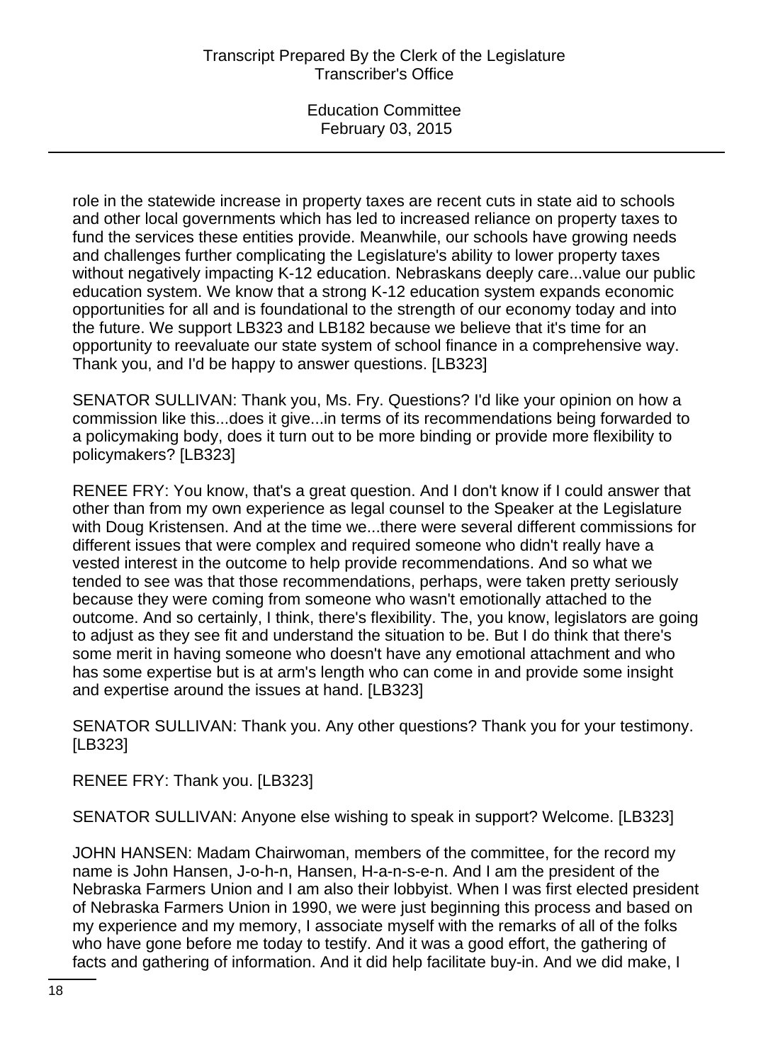role in the statewide increase in property taxes are recent cuts in state aid to schools and other local governments which has led to increased reliance on property taxes to fund the services these entities provide. Meanwhile, our schools have growing needs and challenges further complicating the Legislature's ability to lower property taxes without negatively impacting K-12 education. Nebraskans deeply care...value our public education system. We know that a strong K-12 education system expands economic opportunities for all and is foundational to the strength of our economy today and into the future. We support LB323 and LB182 because we believe that it's time for an opportunity to reevaluate our state system of school finance in a comprehensive way. Thank you, and I'd be happy to answer questions. [LB323]

SENATOR SULLIVAN: Thank you, Ms. Fry. Questions? I'd like your opinion on how a commission like this...does it give...in terms of its recommendations being forwarded to a policymaking body, does it turn out to be more binding or provide more flexibility to policymakers? [LB323]

RENEE FRY: You know, that's a great question. And I don't know if I could answer that other than from my own experience as legal counsel to the Speaker at the Legislature with Doug Kristensen. And at the time we...there were several different commissions for different issues that were complex and required someone who didn't really have a vested interest in the outcome to help provide recommendations. And so what we tended to see was that those recommendations, perhaps, were taken pretty seriously because they were coming from someone who wasn't emotionally attached to the outcome. And so certainly, I think, there's flexibility. The, you know, legislators are going to adjust as they see fit and understand the situation to be. But I do think that there's some merit in having someone who doesn't have any emotional attachment and who has some expertise but is at arm's length who can come in and provide some insight and expertise around the issues at hand. [LB323]

SENATOR SULLIVAN: Thank you. Any other questions? Thank you for your testimony. [LB323]

RENEE FRY: Thank you. [LB323]

SENATOR SULLIVAN: Anyone else wishing to speak in support? Welcome. [LB323]

JOHN HANSEN: Madam Chairwoman, members of the committee, for the record my name is John Hansen, J-o-h-n, Hansen, H-a-n-s-e-n. And I am the president of the Nebraska Farmers Union and I am also their lobbyist. When I was first elected president of Nebraska Farmers Union in 1990, we were just beginning this process and based on my experience and my memory, I associate myself with the remarks of all of the folks who have gone before me today to testify. And it was a good effort, the gathering of facts and gathering of information. And it did help facilitate buy-in. And we did make, I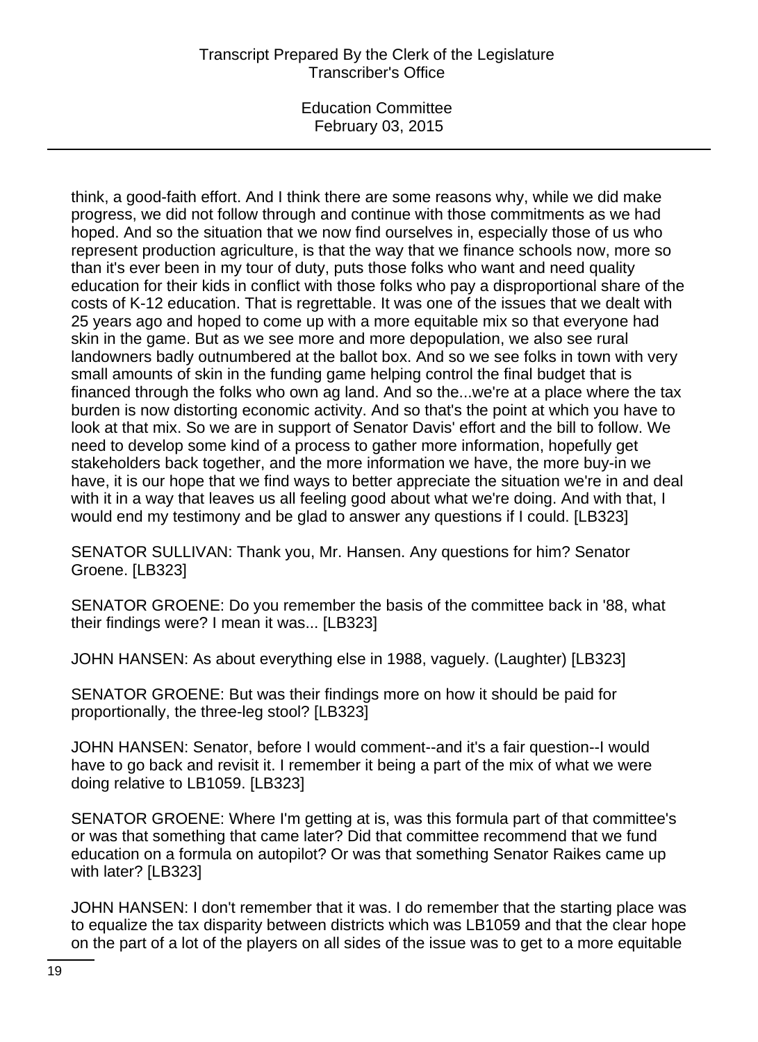think, a good-faith effort. And I think there are some reasons why, while we did make progress, we did not follow through and continue with those commitments as we had hoped. And so the situation that we now find ourselves in, especially those of us who represent production agriculture, is that the way that we finance schools now, more so than it's ever been in my tour of duty, puts those folks who want and need quality education for their kids in conflict with those folks who pay a disproportional share of the costs of K-12 education. That is regrettable. It was one of the issues that we dealt with 25 years ago and hoped to come up with a more equitable mix so that everyone had skin in the game. But as we see more and more depopulation, we also see rural landowners badly outnumbered at the ballot box. And so we see folks in town with very small amounts of skin in the funding game helping control the final budget that is financed through the folks who own ag land. And so the...we're at a place where the tax burden is now distorting economic activity. And so that's the point at which you have to look at that mix. So we are in support of Senator Davis' effort and the bill to follow. We need to develop some kind of a process to gather more information, hopefully get stakeholders back together, and the more information we have, the more buy-in we have, it is our hope that we find ways to better appreciate the situation we're in and deal with it in a way that leaves us all feeling good about what we're doing. And with that, I would end my testimony and be glad to answer any questions if I could. [LB323]

SENATOR SULLIVAN: Thank you, Mr. Hansen. Any questions for him? Senator Groene. [LB323]

SENATOR GROENE: Do you remember the basis of the committee back in '88, what their findings were? I mean it was... [LB323]

JOHN HANSEN: As about everything else in 1988, vaguely. (Laughter) [LB323]

SENATOR GROENE: But was their findings more on how it should be paid for proportionally, the three-leg stool? [LB323]

JOHN HANSEN: Senator, before I would comment--and it's a fair question--I would have to go back and revisit it. I remember it being a part of the mix of what we were doing relative to LB1059. [LB323]

SENATOR GROENE: Where I'm getting at is, was this formula part of that committee's or was that something that came later? Did that committee recommend that we fund education on a formula on autopilot? Or was that something Senator Raikes came up with later? [LB323]

JOHN HANSEN: I don't remember that it was. I do remember that the starting place was to equalize the tax disparity between districts which was LB1059 and that the clear hope on the part of a lot of the players on all sides of the issue was to get to a more equitable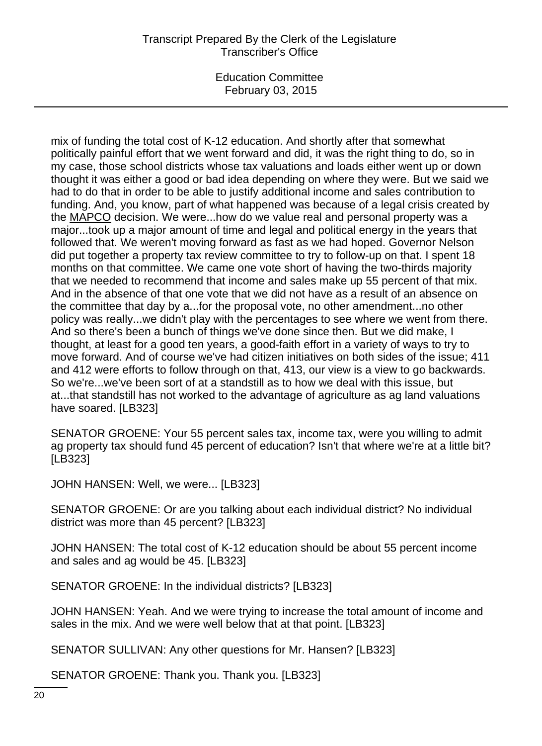mix of funding the total cost of K-12 education. And shortly after that somewhat politically painful effort that we went forward and did, it was the right thing to do, so in my case, those school districts whose tax valuations and loads either went up or down thought it was either a good or bad idea depending on where they were. But we said we had to do that in order to be able to justify additional income and sales contribution to funding. And, you know, part of what happened was because of a legal crisis created by the MAPCO decision. We were...how do we value real and personal property was a major...took up a major amount of time and legal and political energy in the years that followed that. We weren't moving forward as fast as we had hoped. Governor Nelson did put together a property tax review committee to try to follow-up on that. I spent 18 months on that committee. We came one vote short of having the two-thirds majority that we needed to recommend that income and sales make up 55 percent of that mix. And in the absence of that one vote that we did not have as a result of an absence on the committee that day by a...for the proposal vote, no other amendment...no other policy was really...we didn't play with the percentages to see where we went from there. And so there's been a bunch of things we've done since then. But we did make, I thought, at least for a good ten years, a good-faith effort in a variety of ways to try to move forward. And of course we've had citizen initiatives on both sides of the issue; 411 and 412 were efforts to follow through on that, 413, our view is a view to go backwards. So we're...we've been sort of at a standstill as to how we deal with this issue, but at...that standstill has not worked to the advantage of agriculture as ag land valuations have soared. [LB323]

SENATOR GROENE: Your 55 percent sales tax, income tax, were you willing to admit ag property tax should fund 45 percent of education? Isn't that where we're at a little bit? [LB323]

JOHN HANSEN: Well, we were... [LB323]

SENATOR GROENE: Or are you talking about each individual district? No individual district was more than 45 percent? [LB323]

JOHN HANSEN: The total cost of K-12 education should be about 55 percent income and sales and ag would be 45. [LB323]

SENATOR GROENE: In the individual districts? [LB323]

JOHN HANSEN: Yeah. And we were trying to increase the total amount of income and sales in the mix. And we were well below that at that point. [LB323]

SENATOR SULLIVAN: Any other questions for Mr. Hansen? [LB323]

SENATOR GROENE: Thank you. Thank you. [LB323]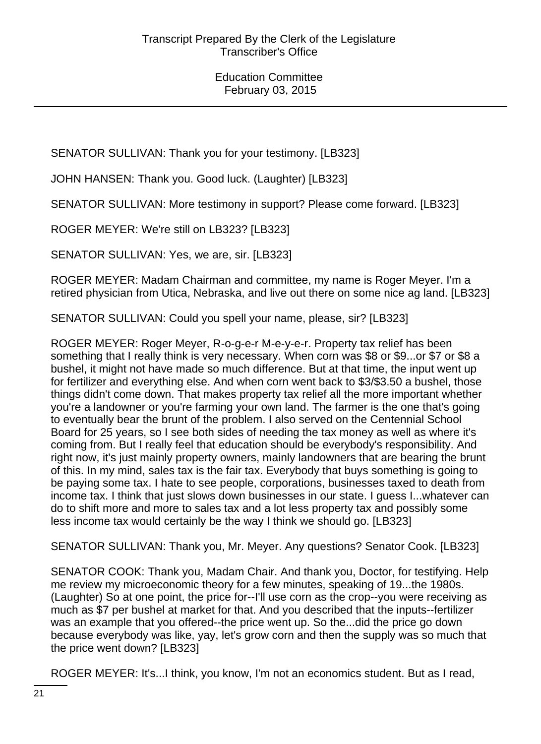SENATOR SULLIVAN: Thank you for your testimony. [LB323]

JOHN HANSEN: Thank you. Good luck. (Laughter) [LB323]

SENATOR SULLIVAN: More testimony in support? Please come forward. [LB323]

ROGER MEYER: We're still on LB323? [LB323]

SENATOR SULLIVAN: Yes, we are, sir. [LB323]

ROGER MEYER: Madam Chairman and committee, my name is Roger Meyer. I'm a retired physician from Utica, Nebraska, and live out there on some nice ag land. [LB323]

SENATOR SULLIVAN: Could you spell your name, please, sir? [LB323]

ROGER MEYER: Roger Meyer, R-o-g-e-r M-e-y-e-r. Property tax relief has been something that I really think is very necessary. When corn was $8 or $9...or $7 or $8 a bushel, it might not have made so much difference. But at that time, the input went up for fertilizer and everything else. And when corn went back to $3/$3.50 a bushel, those things didn't come down. That makes property tax relief all the more important whether you're a landowner or you're farming your own land. The farmer is the one that's going to eventually bear the brunt of the problem. I also served on the Centennial School Board for 25 years, so I see both sides of needing the tax money as well as where it's coming from. But I really feel that education should be everybody's responsibility. And right now, it's just mainly property owners, mainly landowners that are bearing the brunt of this. In my mind, sales tax is the fair tax. Everybody that buys something is going to be paying some tax. I hate to see people, corporations, businesses taxed to death from income tax. I think that just slows down businesses in our state. I guess I...whatever can do to shift more and more to sales tax and a lot less property tax and possibly some less income tax would certainly be the way I think we should go. [LB323]

SENATOR SULLIVAN: Thank you, Mr. Meyer. Any questions? Senator Cook. [LB323]

SENATOR COOK: Thank you, Madam Chair. And thank you, Doctor, for testifying. Help me review my microeconomic theory for a few minutes, speaking of 19...the 1980s. (Laughter) So at one point, the price for--I'll use corn as the crop--you were receiving as much as $7 per bushel at market for that. And you described that the inputs--fertilizer was an example that you offered--the price went up. So the...did the price go down because everybody was like, yay, let's grow corn and then the supply was so much that the price went down? [LB323]

ROGER MEYER: It's...I think, you know, I'm not an economics student. But as I read,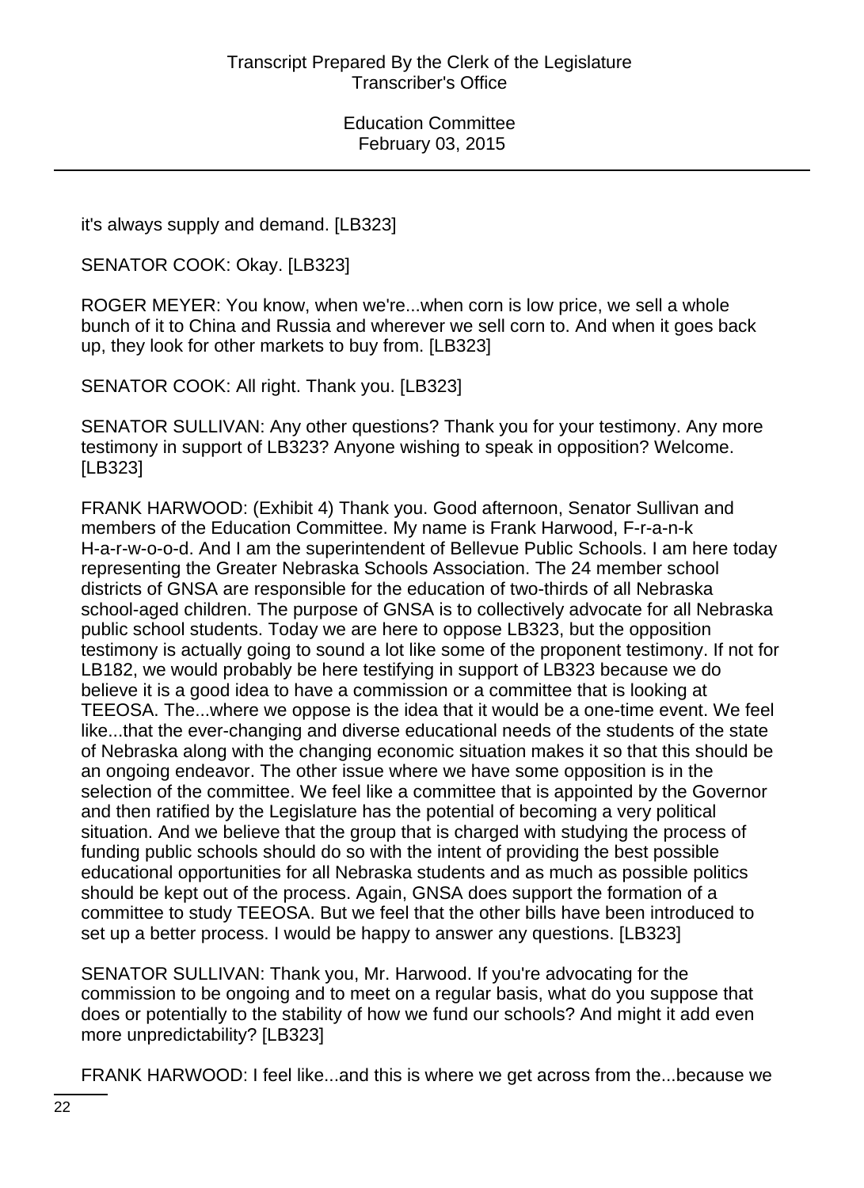it's always supply and demand. [LB323]

SENATOR COOK: Okay. [LB323]

ROGER MEYER: You know, when we're...when corn is low price, we sell a whole bunch of it to China and Russia and wherever we sell corn to. And when it goes back up, they look for other markets to buy from. [LB323]

SENATOR COOK: All right. Thank you. [LB323]

SENATOR SULLIVAN: Any other questions? Thank you for your testimony. Any more testimony in support of LB323? Anyone wishing to speak in opposition? Welcome. [LB323]

FRANK HARWOOD: (Exhibit 4) Thank you. Good afternoon, Senator Sullivan and members of the Education Committee. My name is Frank Harwood, F-r-a-n-k H-a-r-w-o-o-d. And I am the superintendent of Bellevue Public Schools. I am here today representing the Greater Nebraska Schools Association. The 24 member school districts of GNSA are responsible for the education of two-thirds of all Nebraska school-aged children. The purpose of GNSA is to collectively advocate for all Nebraska public school students. Today we are here to oppose LB323, but the opposition testimony is actually going to sound a lot like some of the proponent testimony. If not for LB182, we would probably be here testifying in support of LB323 because we do believe it is a good idea to have a commission or a committee that is looking at TEEOSA. The...where we oppose is the idea that it would be a one-time event. We feel like...that the ever-changing and diverse educational needs of the students of the state of Nebraska along with the changing economic situation makes it so that this should be an ongoing endeavor. The other issue where we have some opposition is in the selection of the committee. We feel like a committee that is appointed by the Governor and then ratified by the Legislature has the potential of becoming a very political situation. And we believe that the group that is charged with studying the process of funding public schools should do so with the intent of providing the best possible educational opportunities for all Nebraska students and as much as possible politics should be kept out of the process. Again, GNSA does support the formation of a committee to study TEEOSA. But we feel that the other bills have been introduced to set up a better process. I would be happy to answer any questions. [LB323]

SENATOR SULLIVAN: Thank you, Mr. Harwood. If you're advocating for the commission to be ongoing and to meet on a regular basis, what do you suppose that does or potentially to the stability of how we fund our schools? And might it add even more unpredictability? [LB323]

FRANK HARWOOD: I feel like...and this is where we get across from the...because we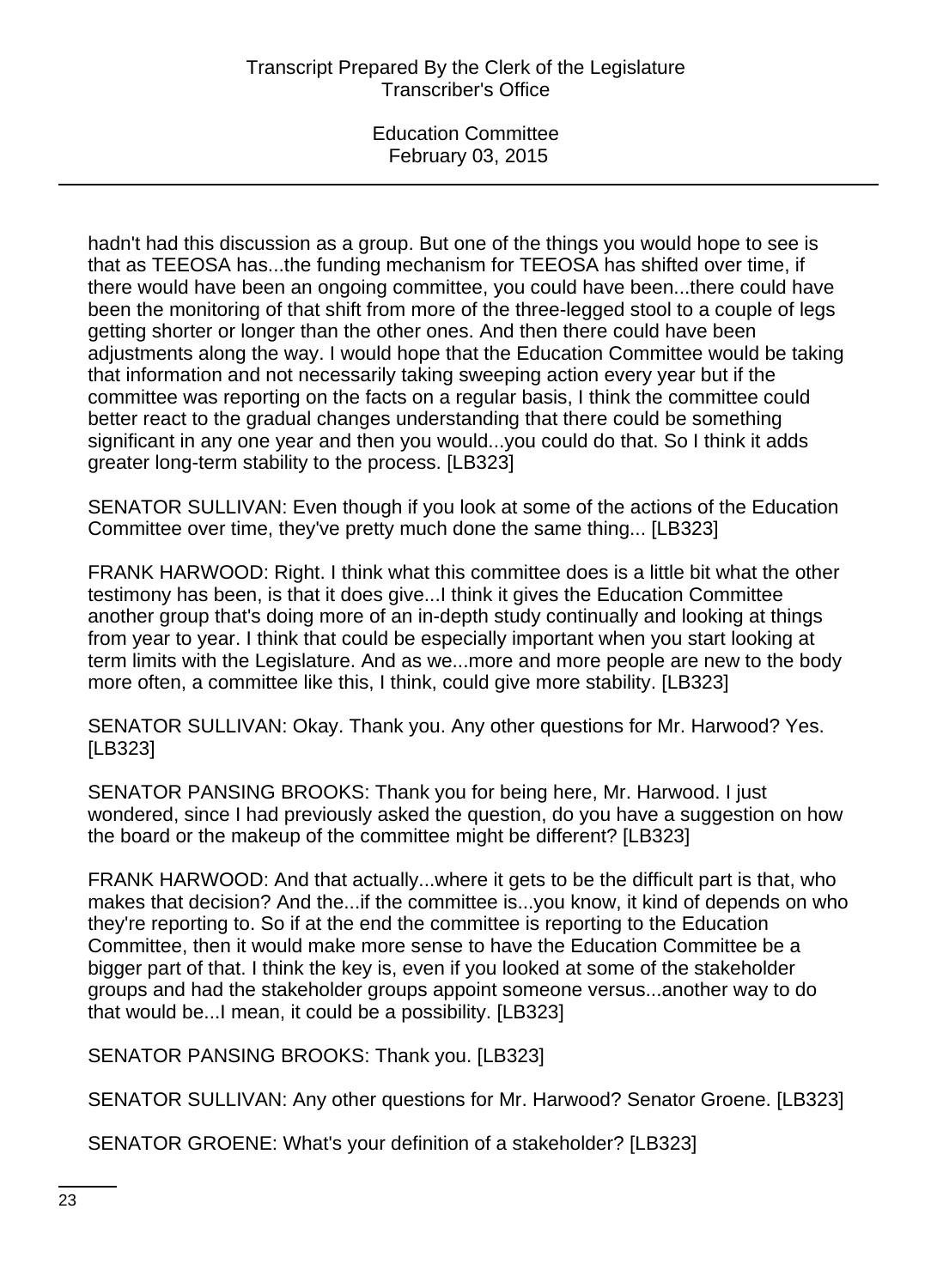hadn't had this discussion as a group. But one of the things you would hope to see is that as TEEOSA has...the funding mechanism for TEEOSA has shifted over time, if there would have been an ongoing committee, you could have been...there could have been the monitoring of that shift from more of the three-legged stool to a couple of legs getting shorter or longer than the other ones. And then there could have been adjustments along the way. I would hope that the Education Committee would be taking that information and not necessarily taking sweeping action every year but if the committee was reporting on the facts on a regular basis, I think the committee could better react to the gradual changes understanding that there could be something significant in any one year and then you would...you could do that. So I think it adds greater long-term stability to the process. [LB323]

SENATOR SULLIVAN: Even though if you look at some of the actions of the Education Committee over time, they've pretty much done the same thing... [LB323]

FRANK HARWOOD: Right. I think what this committee does is a little bit what the other testimony has been, is that it does give...I think it gives the Education Committee another group that's doing more of an in-depth study continually and looking at things from year to year. I think that could be especially important when you start looking at term limits with the Legislature. And as we...more and more people are new to the body more often, a committee like this, I think, could give more stability. [LB323]

SENATOR SULLIVAN: Okay. Thank you. Any other questions for Mr. Harwood? Yes. [LB323]

SENATOR PANSING BROOKS: Thank you for being here, Mr. Harwood. I just wondered, since I had previously asked the question, do you have a suggestion on how the board or the makeup of the committee might be different? [LB323]

FRANK HARWOOD: And that actually...where it gets to be the difficult part is that, who makes that decision? And the...if the committee is...you know, it kind of depends on who they're reporting to. So if at the end the committee is reporting to the Education Committee, then it would make more sense to have the Education Committee be a bigger part of that. I think the key is, even if you looked at some of the stakeholder groups and had the stakeholder groups appoint someone versus...another way to do that would be...I mean, it could be a possibility. [LB323]

SENATOR PANSING BROOKS: Thank you. [LB323]

SENATOR SULLIVAN: Any other questions for Mr. Harwood? Senator Groene. [LB323]

SENATOR GROENE: What's your definition of a stakeholder? [LB323]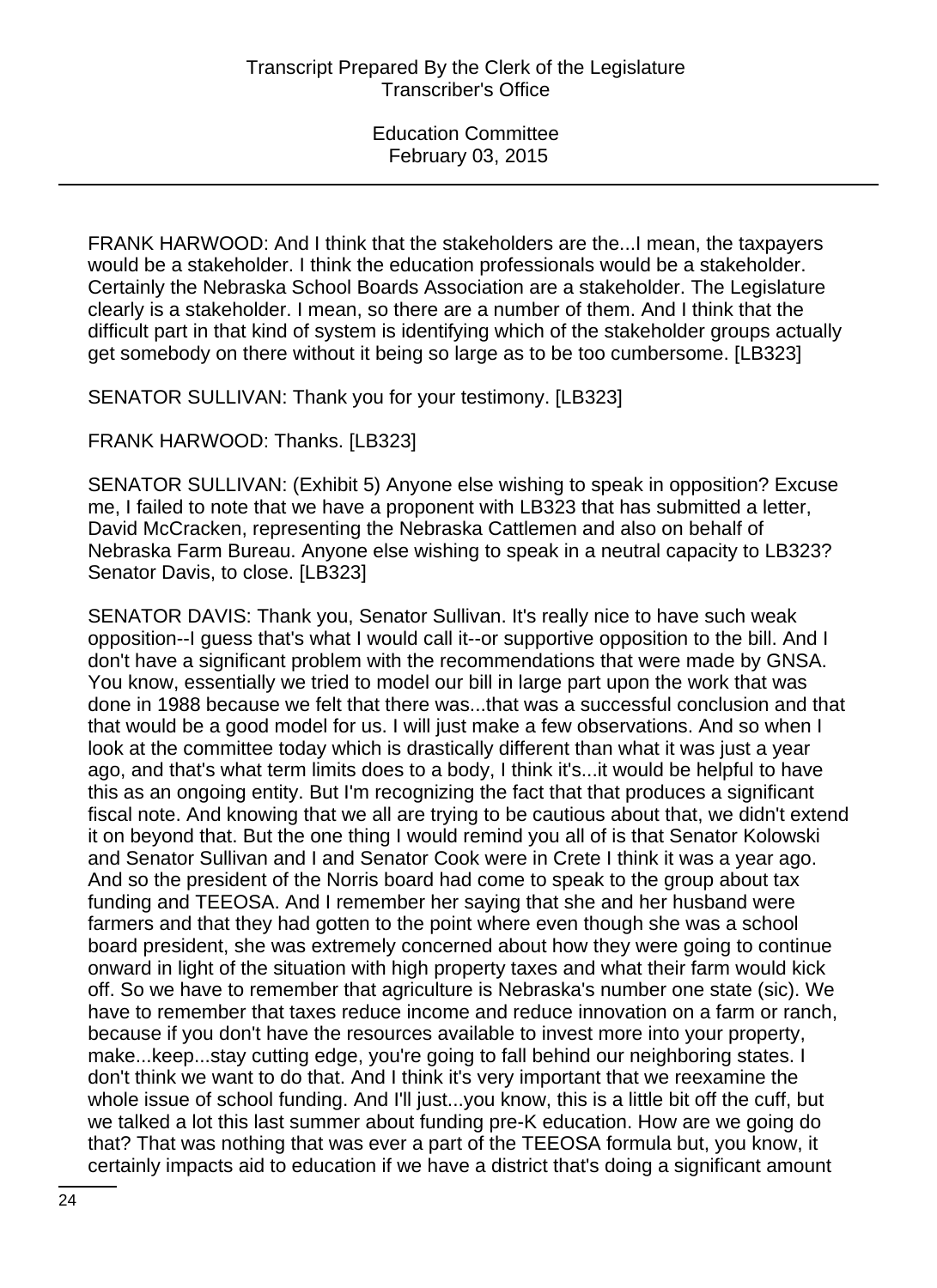FRANK HARWOOD: And I think that the stakeholders are the...I mean, the taxpayers would be a stakeholder. I think the education professionals would be a stakeholder. Certainly the Nebraska School Boards Association are a stakeholder. The Legislature clearly is a stakeholder. I mean, so there are a number of them. And I think that the difficult part in that kind of system is identifying which of the stakeholder groups actually get somebody on there without it being so large as to be too cumbersome. [LB323]

SENATOR SULLIVAN: Thank you for your testimony. [LB323]

FRANK HARWOOD: Thanks. [LB323]

SENATOR SULLIVAN: (Exhibit 5) Anyone else wishing to speak in opposition? Excuse me, I failed to note that we have a proponent with LB323 that has submitted a letter, David McCracken, representing the Nebraska Cattlemen and also on behalf of Nebraska Farm Bureau. Anyone else wishing to speak in a neutral capacity to LB323? Senator Davis, to close. [LB323]

SENATOR DAVIS: Thank you, Senator Sullivan. It's really nice to have such weak opposition--I guess that's what I would call it--or supportive opposition to the bill. And I don't have a significant problem with the recommendations that were made by GNSA. You know, essentially we tried to model our bill in large part upon the work that was done in 1988 because we felt that there was...that was a successful conclusion and that that would be a good model for us. I will just make a few observations. And so when I look at the committee today which is drastically different than what it was just a year ago, and that's what term limits does to a body, I think it's...it would be helpful to have this as an ongoing entity. But I'm recognizing the fact that that produces a significant fiscal note. And knowing that we all are trying to be cautious about that, we didn't extend it on beyond that. But the one thing I would remind you all of is that Senator Kolowski and Senator Sullivan and I and Senator Cook were in Crete I think it was a year ago. And so the president of the Norris board had come to speak to the group about tax funding and TEEOSA. And I remember her saying that she and her husband were farmers and that they had gotten to the point where even though she was a school board president, she was extremely concerned about how they were going to continue onward in light of the situation with high property taxes and what their farm would kick off. So we have to remember that agriculture is Nebraska's number one state (sic). We have to remember that taxes reduce income and reduce innovation on a farm or ranch, because if you don't have the resources available to invest more into your property, make...keep...stay cutting edge, you're going to fall behind our neighboring states. I don't think we want to do that. And I think it's very important that we reexamine the whole issue of school funding. And I'll just...you know, this is a little bit off the cuff, but we talked a lot this last summer about funding pre-K education. How are we going do that? That was nothing that was ever a part of the TEEOSA formula but, you know, it certainly impacts aid to education if we have a district that's doing a significant amount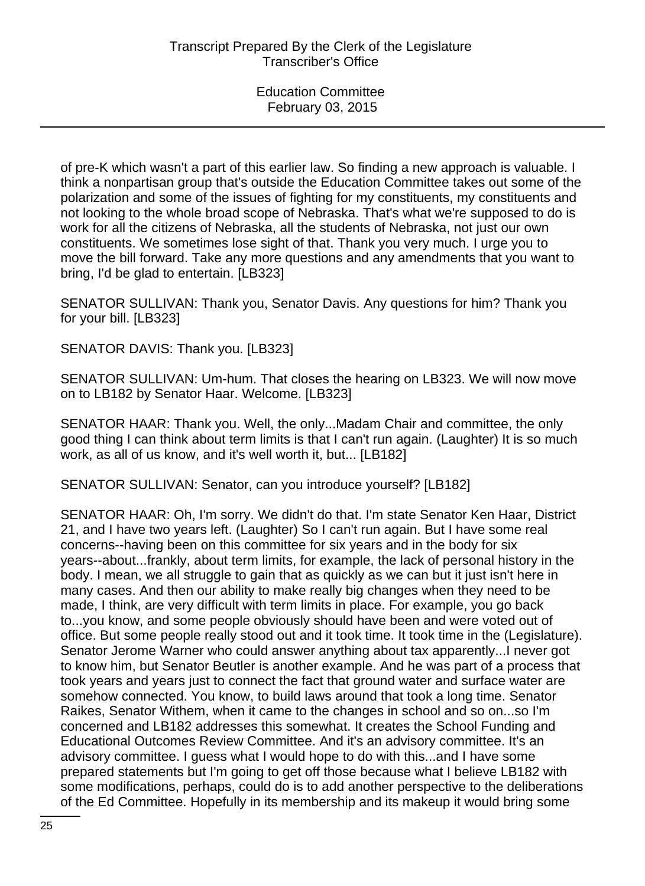of pre-K which wasn't a part of this earlier law. So finding a new approach is valuable. I think a nonpartisan group that's outside the Education Committee takes out some of the polarization and some of the issues of fighting for my constituents, my constituents and not looking to the whole broad scope of Nebraska. That's what we're supposed to do is work for all the citizens of Nebraska, all the students of Nebraska, not just our own constituents. We sometimes lose sight of that. Thank you very much. I urge you to move the bill forward. Take any more questions and any amendments that you want to bring, I'd be glad to entertain. [LB323]

SENATOR SULLIVAN: Thank you, Senator Davis. Any questions for him? Thank you for your bill. [LB323]

SENATOR DAVIS: Thank you. [LB323]

SENATOR SULLIVAN: Um-hum. That closes the hearing on LB323. We will now move on to LB182 by Senator Haar. Welcome. [LB323]

SENATOR HAAR: Thank you. Well, the only...Madam Chair and committee, the only good thing I can think about term limits is that I can't run again. (Laughter) It is so much work, as all of us know, and it's well worth it, but... [LB182]

SENATOR SULLIVAN: Senator, can you introduce yourself? [LB182]

SENATOR HAAR: Oh, I'm sorry. We didn't do that. I'm state Senator Ken Haar, District 21, and I have two years left. (Laughter) So I can't run again. But I have some real concerns--having been on this committee for six years and in the body for six years--about...frankly, about term limits, for example, the lack of personal history in the body. I mean, we all struggle to gain that as quickly as we can but it just isn't here in many cases. And then our ability to make really big changes when they need to be made, I think, are very difficult with term limits in place. For example, you go back to...you know, and some people obviously should have been and were voted out of office. But some people really stood out and it took time. It took time in the (Legislature). Senator Jerome Warner who could answer anything about tax apparently...I never got to know him, but Senator Beutler is another example. And he was part of a process that took years and years just to connect the fact that ground water and surface water are somehow connected. You know, to build laws around that took a long time. Senator Raikes, Senator Withem, when it came to the changes in school and so on...so I'm concerned and LB182 addresses this somewhat. It creates the School Funding and Educational Outcomes Review Committee. And it's an advisory committee. It's an advisory committee. I guess what I would hope to do with this...and I have some prepared statements but I'm going to get off those because what I believe LB182 with some modifications, perhaps, could do is to add another perspective to the deliberations of the Ed Committee. Hopefully in its membership and its makeup it would bring some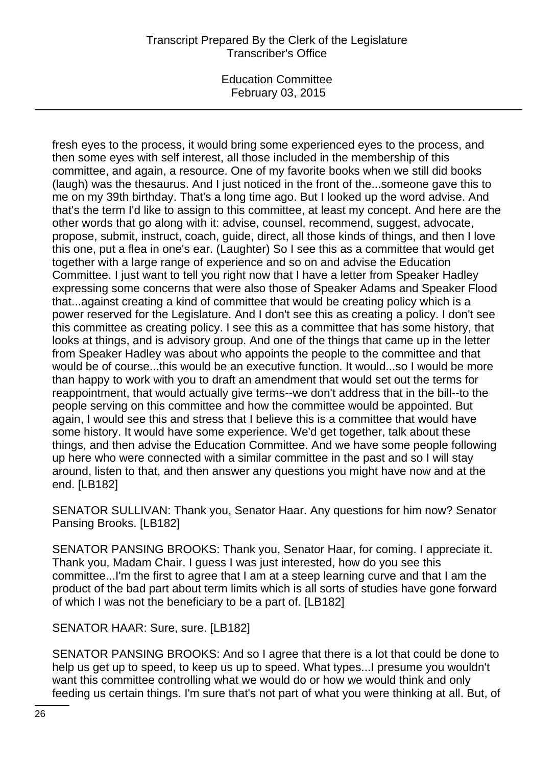fresh eyes to the process, it would bring some experienced eyes to the process, and then some eyes with self interest, all those included in the membership of this committee, and again, a resource. One of my favorite books when we still did books (laugh) was the thesaurus. And I just noticed in the front of the...someone gave this to me on my 39th birthday. That's a long time ago. But I looked up the word advise. And that's the term I'd like to assign to this committee, at least my concept. And here are the other words that go along with it: advise, counsel, recommend, suggest, advocate, propose, submit, instruct, coach, guide, direct, all those kinds of things, and then I love this one, put a flea in one's ear. (Laughter) So I see this as a committee that would get together with a large range of experience and so on and advise the Education Committee. I just want to tell you right now that I have a letter from Speaker Hadley expressing some concerns that were also those of Speaker Adams and Speaker Flood that...against creating a kind of committee that would be creating policy which is a power reserved for the Legislature. And I don't see this as creating a policy. I don't see this committee as creating policy. I see this as a committee that has some history, that looks at things, and is advisory group. And one of the things that came up in the letter from Speaker Hadley was about who appoints the people to the committee and that would be of course...this would be an executive function. It would...so I would be more than happy to work with you to draft an amendment that would set out the terms for reappointment, that would actually give terms--we don't address that in the bill--to the people serving on this committee and how the committee would be appointed. But again, I would see this and stress that I believe this is a committee that would have some history. It would have some experience. We'd get together, talk about these things, and then advise the Education Committee. And we have some people following up here who were connected with a similar committee in the past and so I will stay around, listen to that, and then answer any questions you might have now and at the end. [LB182]

SENATOR SULLIVAN: Thank you, Senator Haar. Any questions for him now? Senator Pansing Brooks. [LB182]

SENATOR PANSING BROOKS: Thank you, Senator Haar, for coming. I appreciate it. Thank you, Madam Chair. I guess I was just interested, how do you see this committee...I'm the first to agree that I am at a steep learning curve and that I am the product of the bad part about term limits which is all sorts of studies have gone forward of which I was not the beneficiary to be a part of. [LB182]

SENATOR HAAR: Sure, sure. [LB182]

SENATOR PANSING BROOKS: And so I agree that there is a lot that could be done to help us get up to speed, to keep us up to speed. What types...I presume you wouldn't want this committee controlling what we would do or how we would think and only feeding us certain things. I'm sure that's not part of what you were thinking at all. But, of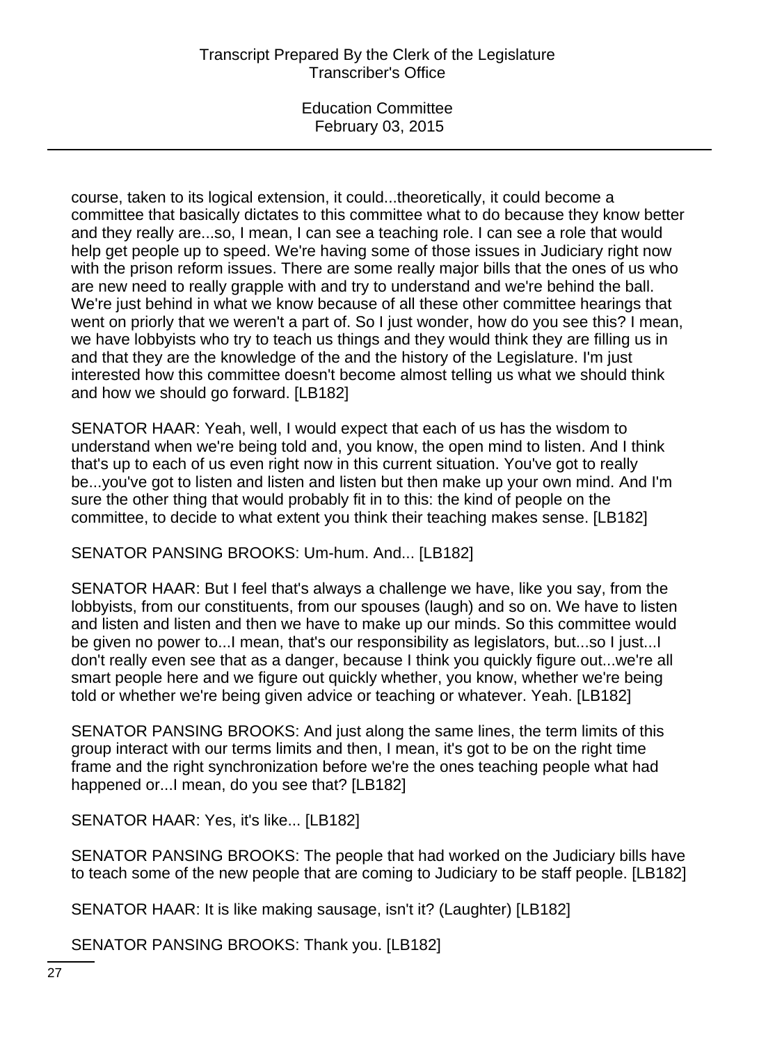course, taken to its logical extension, it could...theoretically, it could become a committee that basically dictates to this committee what to do because they know better and they really are...so, I mean, I can see a teaching role. I can see a role that would help get people up to speed. We're having some of those issues in Judiciary right now with the prison reform issues. There are some really major bills that the ones of us who are new need to really grapple with and try to understand and we're behind the ball. We're just behind in what we know because of all these other committee hearings that went on priorly that we weren't a part of. So I just wonder, how do you see this? I mean, we have lobbyists who try to teach us things and they would think they are filling us in and that they are the knowledge of the and the history of the Legislature. I'm just interested how this committee doesn't become almost telling us what we should think and how we should go forward. [LB182]

SENATOR HAAR: Yeah, well, I would expect that each of us has the wisdom to understand when we're being told and, you know, the open mind to listen. And I think that's up to each of us even right now in this current situation. You've got to really be...you've got to listen and listen and listen but then make up your own mind. And I'm sure the other thing that would probably fit in to this: the kind of people on the committee, to decide to what extent you think their teaching makes sense. [LB182]

SENATOR PANSING BROOKS: Um-hum. And... [LB182]

SENATOR HAAR: But I feel that's always a challenge we have, like you say, from the lobbyists, from our constituents, from our spouses (laugh) and so on. We have to listen and listen and listen and then we have to make up our minds. So this committee would be given no power to...I mean, that's our responsibility as legislators, but...so I just...I don't really even see that as a danger, because I think you quickly figure out...we're all smart people here and we figure out quickly whether, you know, whether we're being told or whether we're being given advice or teaching or whatever. Yeah. [LB182]

SENATOR PANSING BROOKS: And just along the same lines, the term limits of this group interact with our terms limits and then, I mean, it's got to be on the right time frame and the right synchronization before we're the ones teaching people what had happened or...I mean, do you see that? [LB182]

SENATOR HAAR: Yes, it's like... [LB182]

SENATOR PANSING BROOKS: The people that had worked on the Judiciary bills have to teach some of the new people that are coming to Judiciary to be staff people. [LB182]

SENATOR HAAR: It is like making sausage, isn't it? (Laughter) [LB182]

SENATOR PANSING BROOKS: Thank you. [LB182]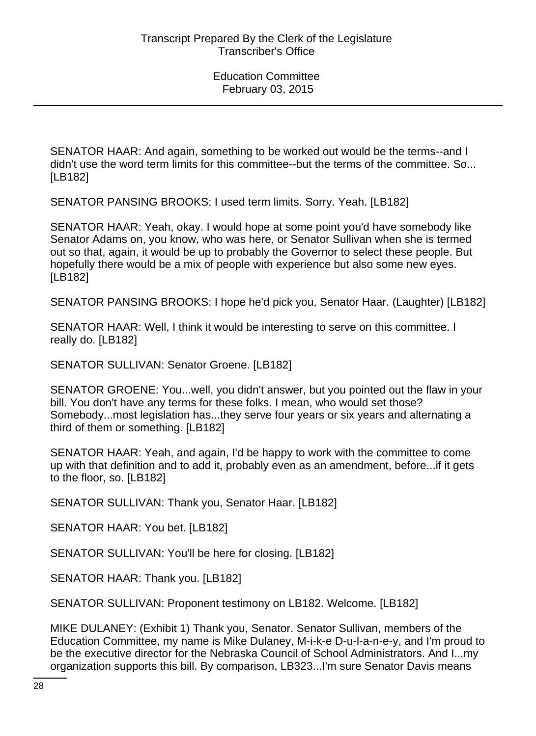SENATOR HAAR: And again, something to be worked out would be the terms--and I didn't use the word term limits for this committee--but the terms of the committee. So... [LB182]

SENATOR PANSING BROOKS: I used term limits. Sorry. Yeah. [LB182]

SENATOR HAAR: Yeah, okay. I would hope at some point you'd have somebody like Senator Adams on, you know, who was here, or Senator Sullivan when she is termed out so that, again, it would be up to probably the Governor to select these people. But hopefully there would be a mix of people with experience but also some new eyes. [LB182]

SENATOR PANSING BROOKS: I hope he'd pick you, Senator Haar. (Laughter) [LB182]

SENATOR HAAR: Well, I think it would be interesting to serve on this committee. I really do. [LB182]

SENATOR SULLIVAN: Senator Groene. [LB182]

SENATOR GROENE: You...well, you didn't answer, but you pointed out the flaw in your bill. You don't have any terms for these folks. I mean, who would set those? Somebody...most legislation has...they serve four years or six years and alternating a third of them or something. [LB182]

SENATOR HAAR: Yeah, and again, I'd be happy to work with the committee to come up with that definition and to add it, probably even as an amendment, before...if it gets to the floor, so. [LB182]

SENATOR SULLIVAN: Thank you, Senator Haar. [LB182]

SENATOR HAAR: You bet. [LB182]

SENATOR SULLIVAN: You'll be here for closing. [LB182]

SENATOR HAAR: Thank you. [LB182]

SENATOR SULLIVAN: Proponent testimony on LB182. Welcome. [LB182]

MIKE DULANEY: (Exhibit 1) Thank you, Senator. Senator Sullivan, members of the Education Committee, my name is Mike Dulaney, M-i-k-e D-u-l-a-n-e-y, and I'm proud to be the executive director for the Nebraska Council of School Administrators. And I...my organization supports this bill. By comparison, LB323...I'm sure Senator Davis means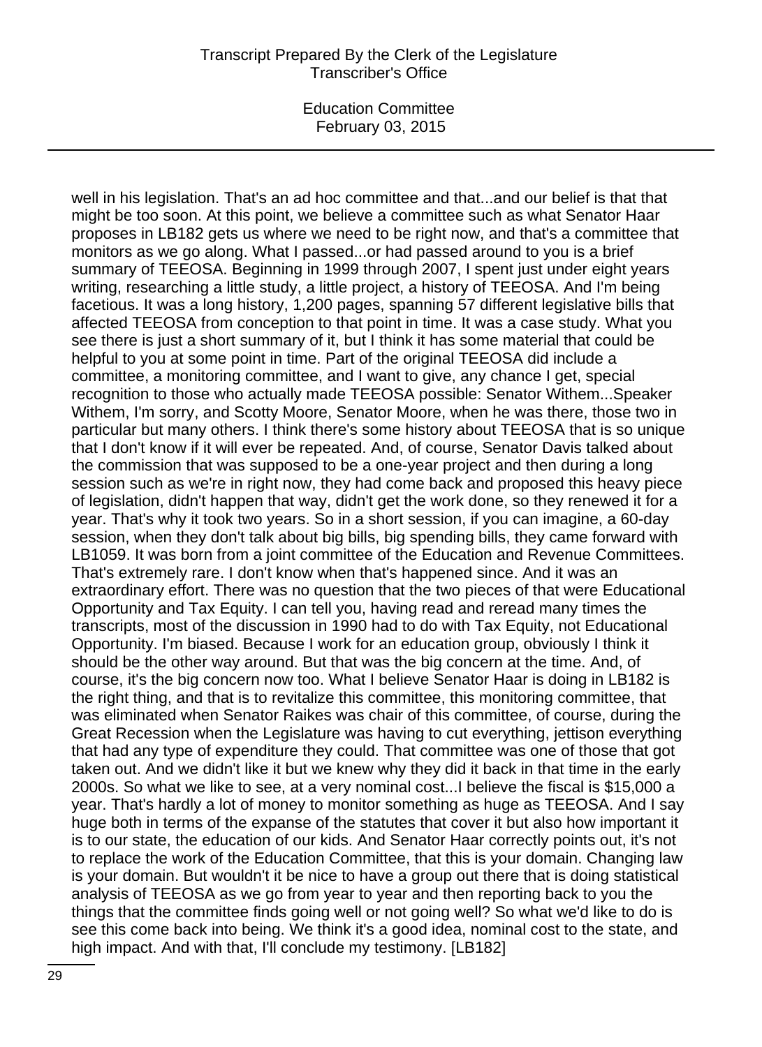well in his legislation. That's an ad hoc committee and that...and our belief is that that might be too soon. At this point, we believe a committee such as what Senator Haar proposes in LB182 gets us where we need to be right now, and that's a committee that monitors as we go along. What I passed...or had passed around to you is a brief summary of TEEOSA. Beginning in 1999 through 2007, I spent just under eight years writing, researching a little study, a little project, a history of TEEOSA. And I'm being facetious. It was a long history, 1,200 pages, spanning 57 different legislative bills that affected TEEOSA from conception to that point in time. It was a case study. What you see there is just a short summary of it, but I think it has some material that could be helpful to you at some point in time. Part of the original TEEOSA did include a committee, a monitoring committee, and I want to give, any chance I get, special recognition to those who actually made TEEOSA possible: Senator Withem...Speaker Withem, I'm sorry, and Scotty Moore, Senator Moore, when he was there, those two in particular but many others. I think there's some history about TEEOSA that is so unique that I don't know if it will ever be repeated. And, of course, Senator Davis talked about the commission that was supposed to be a one-year project and then during a long session such as we're in right now, they had come back and proposed this heavy piece of legislation, didn't happen that way, didn't get the work done, so they renewed it for a year. That's why it took two years. So in a short session, if you can imagine, a 60-day session, when they don't talk about big bills, big spending bills, they came forward with LB1059. It was born from a joint committee of the Education and Revenue Committees. That's extremely rare. I don't know when that's happened since. And it was an extraordinary effort. There was no question that the two pieces of that were Educational Opportunity and Tax Equity. I can tell you, having read and reread many times the transcripts, most of the discussion in 1990 had to do with Tax Equity, not Educational Opportunity. I'm biased. Because I work for an education group, obviously I think it should be the other way around. But that was the big concern at the time. And, of course, it's the big concern now too. What I believe Senator Haar is doing in LB182 is the right thing, and that is to revitalize this committee, this monitoring committee, that was eliminated when Senator Raikes was chair of this committee, of course, during the Great Recession when the Legislature was having to cut everything, jettison everything that had any type of expenditure they could. That committee was one of those that got taken out. And we didn't like it but we knew why they did it back in that time in the early 2000s. So what we like to see, at a very nominal cost...I believe the fiscal is $15,000 a year. That's hardly a lot of money to monitor something as huge as TEEOSA. And I say huge both in terms of the expanse of the statutes that cover it but also how important it is to our state, the education of our kids. And Senator Haar correctly points out, it's not to replace the work of the Education Committee, that this is your domain. Changing law is your domain. But wouldn't it be nice to have a group out there that is doing statistical analysis of TEEOSA as we go from year to year and then reporting back to you the things that the committee finds going well or not going well? So what we'd like to do is see this come back into being. We think it's a good idea, nominal cost to the state, and high impact. And with that, I'll conclude my testimony. [LB182]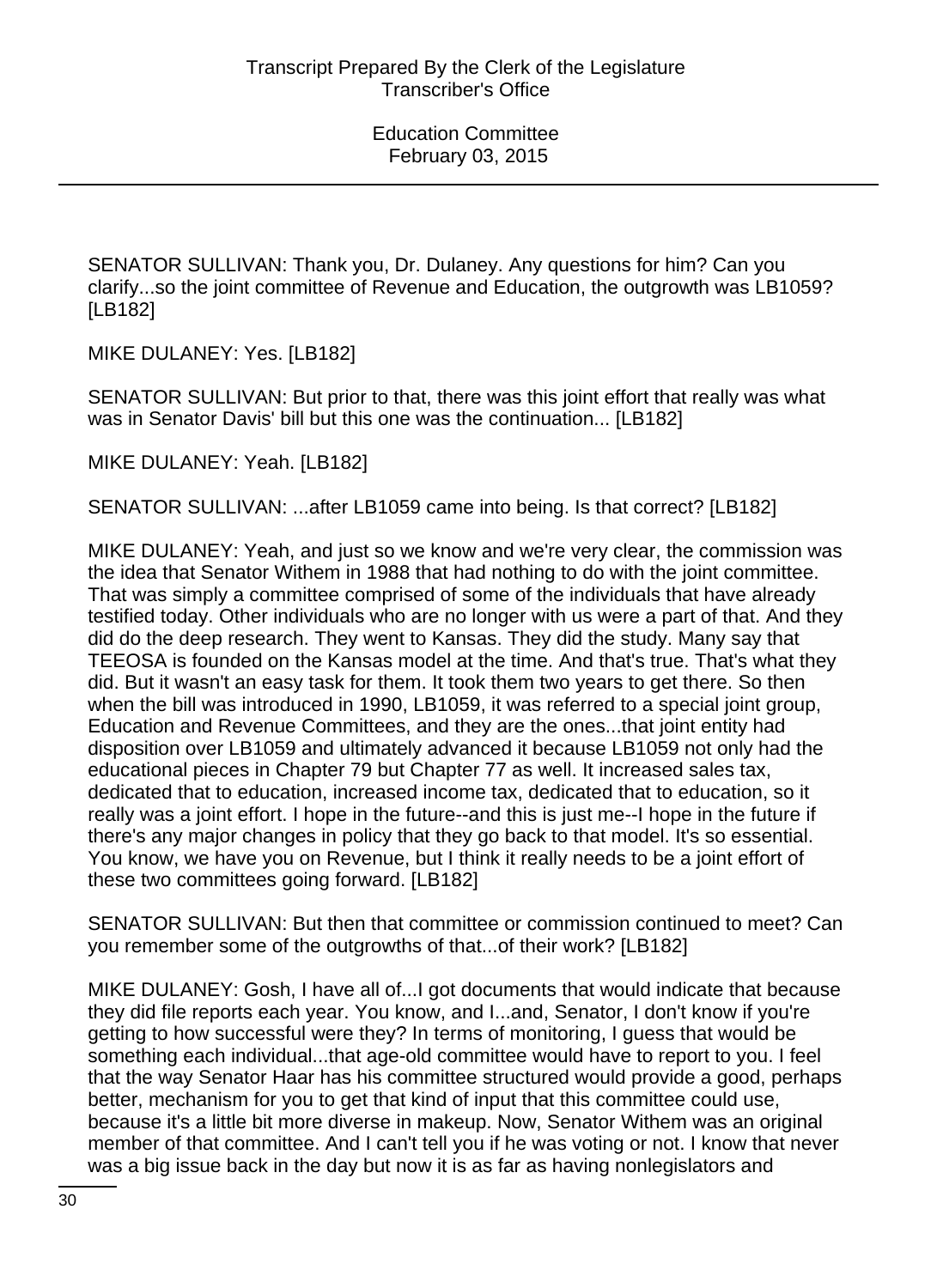SENATOR SULLIVAN: Thank you, Dr. Dulaney. Any questions for him? Can you clarify...so the joint committee of Revenue and Education, the outgrowth was LB1059? [LB182]

MIKE DULANEY: Yes. [LB182]

SENATOR SULLIVAN: But prior to that, there was this joint effort that really was what was in Senator Davis' bill but this one was the continuation... [LB182]

MIKE DULANEY: Yeah. [LB182]

SENATOR SULLIVAN: ...after LB1059 came into being. Is that correct? [LB182]

MIKE DULANEY: Yeah, and just so we know and we're very clear, the commission was the idea that Senator Withem in 1988 that had nothing to do with the joint committee. That was simply a committee comprised of some of the individuals that have already testified today. Other individuals who are no longer with us were a part of that. And they did do the deep research. They went to Kansas. They did the study. Many say that TEEOSA is founded on the Kansas model at the time. And that's true. That's what they did. But it wasn't an easy task for them. It took them two years to get there. So then when the bill was introduced in 1990, LB1059, it was referred to a special joint group, Education and Revenue Committees, and they are the ones...that joint entity had disposition over LB1059 and ultimately advanced it because LB1059 not only had the educational pieces in Chapter 79 but Chapter 77 as well. It increased sales tax, dedicated that to education, increased income tax, dedicated that to education, so it really was a joint effort. I hope in the future--and this is just me--I hope in the future if there's any major changes in policy that they go back to that model. It's so essential. You know, we have you on Revenue, but I think it really needs to be a joint effort of these two committees going forward. [LB182]

SENATOR SULLIVAN: But then that committee or commission continued to meet? Can you remember some of the outgrowths of that...of their work? [LB182]

MIKE DULANEY: Gosh, I have all of...I got documents that would indicate that because they did file reports each year. You know, and I...and, Senator, I don't know if you're getting to how successful were they? In terms of monitoring, I guess that would be something each individual...that age-old committee would have to report to you. I feel that the way Senator Haar has his committee structured would provide a good, perhaps better, mechanism for you to get that kind of input that this committee could use, because it's a little bit more diverse in makeup. Now, Senator Withem was an original member of that committee. And I can't tell you if he was voting or not. I know that never was a big issue back in the day but now it is as far as having nonlegislators and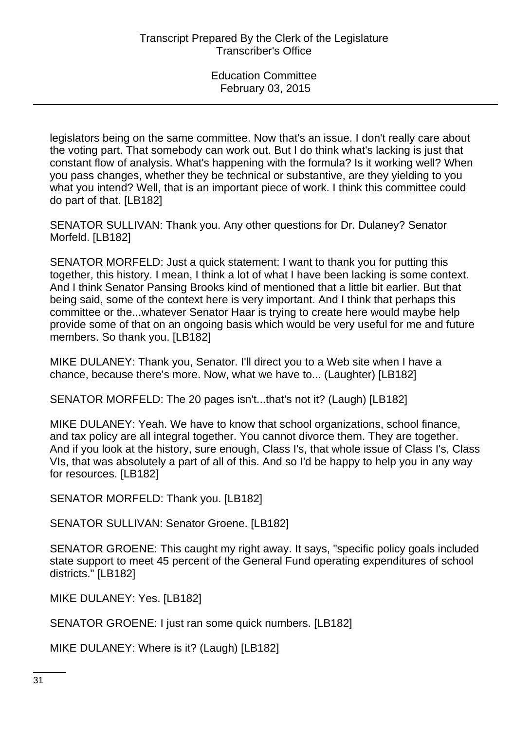legislators being on the same committee. Now that's an issue. I don't really care about the voting part. That somebody can work out. But I do think what's lacking is just that constant flow of analysis. What's happening with the formula? Is it working well? When you pass changes, whether they be technical or substantive, are they yielding to you what you intend? Well, that is an important piece of work. I think this committee could do part of that. [LB182]

SENATOR SULLIVAN: Thank you. Any other questions for Dr. Dulaney? Senator Morfeld. [LB182]

SENATOR MORFELD: Just a quick statement: I want to thank you for putting this together, this history. I mean, I think a lot of what I have been lacking is some context. And I think Senator Pansing Brooks kind of mentioned that a little bit earlier. But that being said, some of the context here is very important. And I think that perhaps this committee or the...whatever Senator Haar is trying to create here would maybe help provide some of that on an ongoing basis which would be very useful for me and future members. So thank you. [LB182]

MIKE DULANEY: Thank you, Senator. I'll direct you to a Web site when I have a chance, because there's more. Now, what we have to... (Laughter) [LB182]

SENATOR MORFELD: The 20 pages isn't...that's not it? (Laugh) [LB182]

MIKE DULANEY: Yeah. We have to know that school organizations, school finance, and tax policy are all integral together. You cannot divorce them. They are together. And if you look at the history, sure enough, Class I's, that whole issue of Class I's, Class VIs, that was absolutely a part of all of this. And so I'd be happy to help you in any way for resources. [LB182]

SENATOR MORFELD: Thank you. [LB182]

SENATOR SULLIVAN: Senator Groene. [LB182]

SENATOR GROENE: This caught my right away. It says, "specific policy goals included state support to meet 45 percent of the General Fund operating expenditures of school districts." [LB182]

MIKE DULANEY: Yes. [LB182]

SENATOR GROENE: I just ran some quick numbers. [LB182]

MIKE DULANEY: Where is it? (Laugh) [LB182]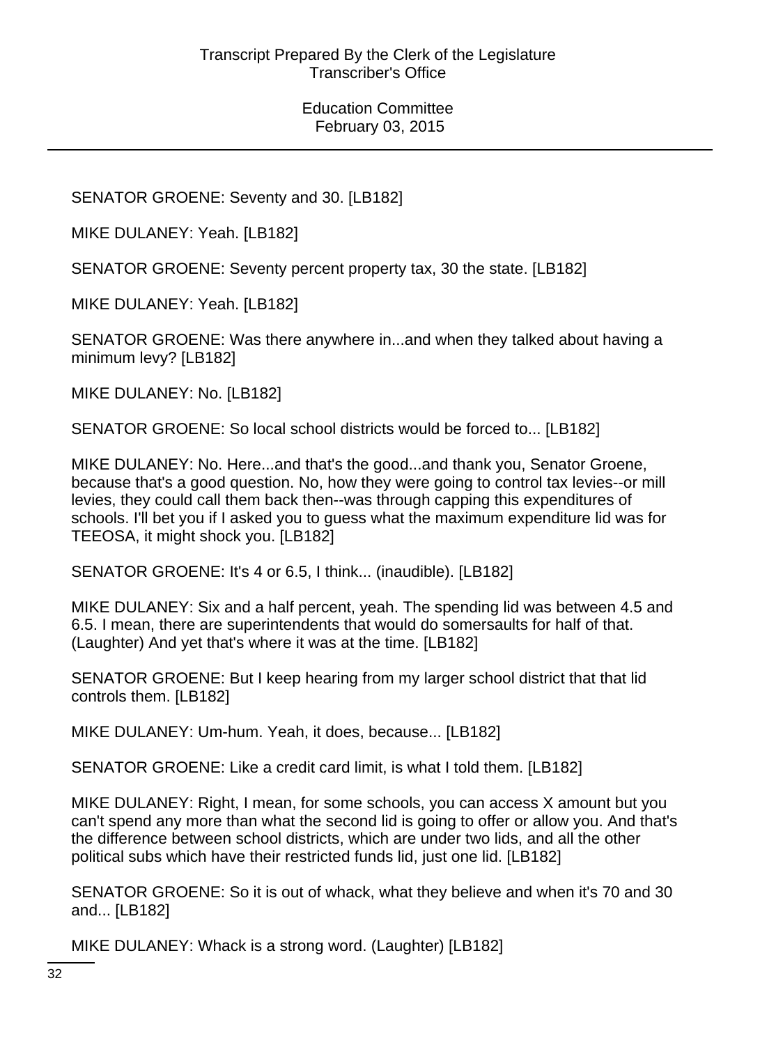SENATOR GROENE: Seventy and 30. [LB182]

MIKE DULANEY: Yeah. [LB182]

SENATOR GROENE: Seventy percent property tax, 30 the state. [LB182]

MIKE DULANEY: Yeah. [LB182]

SENATOR GROENE: Was there anywhere in...and when they talked about having a minimum levy? [LB182]

MIKE DULANEY: No. [LB182]

SENATOR GROENE: So local school districts would be forced to... [LB182]

MIKE DULANEY: No. Here...and that's the good...and thank you, Senator Groene, because that's a good question. No, how they were going to control tax levies--or mill levies, they could call them back then--was through capping this expenditures of schools. I'll bet you if I asked you to guess what the maximum expenditure lid was for TEEOSA, it might shock you. [LB182]

SENATOR GROENE: It's 4 or 6.5, I think... (inaudible). [LB182]

MIKE DULANEY: Six and a half percent, yeah. The spending lid was between 4.5 and 6.5. I mean, there are superintendents that would do somersaults for half of that. (Laughter) And yet that's where it was at the time. [LB182]

SENATOR GROENE: But I keep hearing from my larger school district that that lid controls them. [LB182]

MIKE DULANEY: Um-hum. Yeah, it does, because... [LB182]

SENATOR GROENE: Like a credit card limit, is what I told them. [LB182]

MIKE DULANEY: Right, I mean, for some schools, you can access X amount but you can't spend any more than what the second lid is going to offer or allow you. And that's the difference between school districts, which are under two lids, and all the other political subs which have their restricted funds lid, just one lid. [LB182]

SENATOR GROENE: So it is out of whack, what they believe and when it's 70 and 30 and... [LB182]

MIKE DULANEY: Whack is a strong word. (Laughter) [LB182]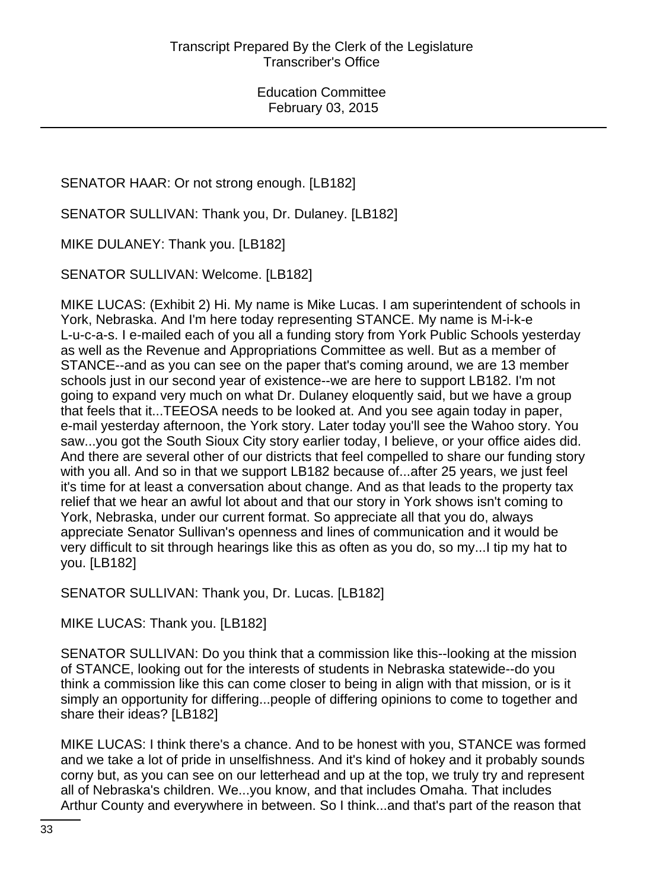SENATOR HAAR: Or not strong enough. [LB182]

SENATOR SULLIVAN: Thank you, Dr. Dulaney. [LB182]

MIKE DULANEY: Thank you. [LB182]

SENATOR SULLIVAN: Welcome. [LB182]

MIKE LUCAS: (Exhibit 2) Hi. My name is Mike Lucas. I am superintendent of schools in York, Nebraska. And I'm here today representing STANCE. My name is M-i-k-e L-u-c-a-s. I e-mailed each of you all a funding story from York Public Schools yesterday as well as the Revenue and Appropriations Committee as well. But as a member of STANCE--and as you can see on the paper that's coming around, we are 13 member schools just in our second year of existence--we are here to support LB182. I'm not going to expand very much on what Dr. Dulaney eloquently said, but we have a group that feels that it...TEEOSA needs to be looked at. And you see again today in paper, e-mail yesterday afternoon, the York story. Later today you'll see the Wahoo story. You saw...you got the South Sioux City story earlier today, I believe, or your office aides did. And there are several other of our districts that feel compelled to share our funding story with you all. And so in that we support LB182 because of...after 25 years, we just feel it's time for at least a conversation about change. And as that leads to the property tax relief that we hear an awful lot about and that our story in York shows isn't coming to York, Nebraska, under our current format. So appreciate all that you do, always appreciate Senator Sullivan's openness and lines of communication and it would be very difficult to sit through hearings like this as often as you do, so my...I tip my hat to you. [LB182]

SENATOR SULLIVAN: Thank you, Dr. Lucas. [LB182]

MIKE LUCAS: Thank you. [LB182]

SENATOR SULLIVAN: Do you think that a commission like this--looking at the mission of STANCE, looking out for the interests of students in Nebraska statewide--do you think a commission like this can come closer to being in align with that mission, or is it simply an opportunity for differing...people of differing opinions to come to together and share their ideas? [LB182]

MIKE LUCAS: I think there's a chance. And to be honest with you, STANCE was formed and we take a lot of pride in unselfishness. And it's kind of hokey and it probably sounds corny but, as you can see on our letterhead and up at the top, we truly try and represent all of Nebraska's children. We...you know, and that includes Omaha. That includes Arthur County and everywhere in between. So I think...and that's part of the reason that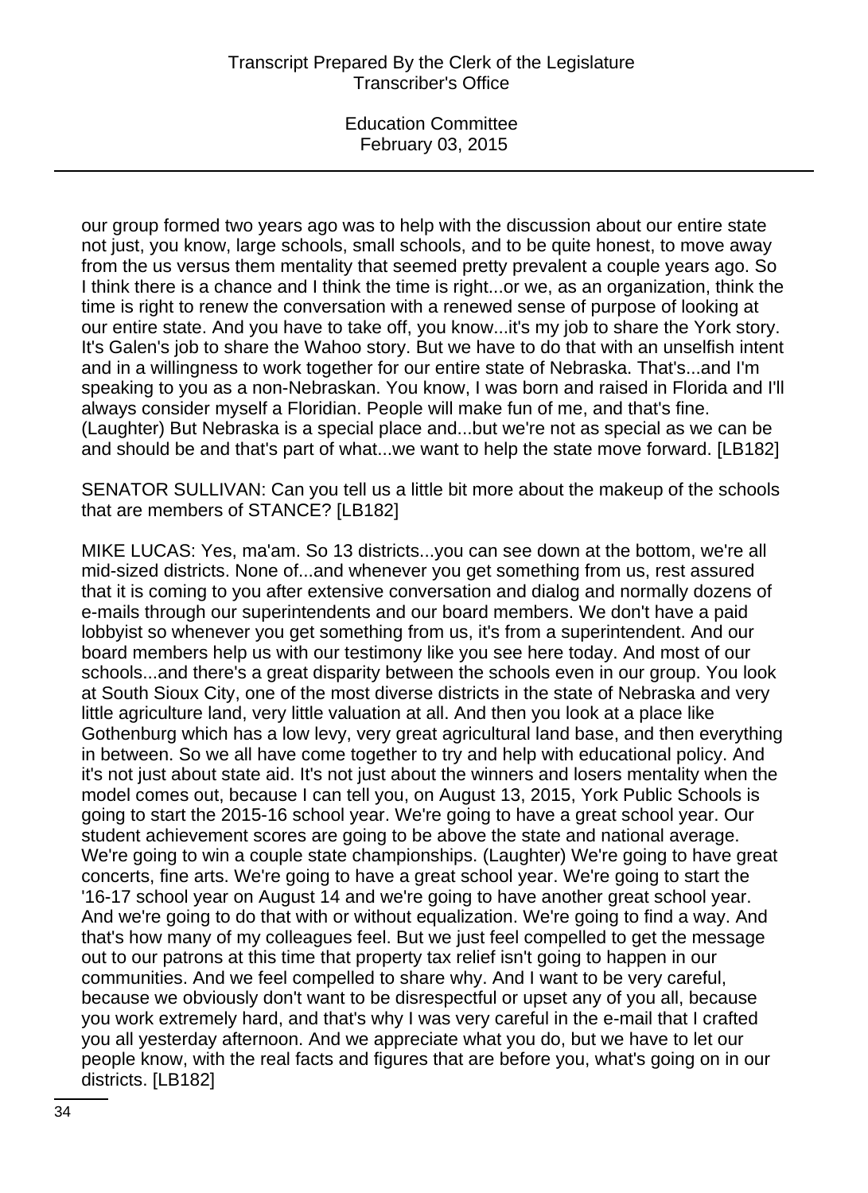our group formed two years ago was to help with the discussion about our entire state not just, you know, large schools, small schools, and to be quite honest, to move away from the us versus them mentality that seemed pretty prevalent a couple years ago. So I think there is a chance and I think the time is right...or we, as an organization, think the time is right to renew the conversation with a renewed sense of purpose of looking at our entire state. And you have to take off, you know...it's my job to share the York story. It's Galen's job to share the Wahoo story. But we have to do that with an unselfish intent and in a willingness to work together for our entire state of Nebraska. That's...and I'm speaking to you as a non-Nebraskan. You know, I was born and raised in Florida and I'll always consider myself a Floridian. People will make fun of me, and that's fine. (Laughter) But Nebraska is a special place and...but we're not as special as we can be and should be and that's part of what...we want to help the state move forward. [LB182]

SENATOR SULLIVAN: Can you tell us a little bit more about the makeup of the schools that are members of STANCE? [LB182]

MIKE LUCAS: Yes, ma'am. So 13 districts...you can see down at the bottom, we're all mid-sized districts. None of...and whenever you get something from us, rest assured that it is coming to you after extensive conversation and dialog and normally dozens of e-mails through our superintendents and our board members. We don't have a paid lobbyist so whenever you get something from us, it's from a superintendent. And our board members help us with our testimony like you see here today. And most of our schools...and there's a great disparity between the schools even in our group. You look at South Sioux City, one of the most diverse districts in the state of Nebraska and very little agriculture land, very little valuation at all. And then you look at a place like Gothenburg which has a low levy, very great agricultural land base, and then everything in between. So we all have come together to try and help with educational policy. And it's not just about state aid. It's not just about the winners and losers mentality when the model comes out, because I can tell you, on August 13, 2015, York Public Schools is going to start the 2015-16 school year. We're going to have a great school year. Our student achievement scores are going to be above the state and national average. We're going to win a couple state championships. (Laughter) We're going to have great concerts, fine arts. We're going to have a great school year. We're going to start the '16-17 school year on August 14 and we're going to have another great school year. And we're going to do that with or without equalization. We're going to find a way. And that's how many of my colleagues feel. But we just feel compelled to get the message out to our patrons at this time that property tax relief isn't going to happen in our communities. And we feel compelled to share why. And I want to be very careful, because we obviously don't want to be disrespectful or upset any of you all, because you work extremely hard, and that's why I was very careful in the e-mail that I crafted you all yesterday afternoon. And we appreciate what you do, but we have to let our people know, with the real facts and figures that are before you, what's going on in our districts. [LB182]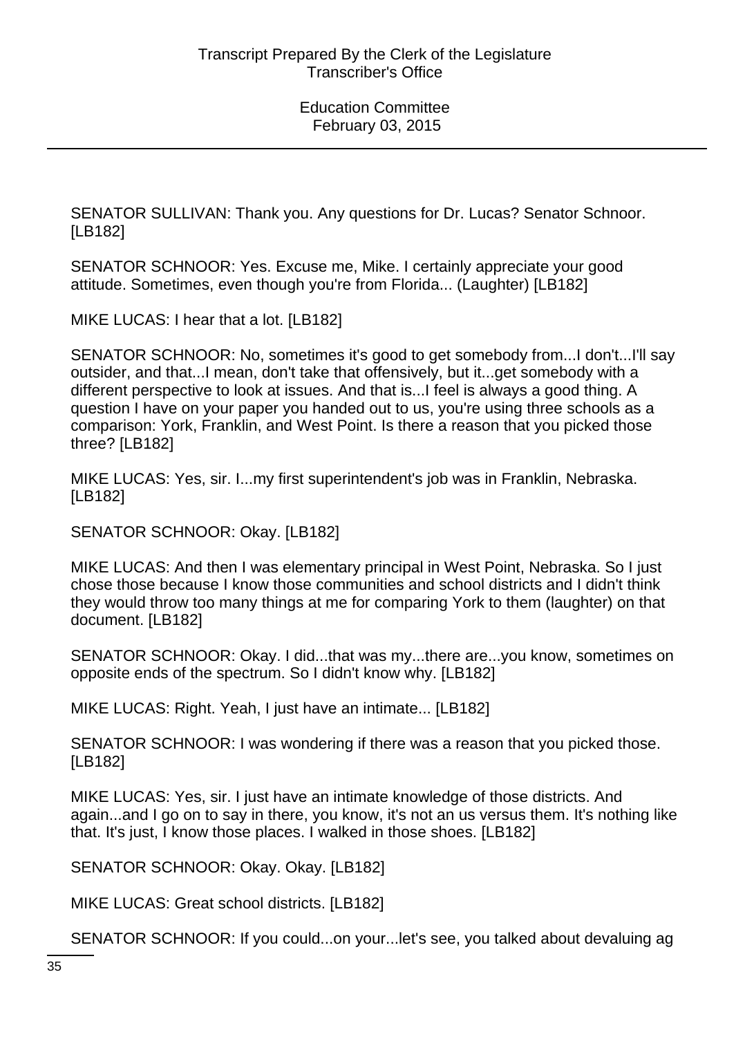SENATOR SULLIVAN: Thank you. Any questions for Dr. Lucas? Senator Schnoor. [LB182]

SENATOR SCHNOOR: Yes. Excuse me, Mike. I certainly appreciate your good attitude. Sometimes, even though you're from Florida... (Laughter) [LB182]

MIKE LUCAS: I hear that a lot. [LB182]

SENATOR SCHNOOR: No, sometimes it's good to get somebody from...I don't...I'll say outsider, and that...I mean, don't take that offensively, but it...get somebody with a different perspective to look at issues. And that is...I feel is always a good thing. A question I have on your paper you handed out to us, you're using three schools as a comparison: York, Franklin, and West Point. Is there a reason that you picked those three? [LB182]

MIKE LUCAS: Yes, sir. I...my first superintendent's job was in Franklin, Nebraska. [LB182]

SENATOR SCHNOOR: Okay. [LB182]

MIKE LUCAS: And then I was elementary principal in West Point, Nebraska. So I just chose those because I know those communities and school districts and I didn't think they would throw too many things at me for comparing York to them (laughter) on that document. [LB182]

SENATOR SCHNOOR: Okay. I did...that was my...there are...you know, sometimes on opposite ends of the spectrum. So I didn't know why. [LB182]

MIKE LUCAS: Right. Yeah, I just have an intimate... [LB182]

SENATOR SCHNOOR: I was wondering if there was a reason that you picked those. [LB182]

MIKE LUCAS: Yes, sir. I just have an intimate knowledge of those districts. And again...and I go on to say in there, you know, it's not an us versus them. It's nothing like that. It's just, I know those places. I walked in those shoes. [LB182]

SENATOR SCHNOOR: Okay. Okay. [LB182]

MIKE LUCAS: Great school districts. [LB182]

SENATOR SCHNOOR: If you could...on your...let's see, you talked about devaluing ag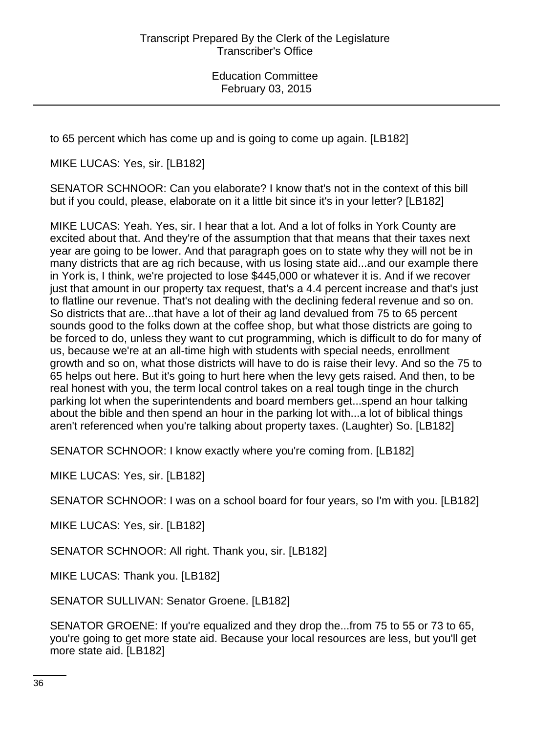to 65 percent which has come up and is going to come up again. [LB182]

MIKE LUCAS: Yes, sir. [LB182]

SENATOR SCHNOOR: Can you elaborate? I know that's not in the context of this bill but if you could, please, elaborate on it a little bit since it's in your letter? [LB182]

MIKE LUCAS: Yeah. Yes, sir. I hear that a lot. And a lot of folks in York County are excited about that. And they're of the assumption that that means that their taxes next year are going to be lower. And that paragraph goes on to state why they will not be in many districts that are ag rich because, with us losing state aid...and our example there in York is, I think, we're projected to lose $445,000 or whatever it is. And if we recover just that amount in our property tax request, that's a 4.4 percent increase and that's just to flatline our revenue. That's not dealing with the declining federal revenue and so on. So districts that are...that have a lot of their ag land devalued from 75 to 65 percent sounds good to the folks down at the coffee shop, but what those districts are going to be forced to do, unless they want to cut programming, which is difficult to do for many of us, because we're at an all-time high with students with special needs, enrollment growth and so on, what those districts will have to do is raise their levy. And so the 75 to 65 helps out here. But it's going to hurt here when the levy gets raised. And then, to be real honest with you, the term local control takes on a real tough tinge in the church parking lot when the superintendents and board members get...spend an hour talking about the bible and then spend an hour in the parking lot with...a lot of biblical things aren't referenced when you're talking about property taxes. (Laughter) So. [LB182]

SENATOR SCHNOOR: I know exactly where you're coming from. [LB182]

MIKE LUCAS: Yes, sir. [LB182]

SENATOR SCHNOOR: I was on a school board for four years, so I'm with you. [LB182]

MIKE LUCAS: Yes, sir. [LB182]

SENATOR SCHNOOR: All right. Thank you, sir. [LB182]

MIKE LUCAS: Thank you. [LB182]

SENATOR SULLIVAN: Senator Groene. [LB182]

SENATOR GROENE: If you're equalized and they drop the...from 75 to 55 or 73 to 65, you're going to get more state aid. Because your local resources are less, but you'll get more state aid. [LB182]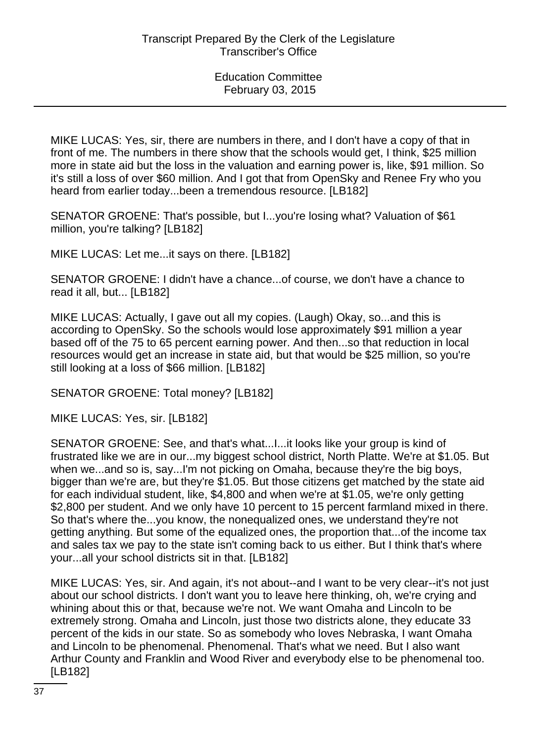MIKE LUCAS: Yes, sir, there are numbers in there, and I don't have a copy of that in front of me. The numbers in there show that the schools would get, I think, $25 million more in state aid but the loss in the valuation and earning power is, like, $91 million. So it's still a loss of over $60 million. And I got that from OpenSky and Renee Fry who you heard from earlier today...been a tremendous resource. [LB182]

SENATOR GROENE: That's possible, but I...you're losing what? Valuation of $61 million, you're talking? [LB182]

MIKE LUCAS: Let me...it says on there. [LB182]

SENATOR GROENE: I didn't have a chance...of course, we don't have a chance to read it all, but... [LB182]

MIKE LUCAS: Actually, I gave out all my copies. (Laugh) Okay, so...and this is according to OpenSky. So the schools would lose approximately $91 million a year based off of the 75 to 65 percent earning power. And then...so that reduction in local resources would get an increase in state aid, but that would be $25 million, so you're still looking at a loss of $66 million. [LB182]

SENATOR GROENE: Total money? [LB182]

MIKE LUCAS: Yes, sir. [LB182]

SENATOR GROENE: See, and that's what...I...it looks like your group is kind of frustrated like we are in our...my biggest school district, North Platte. We're at $1.05. But when we...and so is, say...I'm not picking on Omaha, because they're the big boys, bigger than we're are, but they're $1.05. But those citizens get matched by the state aid for each individual student, like, $4,800 and when we're at $1.05, we're only getting $2,800 per student. And we only have 10 percent to 15 percent farmland mixed in there. So that's where the...you know, the nonequalized ones, we understand they're not getting anything. But some of the equalized ones, the proportion that...of the income tax and sales tax we pay to the state isn't coming back to us either. But I think that's where your...all your school districts sit in that. [LB182]

MIKE LUCAS: Yes, sir. And again, it's not about--and I want to be very clear--it's not just about our school districts. I don't want you to leave here thinking, oh, we're crying and whining about this or that, because we're not. We want Omaha and Lincoln to be extremely strong. Omaha and Lincoln, just those two districts alone, they educate 33 percent of the kids in our state. So as somebody who loves Nebraska, I want Omaha and Lincoln to be phenomenal. Phenomenal. That's what we need. But I also want Arthur County and Franklin and Wood River and everybody else to be phenomenal too. [LB182]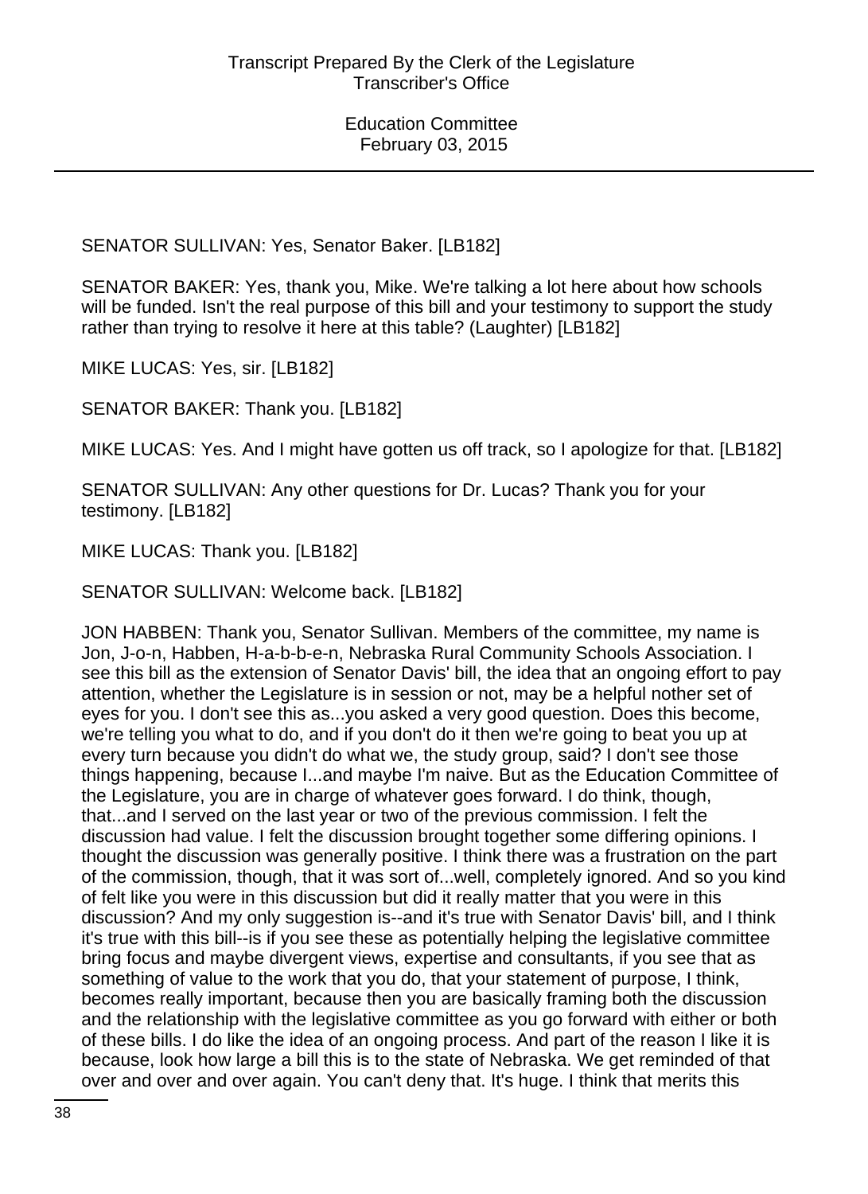SENATOR SULLIVAN: Yes, Senator Baker. [LB182]

SENATOR BAKER: Yes, thank you, Mike. We're talking a lot here about how schools will be funded. Isn't the real purpose of this bill and your testimony to support the study rather than trying to resolve it here at this table? (Laughter) [LB182]

MIKE LUCAS: Yes, sir. [LB182]

SENATOR BAKER: Thank you. [LB182]

MIKE LUCAS: Yes. And I might have gotten us off track, so I apologize for that. [LB182]

SENATOR SULLIVAN: Any other questions for Dr. Lucas? Thank you for your testimony. [LB182]

MIKE LUCAS: Thank you. [LB182]

SENATOR SULLIVAN: Welcome back. [LB182]

JON HABBEN: Thank you, Senator Sullivan. Members of the committee, my name is Jon, J-o-n, Habben, H-a-b-b-e-n, Nebraska Rural Community Schools Association. I see this bill as the extension of Senator Davis' bill, the idea that an ongoing effort to pay attention, whether the Legislature is in session or not, may be a helpful nother set of eyes for you. I don't see this as...you asked a very good question. Does this become, we're telling you what to do, and if you don't do it then we're going to beat you up at every turn because you didn't do what we, the study group, said? I don't see those things happening, because I...and maybe I'm naive. But as the Education Committee of the Legislature, you are in charge of whatever goes forward. I do think, though, that...and I served on the last year or two of the previous commission. I felt the discussion had value. I felt the discussion brought together some differing opinions. I thought the discussion was generally positive. I think there was a frustration on the part of the commission, though, that it was sort of...well, completely ignored. And so you kind of felt like you were in this discussion but did it really matter that you were in this discussion? And my only suggestion is--and it's true with Senator Davis' bill, and I think it's true with this bill--is if you see these as potentially helping the legislative committee bring focus and maybe divergent views, expertise and consultants, if you see that as something of value to the work that you do, that your statement of purpose, I think, becomes really important, because then you are basically framing both the discussion and the relationship with the legislative committee as you go forward with either or both of these bills. I do like the idea of an ongoing process. And part of the reason I like it is because, look how large a bill this is to the state of Nebraska. We get reminded of that over and over and over again. You can't deny that. It's huge. I think that merits this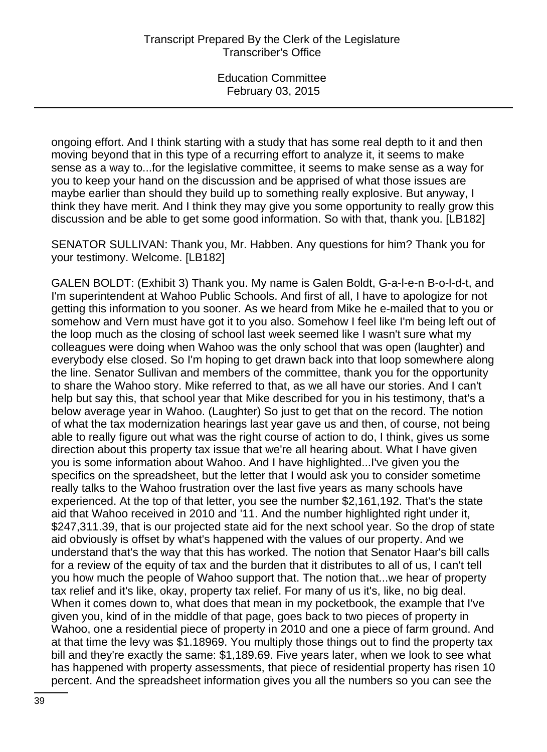ongoing effort. And I think starting with a study that has some real depth to it and then moving beyond that in this type of a recurring effort to analyze it, it seems to make sense as a way to...for the legislative committee, it seems to make sense as a way for you to keep your hand on the discussion and be apprised of what those issues are maybe earlier than should they build up to something really explosive. But anyway, I think they have merit. And I think they may give you some opportunity to really grow this discussion and be able to get some good information. So with that, thank you. [LB182]

SENATOR SULLIVAN: Thank you, Mr. Habben. Any questions for him? Thank you for your testimony. Welcome. [LB182]

GALEN BOLDT: (Exhibit 3) Thank you. My name is Galen Boldt, G-a-l-e-n B-o-l-d-t, and I'm superintendent at Wahoo Public Schools. And first of all, I have to apologize for not getting this information to you sooner. As we heard from Mike he e-mailed that to you or somehow and Vern must have got it to you also. Somehow I feel like I'm being left out of the loop much as the closing of school last week seemed like I wasn't sure what my colleagues were doing when Wahoo was the only school that was open (laughter) and everybody else closed. So I'm hoping to get drawn back into that loop somewhere along the line. Senator Sullivan and members of the committee, thank you for the opportunity to share the Wahoo story. Mike referred to that, as we all have our stories. And I can't help but say this, that school year that Mike described for you in his testimony, that's a below average year in Wahoo. (Laughter) So just to get that on the record. The notion of what the tax modernization hearings last year gave us and then, of course, not being able to really figure out what was the right course of action to do, I think, gives us some direction about this property tax issue that we're all hearing about. What I have given you is some information about Wahoo. And I have highlighted...I've given you the specifics on the spreadsheet, but the letter that I would ask you to consider sometime really talks to the Wahoo frustration over the last five years as many schools have experienced. At the top of that letter, you see the number $2,161,192. That's the state aid that Wahoo received in 2010 and '11. And the number highlighted right under it, $247,311.39, that is our projected state aid for the next school year. So the drop of state aid obviously is offset by what's happened with the values of our property. And we understand that's the way that this has worked. The notion that Senator Haar's bill calls for a review of the equity of tax and the burden that it distributes to all of us, I can't tell you how much the people of Wahoo support that. The notion that...we hear of property tax relief and it's like, okay, property tax relief. For many of us it's, like, no big deal. When it comes down to, what does that mean in my pocketbook, the example that I've given you, kind of in the middle of that page, goes back to two pieces of property in Wahoo, one a residential piece of property in 2010 and one a piece of farm ground. And at that time the levy was $1.18969. You multiply those things out to find the property tax bill and they're exactly the same: $1,189.69. Five years later, when we look to see what has happened with property assessments, that piece of residential property has risen 10 percent. And the spreadsheet information gives you all the numbers so you can see the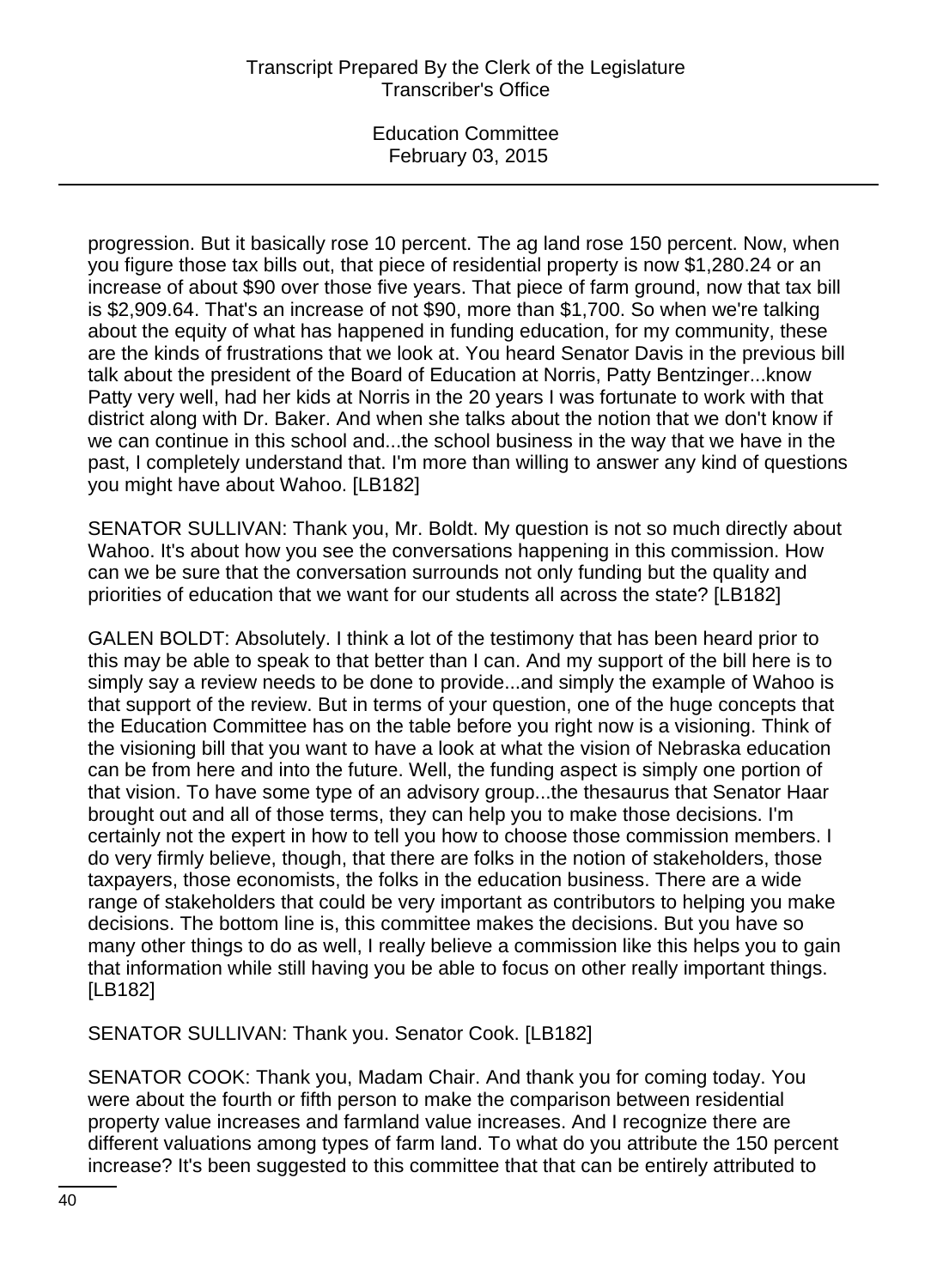progression. But it basically rose 10 percent. The ag land rose 150 percent. Now, when you figure those tax bills out, that piece of residential property is now $1,280.24 or an increase of about $90 over those five years. That piece of farm ground, now that tax bill is $2,909.64. That's an increase of not $90, more than $1,700. So when we're talking about the equity of what has happened in funding education, for my community, these are the kinds of frustrations that we look at. You heard Senator Davis in the previous bill talk about the president of the Board of Education at Norris, Patty Bentzinger...know Patty very well, had her kids at Norris in the 20 years I was fortunate to work with that district along with Dr. Baker. And when she talks about the notion that we don't know if we can continue in this school and...the school business in the way that we have in the past, I completely understand that. I'm more than willing to answer any kind of questions you might have about Wahoo. [LB182]

SENATOR SULLIVAN: Thank you, Mr. Boldt. My question is not so much directly about Wahoo. It's about how you see the conversations happening in this commission. How can we be sure that the conversation surrounds not only funding but the quality and priorities of education that we want for our students all across the state? [LB182]

GALEN BOLDT: Absolutely. I think a lot of the testimony that has been heard prior to this may be able to speak to that better than I can. And my support of the bill here is to simply say a review needs to be done to provide...and simply the example of Wahoo is that support of the review. But in terms of your question, one of the huge concepts that the Education Committee has on the table before you right now is a visioning. Think of the visioning bill that you want to have a look at what the vision of Nebraska education can be from here and into the future. Well, the funding aspect is simply one portion of that vision. To have some type of an advisory group...the thesaurus that Senator Haar brought out and all of those terms, they can help you to make those decisions. I'm certainly not the expert in how to tell you how to choose those commission members. I do very firmly believe, though, that there are folks in the notion of stakeholders, those taxpayers, those economists, the folks in the education business. There are a wide range of stakeholders that could be very important as contributors to helping you make decisions. The bottom line is, this committee makes the decisions. But you have so many other things to do as well, I really believe a commission like this helps you to gain that information while still having you be able to focus on other really important things. [LB182]

SENATOR SULLIVAN: Thank you. Senator Cook. [LB182]

SENATOR COOK: Thank you, Madam Chair. And thank you for coming today. You were about the fourth or fifth person to make the comparison between residential property value increases and farmland value increases. And I recognize there are different valuations among types of farm land. To what do you attribute the 150 percent increase? It's been suggested to this committee that that can be entirely attributed to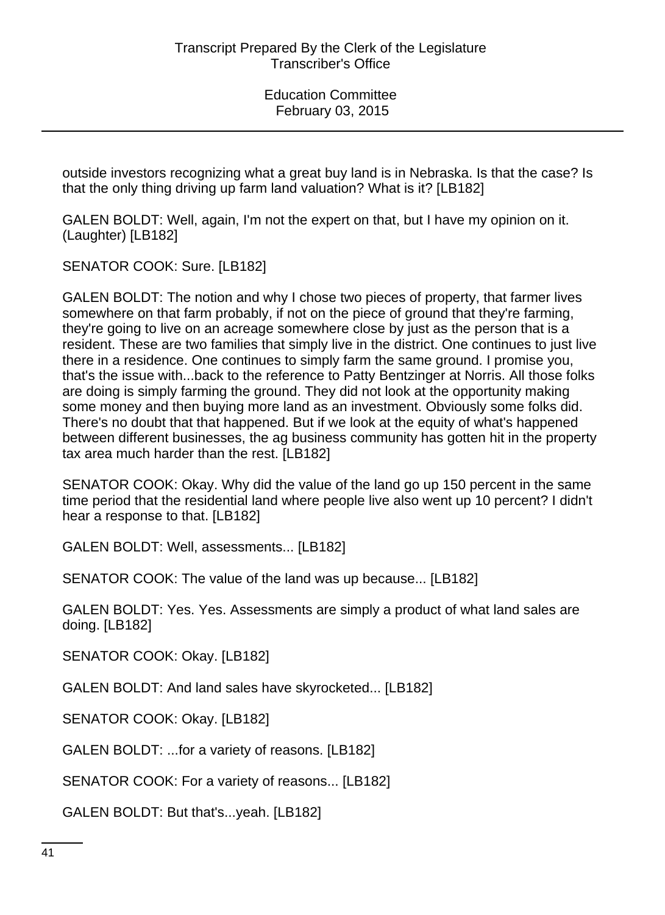outside investors recognizing what a great buy land is in Nebraska. Is that the case? Is that the only thing driving up farm land valuation? What is it? [LB182]

GALEN BOLDT: Well, again, I'm not the expert on that, but I have my opinion on it. (Laughter) [LB182]

SENATOR COOK: Sure. [LB182]

GALEN BOLDT: The notion and why I chose two pieces of property, that farmer lives somewhere on that farm probably, if not on the piece of ground that they're farming, they're going to live on an acreage somewhere close by just as the person that is a resident. These are two families that simply live in the district. One continues to just live there in a residence. One continues to simply farm the same ground. I promise you, that's the issue with...back to the reference to Patty Bentzinger at Norris. All those folks are doing is simply farming the ground. They did not look at the opportunity making some money and then buying more land as an investment. Obviously some folks did. There's no doubt that that happened. But if we look at the equity of what's happened between different businesses, the ag business community has gotten hit in the property tax area much harder than the rest. [LB182]

SENATOR COOK: Okay. Why did the value of the land go up 150 percent in the same time period that the residential land where people live also went up 10 percent? I didn't hear a response to that. [LB182]

GALEN BOLDT: Well, assessments... [LB182]

SENATOR COOK: The value of the land was up because... [LB182]

GALEN BOLDT: Yes. Yes. Assessments are simply a product of what land sales are doing. [LB182]

SENATOR COOK: Okay. [LB182]

GALEN BOLDT: And land sales have skyrocketed... [LB182]

SENATOR COOK: Okay. [LB182]

GALEN BOLDT: ...for a variety of reasons. [LB182]

SENATOR COOK: For a variety of reasons... [LB182]

GALEN BOLDT: But that's...yeah. [LB182]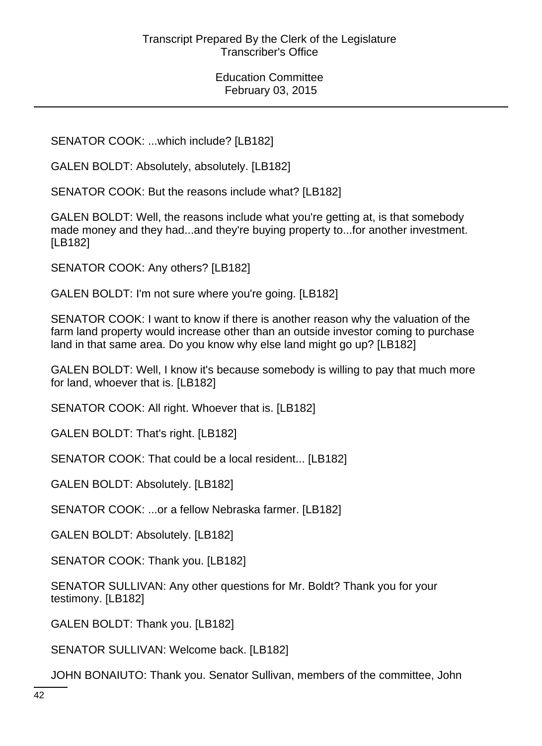SENATOR COOK: ...which include? [LB182]

GALEN BOLDT: Absolutely, absolutely. [LB182]

SENATOR COOK: But the reasons include what? [LB182]

GALEN BOLDT: Well, the reasons include what you're getting at, is that somebody made money and they had...and they're buying property to...for another investment. [LB182]

SENATOR COOK: Any others? [LB182]

GALEN BOLDT: I'm not sure where you're going. [LB182]

SENATOR COOK: I want to know if there is another reason why the valuation of the farm land property would increase other than an outside investor coming to purchase land in that same area. Do you know why else land might go up? [LB182]

GALEN BOLDT: Well, I know it's because somebody is willing to pay that much more for land, whoever that is. [LB182]

SENATOR COOK: All right. Whoever that is. [LB182]

GALEN BOLDT: That's right. [LB182]

SENATOR COOK: That could be a local resident... [LB182]

GALEN BOLDT: Absolutely. [LB182]

SENATOR COOK: ...or a fellow Nebraska farmer. [LB182]

GALEN BOLDT: Absolutely. [LB182]

SENATOR COOK: Thank you. [LB182]

SENATOR SULLIVAN: Any other questions for Mr. Boldt? Thank you for your testimony. [LB182]

GALEN BOLDT: Thank you. [LB182]

SENATOR SULLIVAN: Welcome back. [LB182]

JOHN BONAIUTO: Thank you. Senator Sullivan, members of the committee, John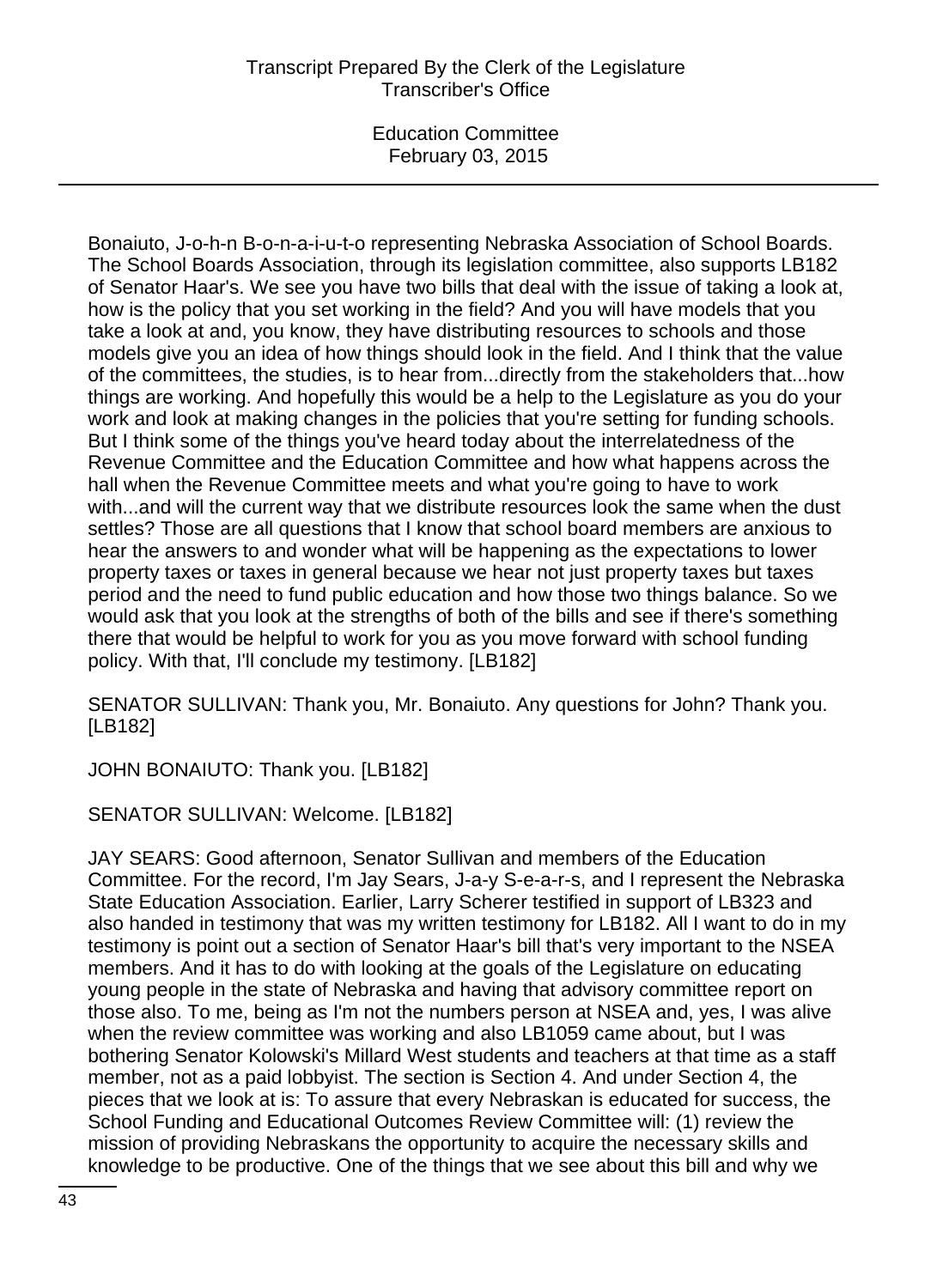Bonaiuto, J-o-h-n B-o-n-a-i-u-t-o representing Nebraska Association of School Boards. The School Boards Association, through its legislation committee, also supports LB182 of Senator Haar's. We see you have two bills that deal with the issue of taking a look at, how is the policy that you set working in the field? And you will have models that you take a look at and, you know, they have distributing resources to schools and those models give you an idea of how things should look in the field. And I think that the value of the committees, the studies, is to hear from...directly from the stakeholders that...how things are working. And hopefully this would be a help to the Legislature as you do your work and look at making changes in the policies that you're setting for funding schools. But I think some of the things you've heard today about the interrelatedness of the Revenue Committee and the Education Committee and how what happens across the hall when the Revenue Committee meets and what you're going to have to work with...and will the current way that we distribute resources look the same when the dust settles? Those are all questions that I know that school board members are anxious to hear the answers to and wonder what will be happening as the expectations to lower property taxes or taxes in general because we hear not just property taxes but taxes period and the need to fund public education and how those two things balance. So we would ask that you look at the strengths of both of the bills and see if there's something there that would be helpful to work for you as you move forward with school funding policy. With that, I'll conclude my testimony. [LB182]

SENATOR SULLIVAN: Thank you, Mr. Bonaiuto. Any questions for John? Thank you. [LB182]

JOHN BONAIUTO: Thank you. [LB182]

SENATOR SULLIVAN: Welcome. [LB182]

JAY SEARS: Good afternoon, Senator Sullivan and members of the Education Committee. For the record, I'm Jay Sears, J-a-y S-e-a-r-s, and I represent the Nebraska State Education Association. Earlier, Larry Scherer testified in support of LB323 and also handed in testimony that was my written testimony for LB182. All I want to do in my testimony is point out a section of Senator Haar's bill that's very important to the NSEA members. And it has to do with looking at the goals of the Legislature on educating young people in the state of Nebraska and having that advisory committee report on those also. To me, being as I'm not the numbers person at NSEA and, yes, I was alive when the review committee was working and also LB1059 came about, but I was bothering Senator Kolowski's Millard West students and teachers at that time as a staff member, not as a paid lobbyist. The section is Section 4. And under Section 4, the pieces that we look at is: To assure that every Nebraskan is educated for success, the School Funding and Educational Outcomes Review Committee will: (1) review the mission of providing Nebraskans the opportunity to acquire the necessary skills and knowledge to be productive. One of the things that we see about this bill and why we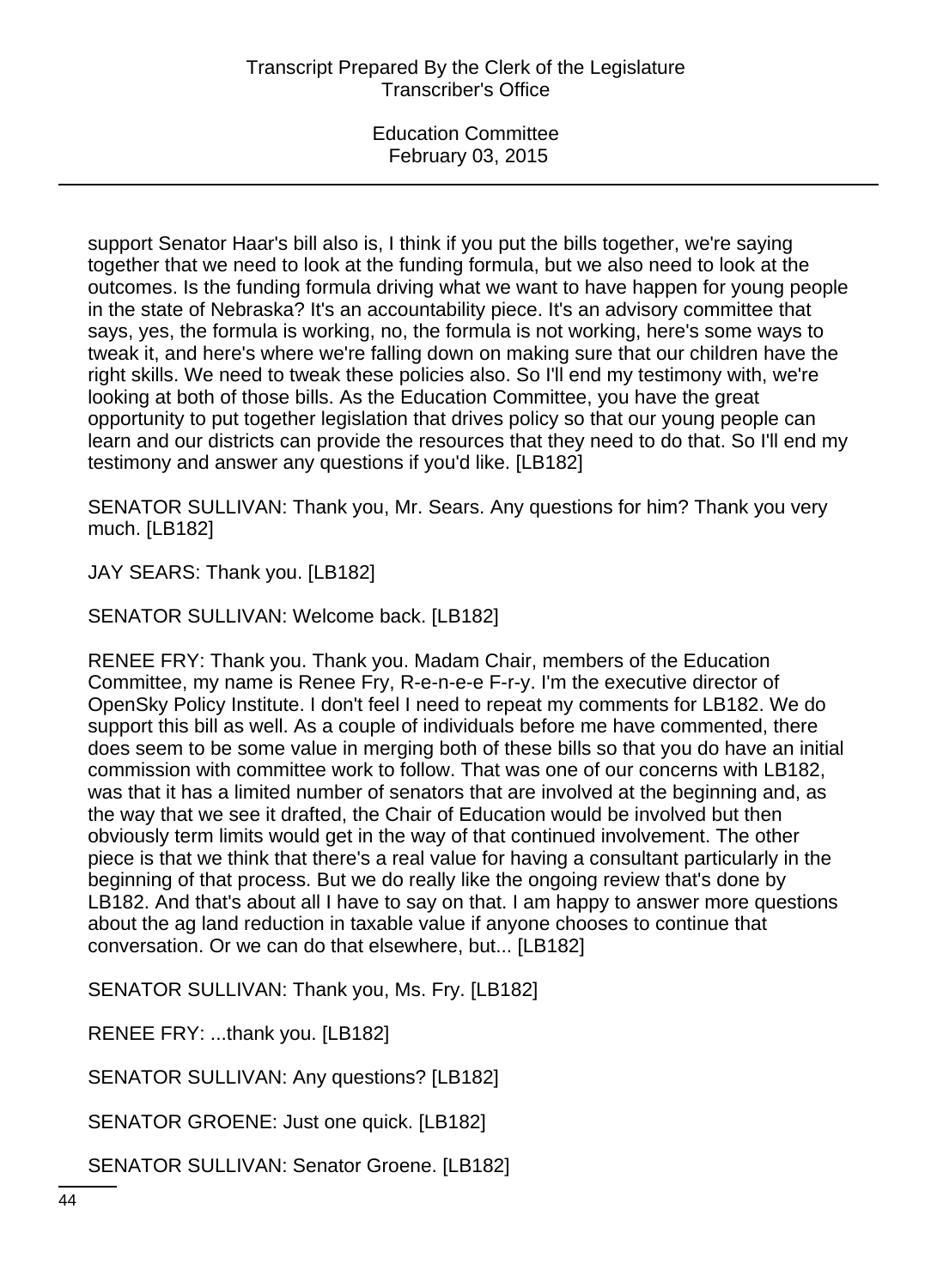support Senator Haar's bill also is, I think if you put the bills together, we're saying together that we need to look at the funding formula, but we also need to look at the outcomes. Is the funding formula driving what we want to have happen for young people in the state of Nebraska? It's an accountability piece. It's an advisory committee that says, yes, the formula is working, no, the formula is not working, here's some ways to tweak it, and here's where we're falling down on making sure that our children have the right skills. We need to tweak these policies also. So I'll end my testimony with, we're looking at both of those bills. As the Education Committee, you have the great opportunity to put together legislation that drives policy so that our young people can learn and our districts can provide the resources that they need to do that. So I'll end my testimony and answer any questions if you'd like. [LB182]

SENATOR SULLIVAN: Thank you, Mr. Sears. Any questions for him? Thank you very much. [LB182]

JAY SEARS: Thank you. [LB182]

SENATOR SULLIVAN: Welcome back. [LB182]

RENEE FRY: Thank you. Thank you. Madam Chair, members of the Education Committee, my name is Renee Fry, R-e-n-e-e F-r-y. I'm the executive director of OpenSky Policy Institute. I don't feel I need to repeat my comments for LB182. We do support this bill as well. As a couple of individuals before me have commented, there does seem to be some value in merging both of these bills so that you do have an initial commission with committee work to follow. That was one of our concerns with LB182, was that it has a limited number of senators that are involved at the beginning and, as the way that we see it drafted, the Chair of Education would be involved but then obviously term limits would get in the way of that continued involvement. The other piece is that we think that there's a real value for having a consultant particularly in the beginning of that process. But we do really like the ongoing review that's done by LB182. And that's about all I have to say on that. I am happy to answer more questions about the ag land reduction in taxable value if anyone chooses to continue that conversation. Or we can do that elsewhere, but... [LB182]

SENATOR SULLIVAN: Thank you, Ms. Fry. [LB182]

RENEE FRY: ...thank you. [LB182]

SENATOR SULLIVAN: Any questions? [LB182]

SENATOR GROENE: Just one quick. [LB182]

SENATOR SULLIVAN: Senator Groene. [LB182]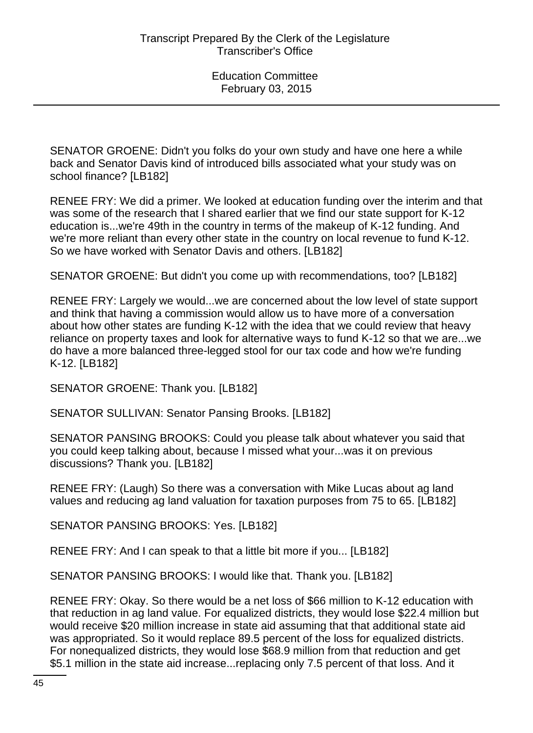SENATOR GROENE: Didn't you folks do your own study and have one here a while back and Senator Davis kind of introduced bills associated what your study was on school finance? [LB182]

RENEE FRY: We did a primer. We looked at education funding over the interim and that was some of the research that I shared earlier that we find our state support for K-12 education is...we're 49th in the country in terms of the makeup of K-12 funding. And we're more reliant than every other state in the country on local revenue to fund K-12. So we have worked with Senator Davis and others. [LB182]

SENATOR GROENE: But didn't you come up with recommendations, too? [LB182]

RENEE FRY: Largely we would...we are concerned about the low level of state support and think that having a commission would allow us to have more of a conversation about how other states are funding K-12 with the idea that we could review that heavy reliance on property taxes and look for alternative ways to fund K-12 so that we are...we do have a more balanced three-legged stool for our tax code and how we're funding K-12. [LB182]

SENATOR GROENE: Thank you. [LB182]

SENATOR SULLIVAN: Senator Pansing Brooks. [LB182]

SENATOR PANSING BROOKS: Could you please talk about whatever you said that you could keep talking about, because I missed what your...was it on previous discussions? Thank you. [LB182]

RENEE FRY: (Laugh) So there was a conversation with Mike Lucas about ag land values and reducing ag land valuation for taxation purposes from 75 to 65. [LB182]

SENATOR PANSING BROOKS: Yes. [LB182]

RENEE FRY: And I can speak to that a little bit more if you... [LB182]

SENATOR PANSING BROOKS: I would like that. Thank you. [LB182]

RENEE FRY: Okay. So there would be a net loss of $66 million to K-12 education with that reduction in ag land value. For equalized districts, they would lose $22.4 million but would receive $20 million increase in state aid assuming that that additional state aid was appropriated. So it would replace 89.5 percent of the loss for equalized districts. For nonequalized districts, they would lose $68.9 million from that reduction and get $5.1 million in the state aid increase...replacing only 7.5 percent of that loss. And it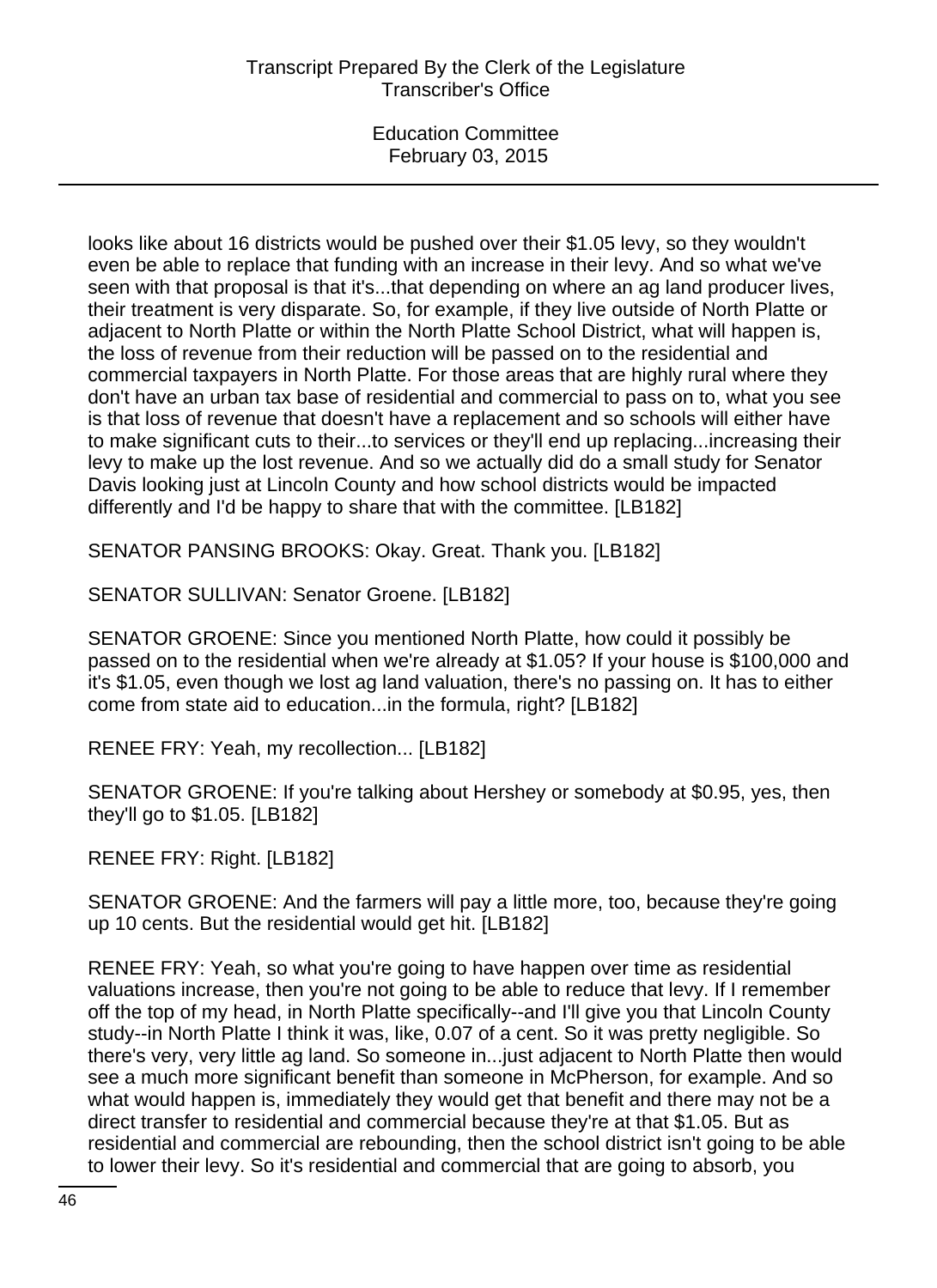looks like about 16 districts would be pushed over their $1.05 levy, so they wouldn't even be able to replace that funding with an increase in their levy. And so what we've seen with that proposal is that it's...that depending on where an ag land producer lives, their treatment is very disparate. So, for example, if they live outside of North Platte or adjacent to North Platte or within the North Platte School District, what will happen is, the loss of revenue from their reduction will be passed on to the residential and commercial taxpayers in North Platte. For those areas that are highly rural where they don't have an urban tax base of residential and commercial to pass on to, what you see is that loss of revenue that doesn't have a replacement and so schools will either have to make significant cuts to their...to services or they'll end up replacing...increasing their levy to make up the lost revenue. And so we actually did do a small study for Senator Davis looking just at Lincoln County and how school districts would be impacted differently and I'd be happy to share that with the committee. [LB182]

SENATOR PANSING BROOKS: Okay. Great. Thank you. [LB182]

SENATOR SULLIVAN: Senator Groene. [LB182]

SENATOR GROENE: Since you mentioned North Platte, how could it possibly be passed on to the residential when we're already at $1.05? If your house is $100,000 and it's $1.05, even though we lost ag land valuation, there's no passing on. It has to either come from state aid to education...in the formula, right? [LB182]

RENEE FRY: Yeah, my recollection... [LB182]

SENATOR GROENE: If you're talking about Hershey or somebody at $0.95, yes, then they'll go to $1.05. [LB182]

RENEE FRY: Right. [LB182]

SENATOR GROENE: And the farmers will pay a little more, too, because they're going up 10 cents. But the residential would get hit. [LB182]

RENEE FRY: Yeah, so what you're going to have happen over time as residential valuations increase, then you're not going to be able to reduce that levy. If I remember off the top of my head, in North Platte specifically--and I'll give you that Lincoln County study--in North Platte I think it was, like, 0.07 of a cent. So it was pretty negligible. So there's very, very little ag land. So someone in...just adjacent to North Platte then would see a much more significant benefit than someone in McPherson, for example. And so what would happen is, immediately they would get that benefit and there may not be a direct transfer to residential and commercial because they're at that $1.05. But as residential and commercial are rebounding, then the school district isn't going to be able to lower their levy. So it's residential and commercial that are going to absorb, you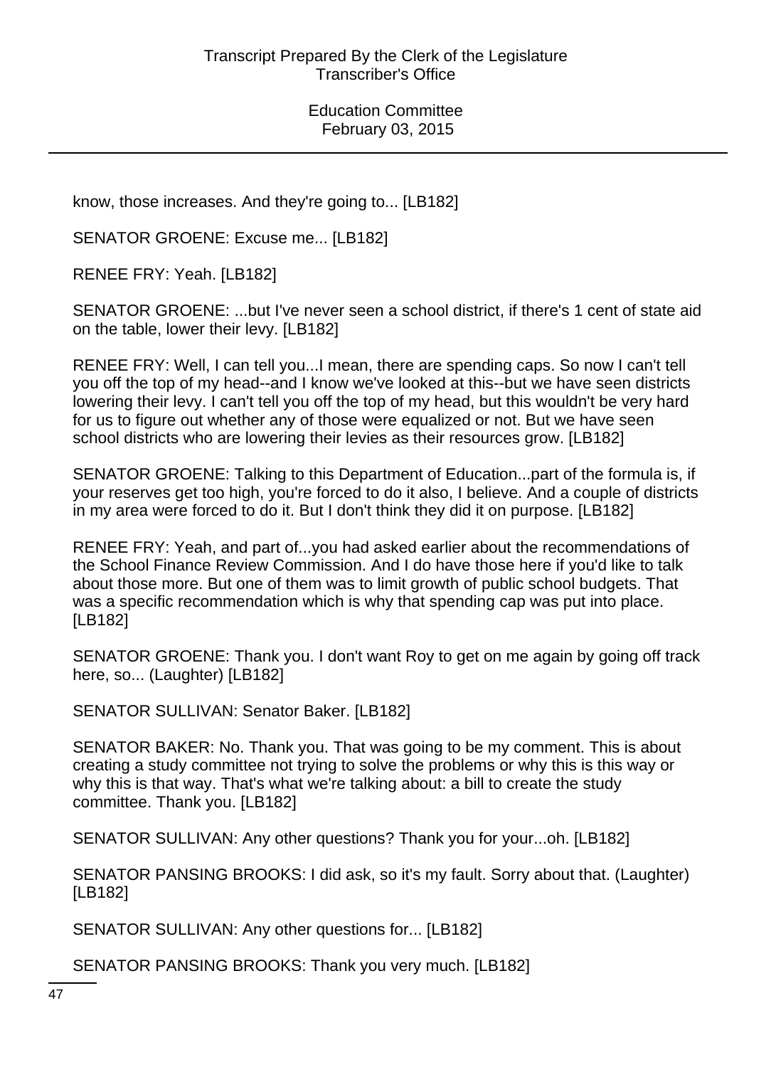know, those increases. And they're going to... [LB182]

SENATOR GROENE: Excuse me... [LB182]

RENEE FRY: Yeah. [LB182]

SENATOR GROENE: ...but I've never seen a school district, if there's 1 cent of state aid on the table, lower their levy. [LB182]

RENEE FRY: Well, I can tell you...I mean, there are spending caps. So now I can't tell you off the top of my head--and I know we've looked at this--but we have seen districts lowering their levy. I can't tell you off the top of my head, but this wouldn't be very hard for us to figure out whether any of those were equalized or not. But we have seen school districts who are lowering their levies as their resources grow. [LB182]

SENATOR GROENE: Talking to this Department of Education...part of the formula is, if your reserves get too high, you're forced to do it also, I believe. And a couple of districts in my area were forced to do it. But I don't think they did it on purpose. [LB182]

RENEE FRY: Yeah, and part of...you had asked earlier about the recommendations of the School Finance Review Commission. And I do have those here if you'd like to talk about those more. But one of them was to limit growth of public school budgets. That was a specific recommendation which is why that spending cap was put into place. [LB182]

SENATOR GROENE: Thank you. I don't want Roy to get on me again by going off track here, so... (Laughter) [LB182]

SENATOR SULLIVAN: Senator Baker. [LB182]

SENATOR BAKER: No. Thank you. That was going to be my comment. This is about creating a study committee not trying to solve the problems or why this is this way or why this is that way. That's what we're talking about: a bill to create the study committee. Thank you. [LB182]

SENATOR SULLIVAN: Any other questions? Thank you for your...oh. [LB182]

SENATOR PANSING BROOKS: I did ask, so it's my fault. Sorry about that. (Laughter) [LB182]

SENATOR SULLIVAN: Any other questions for... [LB182]

SENATOR PANSING BROOKS: Thank you very much. [LB182]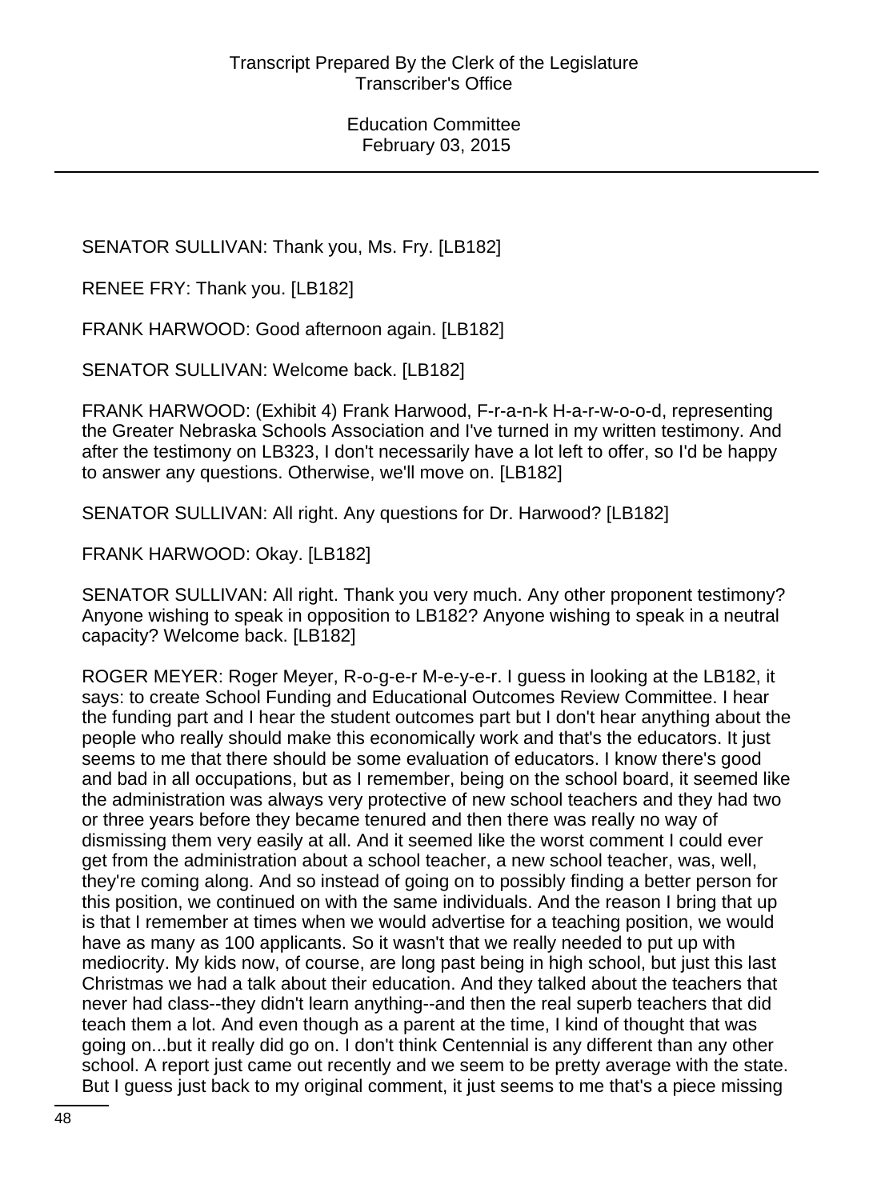SENATOR SULLIVAN: Thank you, Ms. Fry. [LB182]

RENEE FRY: Thank you. [LB182]

FRANK HARWOOD: Good afternoon again. [LB182]

SENATOR SULLIVAN: Welcome back. [LB182]

FRANK HARWOOD: (Exhibit 4) Frank Harwood, F-r-a-n-k H-a-r-w-o-o-d, representing the Greater Nebraska Schools Association and I've turned in my written testimony. And after the testimony on LB323, I don't necessarily have a lot left to offer, so I'd be happy to answer any questions. Otherwise, we'll move on. [LB182]

SENATOR SULLIVAN: All right. Any questions for Dr. Harwood? [LB182]

FRANK HARWOOD: Okay. [LB182]

SENATOR SULLIVAN: All right. Thank you very much. Any other proponent testimony? Anyone wishing to speak in opposition to LB182? Anyone wishing to speak in a neutral capacity? Welcome back. [LB182]

ROGER MEYER: Roger Meyer, R-o-g-e-r M-e-y-e-r. I guess in looking at the LB182, it says: to create School Funding and Educational Outcomes Review Committee. I hear the funding part and I hear the student outcomes part but I don't hear anything about the people who really should make this economically work and that's the educators. It just seems to me that there should be some evaluation of educators. I know there's good and bad in all occupations, but as I remember, being on the school board, it seemed like the administration was always very protective of new school teachers and they had two or three years before they became tenured and then there was really no way of dismissing them very easily at all. And it seemed like the worst comment I could ever get from the administration about a school teacher, a new school teacher, was, well, they're coming along. And so instead of going on to possibly finding a better person for this position, we continued on with the same individuals. And the reason I bring that up is that I remember at times when we would advertise for a teaching position, we would have as many as 100 applicants. So it wasn't that we really needed to put up with mediocrity. My kids now, of course, are long past being in high school, but just this last Christmas we had a talk about their education. And they talked about the teachers that never had class--they didn't learn anything--and then the real superb teachers that did teach them a lot. And even though as a parent at the time, I kind of thought that was going on...but it really did go on. I don't think Centennial is any different than any other school. A report just came out recently and we seem to be pretty average with the state. But I guess just back to my original comment, it just seems to me that's a piece missing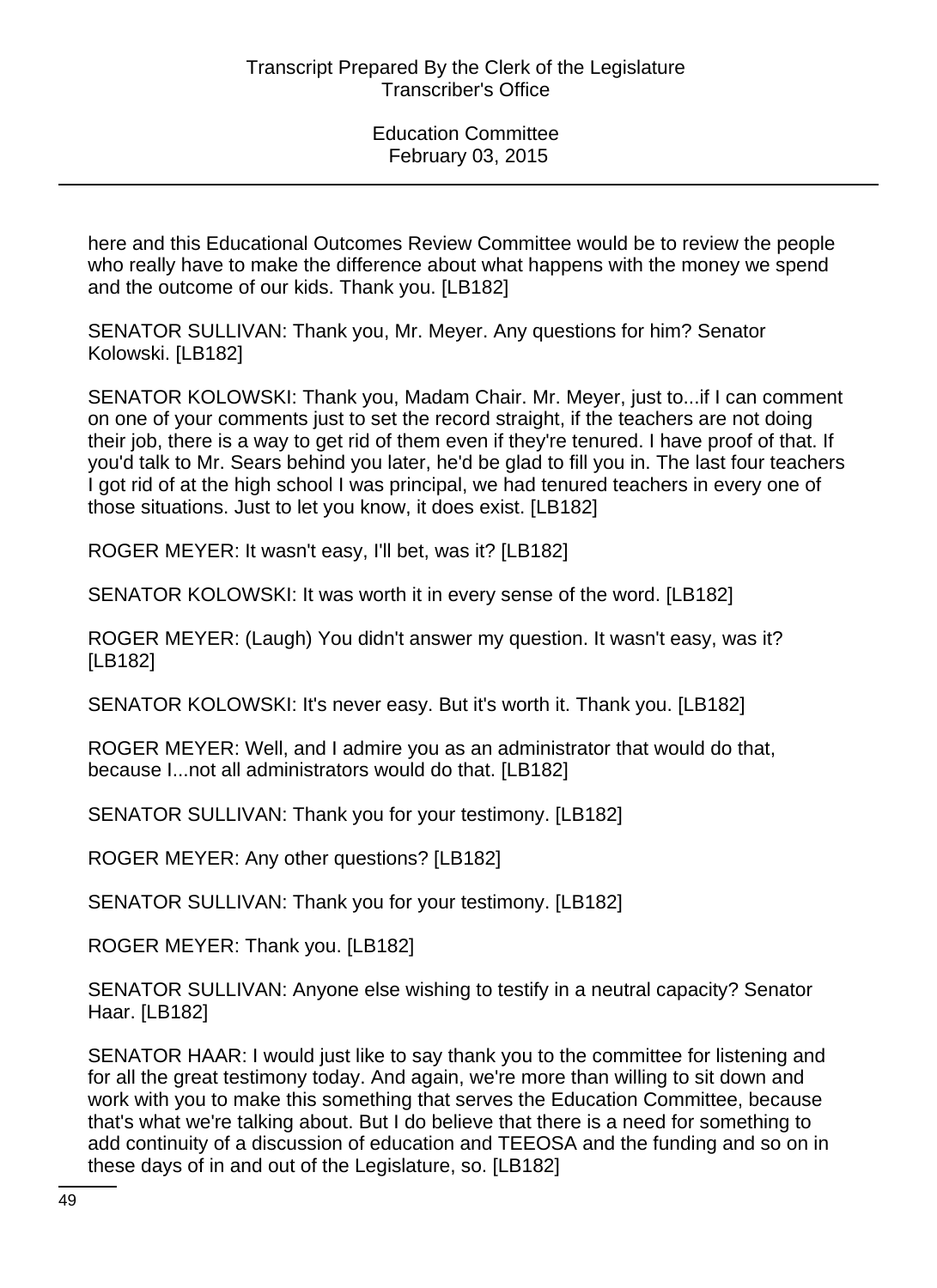here and this Educational Outcomes Review Committee would be to review the people who really have to make the difference about what happens with the money we spend and the outcome of our kids. Thank you. [LB182]

SENATOR SULLIVAN: Thank you, Mr. Meyer. Any questions for him? Senator Kolowski. [LB182]

SENATOR KOLOWSKI: Thank you, Madam Chair. Mr. Meyer, just to...if I can comment on one of your comments just to set the record straight, if the teachers are not doing their job, there is a way to get rid of them even if they're tenured. I have proof of that. If you'd talk to Mr. Sears behind you later, he'd be glad to fill you in. The last four teachers I got rid of at the high school I was principal, we had tenured teachers in every one of those situations. Just to let you know, it does exist. [LB182]

ROGER MEYER: It wasn't easy, I'll bet, was it? [LB182]

SENATOR KOLOWSKI: It was worth it in every sense of the word. [LB182]

ROGER MEYER: (Laugh) You didn't answer my question. It wasn't easy, was it? [LB182]

SENATOR KOLOWSKI: It's never easy. But it's worth it. Thank you. [LB182]

ROGER MEYER: Well, and I admire you as an administrator that would do that, because I...not all administrators would do that. [LB182]

SENATOR SULLIVAN: Thank you for your testimony. [LB182]

ROGER MEYER: Any other questions? [LB182]

SENATOR SULLIVAN: Thank you for your testimony. [LB182]

ROGER MEYER: Thank you. [LB182]

SENATOR SULLIVAN: Anyone else wishing to testify in a neutral capacity? Senator Haar. [LB182]

SENATOR HAAR: I would just like to say thank you to the committee for listening and for all the great testimony today. And again, we're more than willing to sit down and work with you to make this something that serves the Education Committee, because that's what we're talking about. But I do believe that there is a need for something to add continuity of a discussion of education and TEEOSA and the funding and so on in these days of in and out of the Legislature, so. [LB182]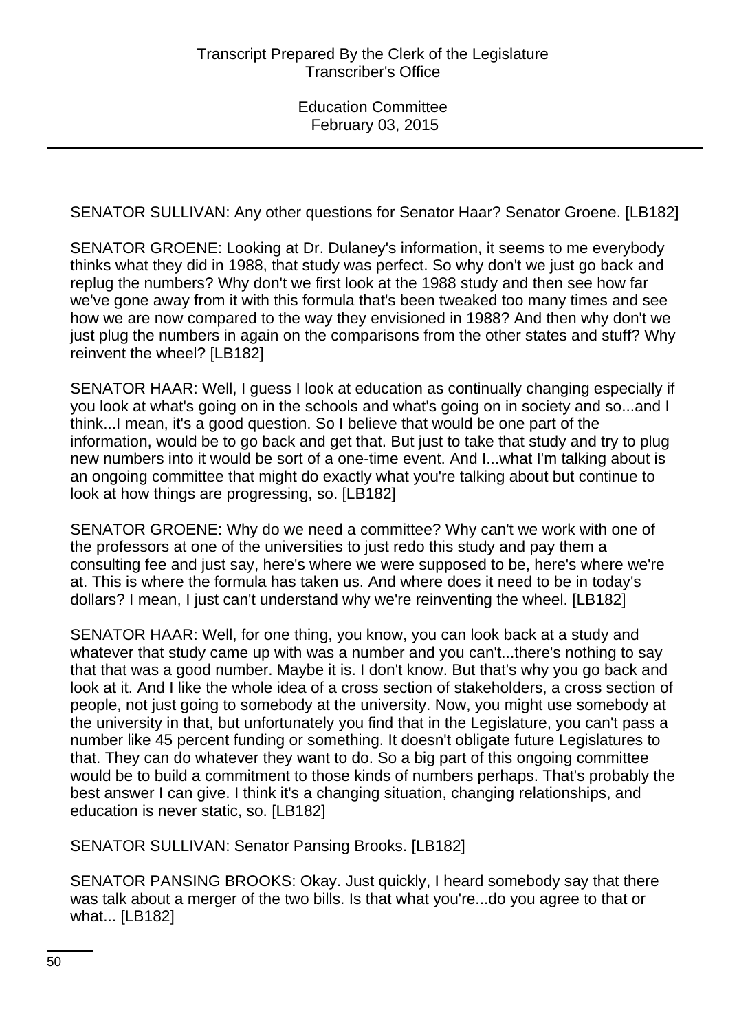SENATOR SULLIVAN: Any other questions for Senator Haar? Senator Groene. [LB182]

SENATOR GROENE: Looking at Dr. Dulaney's information, it seems to me everybody thinks what they did in 1988, that study was perfect. So why don't we just go back and replug the numbers? Why don't we first look at the 1988 study and then see how far we've gone away from it with this formula that's been tweaked too many times and see how we are now compared to the way they envisioned in 1988? And then why don't we just plug the numbers in again on the comparisons from the other states and stuff? Why reinvent the wheel? [LB182]

SENATOR HAAR: Well, I guess I look at education as continually changing especially if you look at what's going on in the schools and what's going on in society and so...and I think...I mean, it's a good question. So I believe that would be one part of the information, would be to go back and get that. But just to take that study and try to plug new numbers into it would be sort of a one-time event. And I...what I'm talking about is an ongoing committee that might do exactly what you're talking about but continue to look at how things are progressing, so. [LB182]

SENATOR GROENE: Why do we need a committee? Why can't we work with one of the professors at one of the universities to just redo this study and pay them a consulting fee and just say, here's where we were supposed to be, here's where we're at. This is where the formula has taken us. And where does it need to be in today's dollars? I mean, I just can't understand why we're reinventing the wheel. [LB182]

SENATOR HAAR: Well, for one thing, you know, you can look back at a study and whatever that study came up with was a number and you can't...there's nothing to say that that was a good number. Maybe it is. I don't know. But that's why you go back and look at it. And I like the whole idea of a cross section of stakeholders, a cross section of people, not just going to somebody at the university. Now, you might use somebody at the university in that, but unfortunately you find that in the Legislature, you can't pass a number like 45 percent funding or something. It doesn't obligate future Legislatures to that. They can do whatever they want to do. So a big part of this ongoing committee would be to build a commitment to those kinds of numbers perhaps. That's probably the best answer I can give. I think it's a changing situation, changing relationships, and education is never static, so. [LB182]

SENATOR SULLIVAN: Senator Pansing Brooks. [LB182]

SENATOR PANSING BROOKS: Okay. Just quickly, I heard somebody say that there was talk about a merger of the two bills. Is that what you're...do you agree to that or what... [LB182]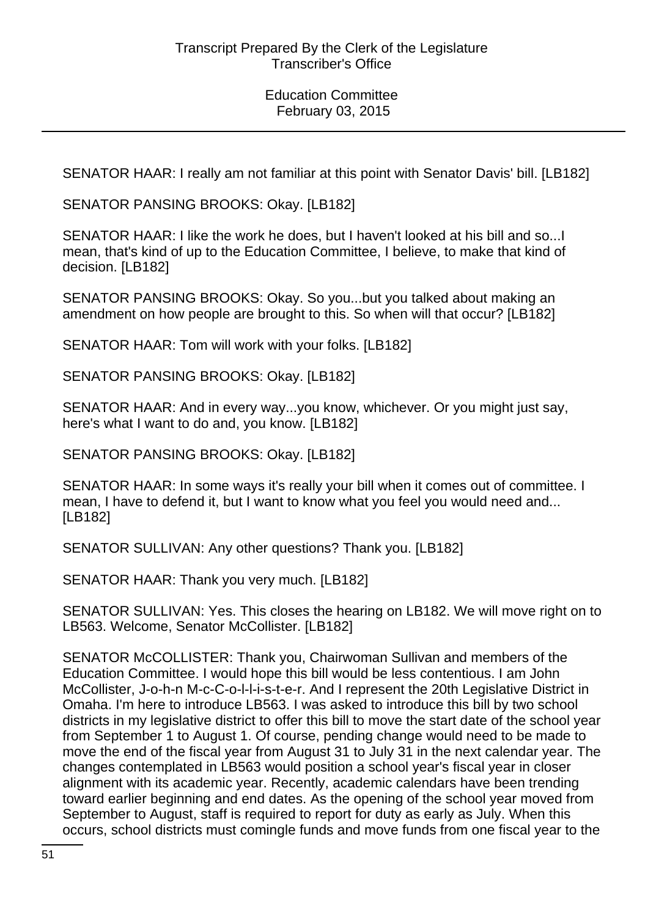SENATOR HAAR: I really am not familiar at this point with Senator Davis' bill. [LB182]

SENATOR PANSING BROOKS: Okay. [LB182]

SENATOR HAAR: I like the work he does, but I haven't looked at his bill and so...I mean, that's kind of up to the Education Committee, I believe, to make that kind of decision. [LB182]

SENATOR PANSING BROOKS: Okay. So you...but you talked about making an amendment on how people are brought to this. So when will that occur? [LB182]

SENATOR HAAR: Tom will work with your folks. [LB182]

SENATOR PANSING BROOKS: Okay. [LB182]

SENATOR HAAR: And in every way...you know, whichever. Or you might just say, here's what I want to do and, you know. [LB182]

SENATOR PANSING BROOKS: Okay. [LB182]

SENATOR HAAR: In some ways it's really your bill when it comes out of committee. I mean, I have to defend it, but I want to know what you feel you would need and... [LB182]

SENATOR SULLIVAN: Any other questions? Thank you. [LB182]

SENATOR HAAR: Thank you very much. [LB182]

SENATOR SULLIVAN: Yes. This closes the hearing on LB182. We will move right on to LB563. Welcome, Senator McCollister. [LB182]

SENATOR McCOLLISTER: Thank you, Chairwoman Sullivan and members of the Education Committee. I would hope this bill would be less contentious. I am John McCollister, J-o-h-n M-c-C-o-l-l-i-s-t-e-r. And I represent the 20th Legislative District in Omaha. I'm here to introduce LB563. I was asked to introduce this bill by two school districts in my legislative district to offer this bill to move the start date of the school year from September 1 to August 1. Of course, pending change would need to be made to move the end of the fiscal year from August 31 to July 31 in the next calendar year. The changes contemplated in LB563 would position a school year's fiscal year in closer alignment with its academic year. Recently, academic calendars have been trending toward earlier beginning and end dates. As the opening of the school year moved from September to August, staff is required to report for duty as early as July. When this occurs, school districts must comingle funds and move funds from one fiscal year to the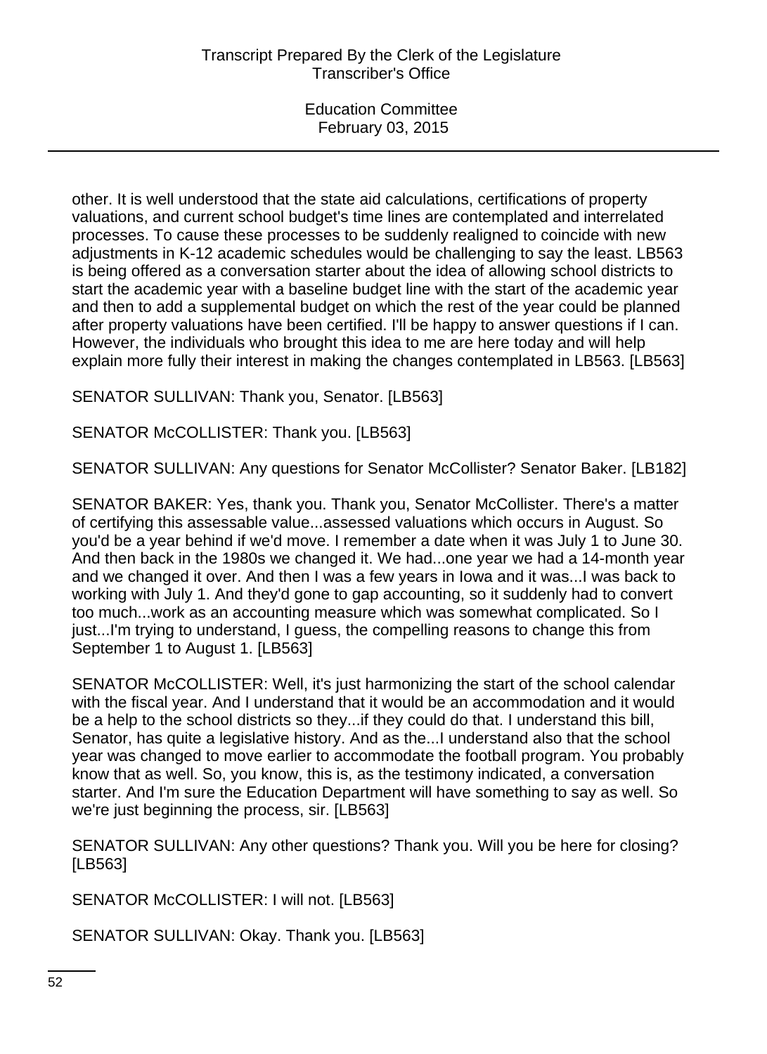other. It is well understood that the state aid calculations, certifications of property valuations, and current school budget's time lines are contemplated and interrelated processes. To cause these processes to be suddenly realigned to coincide with new adjustments in K-12 academic schedules would be challenging to say the least. LB563 is being offered as a conversation starter about the idea of allowing school districts to start the academic year with a baseline budget line with the start of the academic year and then to add a supplemental budget on which the rest of the year could be planned after property valuations have been certified. I'll be happy to answer questions if I can. However, the individuals who brought this idea to me are here today and will help explain more fully their interest in making the changes contemplated in LB563. [LB563]

SENATOR SULLIVAN: Thank you, Senator. [LB563]

SENATOR McCOLLISTER: Thank you. [LB563]

SENATOR SULLIVAN: Any questions for Senator McCollister? Senator Baker. [LB182]

SENATOR BAKER: Yes, thank you. Thank you, Senator McCollister. There's a matter of certifying this assessable value...assessed valuations which occurs in August. So you'd be a year behind if we'd move. I remember a date when it was July 1 to June 30. And then back in the 1980s we changed it. We had...one year we had a 14-month year and we changed it over. And then I was a few years in Iowa and it was...I was back to working with July 1. And they'd gone to gap accounting, so it suddenly had to convert too much...work as an accounting measure which was somewhat complicated. So I just...I'm trying to understand, I guess, the compelling reasons to change this from September 1 to August 1. [LB563]

SENATOR McCOLLISTER: Well, it's just harmonizing the start of the school calendar with the fiscal year. And I understand that it would be an accommodation and it would be a help to the school districts so they...if they could do that. I understand this bill, Senator, has quite a legislative history. And as the...I understand also that the school year was changed to move earlier to accommodate the football program. You probably know that as well. So, you know, this is, as the testimony indicated, a conversation starter. And I'm sure the Education Department will have something to say as well. So we're just beginning the process, sir. [LB563]

SENATOR SULLIVAN: Any other questions? Thank you. Will you be here for closing? [LB563]

SENATOR McCOLLISTER: I will not. [LB563]

SENATOR SULLIVAN: Okay. Thank you. [LB563]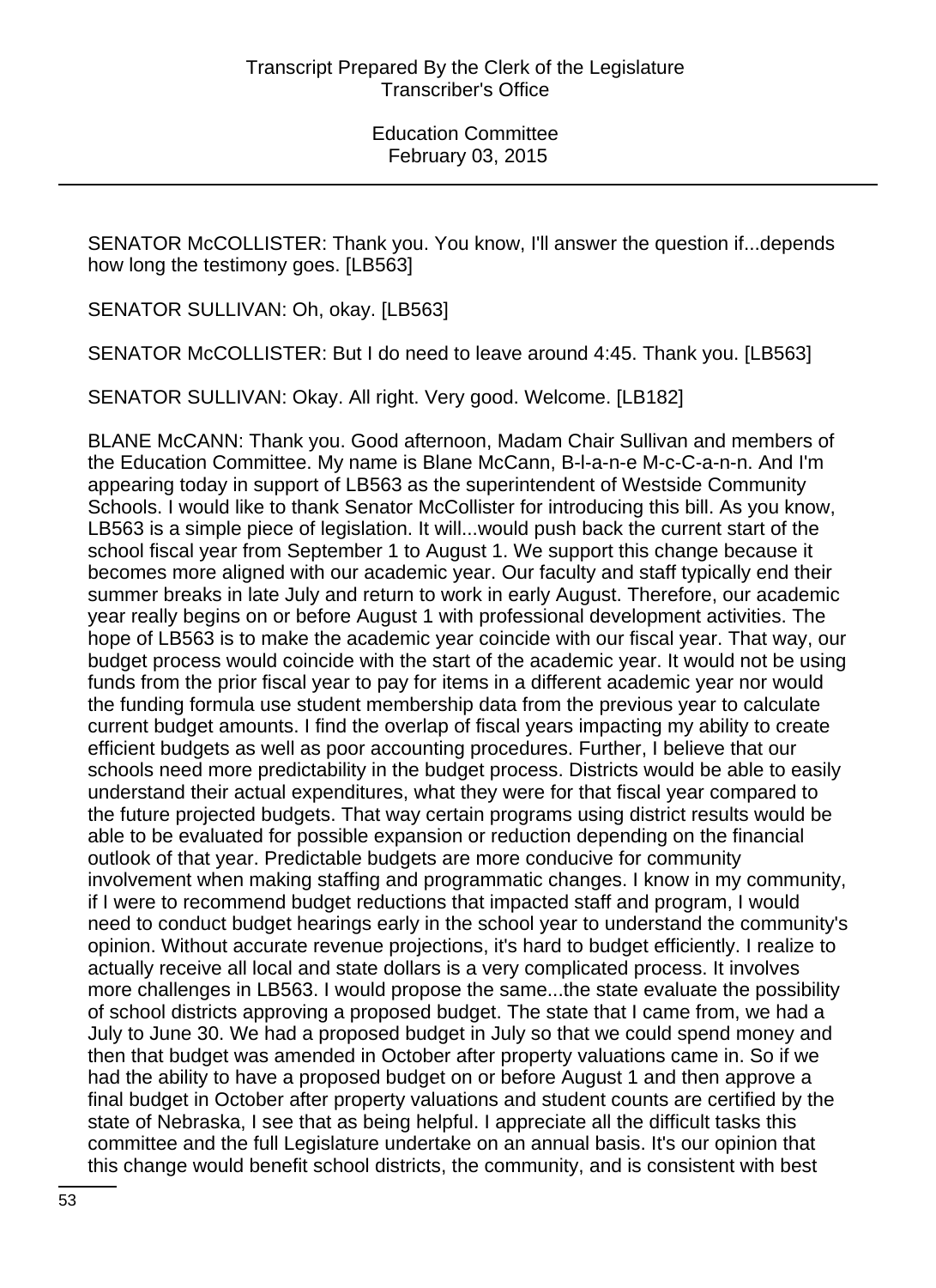SENATOR McCOLLISTER: Thank you. You know, I'll answer the question if...depends how long the testimony goes. [LB563]

SENATOR SULLIVAN: Oh, okay. [LB563]

SENATOR McCOLLISTER: But I do need to leave around 4:45. Thank you. [LB563]

SENATOR SULLIVAN: Okay. All right. Very good. Welcome. [LB182]

BLANE McCANN: Thank you. Good afternoon, Madam Chair Sullivan and members of the Education Committee. My name is Blane McCann, B-l-a-n-e M-c-C-a-n-n. And I'm appearing today in support of LB563 as the superintendent of Westside Community Schools. I would like to thank Senator McCollister for introducing this bill. As you know, LB563 is a simple piece of legislation. It will...would push back the current start of the school fiscal year from September 1 to August 1. We support this change because it becomes more aligned with our academic year. Our faculty and staff typically end their summer breaks in late July and return to work in early August. Therefore, our academic year really begins on or before August 1 with professional development activities. The hope of LB563 is to make the academic year coincide with our fiscal year. That way, our budget process would coincide with the start of the academic year. It would not be using funds from the prior fiscal year to pay for items in a different academic year nor would the funding formula use student membership data from the previous year to calculate current budget amounts. I find the overlap of fiscal years impacting my ability to create efficient budgets as well as poor accounting procedures. Further, I believe that our schools need more predictability in the budget process. Districts would be able to easily understand their actual expenditures, what they were for that fiscal year compared to the future projected budgets. That way certain programs using district results would be able to be evaluated for possible expansion or reduction depending on the financial outlook of that year. Predictable budgets are more conducive for community involvement when making staffing and programmatic changes. I know in my community, if I were to recommend budget reductions that impacted staff and program, I would need to conduct budget hearings early in the school year to understand the community's opinion. Without accurate revenue projections, it's hard to budget efficiently. I realize to actually receive all local and state dollars is a very complicated process. It involves more challenges in LB563. I would propose the same...the state evaluate the possibility of school districts approving a proposed budget. The state that I came from, we had a July to June 30. We had a proposed budget in July so that we could spend money and then that budget was amended in October after property valuations came in. So if we had the ability to have a proposed budget on or before August 1 and then approve a final budget in October after property valuations and student counts are certified by the state of Nebraska, I see that as being helpful. I appreciate all the difficult tasks this committee and the full Legislature undertake on an annual basis. It's our opinion that this change would benefit school districts, the community, and is consistent with best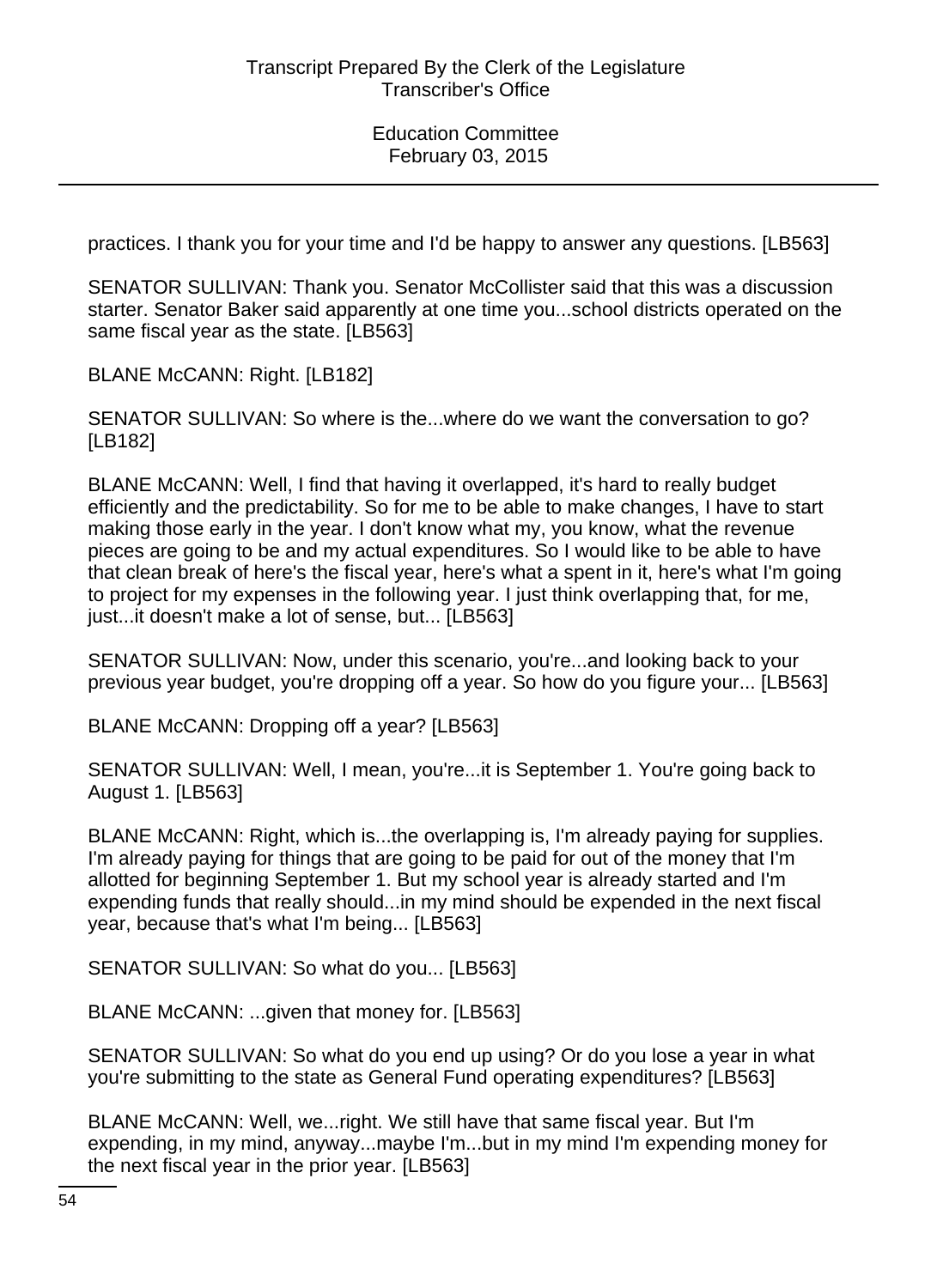practices. I thank you for your time and I'd be happy to answer any questions. [LB563]

SENATOR SULLIVAN: Thank you. Senator McCollister said that this was a discussion starter. Senator Baker said apparently at one time you...school districts operated on the same fiscal year as the state. [LB563]

BLANE McCANN: Right. [LB182]

SENATOR SULLIVAN: So where is the...where do we want the conversation to go? [LB182]

BLANE McCANN: Well, I find that having it overlapped, it's hard to really budget efficiently and the predictability. So for me to be able to make changes, I have to start making those early in the year. I don't know what my, you know, what the revenue pieces are going to be and my actual expenditures. So I would like to be able to have that clean break of here's the fiscal year, here's what a spent in it, here's what I'm going to project for my expenses in the following year. I just think overlapping that, for me, just...it doesn't make a lot of sense, but... [LB563]

SENATOR SULLIVAN: Now, under this scenario, you're...and looking back to your previous year budget, you're dropping off a year. So how do you figure your... [LB563]

BLANE McCANN: Dropping off a year? [LB563]

SENATOR SULLIVAN: Well, I mean, you're...it is September 1. You're going back to August 1. [LB563]

BLANE McCANN: Right, which is...the overlapping is, I'm already paying for supplies. I'm already paying for things that are going to be paid for out of the money that I'm allotted for beginning September 1. But my school year is already started and I'm expending funds that really should...in my mind should be expended in the next fiscal year, because that's what I'm being... [LB563]

SENATOR SULLIVAN: So what do you... [LB563]

BLANE McCANN: ...given that money for. [LB563]

SENATOR SULLIVAN: So what do you end up using? Or do you lose a year in what you're submitting to the state as General Fund operating expenditures? [LB563]

BLANE McCANN: Well, we...right. We still have that same fiscal year. But I'm expending, in my mind, anyway...maybe I'm...but in my mind I'm expending money for the next fiscal year in the prior year. [LB563]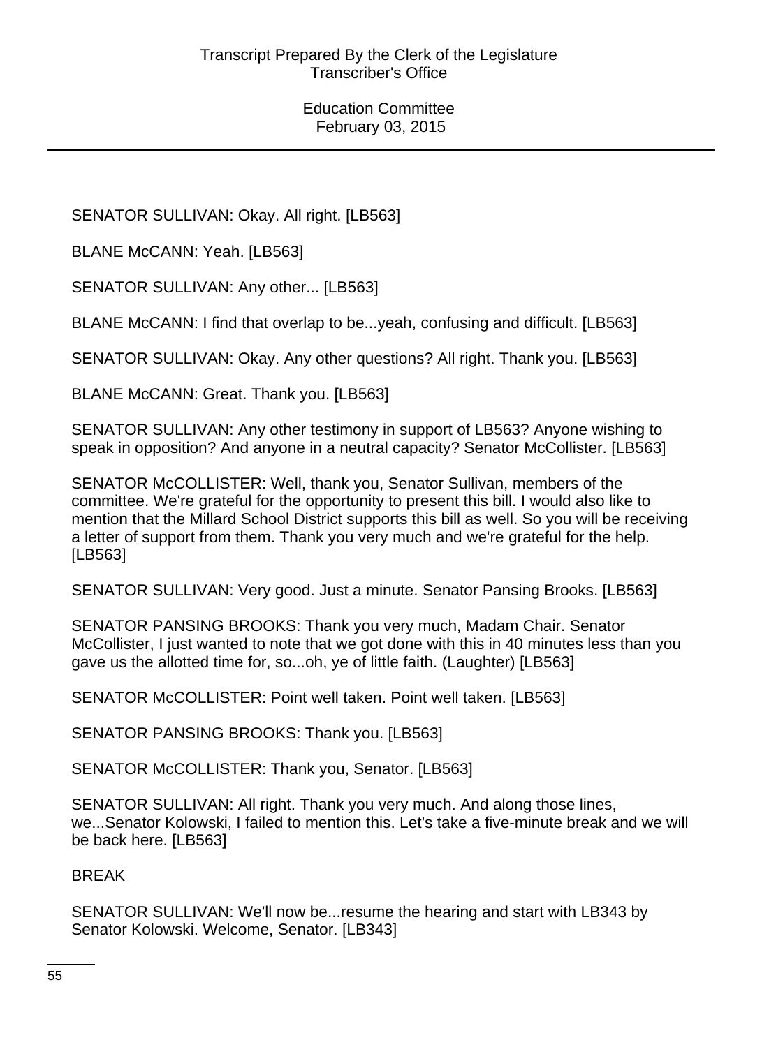SENATOR SULLIVAN: Okay. All right. [LB563]

BLANE McCANN: Yeah. [LB563]

SENATOR SULLIVAN: Any other... [LB563]

BLANE McCANN: I find that overlap to be...yeah, confusing and difficult. [LB563]

SENATOR SULLIVAN: Okay. Any other questions? All right. Thank you. [LB563]

BLANE McCANN: Great. Thank you. [LB563]

SENATOR SULLIVAN: Any other testimony in support of LB563? Anyone wishing to speak in opposition? And anyone in a neutral capacity? Senator McCollister. [LB563]

SENATOR McCOLLISTER: Well, thank you, Senator Sullivan, members of the committee. We're grateful for the opportunity to present this bill. I would also like to mention that the Millard School District supports this bill as well. So you will be receiving a letter of support from them. Thank you very much and we're grateful for the help. [LB563]

SENATOR SULLIVAN: Very good. Just a minute. Senator Pansing Brooks. [LB563]

SENATOR PANSING BROOKS: Thank you very much, Madam Chair. Senator McCollister, I just wanted to note that we got done with this in 40 minutes less than you gave us the allotted time for, so...oh, ye of little faith. (Laughter) [LB563]

SENATOR McCOLLISTER: Point well taken. Point well taken. [LB563]

SENATOR PANSING BROOKS: Thank you. [LB563]

SENATOR McCOLLISTER: Thank you, Senator. [LB563]

SENATOR SULLIVAN: All right. Thank you very much. And along those lines, we...Senator Kolowski, I failed to mention this. Let's take a five-minute break and we will be back here. [LB563]

BREAK

SENATOR SULLIVAN: We'll now be...resume the hearing and start with LB343 by Senator Kolowski. Welcome, Senator. [LB343]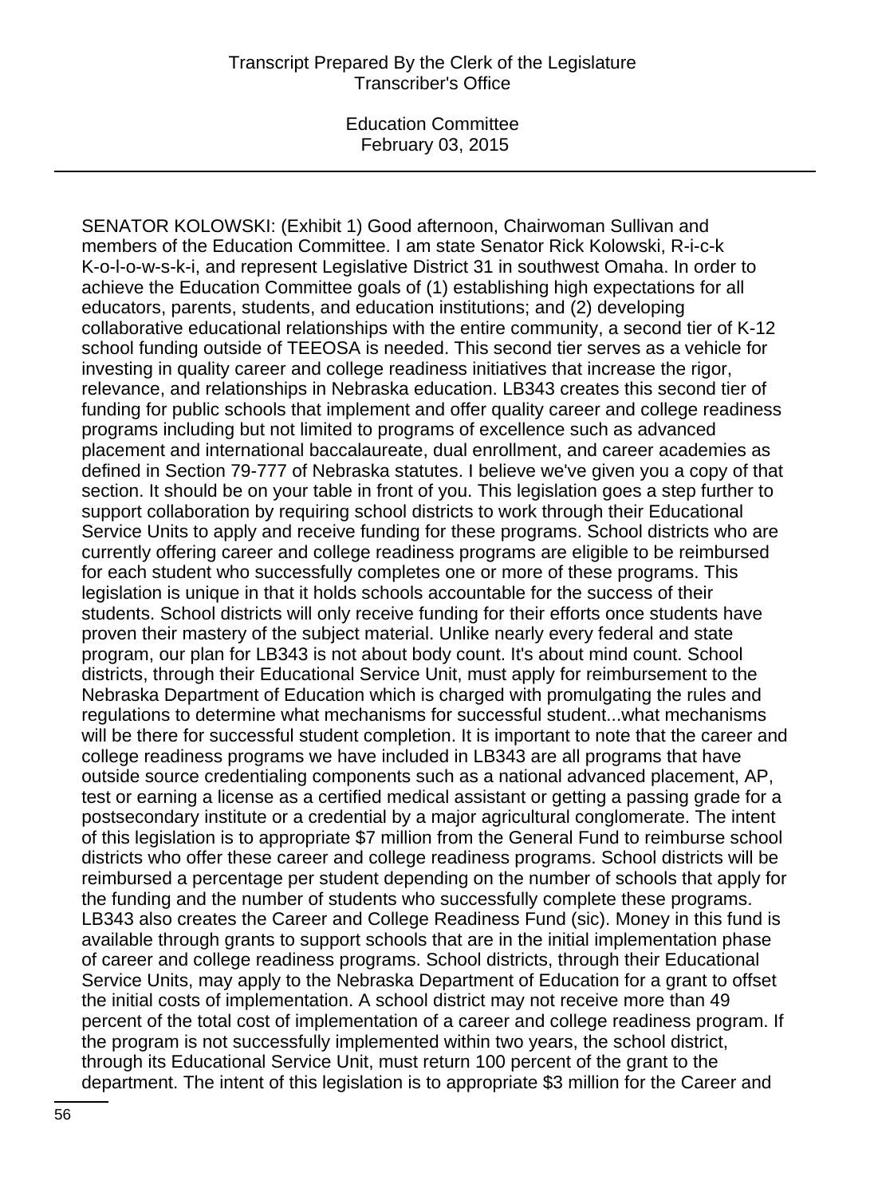SENATOR KOLOWSKI: (Exhibit 1) Good afternoon, Chairwoman Sullivan and members of the Education Committee. I am state Senator Rick Kolowski, R-i-c-k K-o-l-o-w-s-k-i, and represent Legislative District 31 in southwest Omaha. In order to achieve the Education Committee goals of (1) establishing high expectations for all educators, parents, students, and education institutions; and (2) developing collaborative educational relationships with the entire community, a second tier of K-12 school funding outside of TEEOSA is needed. This second tier serves as a vehicle for investing in quality career and college readiness initiatives that increase the rigor, relevance, and relationships in Nebraska education. LB343 creates this second tier of funding for public schools that implement and offer quality career and college readiness programs including but not limited to programs of excellence such as advanced placement and international baccalaureate, dual enrollment, and career academies as defined in Section 79-777 of Nebraska statutes. I believe we've given you a copy of that section. It should be on your table in front of you. This legislation goes a step further to support collaboration by requiring school districts to work through their Educational Service Units to apply and receive funding for these programs. School districts who are currently offering career and college readiness programs are eligible to be reimbursed for each student who successfully completes one or more of these programs. This legislation is unique in that it holds schools accountable for the success of their students. School districts will only receive funding for their efforts once students have proven their mastery of the subject material. Unlike nearly every federal and state program, our plan for LB343 is not about body count. It's about mind count. School districts, through their Educational Service Unit, must apply for reimbursement to the Nebraska Department of Education which is charged with promulgating the rules and regulations to determine what mechanisms for successful student...what mechanisms will be there for successful student completion. It is important to note that the career and college readiness programs we have included in LB343 are all programs that have outside source credentialing components such as a national advanced placement, AP, test or earning a license as a certified medical assistant or getting a passing grade for a postsecondary institute or a credential by a major agricultural conglomerate. The intent of this legislation is to appropriate $7 million from the General Fund to reimburse school districts who offer these career and college readiness programs. School districts will be reimbursed a percentage per student depending on the number of schools that apply for the funding and the number of students who successfully complete these programs. LB343 also creates the Career and College Readiness Fund (sic). Money in this fund is available through grants to support schools that are in the initial implementation phase of career and college readiness programs. School districts, through their Educational Service Units, may apply to the Nebraska Department of Education for a grant to offset the initial costs of implementation. A school district may not receive more than 49 percent of the total cost of implementation of a career and college readiness program. If the program is not successfully implemented within two years, the school district, through its Educational Service Unit, must return 100 percent of the grant to the department. The intent of this legislation is to appropriate $3 million for the Career and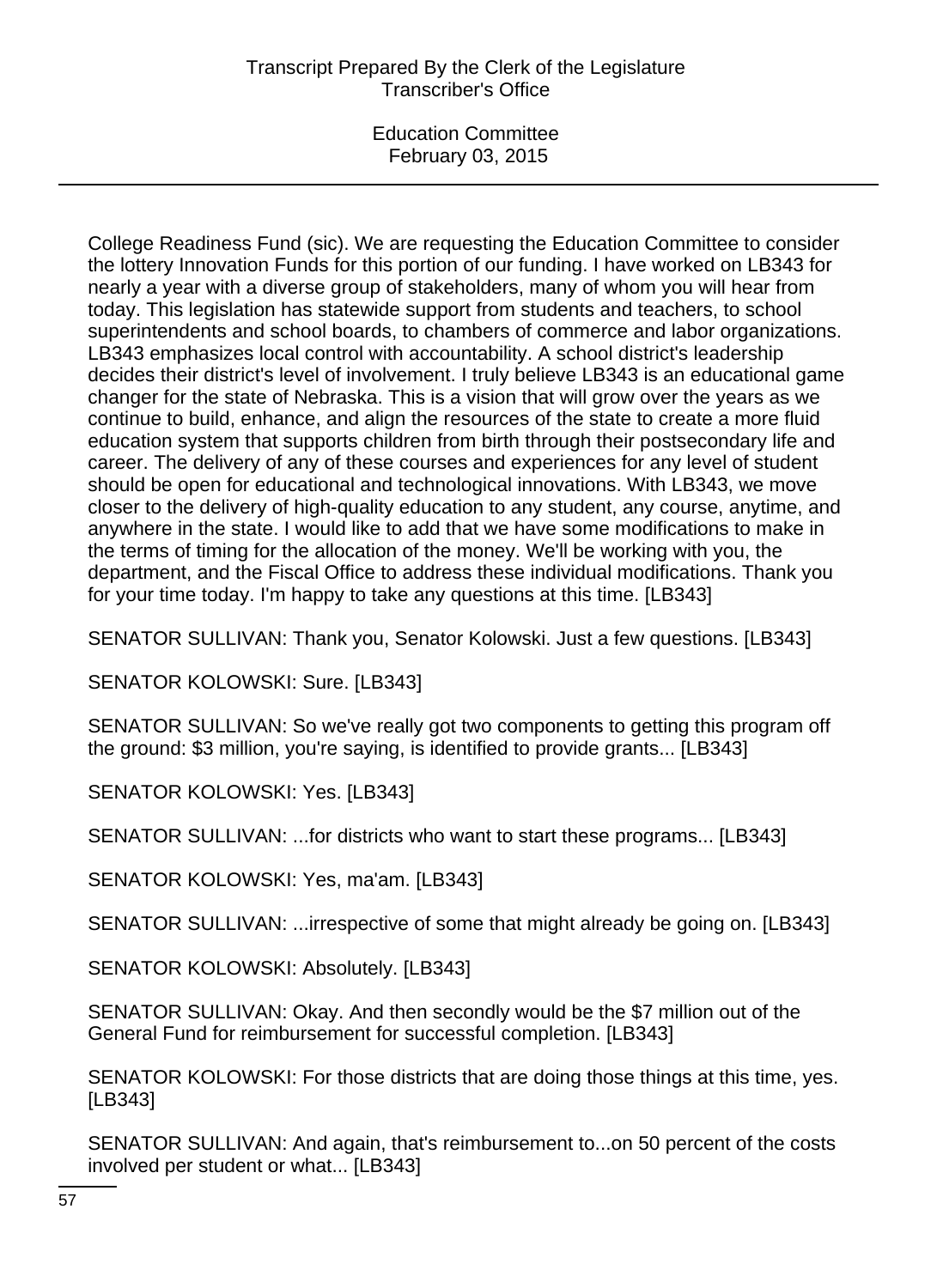College Readiness Fund (sic). We are requesting the Education Committee to consider the lottery Innovation Funds for this portion of our funding. I have worked on LB343 for nearly a year with a diverse group of stakeholders, many of whom you will hear from today. This legislation has statewide support from students and teachers, to school superintendents and school boards, to chambers of commerce and labor organizations. LB343 emphasizes local control with accountability. A school district's leadership decides their district's level of involvement. I truly believe LB343 is an educational game changer for the state of Nebraska. This is a vision that will grow over the years as we continue to build, enhance, and align the resources of the state to create a more fluid education system that supports children from birth through their postsecondary life and career. The delivery of any of these courses and experiences for any level of student should be open for educational and technological innovations. With LB343, we move closer to the delivery of high-quality education to any student, any course, anytime, and anywhere in the state. I would like to add that we have some modifications to make in the terms of timing for the allocation of the money. We'll be working with you, the department, and the Fiscal Office to address these individual modifications. Thank you for your time today. I'm happy to take any questions at this time. [LB343]

SENATOR SULLIVAN: Thank you, Senator Kolowski. Just a few questions. [LB343]

SENATOR KOLOWSKI: Sure. [LB343]

SENATOR SULLIVAN: So we've really got two components to getting this program off the ground: $3 million, you're saying, is identified to provide grants... [LB343]

SENATOR KOLOWSKI: Yes. [LB343]

SENATOR SULLIVAN: ...for districts who want to start these programs... [LB343]

SENATOR KOLOWSKI: Yes, ma'am. [LB343]

SENATOR SULLIVAN: ...irrespective of some that might already be going on. [LB343]

SENATOR KOLOWSKI: Absolutely. [LB343]

SENATOR SULLIVAN: Okay. And then secondly would be the $7 million out of the General Fund for reimbursement for successful completion. [LB343]

SENATOR KOLOWSKI: For those districts that are doing those things at this time, yes. [LB343]

SENATOR SULLIVAN: And again, that's reimbursement to...on 50 percent of the costs involved per student or what... [LB343]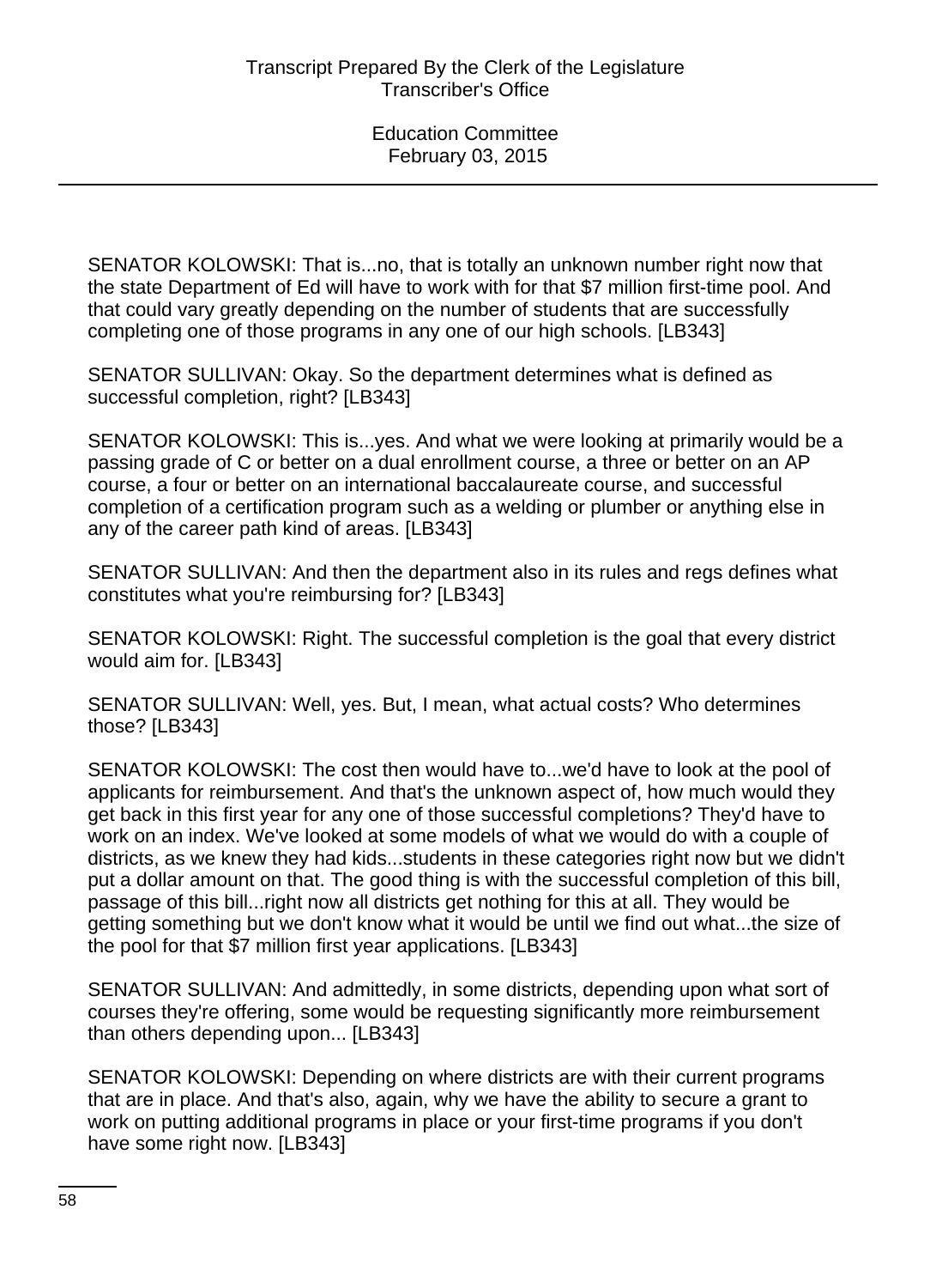SENATOR KOLOWSKI: That is...no, that is totally an unknown number right now that the state Department of Ed will have to work with for that $7 million first-time pool. And that could vary greatly depending on the number of students that are successfully completing one of those programs in any one of our high schools. [LB343]

SENATOR SULLIVAN: Okay. So the department determines what is defined as successful completion, right? [LB343]

SENATOR KOLOWSKI: This is...yes. And what we were looking at primarily would be a passing grade of C or better on a dual enrollment course, a three or better on an AP course, a four or better on an international baccalaureate course, and successful completion of a certification program such as a welding or plumber or anything else in any of the career path kind of areas. [LB343]

SENATOR SULLIVAN: And then the department also in its rules and regs defines what constitutes what you're reimbursing for? [LB343]

SENATOR KOLOWSKI: Right. The successful completion is the goal that every district would aim for. [LB343]

SENATOR SULLIVAN: Well, yes. But, I mean, what actual costs? Who determines those? [LB343]

SENATOR KOLOWSKI: The cost then would have to...we'd have to look at the pool of applicants for reimbursement. And that's the unknown aspect of, how much would they get back in this first year for any one of those successful completions? They'd have to work on an index. We've looked at some models of what we would do with a couple of districts, as we knew they had kids...students in these categories right now but we didn't put a dollar amount on that. The good thing is with the successful completion of this bill, passage of this bill...right now all districts get nothing for this at all. They would be getting something but we don't know what it would be until we find out what...the size of the pool for that $7 million first year applications. [LB343]

SENATOR SULLIVAN: And admittedly, in some districts, depending upon what sort of courses they're offering, some would be requesting significantly more reimbursement than others depending upon... [LB343]

SENATOR KOLOWSKI: Depending on where districts are with their current programs that are in place. And that's also, again, why we have the ability to secure a grant to work on putting additional programs in place or your first-time programs if you don't have some right now. [LB343]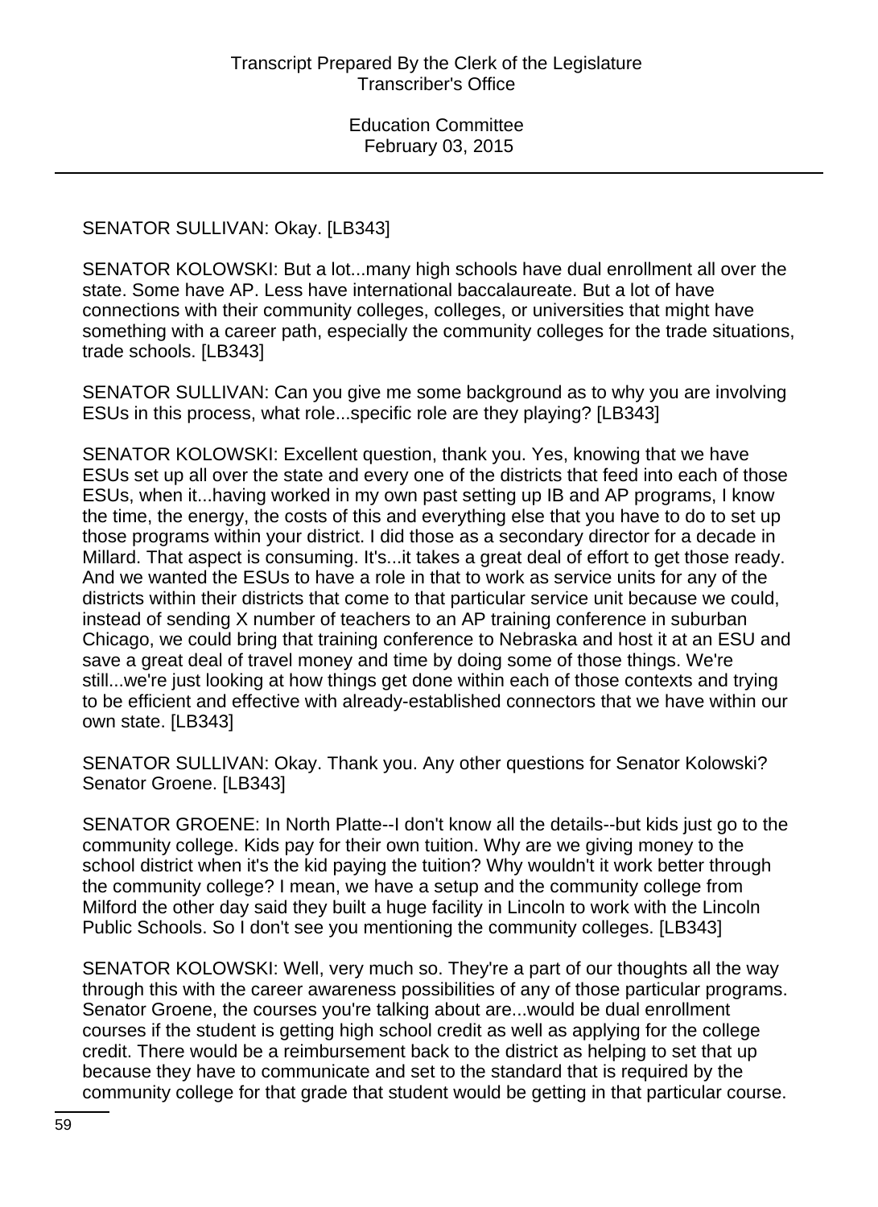SENATOR SULLIVAN: Okay. [LB343]

SENATOR KOLOWSKI: But a lot...many high schools have dual enrollment all over the state. Some have AP. Less have international baccalaureate. But a lot of have connections with their community colleges, colleges, or universities that might have something with a career path, especially the community colleges for the trade situations, trade schools. [LB343]

SENATOR SULLIVAN: Can you give me some background as to why you are involving ESUs in this process, what role...specific role are they playing? [LB343]

SENATOR KOLOWSKI: Excellent question, thank you. Yes, knowing that we have ESUs set up all over the state and every one of the districts that feed into each of those ESUs, when it...having worked in my own past setting up IB and AP programs, I know the time, the energy, the costs of this and everything else that you have to do to set up those programs within your district. I did those as a secondary director for a decade in Millard. That aspect is consuming. It's...it takes a great deal of effort to get those ready. And we wanted the ESUs to have a role in that to work as service units for any of the districts within their districts that come to that particular service unit because we could, instead of sending X number of teachers to an AP training conference in suburban Chicago, we could bring that training conference to Nebraska and host it at an ESU and save a great deal of travel money and time by doing some of those things. We're still...we're just looking at how things get done within each of those contexts and trying to be efficient and effective with already-established connectors that we have within our own state. [LB343]

SENATOR SULLIVAN: Okay. Thank you. Any other questions for Senator Kolowski? Senator Groene. [LB343]

SENATOR GROENE: In North Platte--I don't know all the details--but kids just go to the community college. Kids pay for their own tuition. Why are we giving money to the school district when it's the kid paying the tuition? Why wouldn't it work better through the community college? I mean, we have a setup and the community college from Milford the other day said they built a huge facility in Lincoln to work with the Lincoln Public Schools. So I don't see you mentioning the community colleges. [LB343]

SENATOR KOLOWSKI: Well, very much so. They're a part of our thoughts all the way through this with the career awareness possibilities of any of those particular programs. Senator Groene, the courses you're talking about are...would be dual enrollment courses if the student is getting high school credit as well as applying for the college credit. There would be a reimbursement back to the district as helping to set that up because they have to communicate and set to the standard that is required by the community college for that grade that student would be getting in that particular course.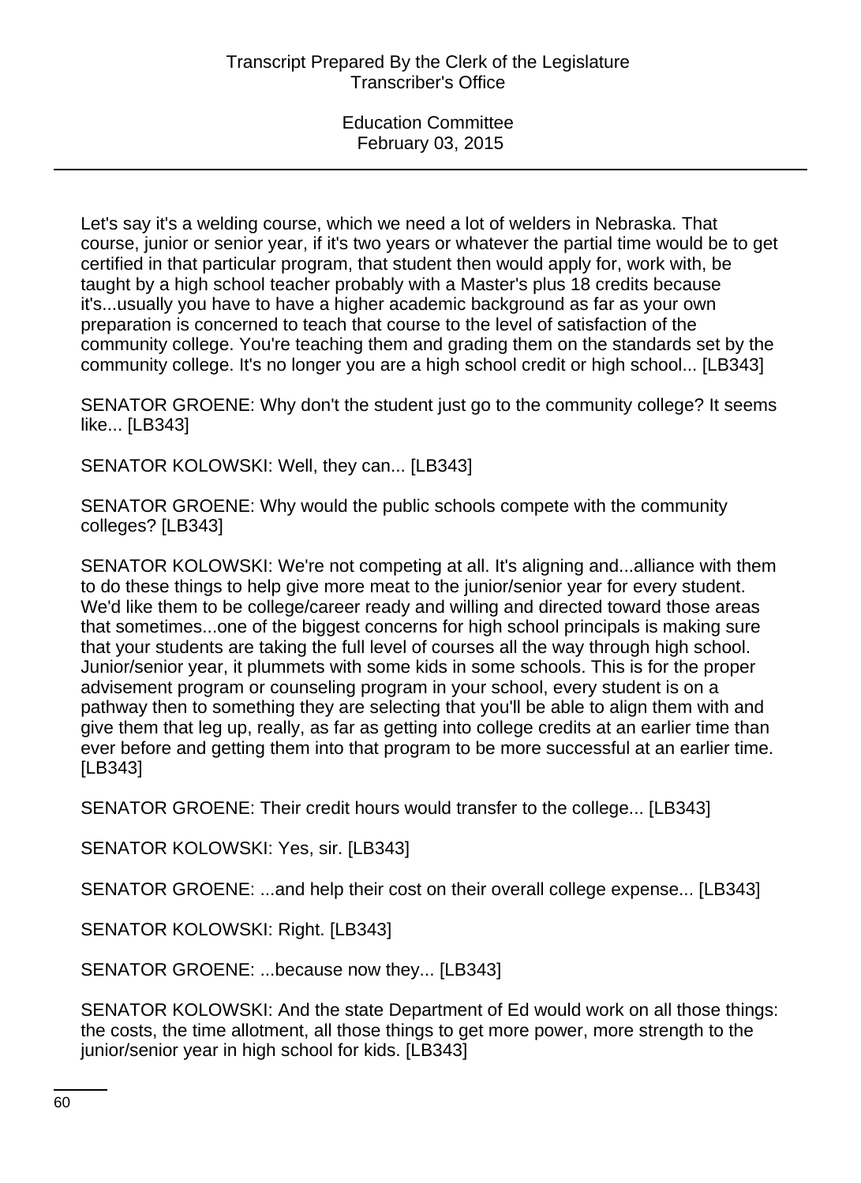Let's say it's a welding course, which we need a lot of welders in Nebraska. That course, junior or senior year, if it's two years or whatever the partial time would be to get certified in that particular program, that student then would apply for, work with, be taught by a high school teacher probably with a Master's plus 18 credits because it's...usually you have to have a higher academic background as far as your own preparation is concerned to teach that course to the level of satisfaction of the community college. You're teaching them and grading them on the standards set by the community college. It's no longer you are a high school credit or high school... [LB343]

SENATOR GROENE: Why don't the student just go to the community college? It seems like... [LB343]

SENATOR KOLOWSKI: Well, they can... [LB343]

SENATOR GROENE: Why would the public schools compete with the community colleges? [LB343]

SENATOR KOLOWSKI: We're not competing at all. It's aligning and...alliance with them to do these things to help give more meat to the junior/senior year for every student. We'd like them to be college/career ready and willing and directed toward those areas that sometimes...one of the biggest concerns for high school principals is making sure that your students are taking the full level of courses all the way through high school. Junior/senior year, it plummets with some kids in some schools. This is for the proper advisement program or counseling program in your school, every student is on a pathway then to something they are selecting that you'll be able to align them with and give them that leg up, really, as far as getting into college credits at an earlier time than ever before and getting them into that program to be more successful at an earlier time. [LB343]

SENATOR GROENE: Their credit hours would transfer to the college... [LB343]

SENATOR KOLOWSKI: Yes, sir. [LB343]

SENATOR GROENE: ...and help their cost on their overall college expense... [LB343]

SENATOR KOLOWSKI: Right. [LB343]

SENATOR GROENE: ...because now they... [LB343]

SENATOR KOLOWSKI: And the state Department of Ed would work on all those things: the costs, the time allotment, all those things to get more power, more strength to the junior/senior year in high school for kids. [LB343]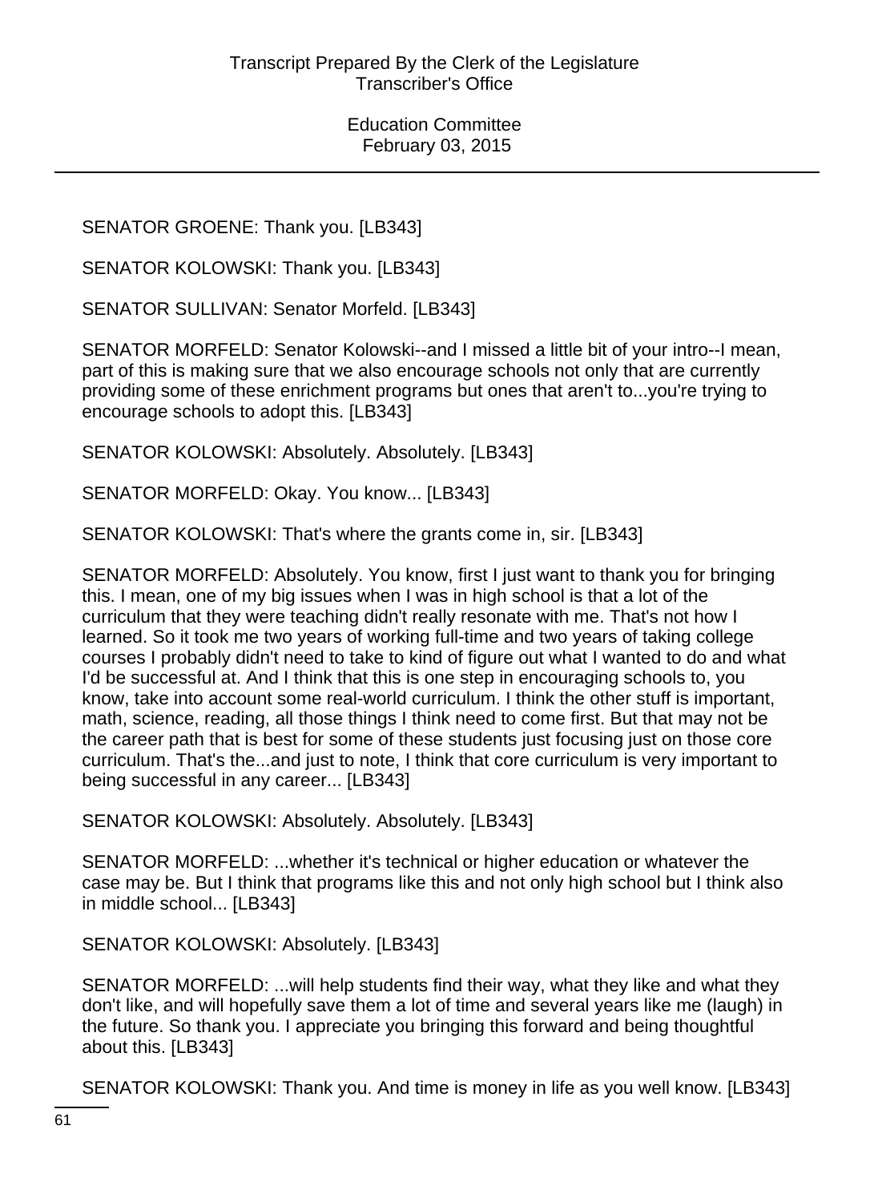SENATOR GROENE: Thank you. [LB343]

SENATOR KOLOWSKI: Thank you. [LB343]

SENATOR SULLIVAN: Senator Morfeld. [LB343]

SENATOR MORFELD: Senator Kolowski--and I missed a little bit of your intro--I mean, part of this is making sure that we also encourage schools not only that are currently providing some of these enrichment programs but ones that aren't to...you're trying to encourage schools to adopt this. [LB343]

SENATOR KOLOWSKI: Absolutely. Absolutely. [LB343]

SENATOR MORFELD: Okay. You know... [LB343]

SENATOR KOLOWSKI: That's where the grants come in, sir. [LB343]

SENATOR MORFELD: Absolutely. You know, first I just want to thank you for bringing this. I mean, one of my big issues when I was in high school is that a lot of the curriculum that they were teaching didn't really resonate with me. That's not how I learned. So it took me two years of working full-time and two years of taking college courses I probably didn't need to take to kind of figure out what I wanted to do and what I'd be successful at. And I think that this is one step in encouraging schools to, you know, take into account some real-world curriculum. I think the other stuff is important, math, science, reading, all those things I think need to come first. But that may not be the career path that is best for some of these students just focusing just on those core curriculum. That's the...and just to note, I think that core curriculum is very important to being successful in any career... [LB343]

SENATOR KOLOWSKI: Absolutely. Absolutely. [LB343]

SENATOR MORFELD: ...whether it's technical or higher education or whatever the case may be. But I think that programs like this and not only high school but I think also in middle school... [LB343]

SENATOR KOLOWSKI: Absolutely. [LB343]

SENATOR MORFELD: ...will help students find their way, what they like and what they don't like, and will hopefully save them a lot of time and several years like me (laugh) in the future. So thank you. I appreciate you bringing this forward and being thoughtful about this. [LB343]

SENATOR KOLOWSKI: Thank you. And time is money in life as you well know. [LB343]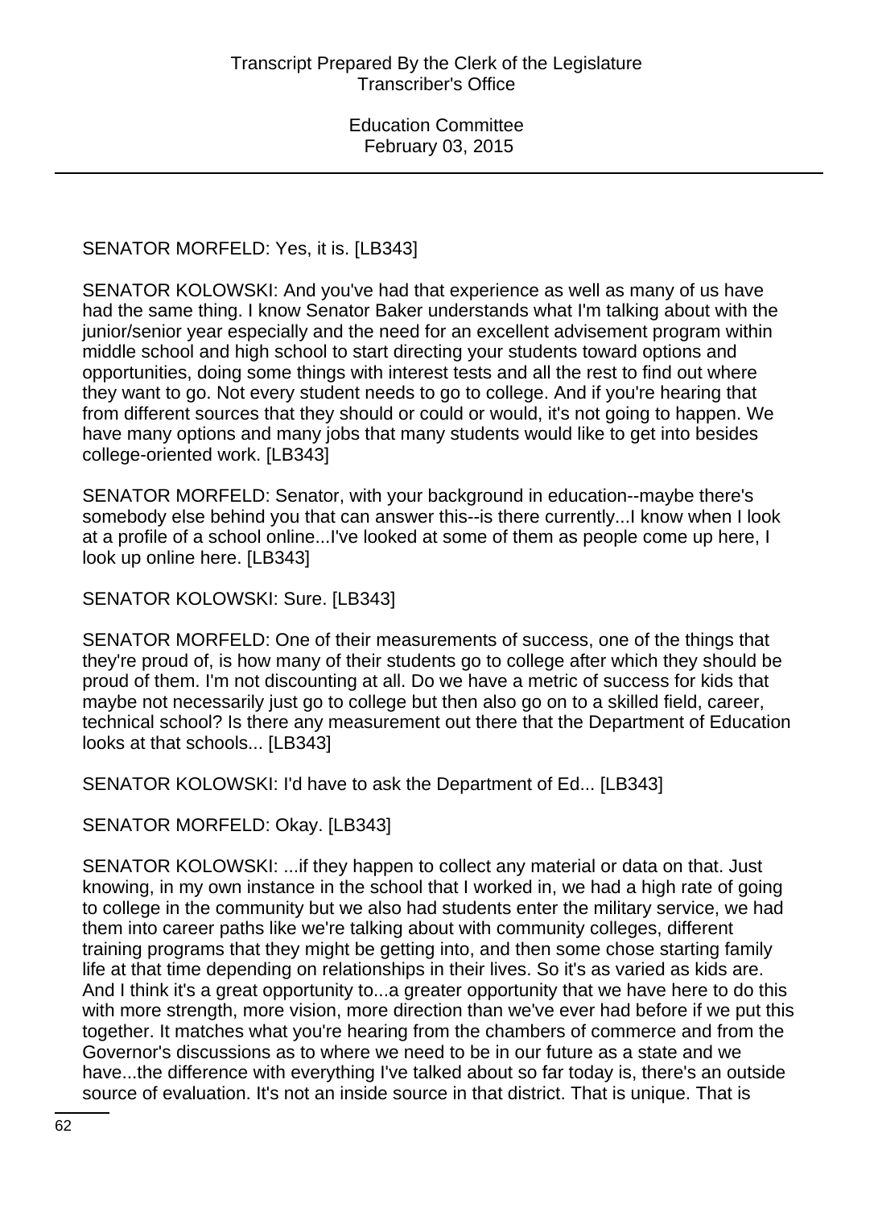SENATOR MORFELD: Yes, it is. [LB343]

SENATOR KOLOWSKI: And you've had that experience as well as many of us have had the same thing. I know Senator Baker understands what I'm talking about with the junior/senior year especially and the need for an excellent advisement program within middle school and high school to start directing your students toward options and opportunities, doing some things with interest tests and all the rest to find out where they want to go. Not every student needs to go to college. And if you're hearing that from different sources that they should or could or would, it's not going to happen. We have many options and many jobs that many students would like to get into besides college-oriented work. [LB343]

SENATOR MORFELD: Senator, with your background in education--maybe there's somebody else behind you that can answer this--is there currently...I know when I look at a profile of a school online...I've looked at some of them as people come up here, I look up online here. [LB343]

SENATOR KOLOWSKI: Sure. [LB343]

SENATOR MORFELD: One of their measurements of success, one of the things that they're proud of, is how many of their students go to college after which they should be proud of them. I'm not discounting at all. Do we have a metric of success for kids that maybe not necessarily just go to college but then also go on to a skilled field, career, technical school? Is there any measurement out there that the Department of Education looks at that schools... [LB343]

SENATOR KOLOWSKI: I'd have to ask the Department of Ed... [LB343]

SENATOR MORFELD: Okay. [LB343]

SENATOR KOLOWSKI: ...if they happen to collect any material or data on that. Just knowing, in my own instance in the school that I worked in, we had a high rate of going to college in the community but we also had students enter the military service, we had them into career paths like we're talking about with community colleges, different training programs that they might be getting into, and then some chose starting family life at that time depending on relationships in their lives. So it's as varied as kids are. And I think it's a great opportunity to...a greater opportunity that we have here to do this with more strength, more vision, more direction than we've ever had before if we put this together. It matches what you're hearing from the chambers of commerce and from the Governor's discussions as to where we need to be in our future as a state and we have...the difference with everything I've talked about so far today is, there's an outside source of evaluation. It's not an inside source in that district. That is unique. That is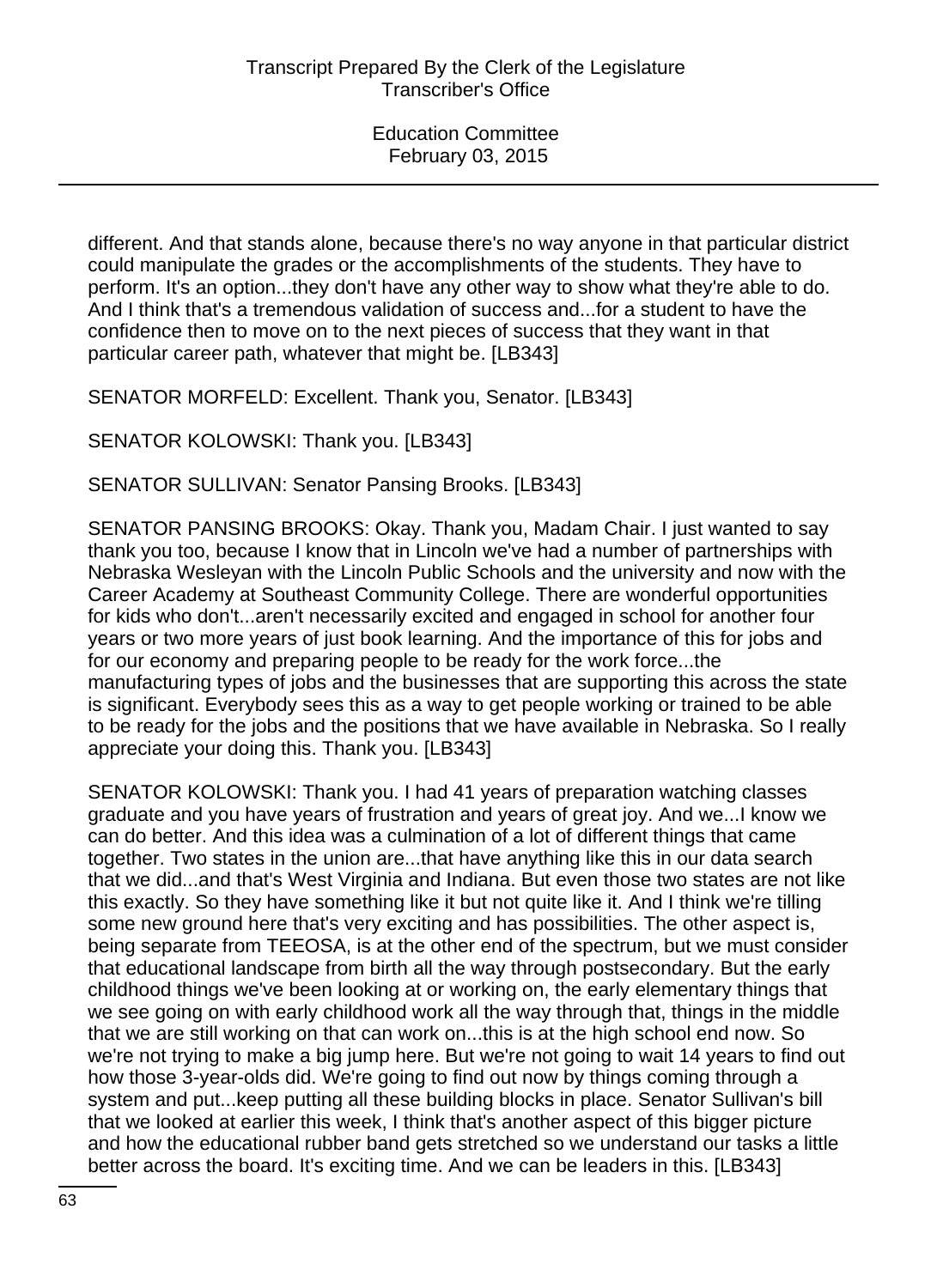different. And that stands alone, because there's no way anyone in that particular district could manipulate the grades or the accomplishments of the students. They have to perform. It's an option...they don't have any other way to show what they're able to do. And I think that's a tremendous validation of success and...for a student to have the confidence then to move on to the next pieces of success that they want in that particular career path, whatever that might be. [LB343]

SENATOR MORFELD: Excellent. Thank you, Senator. [LB343]

SENATOR KOLOWSKI: Thank you. [LB343]

SENATOR SULLIVAN: Senator Pansing Brooks. [LB343]

SENATOR PANSING BROOKS: Okay. Thank you, Madam Chair. I just wanted to say thank you too, because I know that in Lincoln we've had a number of partnerships with Nebraska Wesleyan with the Lincoln Public Schools and the university and now with the Career Academy at Southeast Community College. There are wonderful opportunities for kids who don't...aren't necessarily excited and engaged in school for another four years or two more years of just book learning. And the importance of this for jobs and for our economy and preparing people to be ready for the work force...the manufacturing types of jobs and the businesses that are supporting this across the state is significant. Everybody sees this as a way to get people working or trained to be able to be ready for the jobs and the positions that we have available in Nebraska. So I really appreciate your doing this. Thank you. [LB343]

SENATOR KOLOWSKI: Thank you. I had 41 years of preparation watching classes graduate and you have years of frustration and years of great joy. And we...I know we can do better. And this idea was a culmination of a lot of different things that came together. Two states in the union are...that have anything like this in our data search that we did...and that's West Virginia and Indiana. But even those two states are not like this exactly. So they have something like it but not quite like it. And I think we're tilling some new ground here that's very exciting and has possibilities. The other aspect is, being separate from TEEOSA, is at the other end of the spectrum, but we must consider that educational landscape from birth all the way through postsecondary. But the early childhood things we've been looking at or working on, the early elementary things that we see going on with early childhood work all the way through that, things in the middle that we are still working on that can work on...this is at the high school end now. So we're not trying to make a big jump here. But we're not going to wait 14 years to find out how those 3-year-olds did. We're going to find out now by things coming through a system and put...keep putting all these building blocks in place. Senator Sullivan's bill that we looked at earlier this week, I think that's another aspect of this bigger picture and how the educational rubber band gets stretched so we understand our tasks a little better across the board. It's exciting time. And we can be leaders in this. [LB343]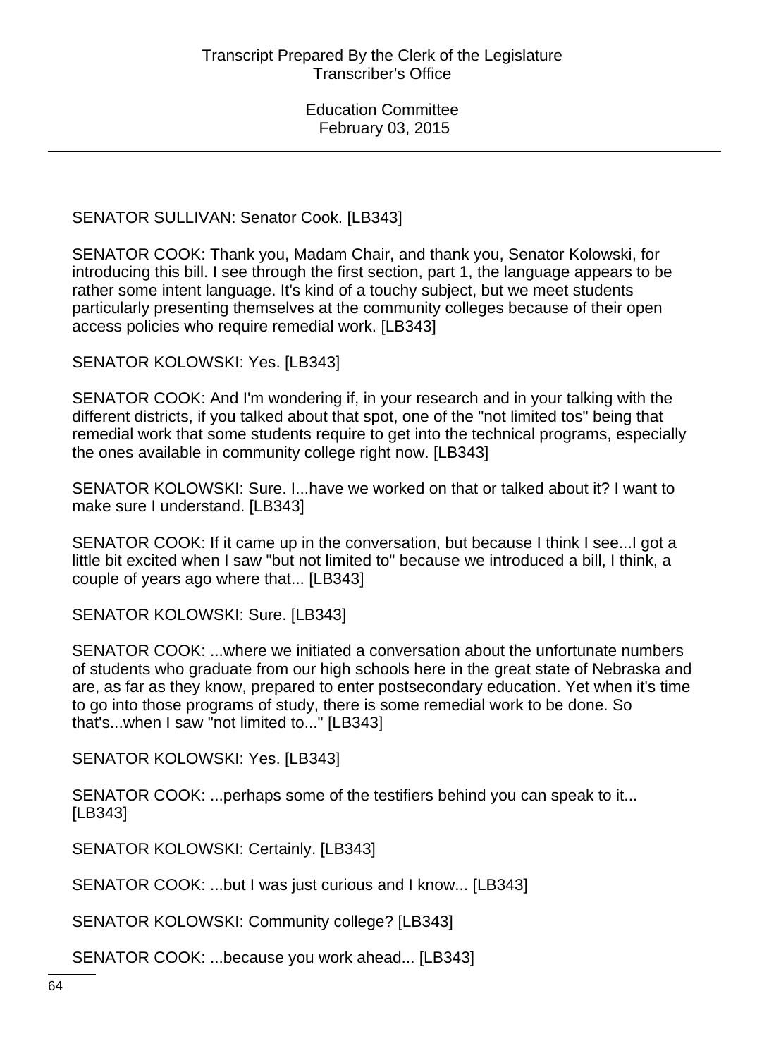SENATOR SULLIVAN: Senator Cook. [LB343]

SENATOR COOK: Thank you, Madam Chair, and thank you, Senator Kolowski, for introducing this bill. I see through the first section, part 1, the language appears to be rather some intent language. It's kind of a touchy subject, but we meet students particularly presenting themselves at the community colleges because of their open access policies who require remedial work. [LB343]

SENATOR KOLOWSKI: Yes. [LB343]

SENATOR COOK: And I'm wondering if, in your research and in your talking with the different districts, if you talked about that spot, one of the "not limited tos" being that remedial work that some students require to get into the technical programs, especially the ones available in community college right now. [LB343]

SENATOR KOLOWSKI: Sure. I...have we worked on that or talked about it? I want to make sure I understand. [LB343]

SENATOR COOK: If it came up in the conversation, but because I think I see...I got a little bit excited when I saw "but not limited to" because we introduced a bill, I think, a couple of years ago where that... [LB343]

SENATOR KOLOWSKI: Sure. [LB343]

SENATOR COOK: ...where we initiated a conversation about the unfortunate numbers of students who graduate from our high schools here in the great state of Nebraska and are, as far as they know, prepared to enter postsecondary education. Yet when it's time to go into those programs of study, there is some remedial work to be done. So that's...when I saw "not limited to..." [LB343]

SENATOR KOLOWSKI: Yes. [LB343]

SENATOR COOK: ...perhaps some of the testifiers behind you can speak to it... [LB343]

SENATOR KOLOWSKI: Certainly. [LB343]

SENATOR COOK: ...but I was just curious and I know... [LB343]

SENATOR KOLOWSKI: Community college? [LB343]

SENATOR COOK: ...because you work ahead... [LB343]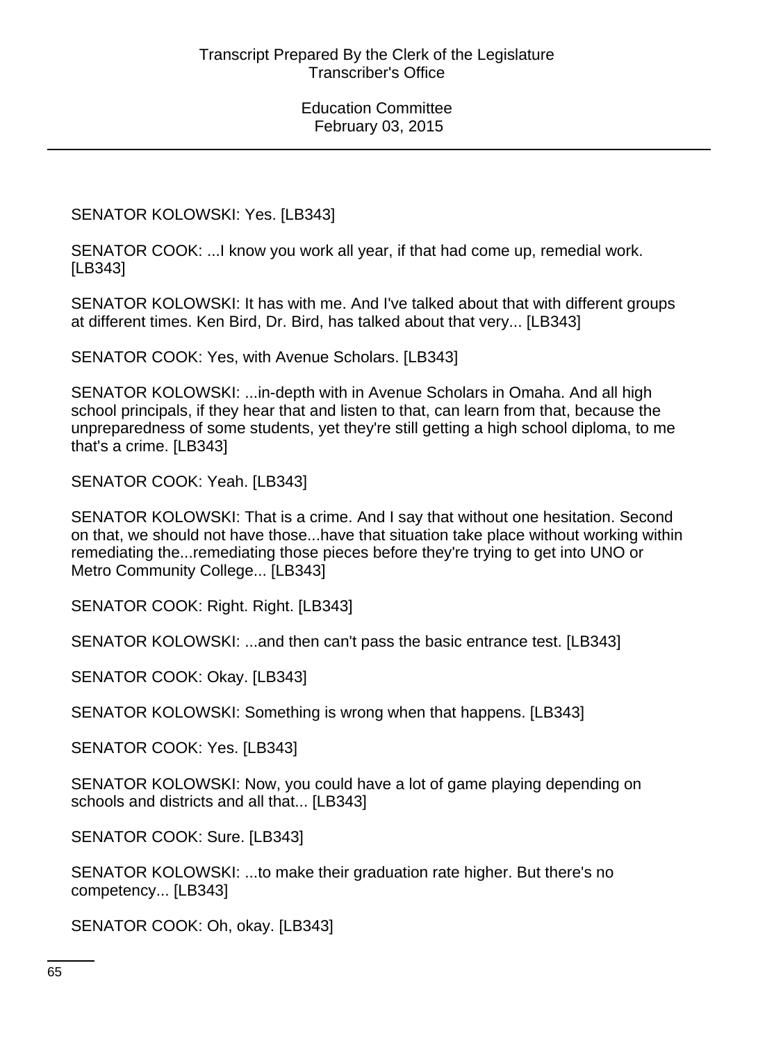SENATOR KOLOWSKI: Yes. [LB343]

SENATOR COOK: ...I know you work all year, if that had come up, remedial work. [LB343]

SENATOR KOLOWSKI: It has with me. And I've talked about that with different groups at different times. Ken Bird, Dr. Bird, has talked about that very... [LB343]

SENATOR COOK: Yes, with Avenue Scholars. [LB343]

SENATOR KOLOWSKI: ...in-depth with in Avenue Scholars in Omaha. And all high school principals, if they hear that and listen to that, can learn from that, because the unpreparedness of some students, yet they're still getting a high school diploma, to me that's a crime. [LB343]

SENATOR COOK: Yeah. [LB343]

SENATOR KOLOWSKI: That is a crime. And I say that without one hesitation. Second on that, we should not have those...have that situation take place without working within remediating the...remediating those pieces before they're trying to get into UNO or Metro Community College... [LB343]

SENATOR COOK: Right. Right. [LB343]

SENATOR KOLOWSKI: ...and then can't pass the basic entrance test. [LB343]

SENATOR COOK: Okay. [LB343]

SENATOR KOLOWSKI: Something is wrong when that happens. [LB343]

SENATOR COOK: Yes. [LB343]

SENATOR KOLOWSKI: Now, you could have a lot of game playing depending on schools and districts and all that... [LB343]

SENATOR COOK: Sure. [LB343]

SENATOR KOLOWSKI: ...to make their graduation rate higher. But there's no competency... [LB343]

SENATOR COOK: Oh, okay. [LB343]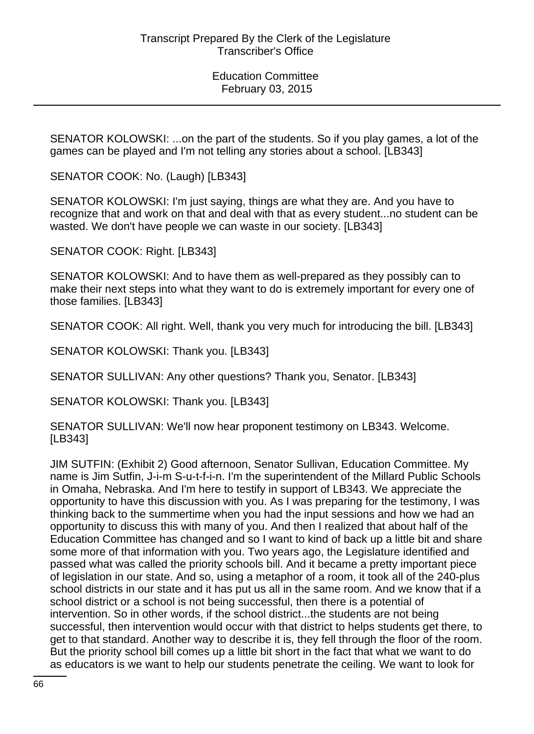SENATOR KOLOWSKI: ...on the part of the students. So if you play games, a lot of the games can be played and I'm not telling any stories about a school. [LB343]

SENATOR COOK: No. (Laugh) [LB343]

SENATOR KOLOWSKI: I'm just saying, things are what they are. And you have to recognize that and work on that and deal with that as every student...no student can be wasted. We don't have people we can waste in our society. [LB343]

SENATOR COOK: Right. [LB343]

SENATOR KOLOWSKI: And to have them as well-prepared as they possibly can to make their next steps into what they want to do is extremely important for every one of those families. [LB343]

SENATOR COOK: All right. Well, thank you very much for introducing the bill. [LB343]

SENATOR KOLOWSKI: Thank you. [LB343]

SENATOR SULLIVAN: Any other questions? Thank you, Senator. [LB343]

SENATOR KOLOWSKI: Thank you. [LB343]

SENATOR SULLIVAN: We'll now hear proponent testimony on LB343. Welcome. [LB343]

JIM SUTFIN: (Exhibit 2) Good afternoon, Senator Sullivan, Education Committee. My name is Jim Sutfin, J-i-m S-u-t-f-i-n. I'm the superintendent of the Millard Public Schools in Omaha, Nebraska. And I'm here to testify in support of LB343. We appreciate the opportunity to have this discussion with you. As I was preparing for the testimony, I was thinking back to the summertime when you had the input sessions and how we had an opportunity to discuss this with many of you. And then I realized that about half of the Education Committee has changed and so I want to kind of back up a little bit and share some more of that information with you. Two years ago, the Legislature identified and passed what was called the priority schools bill. And it became a pretty important piece of legislation in our state. And so, using a metaphor of a room, it took all of the 240-plus school districts in our state and it has put us all in the same room. And we know that if a school district or a school is not being successful, then there is a potential of intervention. So in other words, if the school district...the students are not being successful, then intervention would occur with that district to helps students get there, to get to that standard. Another way to describe it is, they fell through the floor of the room. But the priority school bill comes up a little bit short in the fact that what we want to do as educators is we want to help our students penetrate the ceiling. We want to look for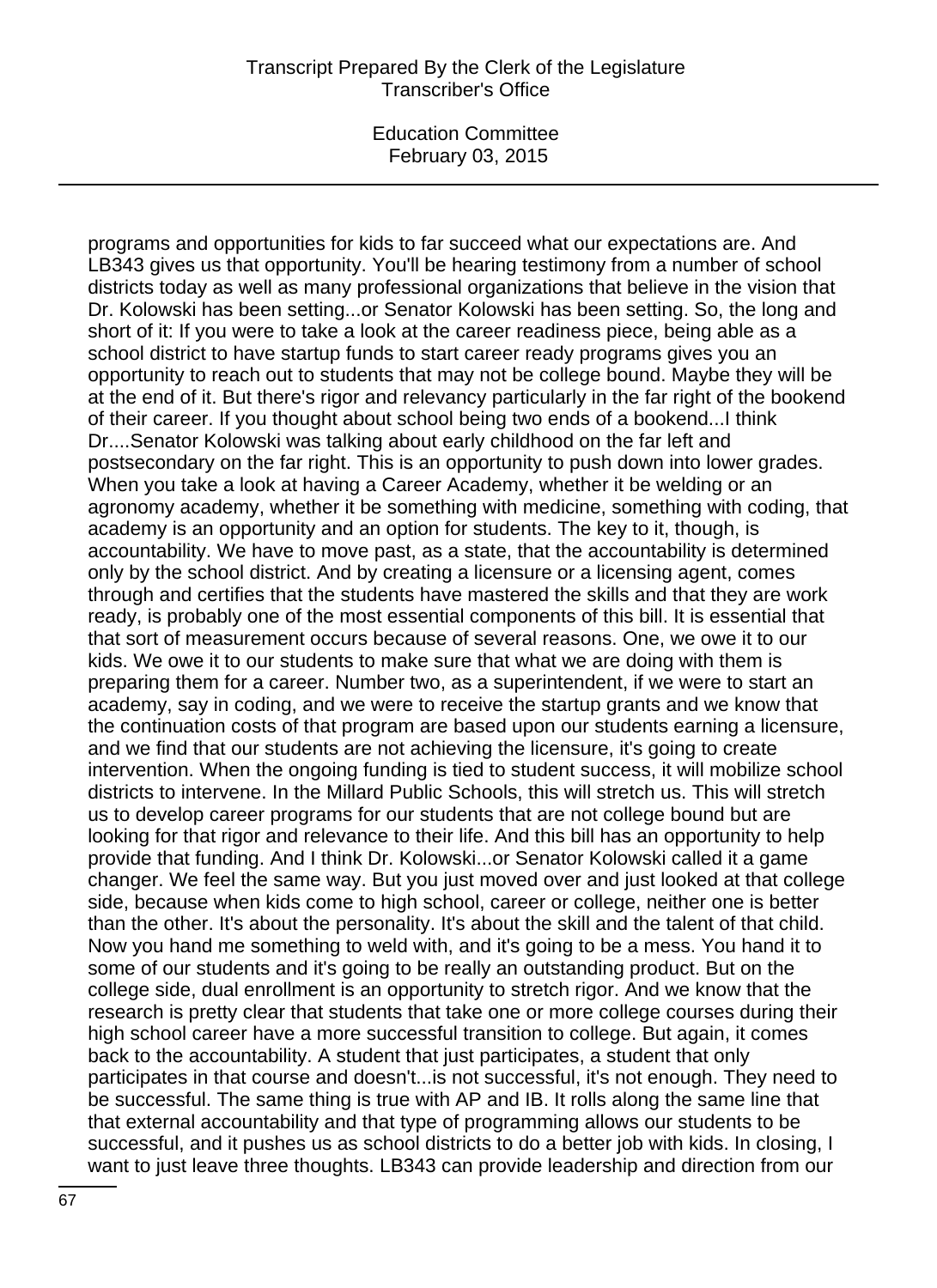programs and opportunities for kids to far succeed what our expectations are. And LB343 gives us that opportunity. You'll be hearing testimony from a number of school districts today as well as many professional organizations that believe in the vision that Dr. Kolowski has been setting...or Senator Kolowski has been setting. So, the long and short of it: If you were to take a look at the career readiness piece, being able as a school district to have startup funds to start career ready programs gives you an opportunity to reach out to students that may not be college bound. Maybe they will be at the end of it. But there's rigor and relevancy particularly in the far right of the bookend of their career. If you thought about school being two ends of a bookend...I think Dr....Senator Kolowski was talking about early childhood on the far left and postsecondary on the far right. This is an opportunity to push down into lower grades. When you take a look at having a Career Academy, whether it be welding or an agronomy academy, whether it be something with medicine, something with coding, that academy is an opportunity and an option for students. The key to it, though, is accountability. We have to move past, as a state, that the accountability is determined only by the school district. And by creating a licensure or a licensing agent, comes through and certifies that the students have mastered the skills and that they are work ready, is probably one of the most essential components of this bill. It is essential that that sort of measurement occurs because of several reasons. One, we owe it to our kids. We owe it to our students to make sure that what we are doing with them is preparing them for a career. Number two, as a superintendent, if we were to start an academy, say in coding, and we were to receive the startup grants and we know that the continuation costs of that program are based upon our students earning a licensure, and we find that our students are not achieving the licensure, it's going to create intervention. When the ongoing funding is tied to student success, it will mobilize school districts to intervene. In the Millard Public Schools, this will stretch us. This will stretch us to develop career programs for our students that are not college bound but are looking for that rigor and relevance to their life. And this bill has an opportunity to help provide that funding. And I think Dr. Kolowski...or Senator Kolowski called it a game changer. We feel the same way. But you just moved over and just looked at that college side, because when kids come to high school, career or college, neither one is better than the other. It's about the personality. It's about the skill and the talent of that child. Now you hand me something to weld with, and it's going to be a mess. You hand it to some of our students and it's going to be really an outstanding product. But on the college side, dual enrollment is an opportunity to stretch rigor. And we know that the research is pretty clear that students that take one or more college courses during their high school career have a more successful transition to college. But again, it comes back to the accountability. A student that just participates, a student that only participates in that course and doesn't...is not successful, it's not enough. They need to be successful. The same thing is true with AP and IB. It rolls along the same line that that external accountability and that type of programming allows our students to be successful, and it pushes us as school districts to do a better job with kids. In closing, I want to just leave three thoughts. LB343 can provide leadership and direction from our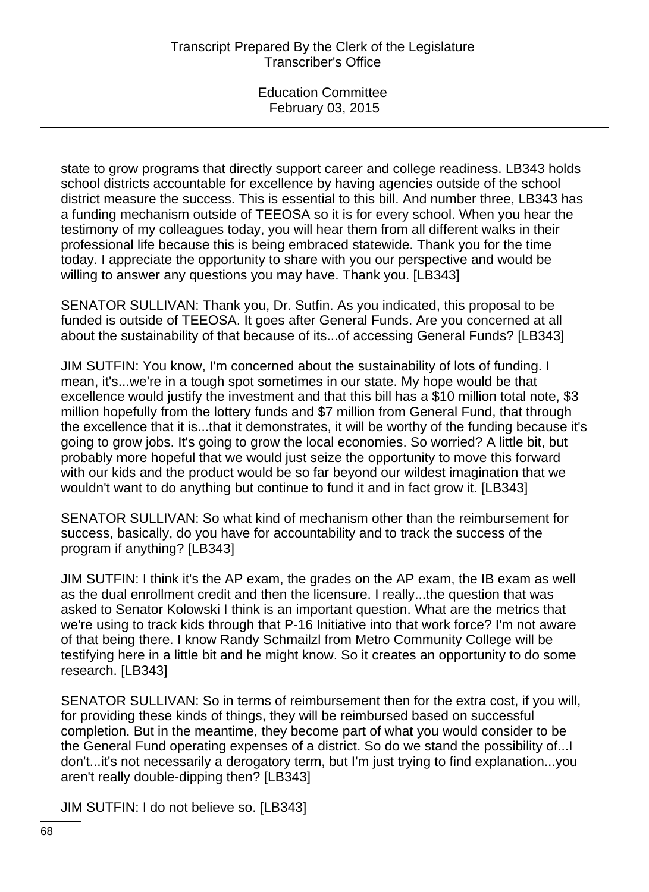state to grow programs that directly support career and college readiness. LB343 holds school districts accountable for excellence by having agencies outside of the school district measure the success. This is essential to this bill. And number three, LB343 has a funding mechanism outside of TEEOSA so it is for every school. When you hear the testimony of my colleagues today, you will hear them from all different walks in their professional life because this is being embraced statewide. Thank you for the time today. I appreciate the opportunity to share with you our perspective and would be willing to answer any questions you may have. Thank you. [LB343]

SENATOR SULLIVAN: Thank you, Dr. Sutfin. As you indicated, this proposal to be funded is outside of TEEOSA. It goes after General Funds. Are you concerned at all about the sustainability of that because of its...of accessing General Funds? [LB343]

JIM SUTFIN: You know, I'm concerned about the sustainability of lots of funding. I mean, it's...we're in a tough spot sometimes in our state. My hope would be that excellence would justify the investment and that this bill has a $10 million total note, $3 million hopefully from the lottery funds and $7 million from General Fund, that through the excellence that it is...that it demonstrates, it will be worthy of the funding because it's going to grow jobs. It's going to grow the local economies. So worried? A little bit, but probably more hopeful that we would just seize the opportunity to move this forward with our kids and the product would be so far beyond our wildest imagination that we wouldn't want to do anything but continue to fund it and in fact grow it. [LB343]

SENATOR SULLIVAN: So what kind of mechanism other than the reimbursement for success, basically, do you have for accountability and to track the success of the program if anything? [LB343]

JIM SUTFIN: I think it's the AP exam, the grades on the AP exam, the IB exam as well as the dual enrollment credit and then the licensure. I really...the question that was asked to Senator Kolowski I think is an important question. What are the metrics that we're using to track kids through that P-16 Initiative into that work force? I'm not aware of that being there. I know Randy Schmailzl from Metro Community College will be testifying here in a little bit and he might know. So it creates an opportunity to do some research. [LB343]

SENATOR SULLIVAN: So in terms of reimbursement then for the extra cost, if you will, for providing these kinds of things, they will be reimbursed based on successful completion. But in the meantime, they become part of what you would consider to be the General Fund operating expenses of a district. So do we stand the possibility of...I don't...it's not necessarily a derogatory term, but I'm just trying to find explanation...you aren't really double-dipping then? [LB343]

JIM SUTFIN: I do not believe so. [LB343]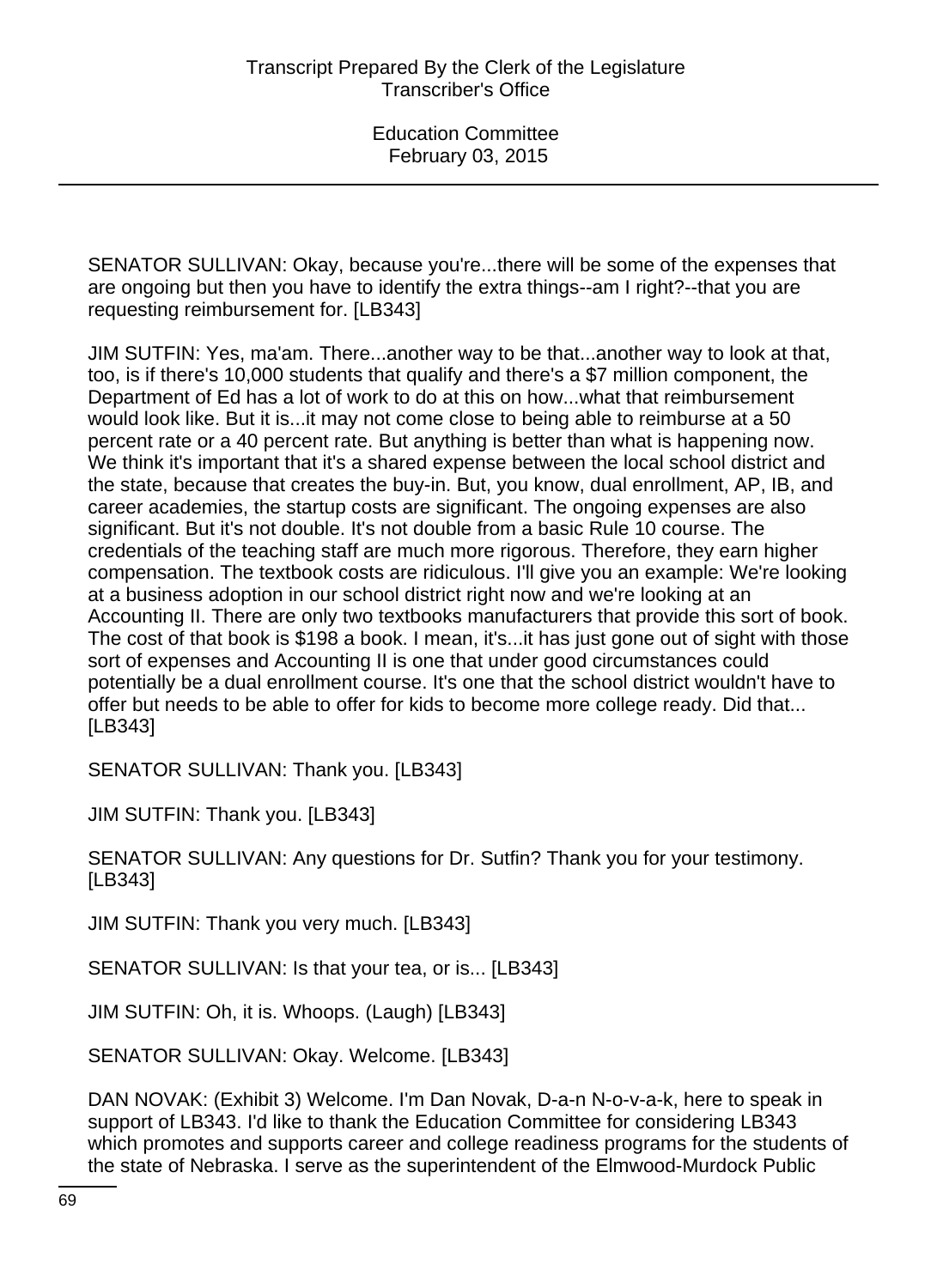SENATOR SULLIVAN: Okay, because you're...there will be some of the expenses that are ongoing but then you have to identify the extra things--am I right?--that you are requesting reimbursement for. [LB343]

JIM SUTFIN: Yes, ma'am. There...another way to be that...another way to look at that, too, is if there's 10,000 students that qualify and there's a $7 million component, the Department of Ed has a lot of work to do at this on how...what that reimbursement would look like. But it is...it may not come close to being able to reimburse at a 50 percent rate or a 40 percent rate. But anything is better than what is happening now. We think it's important that it's a shared expense between the local school district and the state, because that creates the buy-in. But, you know, dual enrollment, AP, IB, and career academies, the startup costs are significant. The ongoing expenses are also significant. But it's not double. It's not double from a basic Rule 10 course. The credentials of the teaching staff are much more rigorous. Therefore, they earn higher compensation. The textbook costs are ridiculous. I'll give you an example: We're looking at a business adoption in our school district right now and we're looking at an Accounting II. There are only two textbooks manufacturers that provide this sort of book. The cost of that book is $198 a book. I mean, it's...it has just gone out of sight with those sort of expenses and Accounting II is one that under good circumstances could potentially be a dual enrollment course. It's one that the school district wouldn't have to offer but needs to be able to offer for kids to become more college ready. Did that... [LB343]

SENATOR SULLIVAN: Thank you. [LB343]

JIM SUTFIN: Thank you. [LB343]

SENATOR SULLIVAN: Any questions for Dr. Sutfin? Thank you for your testimony. [LB343]

JIM SUTFIN: Thank you very much. [LB343]

SENATOR SULLIVAN: Is that your tea, or is... [LB343]

JIM SUTFIN: Oh, it is. Whoops. (Laugh) [LB343]

SENATOR SULLIVAN: Okay. Welcome. [LB343]

DAN NOVAK: (Exhibit 3) Welcome. I'm Dan Novak, D-a-n N-o-v-a-k, here to speak in support of LB343. I'd like to thank the Education Committee for considering LB343 which promotes and supports career and college readiness programs for the students of the state of Nebraska. I serve as the superintendent of the Elmwood-Murdock Public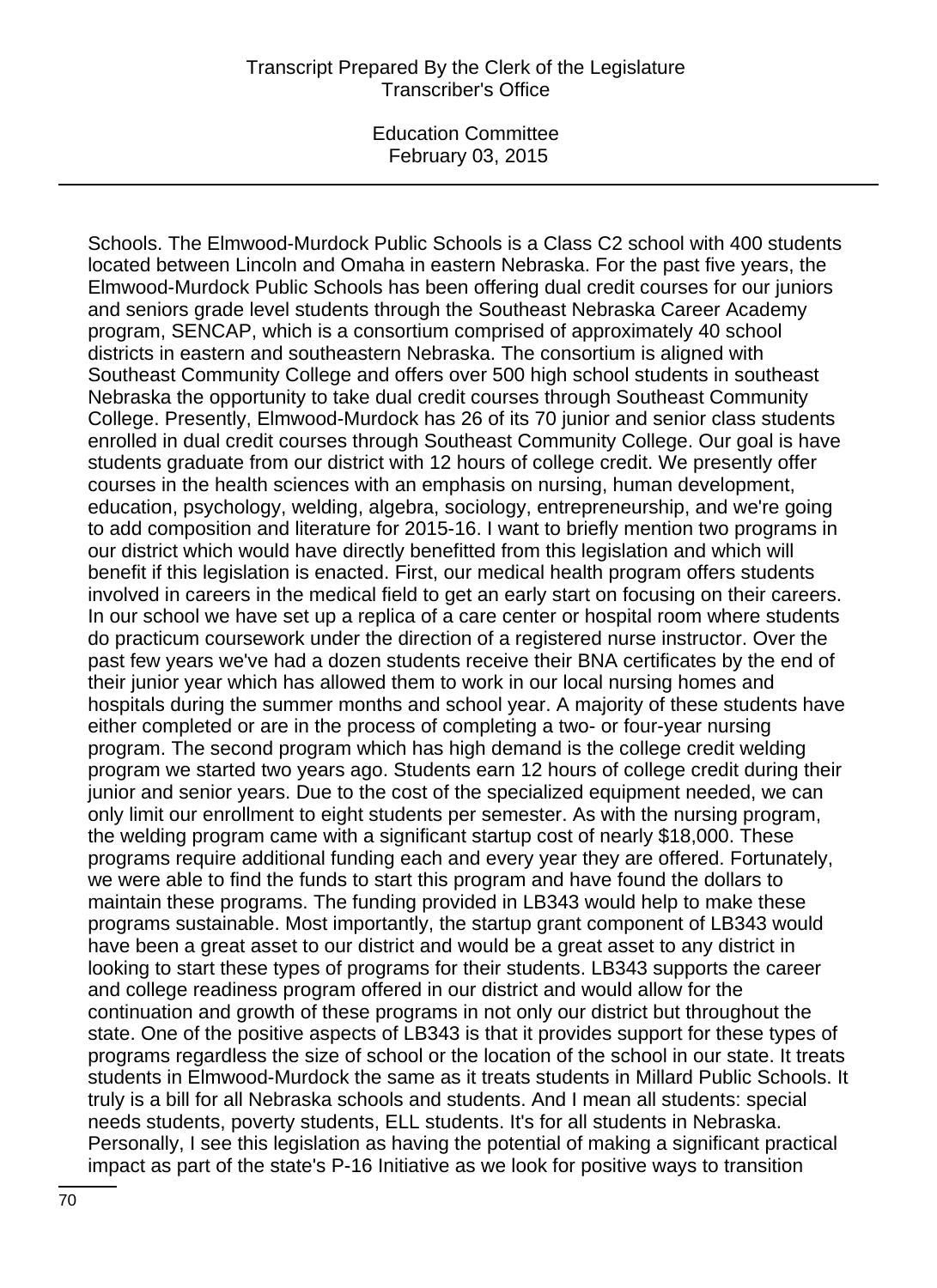Schools. The Elmwood-Murdock Public Schools is a Class C2 school with 400 students located between Lincoln and Omaha in eastern Nebraska. For the past five years, the Elmwood-Murdock Public Schools has been offering dual credit courses for our juniors and seniors grade level students through the Southeast Nebraska Career Academy program, SENCAP, which is a consortium comprised of approximately 40 school districts in eastern and southeastern Nebraska. The consortium is aligned with Southeast Community College and offers over 500 high school students in southeast Nebraska the opportunity to take dual credit courses through Southeast Community College. Presently, Elmwood-Murdock has 26 of its 70 junior and senior class students enrolled in dual credit courses through Southeast Community College. Our goal is have students graduate from our district with 12 hours of college credit. We presently offer courses in the health sciences with an emphasis on nursing, human development, education, psychology, welding, algebra, sociology, entrepreneurship, and we're going to add composition and literature for 2015-16. I want to briefly mention two programs in our district which would have directly benefitted from this legislation and which will benefit if this legislation is enacted. First, our medical health program offers students involved in careers in the medical field to get an early start on focusing on their careers. In our school we have set up a replica of a care center or hospital room where students do practicum coursework under the direction of a registered nurse instructor. Over the past few years we've had a dozen students receive their BNA certificates by the end of their junior year which has allowed them to work in our local nursing homes and hospitals during the summer months and school year. A majority of these students have either completed or are in the process of completing a two- or four-year nursing program. The second program which has high demand is the college credit welding program we started two years ago. Students earn 12 hours of college credit during their junior and senior years. Due to the cost of the specialized equipment needed, we can only limit our enrollment to eight students per semester. As with the nursing program, the welding program came with a significant startup cost of nearly $18,000. These programs require additional funding each and every year they are offered. Fortunately, we were able to find the funds to start this program and have found the dollars to maintain these programs. The funding provided in LB343 would help to make these programs sustainable. Most importantly, the startup grant component of LB343 would have been a great asset to our district and would be a great asset to any district in looking to start these types of programs for their students. LB343 supports the career and college readiness program offered in our district and would allow for the continuation and growth of these programs in not only our district but throughout the state. One of the positive aspects of LB343 is that it provides support for these types of programs regardless the size of school or the location of the school in our state. It treats students in Elmwood-Murdock the same as it treats students in Millard Public Schools. It truly is a bill for all Nebraska schools and students. And I mean all students: special needs students, poverty students, ELL students. It's for all students in Nebraska. Personally, I see this legislation as having the potential of making a significant practical impact as part of the state's P-16 Initiative as we look for positive ways to transition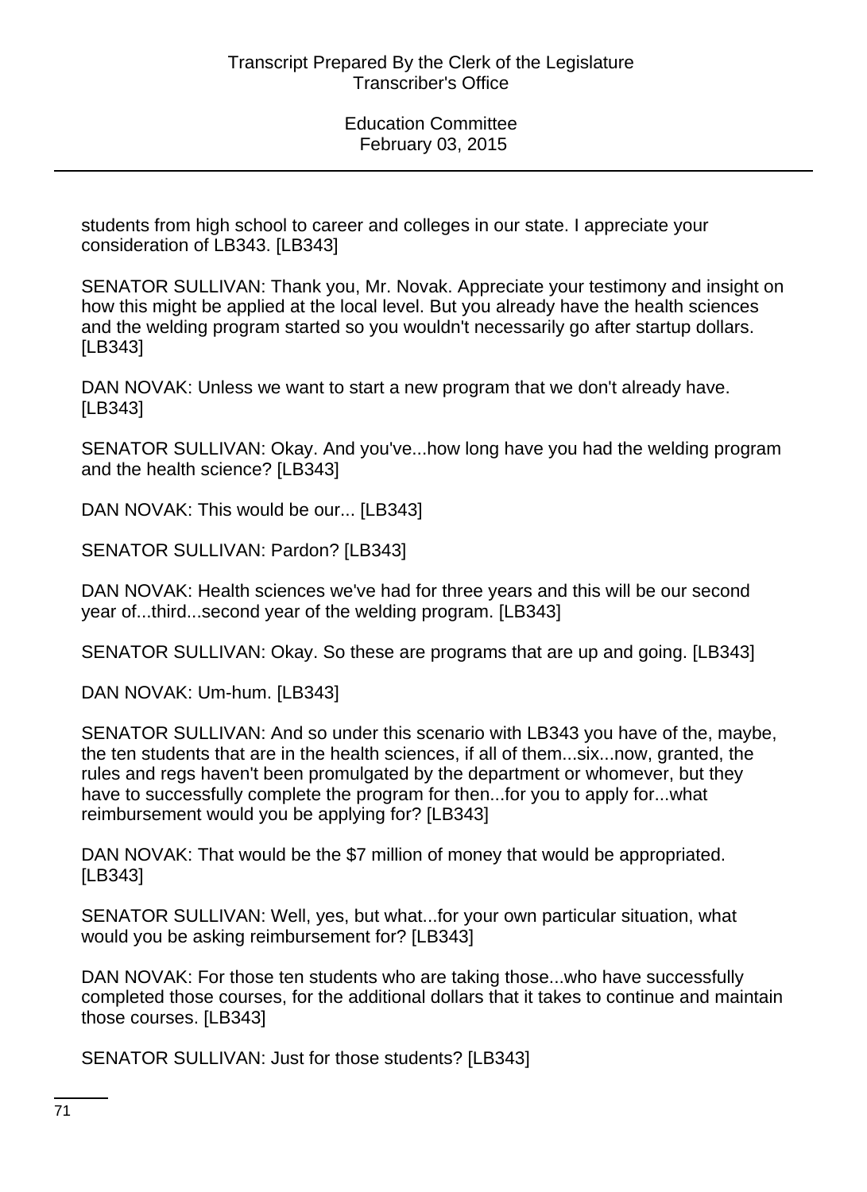students from high school to career and colleges in our state. I appreciate your consideration of LB343. [LB343]

SENATOR SULLIVAN: Thank you, Mr. Novak. Appreciate your testimony and insight on how this might be applied at the local level. But you already have the health sciences and the welding program started so you wouldn't necessarily go after startup dollars. [LB343]

DAN NOVAK: Unless we want to start a new program that we don't already have. [LB343]

SENATOR SULLIVAN: Okay. And you've...how long have you had the welding program and the health science? [LB343]

DAN NOVAK: This would be our... [LB343]

SENATOR SULLIVAN: Pardon? [LB343]

DAN NOVAK: Health sciences we've had for three years and this will be our second year of...third...second year of the welding program. [LB343]

SENATOR SULLIVAN: Okay. So these are programs that are up and going. [LB343]

DAN NOVAK: Um-hum. [LB343]

SENATOR SULLIVAN: And so under this scenario with LB343 you have of the, maybe, the ten students that are in the health sciences, if all of them...six...now, granted, the rules and regs haven't been promulgated by the department or whomever, but they have to successfully complete the program for then...for you to apply for...what reimbursement would you be applying for? [LB343]

DAN NOVAK: That would be the $7 million of money that would be appropriated. [LB343]

SENATOR SULLIVAN: Well, yes, but what...for your own particular situation, what would you be asking reimbursement for? [LB343]

DAN NOVAK: For those ten students who are taking those...who have successfully completed those courses, for the additional dollars that it takes to continue and maintain those courses. [LB343]

SENATOR SULLIVAN: Just for those students? [LB343]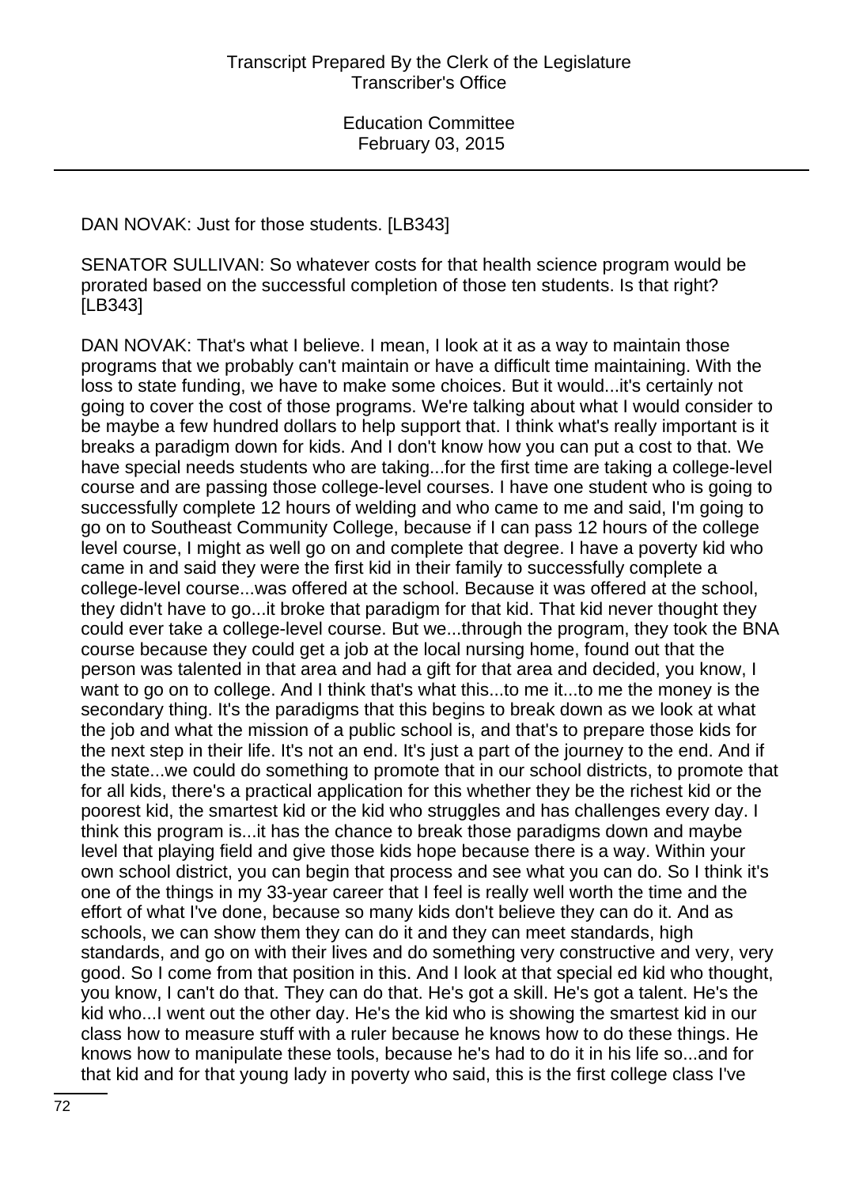DAN NOVAK: Just for those students. [LB343]

SENATOR SULLIVAN: So whatever costs for that health science program would be prorated based on the successful completion of those ten students. Is that right? [LB343]

DAN NOVAK: That's what I believe. I mean, I look at it as a way to maintain those programs that we probably can't maintain or have a difficult time maintaining. With the loss to state funding, we have to make some choices. But it would...it's certainly not going to cover the cost of those programs. We're talking about what I would consider to be maybe a few hundred dollars to help support that. I think what's really important is it breaks a paradigm down for kids. And I don't know how you can put a cost to that. We have special needs students who are taking...for the first time are taking a college-level course and are passing those college-level courses. I have one student who is going to successfully complete 12 hours of welding and who came to me and said, I'm going to go on to Southeast Community College, because if I can pass 12 hours of the college level course, I might as well go on and complete that degree. I have a poverty kid who came in and said they were the first kid in their family to successfully complete a college-level course...was offered at the school. Because it was offered at the school, they didn't have to go...it broke that paradigm for that kid. That kid never thought they could ever take a college-level course. But we...through the program, they took the BNA course because they could get a job at the local nursing home, found out that the person was talented in that area and had a gift for that area and decided, you know, I want to go on to college. And I think that's what this...to me it...to me the money is the secondary thing. It's the paradigms that this begins to break down as we look at what the job and what the mission of a public school is, and that's to prepare those kids for the next step in their life. It's not an end. It's just a part of the journey to the end. And if the state...we could do something to promote that in our school districts, to promote that for all kids, there's a practical application for this whether they be the richest kid or the poorest kid, the smartest kid or the kid who struggles and has challenges every day. I think this program is...it has the chance to break those paradigms down and maybe level that playing field and give those kids hope because there is a way. Within your own school district, you can begin that process and see what you can do. So I think it's one of the things in my 33-year career that I feel is really well worth the time and the effort of what I've done, because so many kids don't believe they can do it. And as schools, we can show them they can do it and they can meet standards, high standards, and go on with their lives and do something very constructive and very, very good. So I come from that position in this. And I look at that special ed kid who thought, you know, I can't do that. They can do that. He's got a skill. He's got a talent. He's the kid who...I went out the other day. He's the kid who is showing the smartest kid in our class how to measure stuff with a ruler because he knows how to do these things. He knows how to manipulate these tools, because he's had to do it in his life so...and for that kid and for that young lady in poverty who said, this is the first college class I've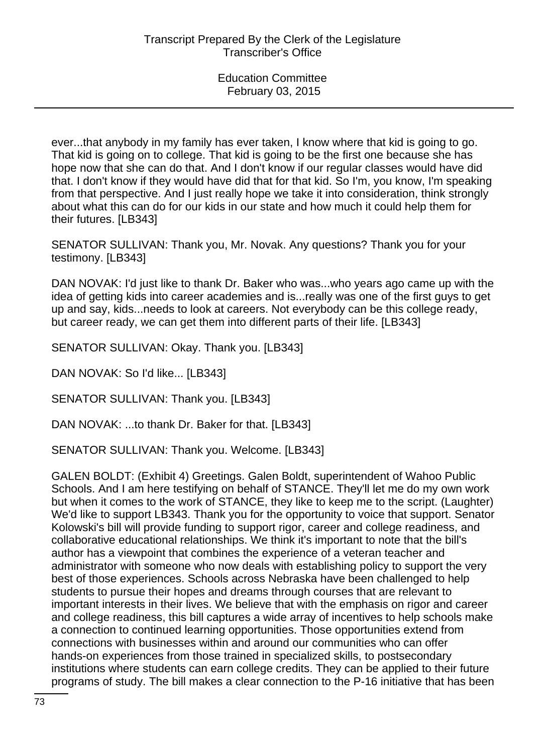ever...that anybody in my family has ever taken, I know where that kid is going to go. That kid is going on to college. That kid is going to be the first one because she has hope now that she can do that. And I don't know if our regular classes would have did that. I don't know if they would have did that for that kid. So I'm, you know, I'm speaking from that perspective. And I just really hope we take it into consideration, think strongly about what this can do for our kids in our state and how much it could help them for their futures. [LB343]

SENATOR SULLIVAN: Thank you, Mr. Novak. Any questions? Thank you for your testimony. [LB343]

DAN NOVAK: I'd just like to thank Dr. Baker who was...who years ago came up with the idea of getting kids into career academies and is...really was one of the first guys to get up and say, kids...needs to look at careers. Not everybody can be this college ready, but career ready, we can get them into different parts of their life. [LB343]

SENATOR SULLIVAN: Okay. Thank you. [LB343]

DAN NOVAK: So I'd like... [LB343]

SENATOR SULLIVAN: Thank you. [LB343]

DAN NOVAK: ...to thank Dr. Baker for that. [LB343]

SENATOR SULLIVAN: Thank you. Welcome. [LB343]

GALEN BOLDT: (Exhibit 4) Greetings. Galen Boldt, superintendent of Wahoo Public Schools. And I am here testifying on behalf of STANCE. They'll let me do my own work but when it comes to the work of STANCE, they like to keep me to the script. (Laughter) We'd like to support LB343. Thank you for the opportunity to voice that support. Senator Kolowski's bill will provide funding to support rigor, career and college readiness, and collaborative educational relationships. We think it's important to note that the bill's author has a viewpoint that combines the experience of a veteran teacher and administrator with someone who now deals with establishing policy to support the very best of those experiences. Schools across Nebraska have been challenged to help students to pursue their hopes and dreams through courses that are relevant to important interests in their lives. We believe that with the emphasis on rigor and career and college readiness, this bill captures a wide array of incentives to help schools make a connection to continued learning opportunities. Those opportunities extend from connections with businesses within and around our communities who can offer hands-on experiences from those trained in specialized skills, to postsecondary institutions where students can earn college credits. They can be applied to their future programs of study. The bill makes a clear connection to the P-16 initiative that has been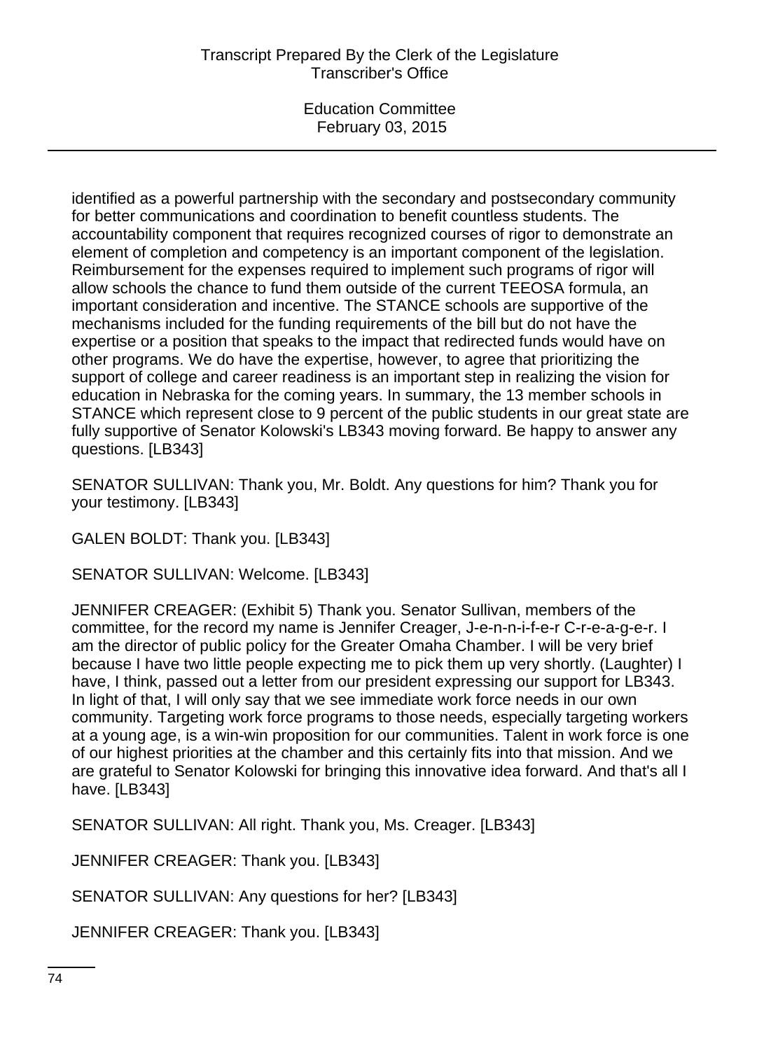identified as a powerful partnership with the secondary and postsecondary community for better communications and coordination to benefit countless students. The accountability component that requires recognized courses of rigor to demonstrate an element of completion and competency is an important component of the legislation. Reimbursement for the expenses required to implement such programs of rigor will allow schools the chance to fund them outside of the current TEEOSA formula, an important consideration and incentive. The STANCE schools are supportive of the mechanisms included for the funding requirements of the bill but do not have the expertise or a position that speaks to the impact that redirected funds would have on other programs. We do have the expertise, however, to agree that prioritizing the support of college and career readiness is an important step in realizing the vision for education in Nebraska for the coming years. In summary, the 13 member schools in STANCE which represent close to 9 percent of the public students in our great state are fully supportive of Senator Kolowski's LB343 moving forward. Be happy to answer any questions. [LB343]

SENATOR SULLIVAN: Thank you, Mr. Boldt. Any questions for him? Thank you for your testimony. [LB343]

GALEN BOLDT: Thank you. [LB343]

SENATOR SULLIVAN: Welcome. [LB343]

JENNIFER CREAGER: (Exhibit 5) Thank you. Senator Sullivan, members of the committee, for the record my name is Jennifer Creager, J-e-n-n-i-f-e-r C-r-e-a-g-e-r. I am the director of public policy for the Greater Omaha Chamber. I will be very brief because I have two little people expecting me to pick them up very shortly. (Laughter) I have, I think, passed out a letter from our president expressing our support for LB343. In light of that, I will only say that we see immediate work force needs in our own community. Targeting work force programs to those needs, especially targeting workers at a young age, is a win-win proposition for our communities. Talent in work force is one of our highest priorities at the chamber and this certainly fits into that mission. And we are grateful to Senator Kolowski for bringing this innovative idea forward. And that's all I have. [LB343]

SENATOR SULLIVAN: All right. Thank you, Ms. Creager. [LB343]

JENNIFER CREAGER: Thank you. [LB343]

SENATOR SULLIVAN: Any questions for her? [LB343]

JENNIFER CREAGER: Thank you. [LB343]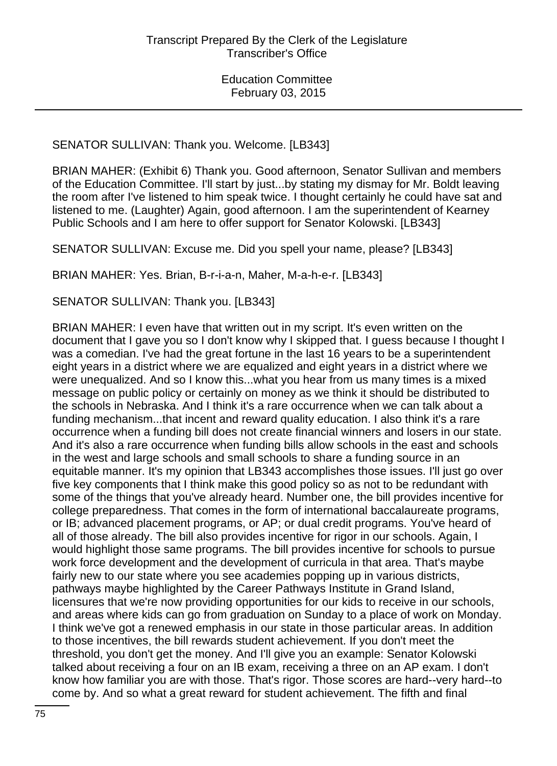SENATOR SULLIVAN: Thank you. Welcome. [LB343]

BRIAN MAHER: (Exhibit 6) Thank you. Good afternoon, Senator Sullivan and members of the Education Committee. I'll start by just...by stating my dismay for Mr. Boldt leaving the room after I've listened to him speak twice. I thought certainly he could have sat and listened to me. (Laughter) Again, good afternoon. I am the superintendent of Kearney Public Schools and I am here to offer support for Senator Kolowski. [LB343]

SENATOR SULLIVAN: Excuse me. Did you spell your name, please? [LB343]

BRIAN MAHER: Yes. Brian, B-r-i-a-n, Maher, M-a-h-e-r. [LB343]

SENATOR SULLIVAN: Thank you. [LB343]

BRIAN MAHER: I even have that written out in my script. It's even written on the document that I gave you so I don't know why I skipped that. I guess because I thought I was a comedian. I've had the great fortune in the last 16 years to be a superintendent eight years in a district where we are equalized and eight years in a district where we were unequalized. And so I know this...what you hear from us many times is a mixed message on public policy or certainly on money as we think it should be distributed to the schools in Nebraska. And I think it's a rare occurrence when we can talk about a funding mechanism...that incent and reward quality education. I also think it's a rare occurrence when a funding bill does not create financial winners and losers in our state. And it's also a rare occurrence when funding bills allow schools in the east and schools in the west and large schools and small schools to share a funding source in an equitable manner. It's my opinion that LB343 accomplishes those issues. I'll just go over five key components that I think make this good policy so as not to be redundant with some of the things that you've already heard. Number one, the bill provides incentive for college preparedness. That comes in the form of international baccalaureate programs, or IB; advanced placement programs, or AP; or dual credit programs. You've heard of all of those already. The bill also provides incentive for rigor in our schools. Again, I would highlight those same programs. The bill provides incentive for schools to pursue work force development and the development of curricula in that area. That's maybe fairly new to our state where you see academies popping up in various districts, pathways maybe highlighted by the Career Pathways Institute in Grand Island, licensures that we're now providing opportunities for our kids to receive in our schools, and areas where kids can go from graduation on Sunday to a place of work on Monday. I think we've got a renewed emphasis in our state in those particular areas. In addition to those incentives, the bill rewards student achievement. If you don't meet the threshold, you don't get the money. And I'll give you an example: Senator Kolowski talked about receiving a four on an IB exam, receiving a three on an AP exam. I don't know how familiar you are with those. That's rigor. Those scores are hard--very hard--to come by. And so what a great reward for student achievement. The fifth and final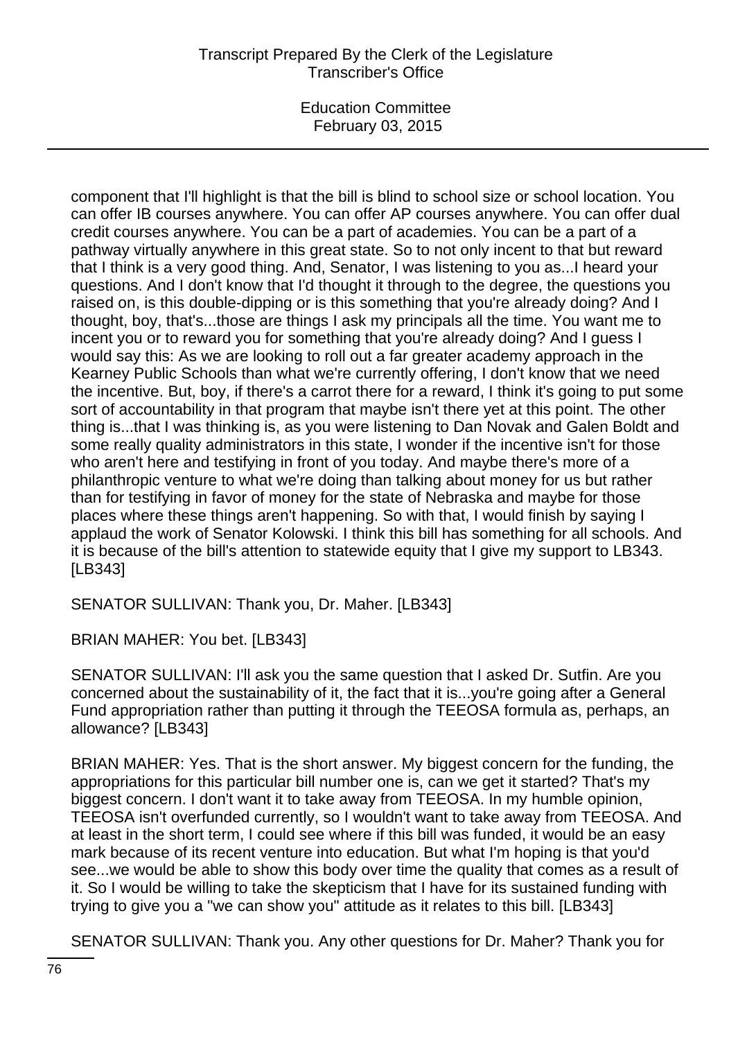component that I'll highlight is that the bill is blind to school size or school location. You can offer IB courses anywhere. You can offer AP courses anywhere. You can offer dual credit courses anywhere. You can be a part of academies. You can be a part of a pathway virtually anywhere in this great state. So to not only incent to that but reward that I think is a very good thing. And, Senator, I was listening to you as...I heard your questions. And I don't know that I'd thought it through to the degree, the questions you raised on, is this double-dipping or is this something that you're already doing? And I thought, boy, that's...those are things I ask my principals all the time. You want me to incent you or to reward you for something that you're already doing? And I guess I would say this: As we are looking to roll out a far greater academy approach in the Kearney Public Schools than what we're currently offering, I don't know that we need the incentive. But, boy, if there's a carrot there for a reward, I think it's going to put some sort of accountability in that program that maybe isn't there yet at this point. The other thing is...that I was thinking is, as you were listening to Dan Novak and Galen Boldt and some really quality administrators in this state, I wonder if the incentive isn't for those who aren't here and testifying in front of you today. And maybe there's more of a philanthropic venture to what we're doing than talking about money for us but rather than for testifying in favor of money for the state of Nebraska and maybe for those places where these things aren't happening. So with that, I would finish by saying I applaud the work of Senator Kolowski. I think this bill has something for all schools. And it is because of the bill's attention to statewide equity that I give my support to LB343. [LB343]

SENATOR SULLIVAN: Thank you, Dr. Maher. [LB343]

BRIAN MAHER: You bet. [LB343]

SENATOR SULLIVAN: I'll ask you the same question that I asked Dr. Sutfin. Are you concerned about the sustainability of it, the fact that it is...you're going after a General Fund appropriation rather than putting it through the TEEOSA formula as, perhaps, an allowance? [LB343]

BRIAN MAHER: Yes. That is the short answer. My biggest concern for the funding, the appropriations for this particular bill number one is, can we get it started? That's my biggest concern. I don't want it to take away from TEEOSA. In my humble opinion, TEEOSA isn't overfunded currently, so I wouldn't want to take away from TEEOSA. And at least in the short term, I could see where if this bill was funded, it would be an easy mark because of its recent venture into education. But what I'm hoping is that you'd see...we would be able to show this body over time the quality that comes as a result of it. So I would be willing to take the skepticism that I have for its sustained funding with trying to give you a "we can show you" attitude as it relates to this bill. [LB343]

SENATOR SULLIVAN: Thank you. Any other questions for Dr. Maher? Thank you for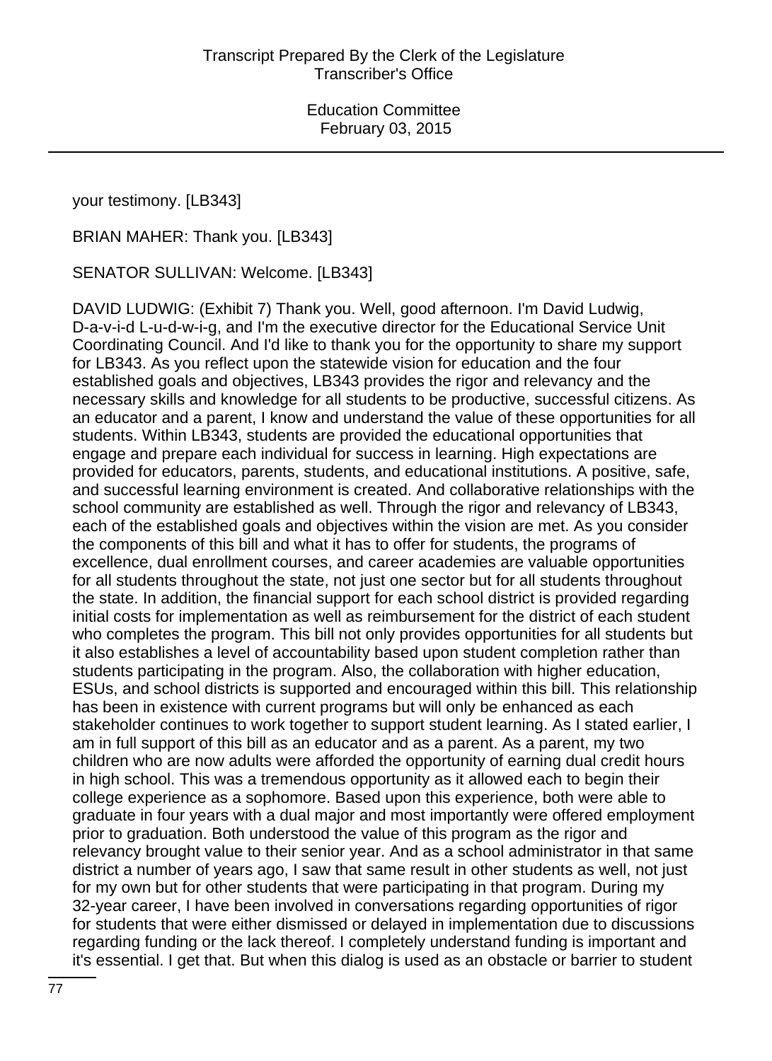your testimony. [LB343]

BRIAN MAHER: Thank you. [LB343]

SENATOR SULLIVAN: Welcome. [LB343]

DAVID LUDWIG: (Exhibit 7) Thank you. Well, good afternoon. I'm David Ludwig, D-a-v-i-d L-u-d-w-i-g, and I'm the executive director for the Educational Service Unit Coordinating Council. And I'd like to thank you for the opportunity to share my support for LB343. As you reflect upon the statewide vision for education and the four established goals and objectives, LB343 provides the rigor and relevancy and the necessary skills and knowledge for all students to be productive, successful citizens. As an educator and a parent, I know and understand the value of these opportunities for all students. Within LB343, students are provided the educational opportunities that engage and prepare each individual for success in learning. High expectations are provided for educators, parents, students, and educational institutions. A positive, safe, and successful learning environment is created. And collaborative relationships with the school community are established as well. Through the rigor and relevancy of LB343, each of the established goals and objectives within the vision are met. As you consider the components of this bill and what it has to offer for students, the programs of excellence, dual enrollment courses, and career academies are valuable opportunities for all students throughout the state, not just one sector but for all students throughout the state. In addition, the financial support for each school district is provided regarding initial costs for implementation as well as reimbursement for the district of each student who completes the program. This bill not only provides opportunities for all students but it also establishes a level of accountability based upon student completion rather than students participating in the program. Also, the collaboration with higher education, ESUs, and school districts is supported and encouraged within this bill. This relationship has been in existence with current programs but will only be enhanced as each stakeholder continues to work together to support student learning. As I stated earlier, I am in full support of this bill as an educator and as a parent. As a parent, my two children who are now adults were afforded the opportunity of earning dual credit hours in high school. This was a tremendous opportunity as it allowed each to begin their college experience as a sophomore. Based upon this experience, both were able to graduate in four years with a dual major and most importantly were offered employment prior to graduation. Both understood the value of this program as the rigor and relevancy brought value to their senior year. And as a school administrator in that same district a number of years ago, I saw that same result in other students as well, not just for my own but for other students that were participating in that program. During my 32-year career, I have been involved in conversations regarding opportunities of rigor for students that were either dismissed or delayed in implementation due to discussions regarding funding or the lack thereof. I completely understand funding is important and it's essential. I get that. But when this dialog is used as an obstacle or barrier to student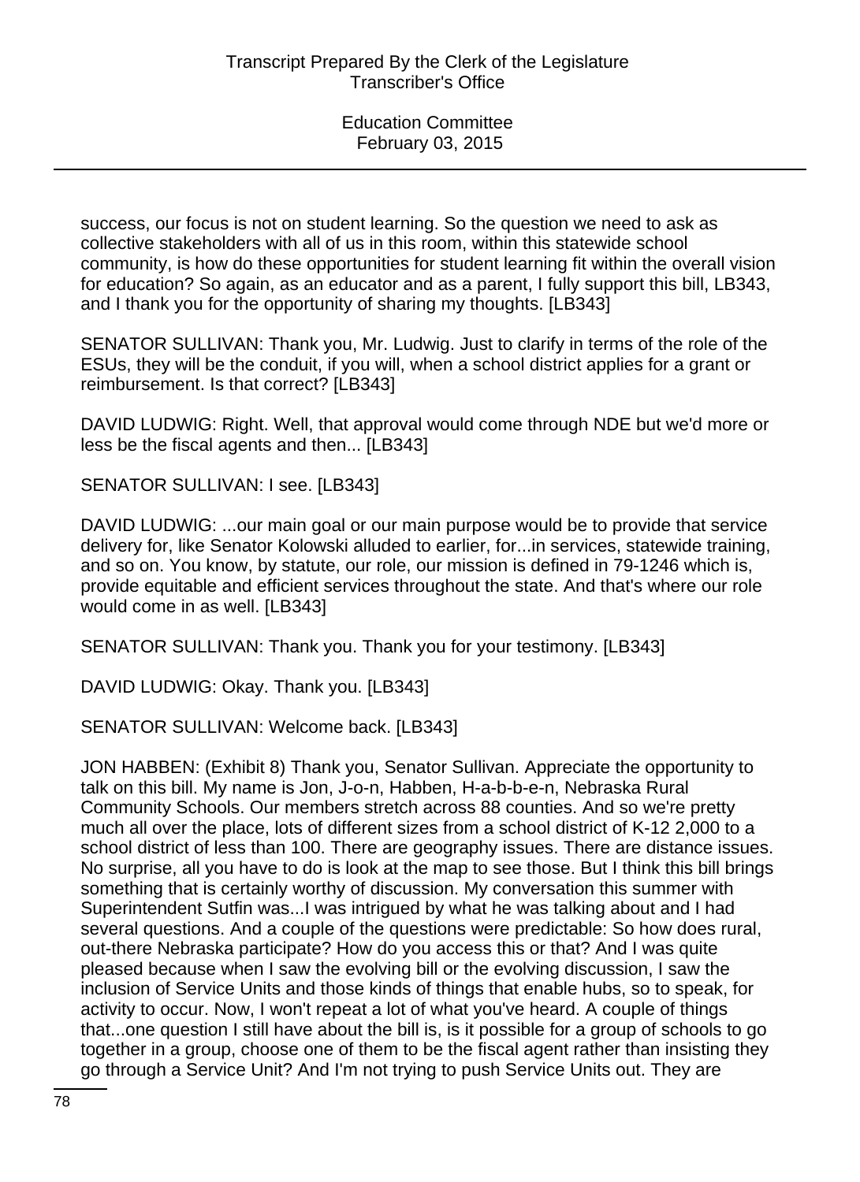success, our focus is not on student learning. So the question we need to ask as collective stakeholders with all of us in this room, within this statewide school community, is how do these opportunities for student learning fit within the overall vision for education? So again, as an educator and as a parent, I fully support this bill, LB343, and I thank you for the opportunity of sharing my thoughts. [LB343]

SENATOR SULLIVAN: Thank you, Mr. Ludwig. Just to clarify in terms of the role of the ESUs, they will be the conduit, if you will, when a school district applies for a grant or reimbursement. Is that correct? [LB343]

DAVID LUDWIG: Right. Well, that approval would come through NDE but we'd more or less be the fiscal agents and then... [LB343]

SENATOR SULLIVAN: I see. [LB343]

DAVID LUDWIG: ...our main goal or our main purpose would be to provide that service delivery for, like Senator Kolowski alluded to earlier, for...in services, statewide training, and so on. You know, by statute, our role, our mission is defined in 79-1246 which is, provide equitable and efficient services throughout the state. And that's where our role would come in as well. [LB343]

SENATOR SULLIVAN: Thank you. Thank you for your testimony. [LB343]

DAVID LUDWIG: Okay. Thank you. [LB343]

SENATOR SULLIVAN: Welcome back. [LB343]

JON HABBEN: (Exhibit 8) Thank you, Senator Sullivan. Appreciate the opportunity to talk on this bill. My name is Jon, J-o-n, Habben, H-a-b-b-e-n, Nebraska Rural Community Schools. Our members stretch across 88 counties. And so we're pretty much all over the place, lots of different sizes from a school district of K-12 2,000 to a school district of less than 100. There are geography issues. There are distance issues. No surprise, all you have to do is look at the map to see those. But I think this bill brings something that is certainly worthy of discussion. My conversation this summer with Superintendent Sutfin was...I was intrigued by what he was talking about and I had several questions. And a couple of the questions were predictable: So how does rural, out-there Nebraska participate? How do you access this or that? And I was quite pleased because when I saw the evolving bill or the evolving discussion, I saw the inclusion of Service Units and those kinds of things that enable hubs, so to speak, for activity to occur. Now, I won't repeat a lot of what you've heard. A couple of things that...one question I still have about the bill is, is it possible for a group of schools to go together in a group, choose one of them to be the fiscal agent rather than insisting they go through a Service Unit? And I'm not trying to push Service Units out. They are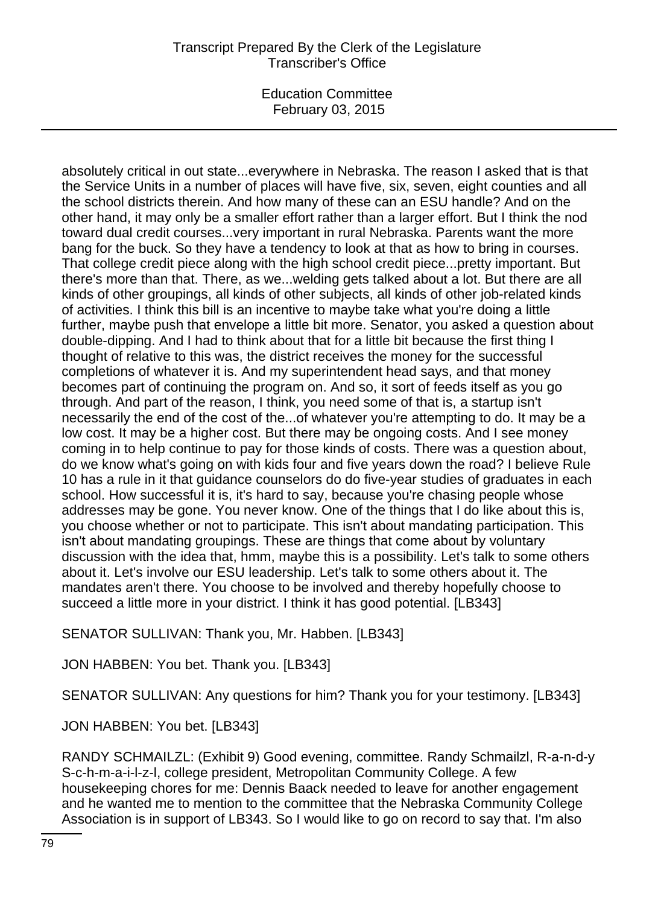absolutely critical in out state...everywhere in Nebraska. The reason I asked that is that the Service Units in a number of places will have five, six, seven, eight counties and all the school districts therein. And how many of these can an ESU handle? And on the other hand, it may only be a smaller effort rather than a larger effort. But I think the nod toward dual credit courses...very important in rural Nebraska. Parents want the more bang for the buck. So they have a tendency to look at that as how to bring in courses. That college credit piece along with the high school credit piece...pretty important. But there's more than that. There, as we...welding gets talked about a lot. But there are all kinds of other groupings, all kinds of other subjects, all kinds of other job-related kinds of activities. I think this bill is an incentive to maybe take what you're doing a little further, maybe push that envelope a little bit more. Senator, you asked a question about double-dipping. And I had to think about that for a little bit because the first thing I thought of relative to this was, the district receives the money for the successful completions of whatever it is. And my superintendent head says, and that money becomes part of continuing the program on. And so, it sort of feeds itself as you go through. And part of the reason, I think, you need some of that is, a startup isn't necessarily the end of the cost of the...of whatever you're attempting to do. It may be a low cost. It may be a higher cost. But there may be ongoing costs. And I see money coming in to help continue to pay for those kinds of costs. There was a question about, do we know what's going on with kids four and five years down the road? I believe Rule 10 has a rule in it that guidance counselors do do five-year studies of graduates in each school. How successful it is, it's hard to say, because you're chasing people whose addresses may be gone. You never know. One of the things that I do like about this is, you choose whether or not to participate. This isn't about mandating participation. This isn't about mandating groupings. These are things that come about by voluntary discussion with the idea that, hmm, maybe this is a possibility. Let's talk to some others about it. Let's involve our ESU leadership. Let's talk to some others about it. The mandates aren't there. You choose to be involved and thereby hopefully choose to succeed a little more in your district. I think it has good potential. [LB343]

SENATOR SULLIVAN: Thank you, Mr. Habben. [LB343]

JON HABBEN: You bet. Thank you. [LB343]

SENATOR SULLIVAN: Any questions for him? Thank you for your testimony. [LB343]

JON HABBEN: You bet. [LB343]

RANDY SCHMAILZL: (Exhibit 9) Good evening, committee. Randy Schmailzl, R-a-n-d-y S-c-h-m-a-i-l-z-l, college president, Metropolitan Community College. A few housekeeping chores for me: Dennis Baack needed to leave for another engagement and he wanted me to mention to the committee that the Nebraska Community College Association is in support of LB343. So I would like to go on record to say that. I'm also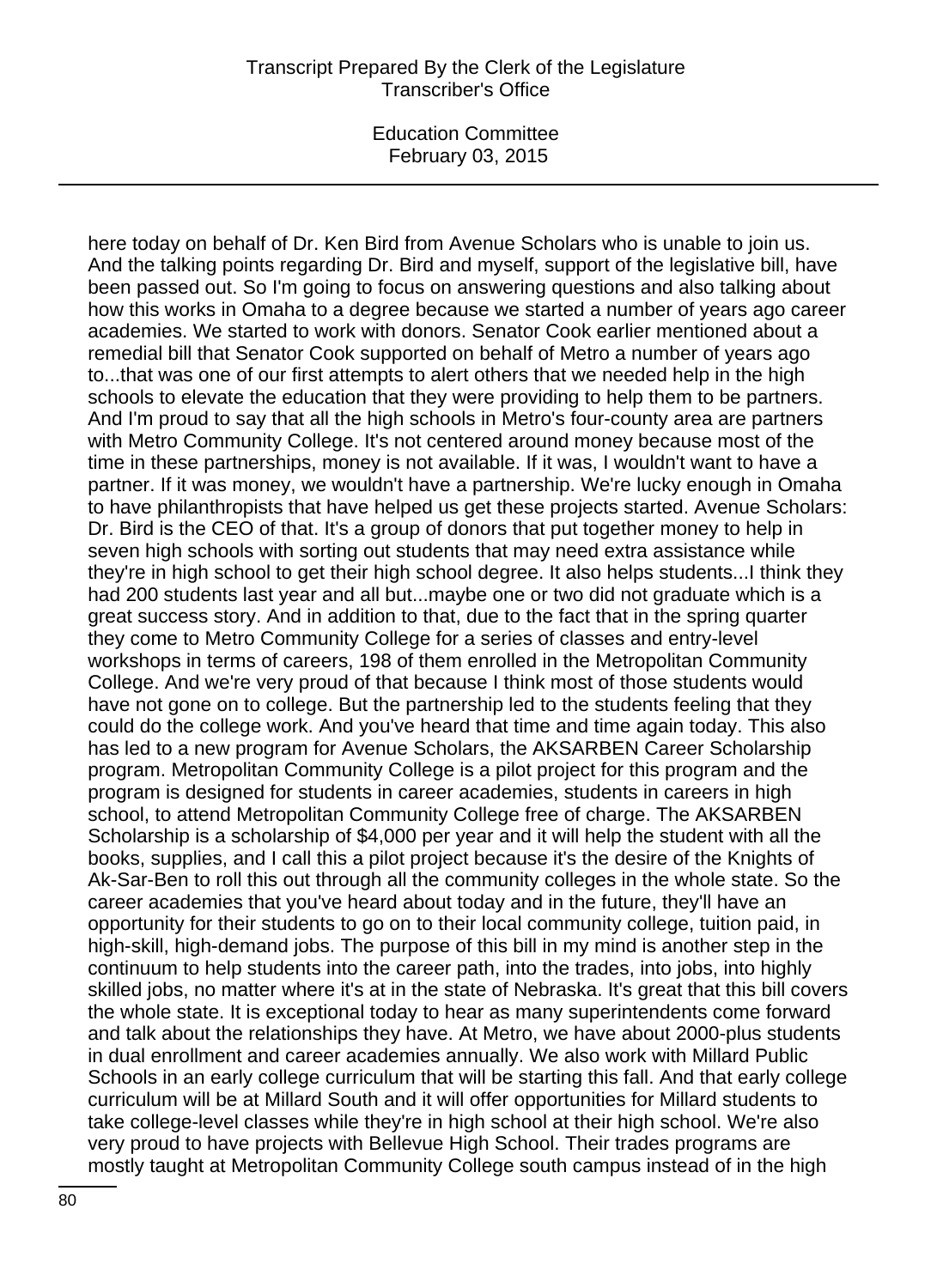here today on behalf of Dr. Ken Bird from Avenue Scholars who is unable to join us. And the talking points regarding Dr. Bird and myself, support of the legislative bill, have been passed out. So I'm going to focus on answering questions and also talking about how this works in Omaha to a degree because we started a number of years ago career academies. We started to work with donors. Senator Cook earlier mentioned about a remedial bill that Senator Cook supported on behalf of Metro a number of years ago to...that was one of our first attempts to alert others that we needed help in the high schools to elevate the education that they were providing to help them to be partners. And I'm proud to say that all the high schools in Metro's four-county area are partners with Metro Community College. It's not centered around money because most of the time in these partnerships, money is not available. If it was, I wouldn't want to have a partner. If it was money, we wouldn't have a partnership. We're lucky enough in Omaha to have philanthropists that have helped us get these projects started. Avenue Scholars: Dr. Bird is the CEO of that. It's a group of donors that put together money to help in seven high schools with sorting out students that may need extra assistance while they're in high school to get their high school degree. It also helps students...I think they had 200 students last year and all but...maybe one or two did not graduate which is a great success story. And in addition to that, due to the fact that in the spring quarter they come to Metro Community College for a series of classes and entry-level workshops in terms of careers, 198 of them enrolled in the Metropolitan Community College. And we're very proud of that because I think most of those students would have not gone on to college. But the partnership led to the students feeling that they could do the college work. And you've heard that time and time again today. This also has led to a new program for Avenue Scholars, the AKSARBEN Career Scholarship program. Metropolitan Community College is a pilot project for this program and the program is designed for students in career academies, students in careers in high school, to attend Metropolitan Community College free of charge. The AKSARBEN Scholarship is a scholarship of $4,000 per year and it will help the student with all the books, supplies, and I call this a pilot project because it's the desire of the Knights of Ak-Sar-Ben to roll this out through all the community colleges in the whole state. So the career academies that you've heard about today and in the future, they'll have an opportunity for their students to go on to their local community college, tuition paid, in high-skill, high-demand jobs. The purpose of this bill in my mind is another step in the continuum to help students into the career path, into the trades, into jobs, into highly skilled jobs, no matter where it's at in the state of Nebraska. It's great that this bill covers the whole state. It is exceptional today to hear as many superintendents come forward and talk about the relationships they have. At Metro, we have about 2000-plus students in dual enrollment and career academies annually. We also work with Millard Public Schools in an early college curriculum that will be starting this fall. And that early college curriculum will be at Millard South and it will offer opportunities for Millard students to take college-level classes while they're in high school at their high school. We're also very proud to have projects with Bellevue High School. Their trades programs are mostly taught at Metropolitan Community College south campus instead of in the high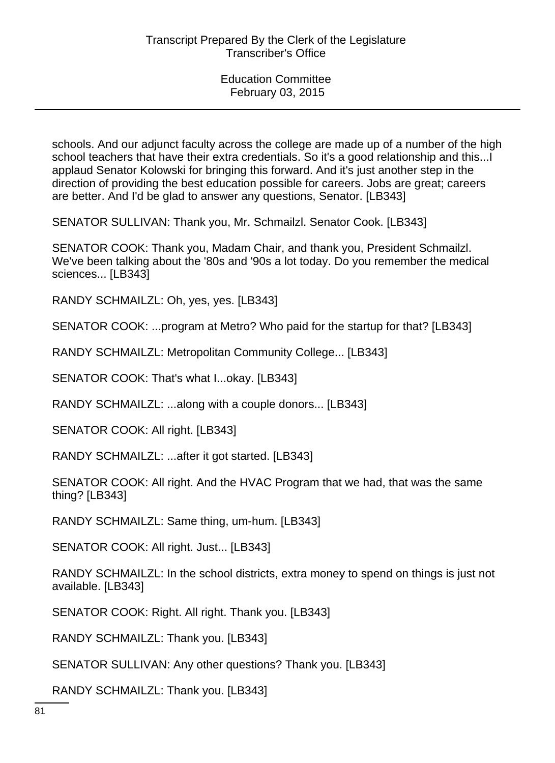schools. And our adjunct faculty across the college are made up of a number of the high school teachers that have their extra credentials. So it's a good relationship and this...I applaud Senator Kolowski for bringing this forward. And it's just another step in the direction of providing the best education possible for careers. Jobs are great; careers are better. And I'd be glad to answer any questions, Senator. [LB343]

SENATOR SULLIVAN: Thank you, Mr. Schmailzl. Senator Cook. [LB343]

SENATOR COOK: Thank you, Madam Chair, and thank you, President Schmailzl. We've been talking about the '80s and '90s a lot today. Do you remember the medical sciences... [LB343]

RANDY SCHMAILZL: Oh, yes, yes. [LB343]

SENATOR COOK: ...program at Metro? Who paid for the startup for that? [LB343]

RANDY SCHMAILZL: Metropolitan Community College... [LB343]

SENATOR COOK: That's what I...okay. [LB343]

RANDY SCHMAILZL: ...along with a couple donors... [LB343]

SENATOR COOK: All right. [LB343]

RANDY SCHMAILZL: ...after it got started. [LB343]

SENATOR COOK: All right. And the HVAC Program that we had, that was the same thing? [LB343]

RANDY SCHMAILZL: Same thing, um-hum. [LB343]

SENATOR COOK: All right. Just... [LB343]

RANDY SCHMAILZL: In the school districts, extra money to spend on things is just not available. [LB343]

SENATOR COOK: Right. All right. Thank you. [LB343]

RANDY SCHMAILZL: Thank you. [LB343]

SENATOR SULLIVAN: Any other questions? Thank you. [LB343]

RANDY SCHMAILZL: Thank you. [LB343]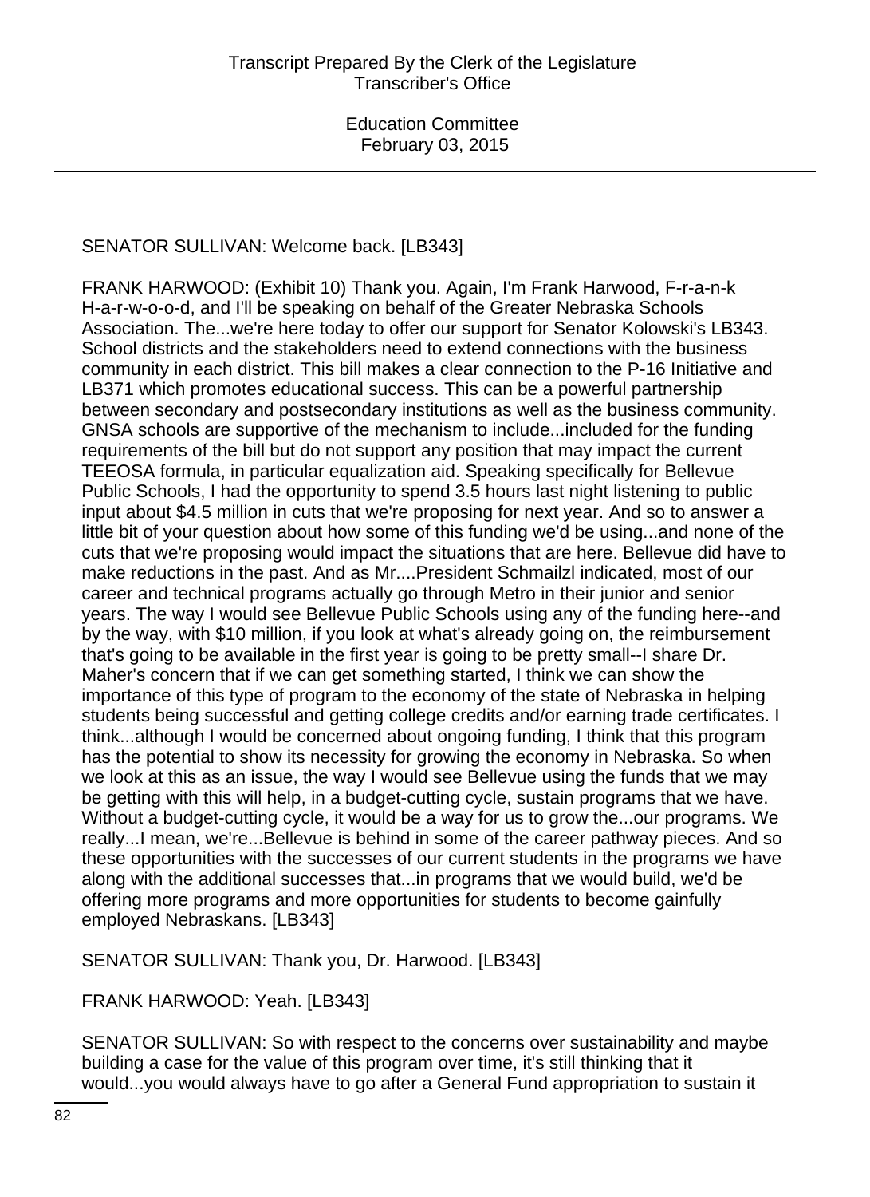SENATOR SULLIVAN: Welcome back. [LB343]

FRANK HARWOOD: (Exhibit 10) Thank you. Again, I'm Frank Harwood, F-r-a-n-k H-a-r-w-o-o-d, and I'll be speaking on behalf of the Greater Nebraska Schools Association. The...we're here today to offer our support for Senator Kolowski's LB343. School districts and the stakeholders need to extend connections with the business community in each district. This bill makes a clear connection to the P-16 Initiative and LB371 which promotes educational success. This can be a powerful partnership between secondary and postsecondary institutions as well as the business community. GNSA schools are supportive of the mechanism to include...included for the funding requirements of the bill but do not support any position that may impact the current TEEOSA formula, in particular equalization aid. Speaking specifically for Bellevue Public Schools, I had the opportunity to spend 3.5 hours last night listening to public input about $4.5 million in cuts that we're proposing for next year. And so to answer a little bit of your question about how some of this funding we'd be using...and none of the cuts that we're proposing would impact the situations that are here. Bellevue did have to make reductions in the past. And as Mr....President Schmailzl indicated, most of our career and technical programs actually go through Metro in their junior and senior years. The way I would see Bellevue Public Schools using any of the funding here--and by the way, with $10 million, if you look at what's already going on, the reimbursement that's going to be available in the first year is going to be pretty small--I share Dr. Maher's concern that if we can get something started, I think we can show the importance of this type of program to the economy of the state of Nebraska in helping students being successful and getting college credits and/or earning trade certificates. I think...although I would be concerned about ongoing funding, I think that this program has the potential to show its necessity for growing the economy in Nebraska. So when we look at this as an issue, the way I would see Bellevue using the funds that we may be getting with this will help, in a budget-cutting cycle, sustain programs that we have. Without a budget-cutting cycle, it would be a way for us to grow the...our programs. We really...I mean, we're...Bellevue is behind in some of the career pathway pieces. And so these opportunities with the successes of our current students in the programs we have along with the additional successes that...in programs that we would build, we'd be offering more programs and more opportunities for students to become gainfully employed Nebraskans. [LB343]

SENATOR SULLIVAN: Thank you, Dr. Harwood. [LB343]

FRANK HARWOOD: Yeah. [LB343]

SENATOR SULLIVAN: So with respect to the concerns over sustainability and maybe building a case for the value of this program over time, it's still thinking that it would...you would always have to go after a General Fund appropriation to sustain it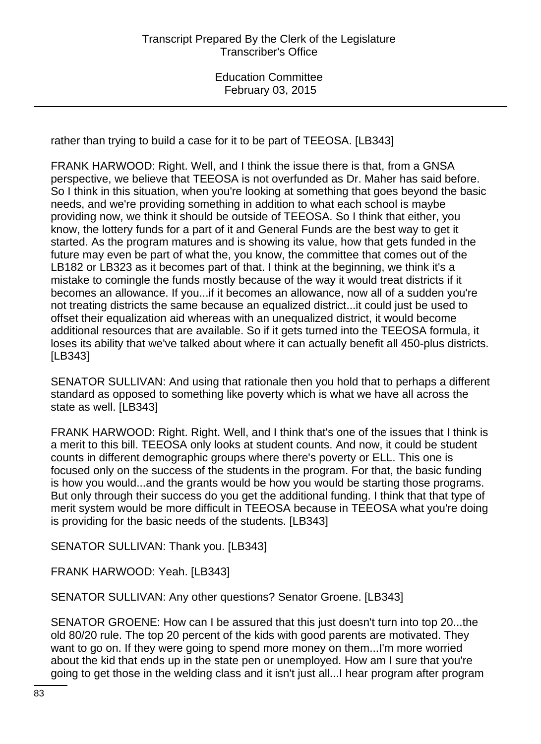rather than trying to build a case for it to be part of TEEOSA. [LB343]

FRANK HARWOOD: Right. Well, and I think the issue there is that, from a GNSA perspective, we believe that TEEOSA is not overfunded as Dr. Maher has said before. So I think in this situation, when you're looking at something that goes beyond the basic needs, and we're providing something in addition to what each school is maybe providing now, we think it should be outside of TEEOSA. So I think that either, you know, the lottery funds for a part of it and General Funds are the best way to get it started. As the program matures and is showing its value, how that gets funded in the future may even be part of what the, you know, the committee that comes out of the LB182 or LB323 as it becomes part of that. I think at the beginning, we think it's a mistake to comingle the funds mostly because of the way it would treat districts if it becomes an allowance. If you...if it becomes an allowance, now all of a sudden you're not treating districts the same because an equalized district...it could just be used to offset their equalization aid whereas with an unequalized district, it would become additional resources that are available. So if it gets turned into the TEEOSA formula, it loses its ability that we've talked about where it can actually benefit all 450-plus districts. [LB343]

SENATOR SULLIVAN: And using that rationale then you hold that to perhaps a different standard as opposed to something like poverty which is what we have all across the state as well. [LB343]

FRANK HARWOOD: Right. Right. Well, and I think that's one of the issues that I think is a merit to this bill. TEEOSA only looks at student counts. And now, it could be student counts in different demographic groups where there's poverty or ELL. This one is focused only on the success of the students in the program. For that, the basic funding is how you would...and the grants would be how you would be starting those programs. But only through their success do you get the additional funding. I think that that type of merit system would be more difficult in TEEOSA because in TEEOSA what you're doing is providing for the basic needs of the students. [LB343]

SENATOR SULLIVAN: Thank you. [LB343]

FRANK HARWOOD: Yeah. [LB343]

SENATOR SULLIVAN: Any other questions? Senator Groene. [LB343]

SENATOR GROENE: How can I be assured that this just doesn't turn into top 20...the old 80/20 rule. The top 20 percent of the kids with good parents are motivated. They want to go on. If they were going to spend more money on them...I'm more worried about the kid that ends up in the state pen or unemployed. How am I sure that you're going to get those in the welding class and it isn't just all...I hear program after program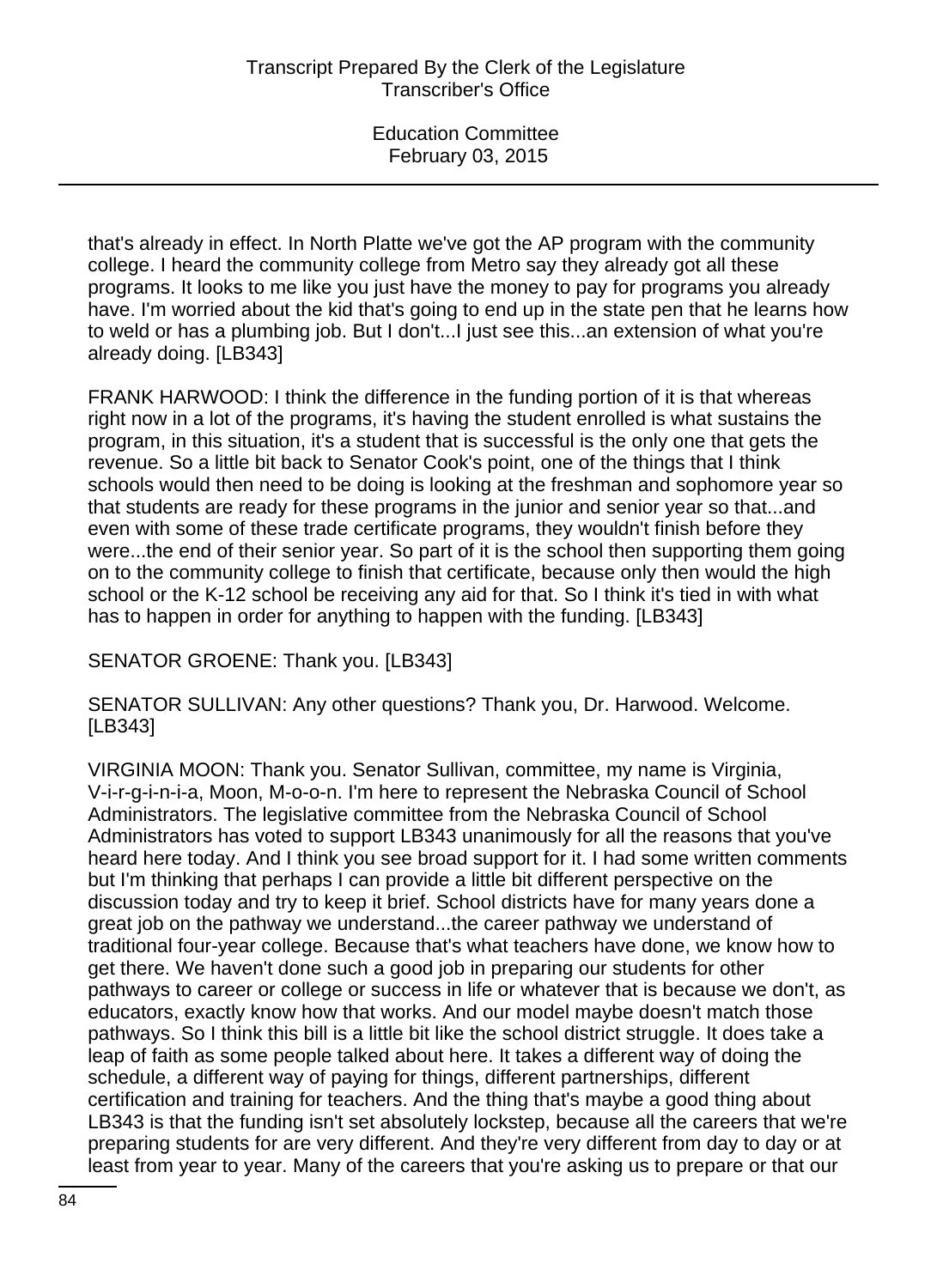that's already in effect. In North Platte we've got the AP program with the community college. I heard the community college from Metro say they already got all these programs. It looks to me like you just have the money to pay for programs you already have. I'm worried about the kid that's going to end up in the state pen that he learns how to weld or has a plumbing job. But I don't...I just see this...an extension of what you're already doing. [LB343]

FRANK HARWOOD: I think the difference in the funding portion of it is that whereas right now in a lot of the programs, it's having the student enrolled is what sustains the program, in this situation, it's a student that is successful is the only one that gets the revenue. So a little bit back to Senator Cook's point, one of the things that I think schools would then need to be doing is looking at the freshman and sophomore year so that students are ready for these programs in the junior and senior year so that...and even with some of these trade certificate programs, they wouldn't finish before they were...the end of their senior year. So part of it is the school then supporting them going on to the community college to finish that certificate, because only then would the high school or the K-12 school be receiving any aid for that. So I think it's tied in with what has to happen in order for anything to happen with the funding. [LB343]

SENATOR GROENE: Thank you. [LB343]

SENATOR SULLIVAN: Any other questions? Thank you, Dr. Harwood. Welcome. [LB343]

VIRGINIA MOON: Thank you. Senator Sullivan, committee, my name is Virginia, V-i-r-g-i-n-i-a, Moon, M-o-o-n. I'm here to represent the Nebraska Council of School Administrators. The legislative committee from the Nebraska Council of School Administrators has voted to support LB343 unanimously for all the reasons that you've heard here today. And I think you see broad support for it. I had some written comments but I'm thinking that perhaps I can provide a little bit different perspective on the discussion today and try to keep it brief. School districts have for many years done a great job on the pathway we understand...the career pathway we understand of traditional four-year college. Because that's what teachers have done, we know how to get there. We haven't done such a good job in preparing our students for other pathways to career or college or success in life or whatever that is because we don't, as educators, exactly know how that works. And our model maybe doesn't match those pathways. So I think this bill is a little bit like the school district struggle. It does take a leap of faith as some people talked about here. It takes a different way of doing the schedule, a different way of paying for things, different partnerships, different certification and training for teachers. And the thing that's maybe a good thing about LB343 is that the funding isn't set absolutely lockstep, because all the careers that we're preparing students for are very different. And they're very different from day to day or at least from year to year. Many of the careers that you're asking us to prepare or that our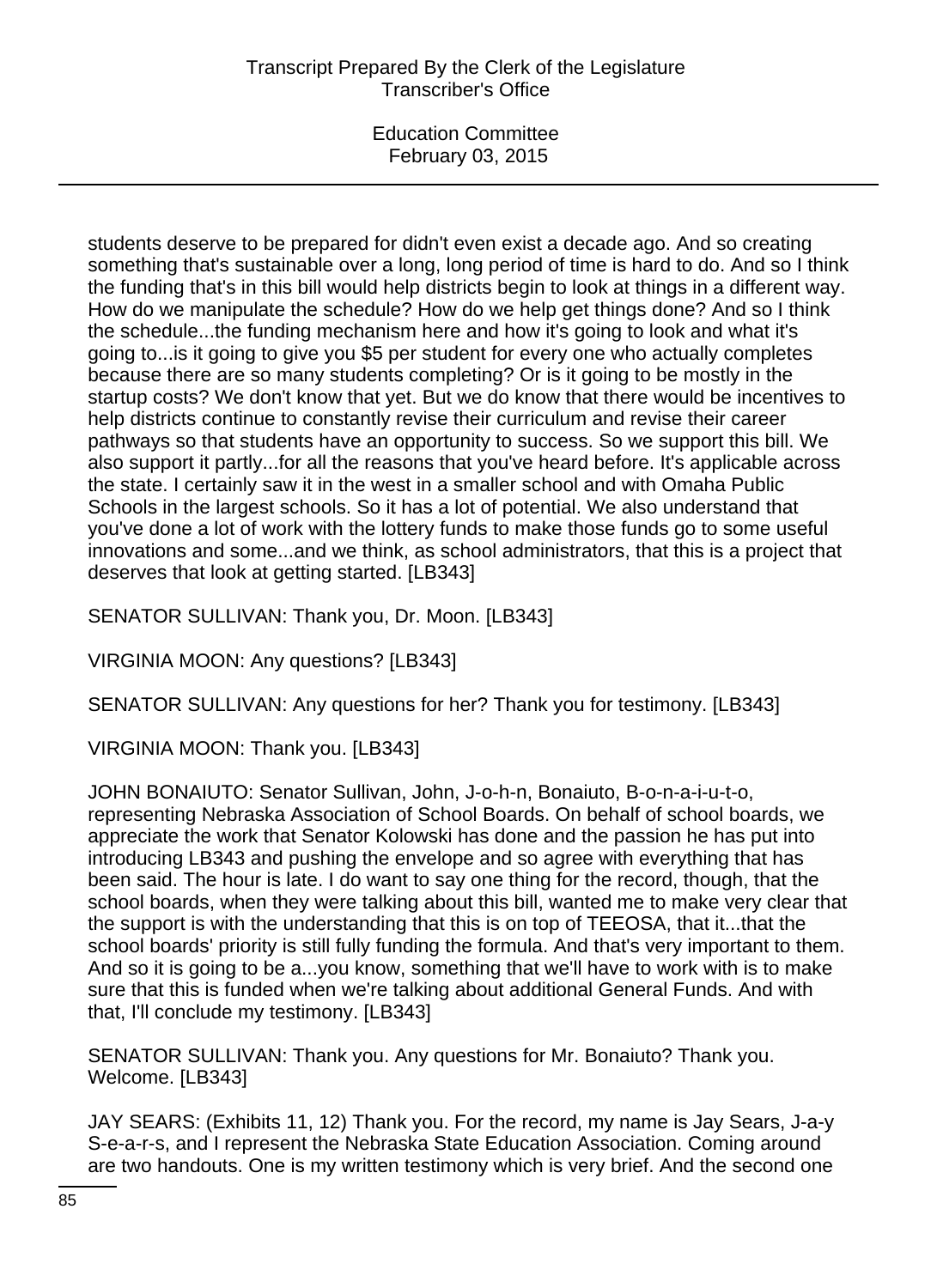students deserve to be prepared for didn't even exist a decade ago. And so creating something that's sustainable over a long, long period of time is hard to do. And so I think the funding that's in this bill would help districts begin to look at things in a different way. How do we manipulate the schedule? How do we help get things done? And so I think the schedule...the funding mechanism here and how it's going to look and what it's going to...is it going to give you $5 per student for every one who actually completes because there are so many students completing? Or is it going to be mostly in the startup costs? We don't know that yet. But we do know that there would be incentives to help districts continue to constantly revise their curriculum and revise their career pathways so that students have an opportunity to success. So we support this bill. We also support it partly...for all the reasons that you've heard before. It's applicable across the state. I certainly saw it in the west in a smaller school and with Omaha Public Schools in the largest schools. So it has a lot of potential. We also understand that you've done a lot of work with the lottery funds to make those funds go to some useful innovations and some...and we think, as school administrators, that this is a project that deserves that look at getting started. [LB343]

SENATOR SULLIVAN: Thank you, Dr. Moon. [LB343]

VIRGINIA MOON: Any questions? [LB343]

SENATOR SULLIVAN: Any questions for her? Thank you for testimony. [LB343]

VIRGINIA MOON: Thank you. [LB343]

JOHN BONAIUTO: Senator Sullivan, John, J-o-h-n, Bonaiuto, B-o-n-a-i-u-t-o, representing Nebraska Association of School Boards. On behalf of school boards, we appreciate the work that Senator Kolowski has done and the passion he has put into introducing LB343 and pushing the envelope and so agree with everything that has been said. The hour is late. I do want to say one thing for the record, though, that the school boards, when they were talking about this bill, wanted me to make very clear that the support is with the understanding that this is on top of TEEOSA, that it...that the school boards' priority is still fully funding the formula. And that's very important to them. And so it is going to be a...you know, something that we'll have to work with is to make sure that this is funded when we're talking about additional General Funds. And with that, I'll conclude my testimony. [LB343]

SENATOR SULLIVAN: Thank you. Any questions for Mr. Bonaiuto? Thank you. Welcome. [LB343]

JAY SEARS: (Exhibits 11, 12) Thank you. For the record, my name is Jay Sears, J-a-y S-e-a-r-s, and I represent the Nebraska State Education Association. Coming around are two handouts. One is my written testimony which is very brief. And the second one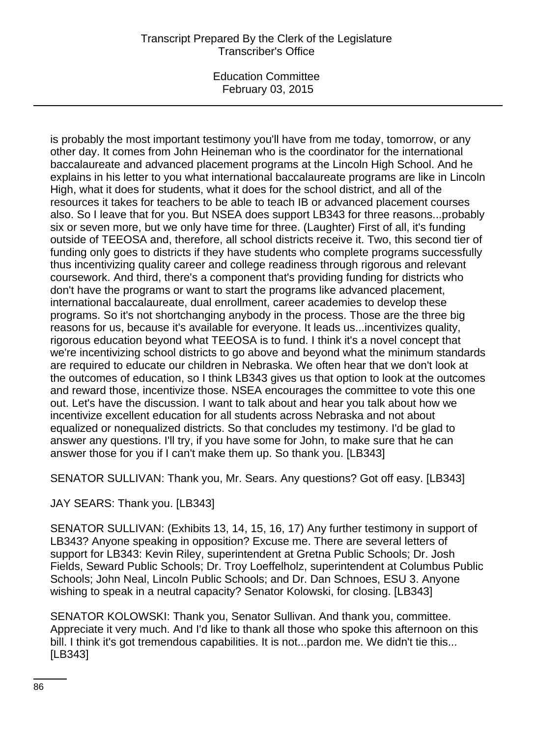is probably the most important testimony you'll have from me today, tomorrow, or any other day. It comes from John Heineman who is the coordinator for the international baccalaureate and advanced placement programs at the Lincoln High School. And he explains in his letter to you what international baccalaureate programs are like in Lincoln High, what it does for students, what it does for the school district, and all of the resources it takes for teachers to be able to teach IB or advanced placement courses also. So I leave that for you. But NSEA does support LB343 for three reasons...probably six or seven more, but we only have time for three. (Laughter) First of all, it's funding outside of TEEOSA and, therefore, all school districts receive it. Two, this second tier of funding only goes to districts if they have students who complete programs successfully thus incentivizing quality career and college readiness through rigorous and relevant coursework. And third, there's a component that's providing funding for districts who don't have the programs or want to start the programs like advanced placement, international baccalaureate, dual enrollment, career academies to develop these programs. So it's not shortchanging anybody in the process. Those are the three big reasons for us, because it's available for everyone. It leads us...incentivizes quality, rigorous education beyond what TEEOSA is to fund. I think it's a novel concept that we're incentivizing school districts to go above and beyond what the minimum standards are required to educate our children in Nebraska. We often hear that we don't look at the outcomes of education, so I think LB343 gives us that option to look at the outcomes and reward those, incentivize those. NSEA encourages the committee to vote this one out. Let's have the discussion. I want to talk about and hear you talk about how we incentivize excellent education for all students across Nebraska and not about equalized or nonequalized districts. So that concludes my testimony. I'd be glad to answer any questions. I'll try, if you have some for John, to make sure that he can answer those for you if I can't make them up. So thank you. [LB343]

SENATOR SULLIVAN: Thank you, Mr. Sears. Any questions? Got off easy. [LB343]

JAY SEARS: Thank you. [LB343]

SENATOR SULLIVAN: (Exhibits 13, 14, 15, 16, 17) Any further testimony in support of LB343? Anyone speaking in opposition? Excuse me. There are several letters of support for LB343: Kevin Riley, superintendent at Gretna Public Schools; Dr. Josh Fields, Seward Public Schools; Dr. Troy Loeffelholz, superintendent at Columbus Public Schools; John Neal, Lincoln Public Schools; and Dr. Dan Schnoes, ESU 3. Anyone wishing to speak in a neutral capacity? Senator Kolowski, for closing. [LB343]

SENATOR KOLOWSKI: Thank you, Senator Sullivan. And thank you, committee. Appreciate it very much. And I'd like to thank all those who spoke this afternoon on this bill. I think it's got tremendous capabilities. It is not...pardon me. We didn't tie this... [LB343]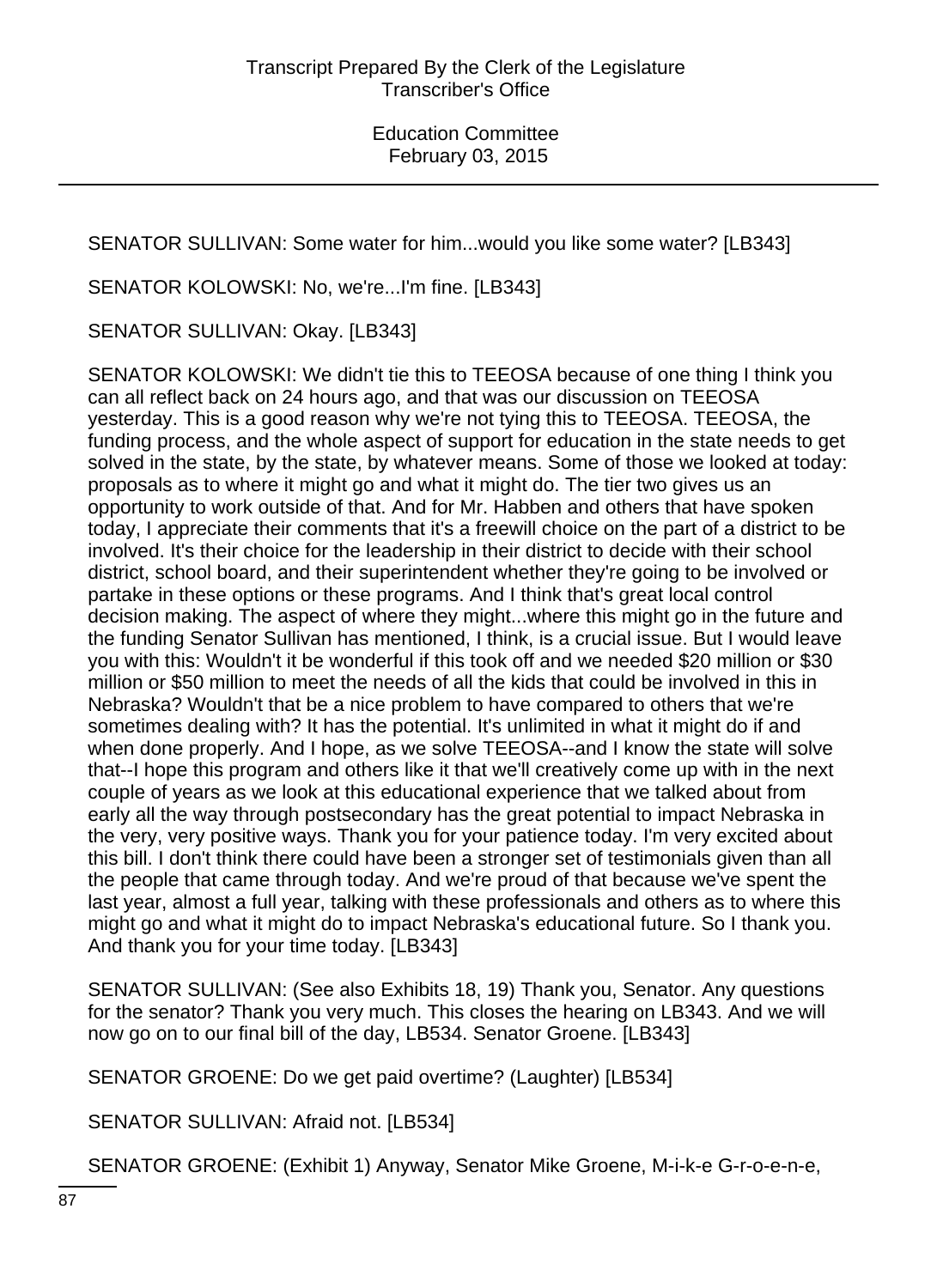SENATOR SULLIVAN: Some water for him...would you like some water? [LB343]

SENATOR KOLOWSKI: No, we're...I'm fine. [LB343]

SENATOR SULLIVAN: Okay. [LB343]

SENATOR KOLOWSKI: We didn't tie this to TEEOSA because of one thing I think you can all reflect back on 24 hours ago, and that was our discussion on TEEOSA yesterday. This is a good reason why we're not tying this to TEEOSA. TEEOSA, the funding process, and the whole aspect of support for education in the state needs to get solved in the state, by the state, by whatever means. Some of those we looked at today: proposals as to where it might go and what it might do. The tier two gives us an opportunity to work outside of that. And for Mr. Habben and others that have spoken today, I appreciate their comments that it's a freewill choice on the part of a district to be involved. It's their choice for the leadership in their district to decide with their school district, school board, and their superintendent whether they're going to be involved or partake in these options or these programs. And I think that's great local control decision making. The aspect of where they might...where this might go in the future and the funding Senator Sullivan has mentioned, I think, is a crucial issue. But I would leave you with this: Wouldn't it be wonderful if this took off and we needed $20 million or $30 million or $50 million to meet the needs of all the kids that could be involved in this in Nebraska? Wouldn't that be a nice problem to have compared to others that we're sometimes dealing with? It has the potential. It's unlimited in what it might do if and when done properly. And I hope, as we solve TEEOSA--and I know the state will solve that--I hope this program and others like it that we'll creatively come up with in the next couple of years as we look at this educational experience that we talked about from early all the way through postsecondary has the great potential to impact Nebraska in the very, very positive ways. Thank you for your patience today. I'm very excited about this bill. I don't think there could have been a stronger set of testimonials given than all the people that came through today. And we're proud of that because we've spent the last year, almost a full year, talking with these professionals and others as to where this might go and what it might do to impact Nebraska's educational future. So I thank you. And thank you for your time today. [LB343]

SENATOR SULLIVAN: (See also Exhibits 18, 19) Thank you, Senator. Any questions for the senator? Thank you very much. This closes the hearing on LB343. And we will now go on to our final bill of the day, LB534. Senator Groene. [LB343]

SENATOR GROENE: Do we get paid overtime? (Laughter) [LB534]

SENATOR SULLIVAN: Afraid not. [LB534]

SENATOR GROENE: (Exhibit 1) Anyway, Senator Mike Groene, M-i-k-e G-r-o-e-n-e,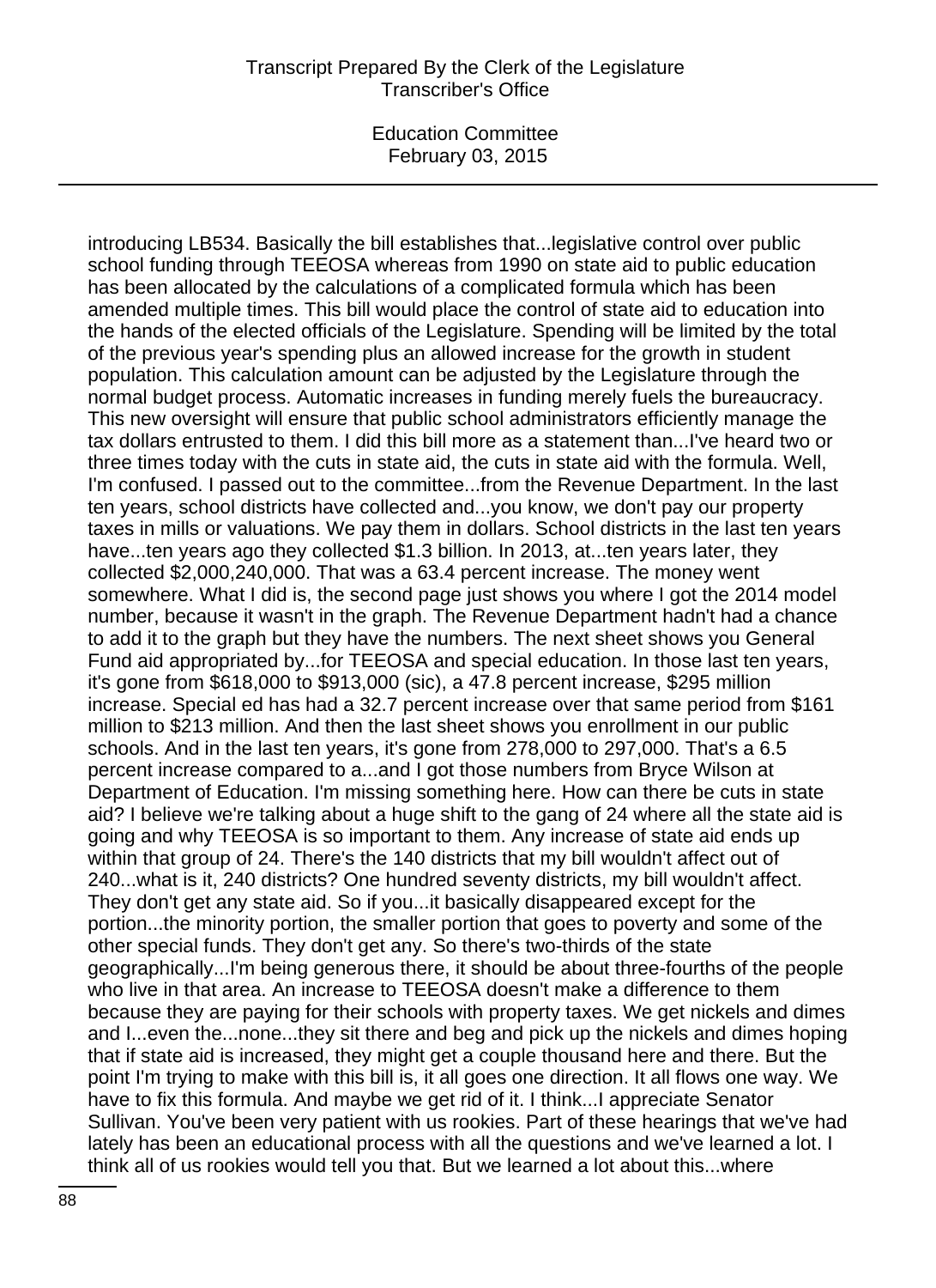introducing LB534. Basically the bill establishes that...legislative control over public school funding through TEEOSA whereas from 1990 on state aid to public education has been allocated by the calculations of a complicated formula which has been amended multiple times. This bill would place the control of state aid to education into the hands of the elected officials of the Legislature. Spending will be limited by the total of the previous year's spending plus an allowed increase for the growth in student population. This calculation amount can be adjusted by the Legislature through the normal budget process. Automatic increases in funding merely fuels the bureaucracy. This new oversight will ensure that public school administrators efficiently manage the tax dollars entrusted to them. I did this bill more as a statement than...I've heard two or three times today with the cuts in state aid, the cuts in state aid with the formula. Well, I'm confused. I passed out to the committee...from the Revenue Department. In the last ten years, school districts have collected and...you know, we don't pay our property taxes in mills or valuations. We pay them in dollars. School districts in the last ten years have...ten years ago they collected $1.3 billion. In 2013, at...ten years later, they collected $2,000,240,000. That was a 63.4 percent increase. The money went somewhere. What I did is, the second page just shows you where I got the 2014 model number, because it wasn't in the graph. The Revenue Department hadn't had a chance to add it to the graph but they have the numbers. The next sheet shows you General Fund aid appropriated by...for TEEOSA and special education. In those last ten years, it's gone from $618,000 to $913,000 (sic), a 47.8 percent increase, $295 million increase. Special ed has had a 32.7 percent increase over that same period from $161 million to $213 million. And then the last sheet shows you enrollment in our public schools. And in the last ten years, it's gone from 278,000 to 297,000. That's a 6.5 percent increase compared to a...and I got those numbers from Bryce Wilson at Department of Education. I'm missing something here. How can there be cuts in state aid? I believe we're talking about a huge shift to the gang of 24 where all the state aid is going and why TEEOSA is so important to them. Any increase of state aid ends up within that group of 24. There's the 140 districts that my bill wouldn't affect out of 240...what is it, 240 districts? One hundred seventy districts, my bill wouldn't affect. They don't get any state aid. So if you...it basically disappeared except for the portion...the minority portion, the smaller portion that goes to poverty and some of the other special funds. They don't get any. So there's two-thirds of the state geographically...I'm being generous there, it should be about three-fourths of the people who live in that area. An increase to TEEOSA doesn't make a difference to them because they are paying for their schools with property taxes. We get nickels and dimes and I...even the...none...they sit there and beg and pick up the nickels and dimes hoping that if state aid is increased, they might get a couple thousand here and there. But the point I'm trying to make with this bill is, it all goes one direction. It all flows one way. We have to fix this formula. And maybe we get rid of it. I think...I appreciate Senator Sullivan. You've been very patient with us rookies. Part of these hearings that we've had lately has been an educational process with all the questions and we've learned a lot. I think all of us rookies would tell you that. But we learned a lot about this...where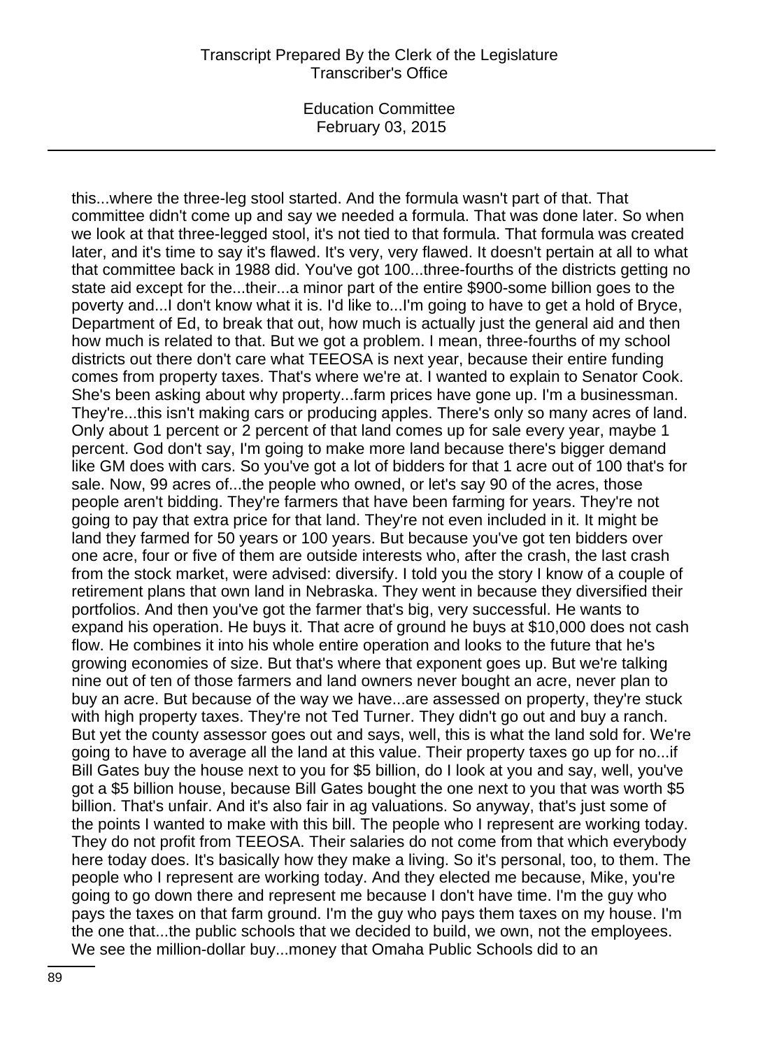this...where the three-leg stool started. And the formula wasn't part of that. That committee didn't come up and say we needed a formula. That was done later. So when we look at that three-legged stool, it's not tied to that formula. That formula was created later, and it's time to say it's flawed. It's very, very flawed. It doesn't pertain at all to what that committee back in 1988 did. You've got 100...three-fourths of the districts getting no state aid except for the...their...a minor part of the entire $900-some billion goes to the poverty and...I don't know what it is. I'd like to...I'm going to have to get a hold of Bryce, Department of Ed, to break that out, how much is actually just the general aid and then how much is related to that. But we got a problem. I mean, three-fourths of my school districts out there don't care what TEEOSA is next year, because their entire funding comes from property taxes. That's where we're at. I wanted to explain to Senator Cook. She's been asking about why property...farm prices have gone up. I'm a businessman. They're...this isn't making cars or producing apples. There's only so many acres of land. Only about 1 percent or 2 percent of that land comes up for sale every year, maybe 1 percent. God don't say, I'm going to make more land because there's bigger demand like GM does with cars. So you've got a lot of bidders for that 1 acre out of 100 that's for sale. Now, 99 acres of...the people who owned, or let's say 90 of the acres, those people aren't bidding. They're farmers that have been farming for years. They're not going to pay that extra price for that land. They're not even included in it. It might be land they farmed for 50 years or 100 years. But because you've got ten bidders over one acre, four or five of them are outside interests who, after the crash, the last crash from the stock market, were advised: diversify. I told you the story I know of a couple of retirement plans that own land in Nebraska. They went in because they diversified their portfolios. And then you've got the farmer that's big, very successful. He wants to expand his operation. He buys it. That acre of ground he buys at $10,000 does not cash flow. He combines it into his whole entire operation and looks to the future that he's growing economies of size. But that's where that exponent goes up. But we're talking nine out of ten of those farmers and land owners never bought an acre, never plan to buy an acre. But because of the way we have...are assessed on property, they're stuck with high property taxes. They're not Ted Turner. They didn't go out and buy a ranch. But yet the county assessor goes out and says, well, this is what the land sold for. We're going to have to average all the land at this value. Their property taxes go up for no...if Bill Gates buy the house next to you for $5 billion, do I look at you and say, well, you've got a $5 billion house, because Bill Gates bought the one next to you that was worth $5 billion. That's unfair. And it's also fair in ag valuations. So anyway, that's just some of the points I wanted to make with this bill. The people who I represent are working today. They do not profit from TEEOSA. Their salaries do not come from that which everybody here today does. It's basically how they make a living. So it's personal, too, to them. The people who I represent are working today. And they elected me because, Mike, you're going to go down there and represent me because I don't have time. I'm the guy who pays the taxes on that farm ground. I'm the guy who pays them taxes on my house. I'm the one that...the public schools that we decided to build, we own, not the employees. We see the million-dollar buy...money that Omaha Public Schools did to an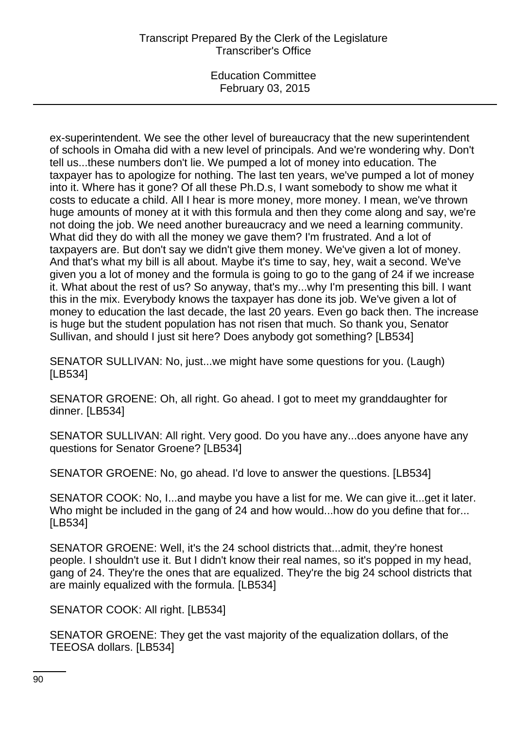ex-superintendent. We see the other level of bureaucracy that the new superintendent of schools in Omaha did with a new level of principals. And we're wondering why. Don't tell us...these numbers don't lie. We pumped a lot of money into education. The taxpayer has to apologize for nothing. The last ten years, we've pumped a lot of money into it. Where has it gone? Of all these Ph.D.s, I want somebody to show me what it costs to educate a child. All I hear is more money, more money. I mean, we've thrown huge amounts of money at it with this formula and then they come along and say, we're not doing the job. We need another bureaucracy and we need a learning community. What did they do with all the money we gave them? I'm frustrated. And a lot of taxpayers are. But don't say we didn't give them money. We've given a lot of money. And that's what my bill is all about. Maybe it's time to say, hey, wait a second. We've given you a lot of money and the formula is going to go to the gang of 24 if we increase it. What about the rest of us? So anyway, that's my...why I'm presenting this bill. I want this in the mix. Everybody knows the taxpayer has done its job. We've given a lot of money to education the last decade, the last 20 years. Even go back then. The increase is huge but the student population has not risen that much. So thank you, Senator Sullivan, and should I just sit here? Does anybody got something? [LB534]

SENATOR SULLIVAN: No, just...we might have some questions for you. (Laugh) [LB534]

SENATOR GROENE: Oh, all right. Go ahead. I got to meet my granddaughter for dinner. [LB534]

SENATOR SULLIVAN: All right. Very good. Do you have any...does anyone have any questions for Senator Groene? [LB534]

SENATOR GROENE: No, go ahead. I'd love to answer the questions. [LB534]

SENATOR COOK: No, I...and maybe you have a list for me. We can give it...get it later. Who might be included in the gang of 24 and how would...how do you define that for... [LB534]

SENATOR GROENE: Well, it's the 24 school districts that...admit, they're honest people. I shouldn't use it. But I didn't know their real names, so it's popped in my head, gang of 24. They're the ones that are equalized. They're the big 24 school districts that are mainly equalized with the formula. [LB534]

SENATOR COOK: All right. [LB534]

SENATOR GROENE: They get the vast majority of the equalization dollars, of the TEEOSA dollars. [LB534]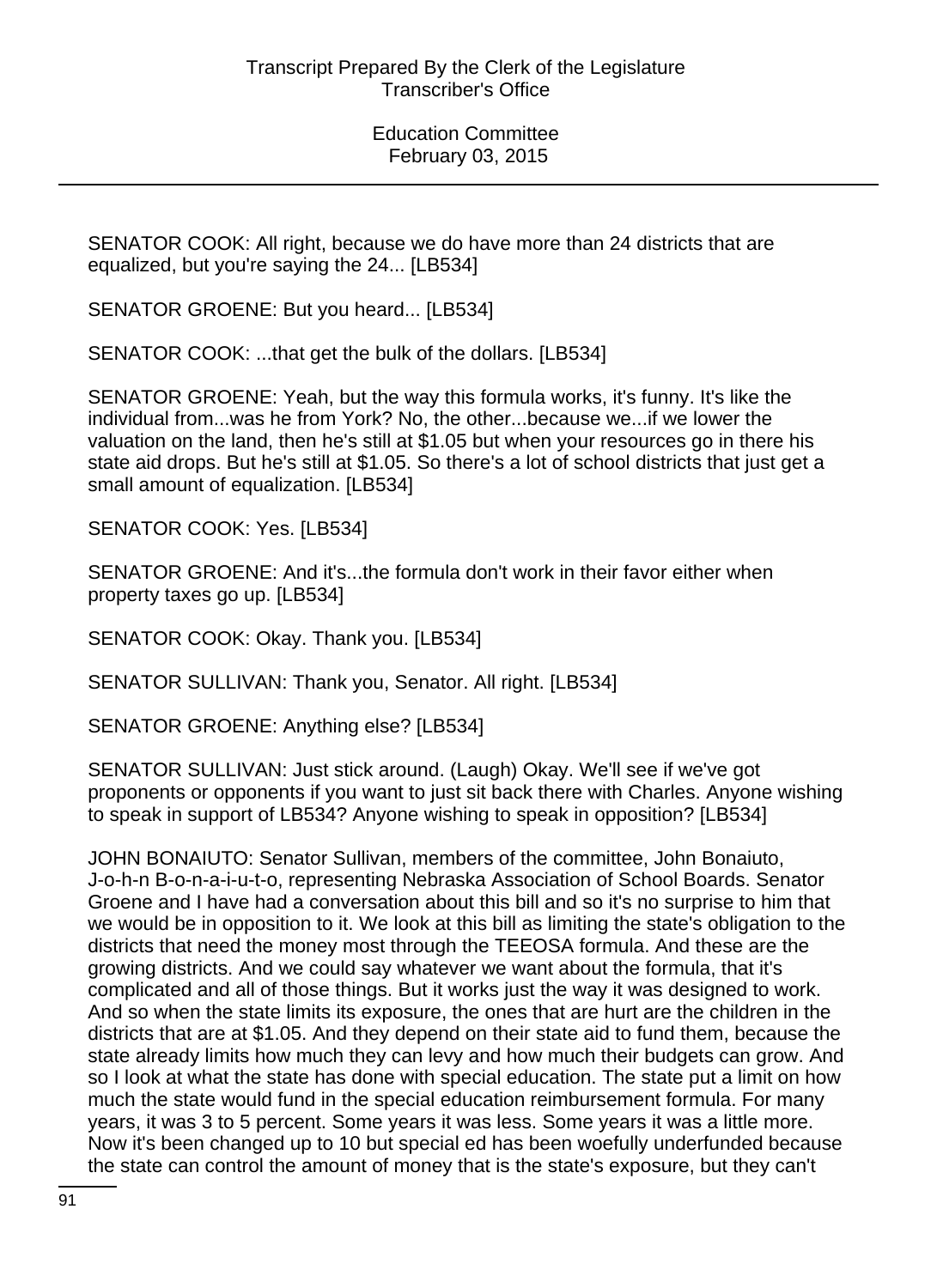SENATOR COOK: All right, because we do have more than 24 districts that are equalized, but you're saying the 24... [LB534]

SENATOR GROENE: But you heard... [LB534]

SENATOR COOK: ...that get the bulk of the dollars. [LB534]

SENATOR GROENE: Yeah, but the way this formula works, it's funny. It's like the individual from...was he from York? No, the other...because we...if we lower the valuation on the land, then he's still at $1.05 but when your resources go in there his state aid drops. But he's still at $1.05. So there's a lot of school districts that just get a small amount of equalization. [LB534]

SENATOR COOK: Yes. [LB534]

SENATOR GROENE: And it's...the formula don't work in their favor either when property taxes go up. [LB534]

SENATOR COOK: Okay. Thank you. [LB534]

SENATOR SULLIVAN: Thank you, Senator. All right. [LB534]

SENATOR GROENE: Anything else? [LB534]

SENATOR SULLIVAN: Just stick around. (Laugh) Okay. We'll see if we've got proponents or opponents if you want to just sit back there with Charles. Anyone wishing to speak in support of LB534? Anyone wishing to speak in opposition? [LB534]

JOHN BONAIUTO: Senator Sullivan, members of the committee, John Bonaiuto, J-o-h-n B-o-n-a-i-u-t-o, representing Nebraska Association of School Boards. Senator Groene and I have had a conversation about this bill and so it's no surprise to him that we would be in opposition to it. We look at this bill as limiting the state's obligation to the districts that need the money most through the TEEOSA formula. And these are the growing districts. And we could say whatever we want about the formula, that it's complicated and all of those things. But it works just the way it was designed to work. And so when the state limits its exposure, the ones that are hurt are the children in the districts that are at $1.05. And they depend on their state aid to fund them, because the state already limits how much they can levy and how much their budgets can grow. And so I look at what the state has done with special education. The state put a limit on how much the state would fund in the special education reimbursement formula. For many years, it was 3 to 5 percent. Some years it was less. Some years it was a little more. Now it's been changed up to 10 but special ed has been woefully underfunded because the state can control the amount of money that is the state's exposure, but they can't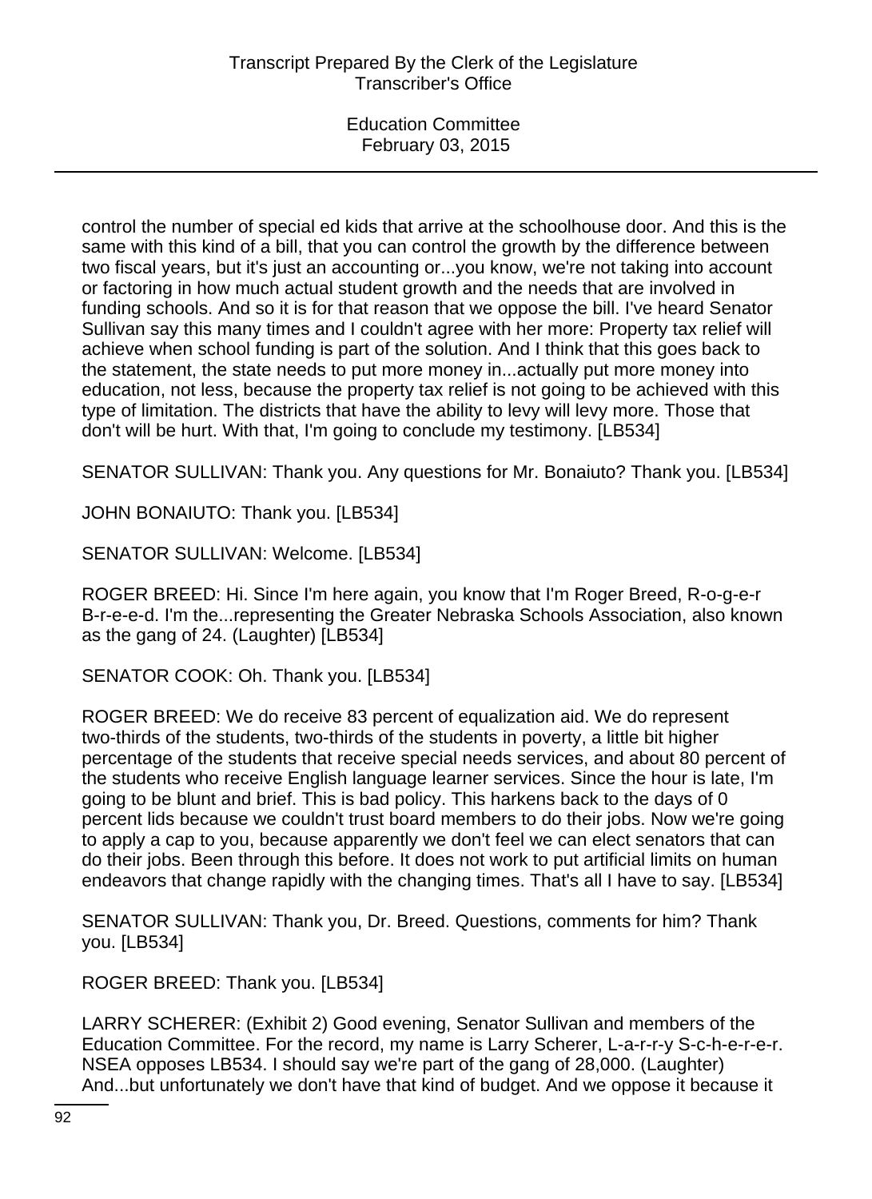control the number of special ed kids that arrive at the schoolhouse door. And this is the same with this kind of a bill, that you can control the growth by the difference between two fiscal years, but it's just an accounting or...you know, we're not taking into account or factoring in how much actual student growth and the needs that are involved in funding schools. And so it is for that reason that we oppose the bill. I've heard Senator Sullivan say this many times and I couldn't agree with her more: Property tax relief will achieve when school funding is part of the solution. And I think that this goes back to the statement, the state needs to put more money in...actually put more money into education, not less, because the property tax relief is not going to be achieved with this type of limitation. The districts that have the ability to levy will levy more. Those that don't will be hurt. With that, I'm going to conclude my testimony. [LB534]

SENATOR SULLIVAN: Thank you. Any questions for Mr. Bonaiuto? Thank you. [LB534]

JOHN BONAIUTO: Thank you. [LB534]

SENATOR SULLIVAN: Welcome. [LB534]

ROGER BREED: Hi. Since I'm here again, you know that I'm Roger Breed, R-o-g-e-r B-r-e-e-d. I'm the...representing the Greater Nebraska Schools Association, also known as the gang of 24. (Laughter) [LB534]

SENATOR COOK: Oh. Thank you. [LB534]

ROGER BREED: We do receive 83 percent of equalization aid. We do represent two-thirds of the students, two-thirds of the students in poverty, a little bit higher percentage of the students that receive special needs services, and about 80 percent of the students who receive English language learner services. Since the hour is late, I'm going to be blunt and brief. This is bad policy. This harkens back to the days of 0 percent lids because we couldn't trust board members to do their jobs. Now we're going to apply a cap to you, because apparently we don't feel we can elect senators that can do their jobs. Been through this before. It does not work to put artificial limits on human endeavors that change rapidly with the changing times. That's all I have to say. [LB534]

SENATOR SULLIVAN: Thank you, Dr. Breed. Questions, comments for him? Thank you. [LB534]

ROGER BREED: Thank you. [LB534]

LARRY SCHERER: (Exhibit 2) Good evening, Senator Sullivan and members of the Education Committee. For the record, my name is Larry Scherer, L-a-r-r-y S-c-h-e-r-e-r. NSEA opposes LB534. I should say we're part of the gang of 28,000. (Laughter) And...but unfortunately we don't have that kind of budget. And we oppose it because it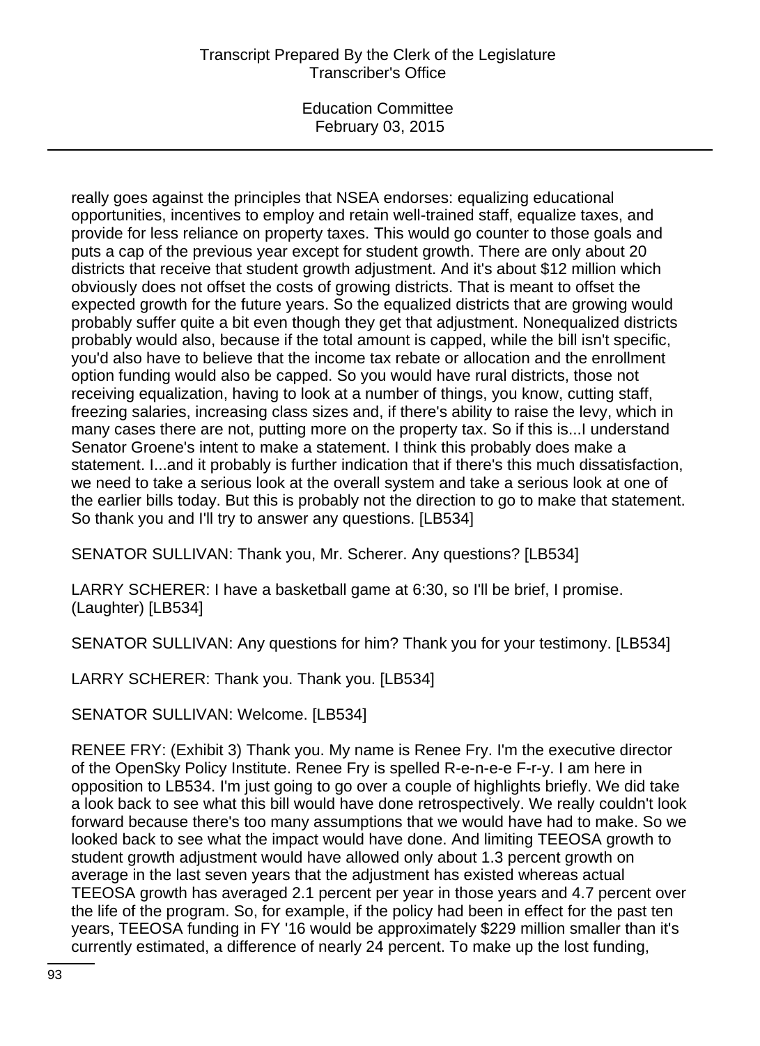really goes against the principles that NSEA endorses: equalizing educational opportunities, incentives to employ and retain well-trained staff, equalize taxes, and provide for less reliance on property taxes. This would go counter to those goals and puts a cap of the previous year except for student growth. There are only about 20 districts that receive that student growth adjustment. And it's about $12 million which obviously does not offset the costs of growing districts. That is meant to offset the expected growth for the future years. So the equalized districts that are growing would probably suffer quite a bit even though they get that adjustment. Nonequalized districts probably would also, because if the total amount is capped, while the bill isn't specific, you'd also have to believe that the income tax rebate or allocation and the enrollment option funding would also be capped. So you would have rural districts, those not receiving equalization, having to look at a number of things, you know, cutting staff, freezing salaries, increasing class sizes and, if there's ability to raise the levy, which in many cases there are not, putting more on the property tax. So if this is...I understand Senator Groene's intent to make a statement. I think this probably does make a statement. I...and it probably is further indication that if there's this much dissatisfaction, we need to take a serious look at the overall system and take a serious look at one of the earlier bills today. But this is probably not the direction to go to make that statement. So thank you and I'll try to answer any questions. [LB534]

SENATOR SULLIVAN: Thank you, Mr. Scherer. Any questions? [LB534]

LARRY SCHERER: I have a basketball game at 6:30, so I'll be brief, I promise. (Laughter) [LB534]

SENATOR SULLIVAN: Any questions for him? Thank you for your testimony. [LB534]

LARRY SCHERER: Thank you. Thank you. [LB534]

SENATOR SULLIVAN: Welcome. [LB534]

RENEE FRY: (Exhibit 3) Thank you. My name is Renee Fry. I'm the executive director of the OpenSky Policy Institute. Renee Fry is spelled R-e-n-e-e F-r-y. I am here in opposition to LB534. I'm just going to go over a couple of highlights briefly. We did take a look back to see what this bill would have done retrospectively. We really couldn't look forward because there's too many assumptions that we would have had to make. So we looked back to see what the impact would have done. And limiting TEEOSA growth to student growth adjustment would have allowed only about 1.3 percent growth on average in the last seven years that the adjustment has existed whereas actual TEEOSA growth has averaged 2.1 percent per year in those years and 4.7 percent over the life of the program. So, for example, if the policy had been in effect for the past ten years, TEEOSA funding in FY '16 would be approximately $229 million smaller than it's currently estimated, a difference of nearly 24 percent. To make up the lost funding,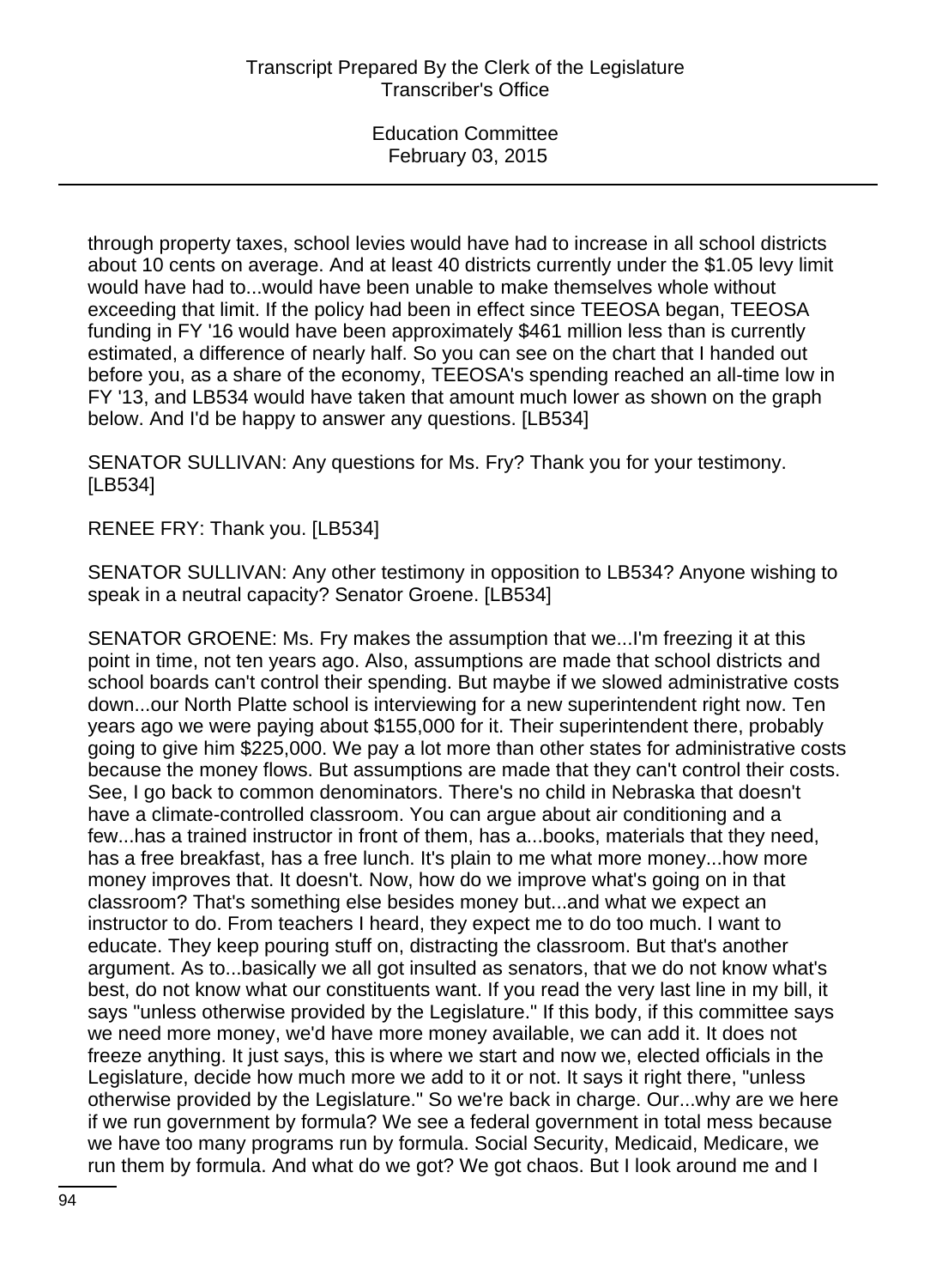through property taxes, school levies would have had to increase in all school districts about 10 cents on average. And at least 40 districts currently under the $1.05 levy limit would have had to...would have been unable to make themselves whole without exceeding that limit. If the policy had been in effect since TEEOSA began, TEEOSA funding in FY '16 would have been approximately $461 million less than is currently estimated, a difference of nearly half. So you can see on the chart that I handed out before you, as a share of the economy, TEEOSA's spending reached an all-time low in FY '13, and LB534 would have taken that amount much lower as shown on the graph below. And I'd be happy to answer any questions. [LB534]

SENATOR SULLIVAN: Any questions for Ms. Fry? Thank you for your testimony. [LB534]

RENEE FRY: Thank you. [LB534]

SENATOR SULLIVAN: Any other testimony in opposition to LB534? Anyone wishing to speak in a neutral capacity? Senator Groene. [LB534]

SENATOR GROENE: Ms. Fry makes the assumption that we...I'm freezing it at this point in time, not ten years ago. Also, assumptions are made that school districts and school boards can't control their spending. But maybe if we slowed administrative costs down...our North Platte school is interviewing for a new superintendent right now. Ten years ago we were paying about $155,000 for it. Their superintendent there, probably going to give him $225,000. We pay a lot more than other states for administrative costs because the money flows. But assumptions are made that they can't control their costs. See, I go back to common denominators. There's no child in Nebraska that doesn't have a climate-controlled classroom. You can argue about air conditioning and a few...has a trained instructor in front of them, has a...books, materials that they need, has a free breakfast, has a free lunch. It's plain to me what more money...how more money improves that. It doesn't. Now, how do we improve what's going on in that classroom? That's something else besides money but...and what we expect an instructor to do. From teachers I heard, they expect me to do too much. I want to educate. They keep pouring stuff on, distracting the classroom. But that's another argument. As to...basically we all got insulted as senators, that we do not know what's best, do not know what our constituents want. If you read the very last line in my bill, it says "unless otherwise provided by the Legislature." If this body, if this committee says we need more money, we'd have more money available, we can add it. It does not freeze anything. It just says, this is where we start and now we, elected officials in the Legislature, decide how much more we add to it or not. It says it right there, "unless otherwise provided by the Legislature." So we're back in charge. Our...why are we here if we run government by formula? We see a federal government in total mess because we have too many programs run by formula. Social Security, Medicaid, Medicare, we run them by formula. And what do we got? We got chaos. But I look around me and I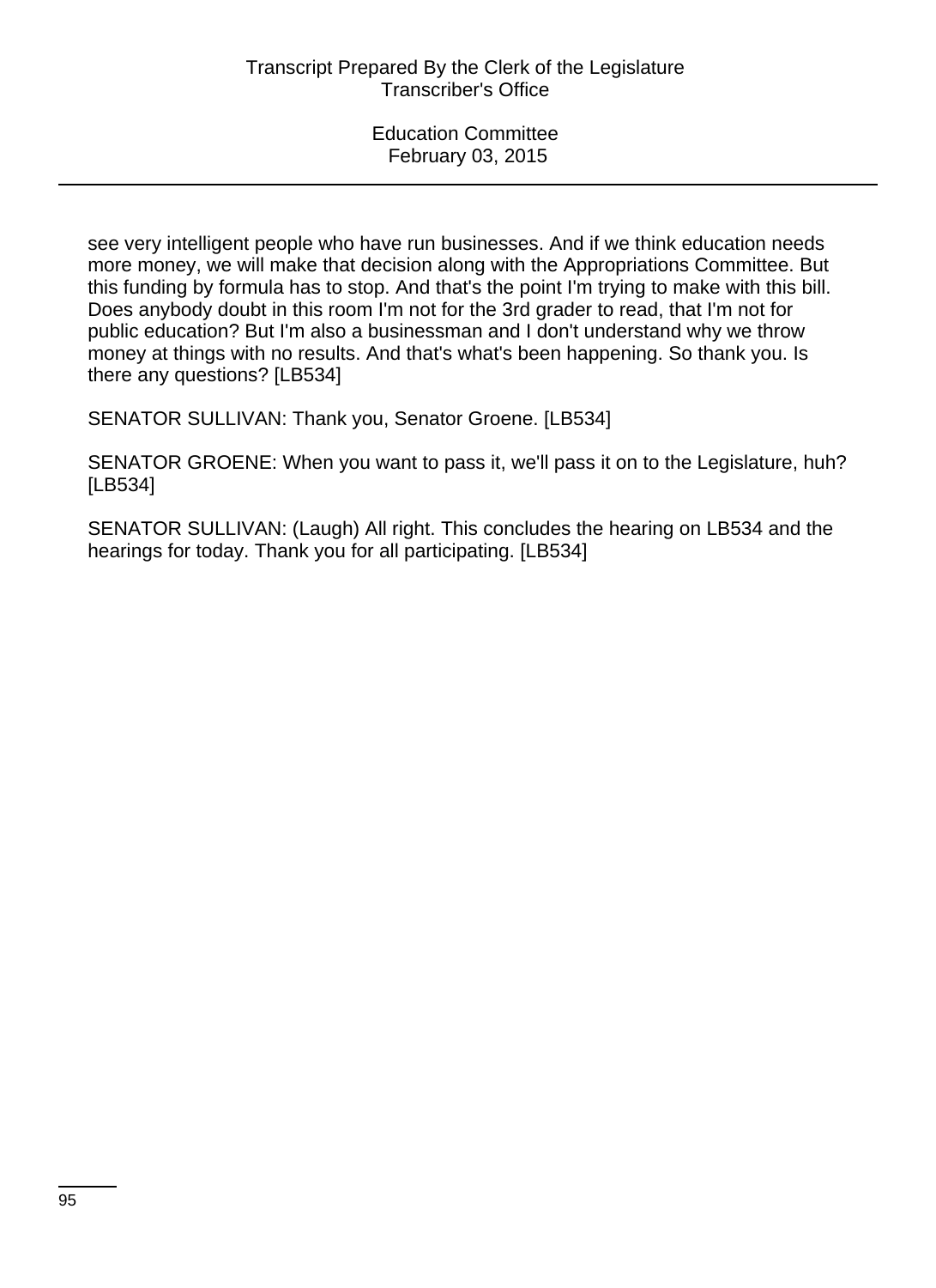see very intelligent people who have run businesses. And if we think education needs more money, we will make that decision along with the Appropriations Committee. But this funding by formula has to stop. And that's the point I'm trying to make with this bill. Does anybody doubt in this room I'm not for the 3rd grader to read, that I'm not for public education? But I'm also a businessman and I don't understand why we throw money at things with no results. And that's what's been happening. So thank you. Is there any questions? [LB534]

SENATOR SULLIVAN: Thank you, Senator Groene. [LB534]

SENATOR GROENE: When you want to pass it, we'll pass it on to the Legislature, huh? [LB534]

SENATOR SULLIVAN: (Laugh) All right. This concludes the hearing on LB534 and the hearings for today. Thank you for all participating. [LB534]